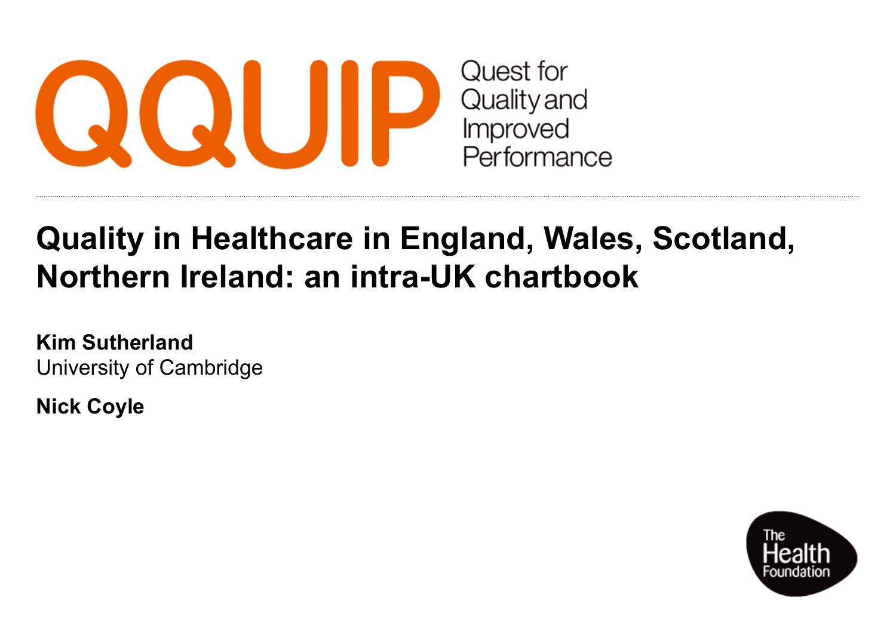QQUIP Quest for Quality and Improved Performance

# Quality in Healthcare in England, Wales, Scotland, Northern Ireland: an intra-UK chartbook

**Kim Sutherland**
University of Cambridge

**Nick Coyle**

The Health Foundation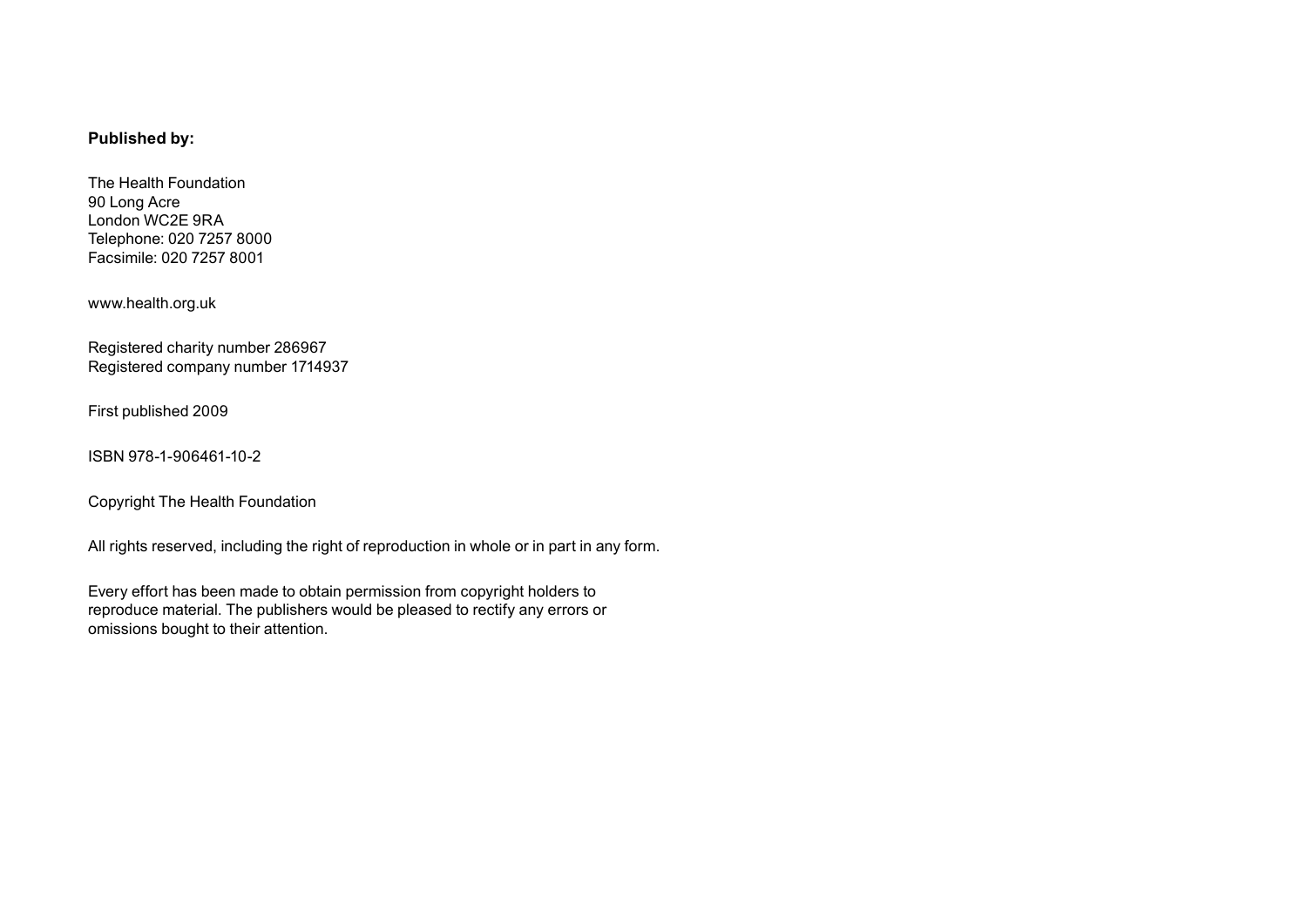**Published by:**

The Health Foundation
90 Long Acre
London WC2E 9RA
Telephone: 020 7257 8000
Facsimile: 020 7257 8001

www.health.org.uk

Registered charity number 286967
Registered company number 1714937

First published 2009

ISBN 978-1-906461-10-2

Copyright The Health Foundation

All rights reserved, including the right of reproduction in whole or in part in any form.

Every effort has been made to obtain permission from copyright holders to reproduce material. The publishers would be pleased to rectify any errors or omissions bought to their attention.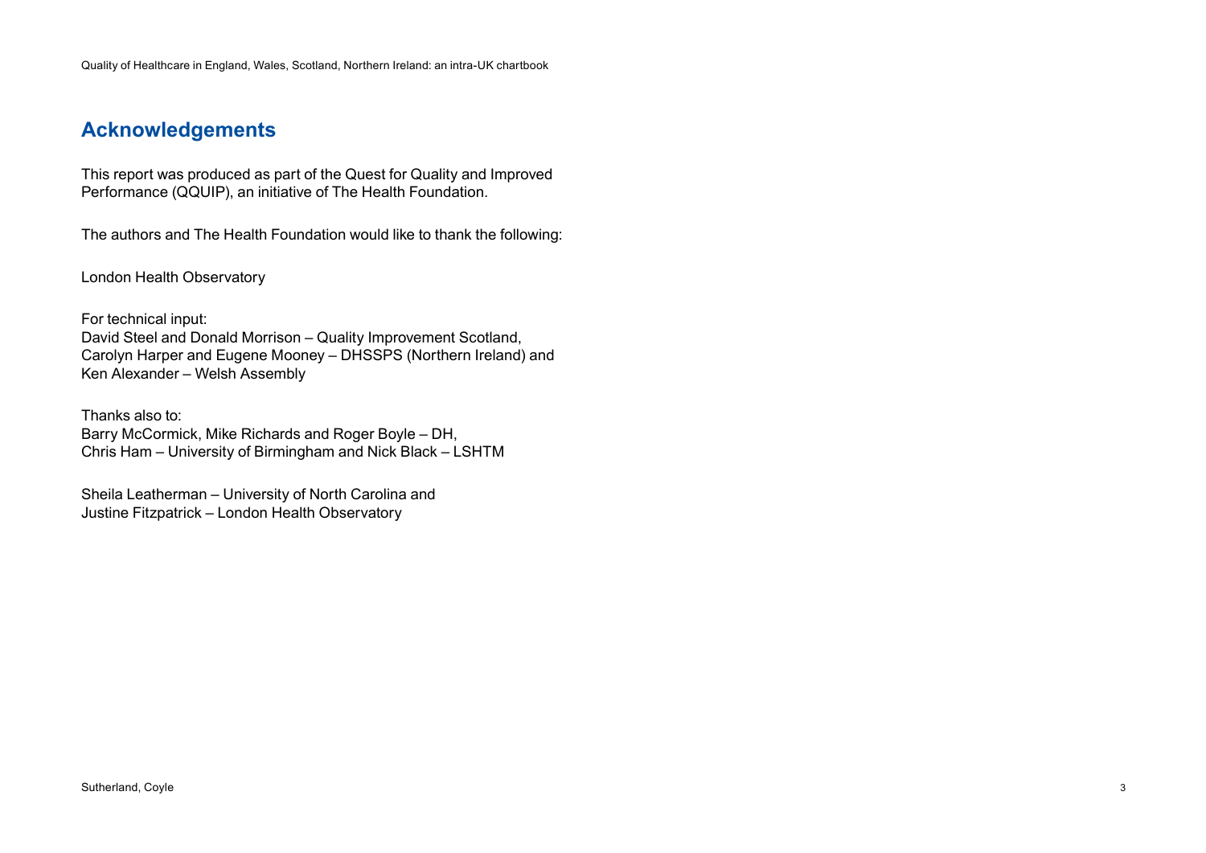## Acknowledgements

This report was produced as part of the Quest for Quality and Improved Performance (QQUIP), an initiative of The Health Foundation.

The authors and The Health Foundation would like to thank the following:

London Health Observatory

For technical input:
David Steel and Donald Morrison – Quality Improvement Scotland,
Carolyn Harper and Eugene Mooney – DHSSPS (Northern Ireland) and
Ken Alexander – Welsh Assembly

Thanks also to:
Barry McCormick, Mike Richards and Roger Boyle – DH,
Chris Ham – University of Birmingham and Nick Black – LSHTM

Sheila Leatherman – University of North Carolina and
Justine Fitzpatrick – London Health Observatory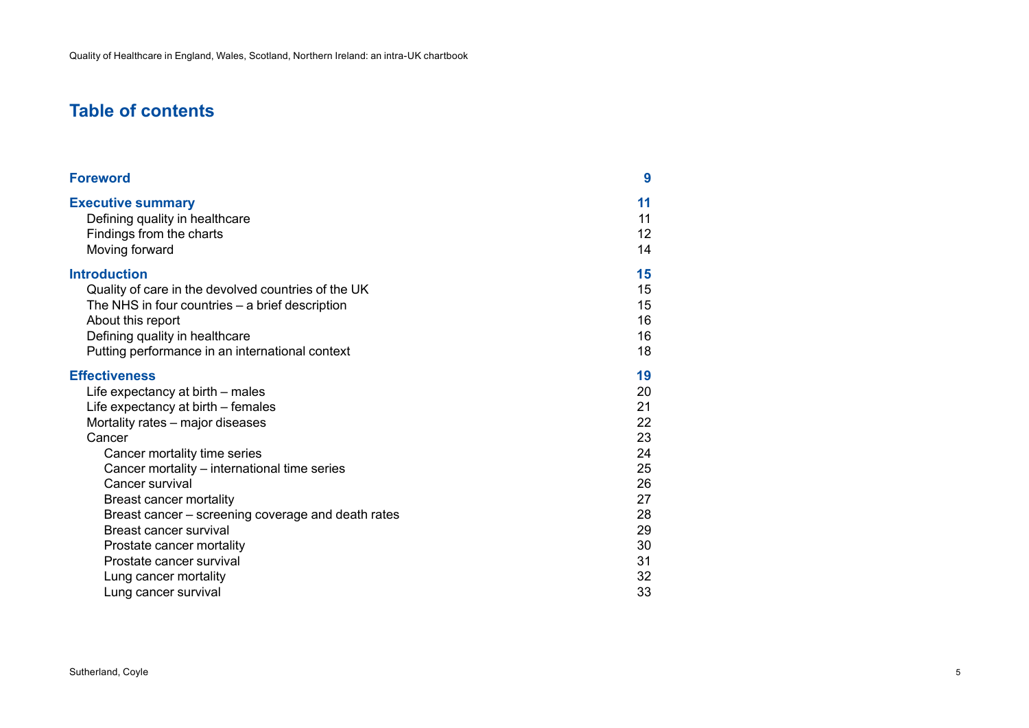# Table of contents

| | |
|---|---|
| **Foreword** | **9** |
| **Executive summary** | **11** |
| Defining quality in healthcare | 11 |
| Findings from the charts | 12 |
| Moving forward | 14 |
| **Introduction** | **15** |
| Quality of care in the devolved countries of the UK | 15 |
| The NHS in four countries – a brief description | 15 |
| About this report | 16 |
| Defining quality in healthcare | 16 |
| Putting performance in an international context | 18 |
| **Effectiveness** | **19** |
| Life expectancy at birth – males | 20 |
| Life expectancy at birth – females | 21 |
| Mortality rates – major diseases | 22 |
| Cancer | 23 |
| Cancer mortality time series | 24 |
| Cancer mortality – international time series | 25 |
| Cancer survival | 26 |
| Breast cancer mortality | 27 |
| Breast cancer – screening coverage and death rates | 28 |
| Breast cancer survival | 29 |
| Prostate cancer mortality | 30 |
| Prostate cancer survival | 31 |
| Lung cancer mortality | 32 |
| Lung cancer survival | 33 |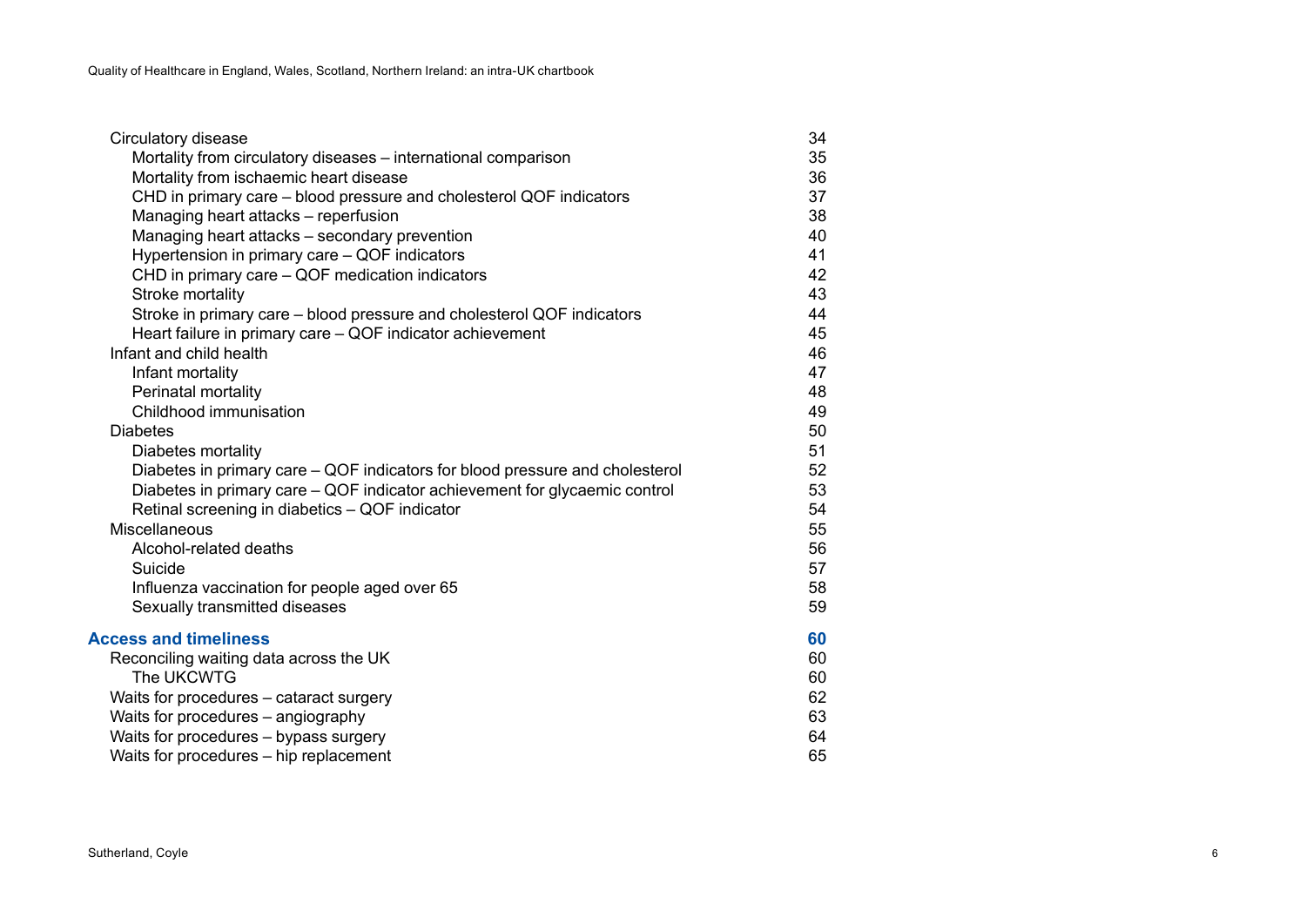| | |
|---|---|
| Circulatory disease | 34 |
| &nbsp;&nbsp;&nbsp;&nbsp;Mortality from circulatory diseases – international comparison | 35 |
| &nbsp;&nbsp;&nbsp;&nbsp;Mortality from ischaemic heart disease | 36 |
| &nbsp;&nbsp;&nbsp;&nbsp;CHD in primary care – blood pressure and cholesterol QOF indicators | 37 |
| &nbsp;&nbsp;&nbsp;&nbsp;Managing heart attacks – reperfusion | 38 |
| &nbsp;&nbsp;&nbsp;&nbsp;Managing heart attacks – secondary prevention | 40 |
| &nbsp;&nbsp;&nbsp;&nbsp;Hypertension in primary care – QOF indicators | 41 |
| &nbsp;&nbsp;&nbsp;&nbsp;CHD in primary care – QOF medication indicators | 42 |
| &nbsp;&nbsp;&nbsp;&nbsp;Stroke mortality | 43 |
| &nbsp;&nbsp;&nbsp;&nbsp;Stroke in primary care – blood pressure and cholesterol QOF indicators | 44 |
| &nbsp;&nbsp;&nbsp;&nbsp;Heart failure in primary care – QOF indicator achievement | 45 |
| Infant and child health | 46 |
| &nbsp;&nbsp;&nbsp;&nbsp;Infant mortality | 47 |
| &nbsp;&nbsp;&nbsp;&nbsp;Perinatal mortality | 48 |
| &nbsp;&nbsp;&nbsp;&nbsp;Childhood immunisation | 49 |
| Diabetes | 50 |
| &nbsp;&nbsp;&nbsp;&nbsp;Diabetes mortality | 51 |
| &nbsp;&nbsp;&nbsp;&nbsp;Diabetes in primary care – QOF indicators for blood pressure and cholesterol | 52 |
| &nbsp;&nbsp;&nbsp;&nbsp;Diabetes in primary care – QOF indicator achievement for glycaemic control | 53 |
| &nbsp;&nbsp;&nbsp;&nbsp;Retinal screening in diabetics – QOF indicator | 54 |
| Miscellaneous | 55 |
| &nbsp;&nbsp;&nbsp;&nbsp;Alcohol-related deaths | 56 |
| &nbsp;&nbsp;&nbsp;&nbsp;Suicide | 57 |
| &nbsp;&nbsp;&nbsp;&nbsp;Influenza vaccination for people aged over 65 | 58 |
| &nbsp;&nbsp;&nbsp;&nbsp;Sexually transmitted diseases | 59 |
| **Access and timeliness** | **60** |
| Reconciling waiting data across the UK | 60 |
| &nbsp;&nbsp;&nbsp;&nbsp;The UKCWTG | 60 |
| Waits for procedures – cataract surgery | 62 |
| Waits for procedures – angiography | 63 |
| Waits for procedures – bypass surgery | 64 |
| Waits for procedures – hip replacement | 65 |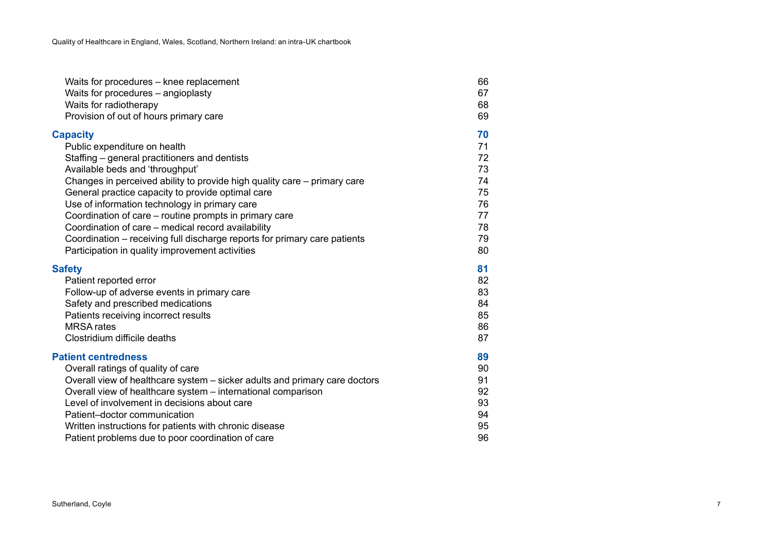| | |
|---|---|
| Waits for procedures – knee replacement | 66 |
| Waits for procedures – angioplasty | 67 |
| Waits for radiotherapy | 68 |
| Provision of out of hours primary care | 69 |
| **Capacity** | **70** |
| Public expenditure on health | 71 |
| Staffing – general practitioners and dentists | 72 |
| Available beds and 'throughput' | 73 |
| Changes in perceived ability to provide high quality care – primary care | 74 |
| General practice capacity to provide optimal care | 75 |
| Use of information technology in primary care | 76 |
| Coordination of care – routine prompts in primary care | 77 |
| Coordination of care – medical record availability | 78 |
| Coordination – receiving full discharge reports for primary care patients | 79 |
| Participation in quality improvement activities | 80 |
| **Safety** | **81** |
| Patient reported error | 82 |
| Follow-up of adverse events in primary care | 83 |
| Safety and prescribed medications | 84 |
| Patients receiving incorrect results | 85 |
| MRSA rates | 86 |
| Clostridium difficile deaths | 87 |
| **Patient centredness** | **89** |
| Overall ratings of quality of care | 90 |
| Overall view of healthcare system – sicker adults and primary care doctors | 91 |
| Overall view of healthcare system – international comparison | 92 |
| Level of involvement in decisions about care | 93 |
| Patient–doctor communication | 94 |
| Written instructions for patients with chronic disease | 95 |
| Patient problems due to poor coordination of care | 96 |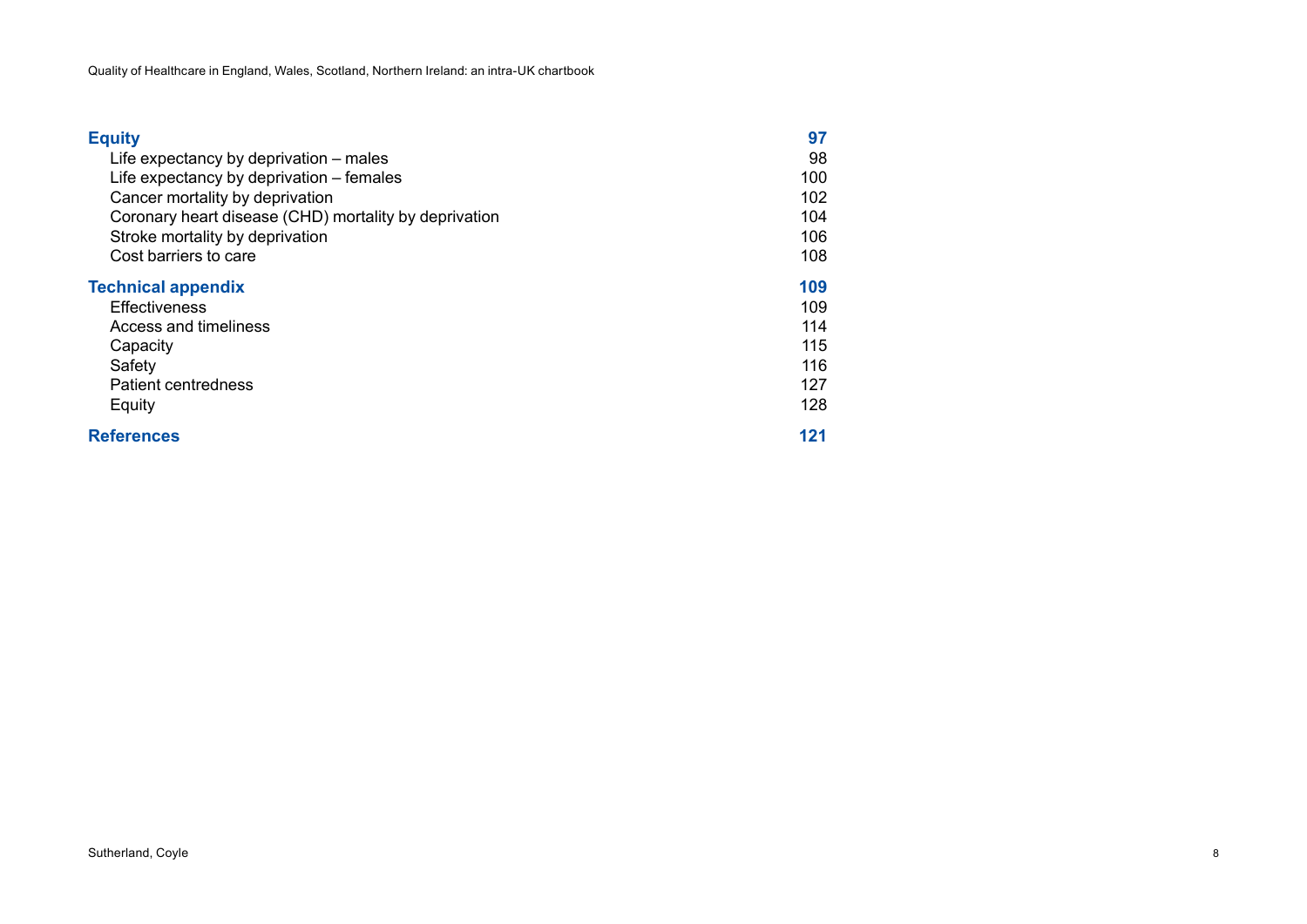| | |
|---|---|
| **Equity** | **97** |
| Life expectancy by deprivation – males | 98 |
| Life expectancy by deprivation – females | 100 |
| Cancer mortality by deprivation | 102 |
| Coronary heart disease (CHD) mortality by deprivation | 104 |
| Stroke mortality by deprivation | 106 |
| Cost barriers to care | 108 |
| **Technical appendix** | **109** |
| Effectiveness | 109 |
| Access and timeliness | 114 |
| Capacity | 115 |
| Safety | 116 |
| Patient centredness | 127 |
| Equity | 128 |
| **References** | **121** |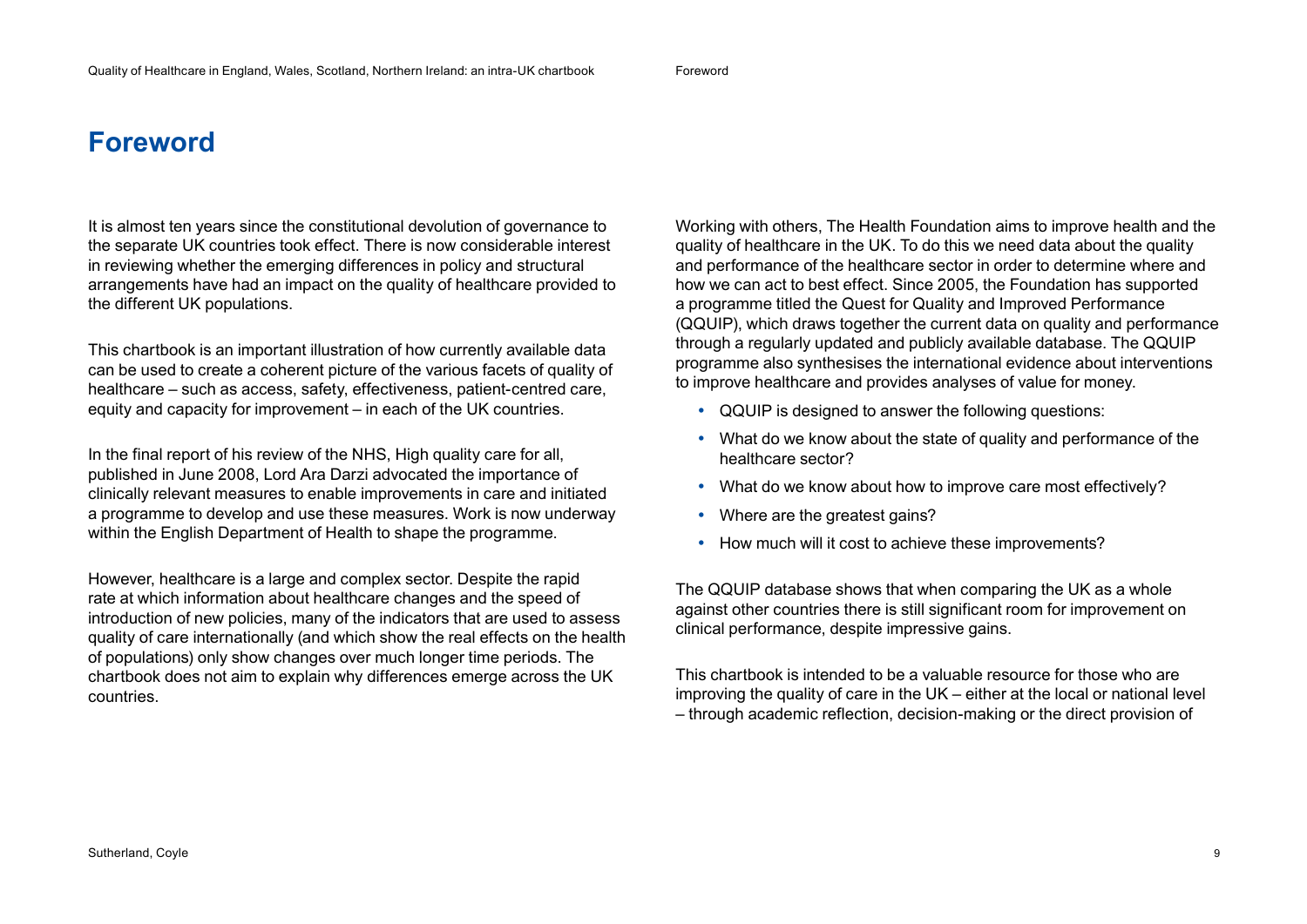# Foreword

It is almost ten years since the constitutional devolution of governance to the separate UK countries took effect. There is now considerable interest in reviewing whether the emerging differences in policy and structural arrangements have had an impact on the quality of healthcare provided to the different UK populations.

This chartbook is an important illustration of how currently available data can be used to create a coherent picture of the various facets of quality of healthcare – such as access, safety, effectiveness, patient-centred care, equity and capacity for improvement – in each of the UK countries.

In the final report of his review of the NHS, High quality care for all, published in June 2008, Lord Ara Darzi advocated the importance of clinically relevant measures to enable improvements in care and initiated a programme to develop and use these measures. Work is now underway within the English Department of Health to shape the programme.

However, healthcare is a large and complex sector. Despite the rapid rate at which information about healthcare changes and the speed of introduction of new policies, many of the indicators that are used to assess quality of care internationally (and which show the real effects on the health of populations) only show changes over much longer time periods. The chartbook does not aim to explain why differences emerge across the UK countries.

Working with others, The Health Foundation aims to improve health and the quality of healthcare in the UK. To do this we need data about the quality and performance of the healthcare sector in order to determine where and how we can act to best effect. Since 2005, the Foundation has supported a programme titled the Quest for Quality and Improved Performance (QQUIP), which draws together the current data on quality and performance through a regularly updated and publicly available database. The QQUIP programme also synthesises the international evidence about interventions to improve healthcare and provides analyses of value for money.

- QQUIP is designed to answer the following questions:
- What do we know about the state of quality and performance of the healthcare sector?
- What do we know about how to improve care most effectively?
- Where are the greatest gains?
- How much will it cost to achieve these improvements?

The QQUIP database shows that when comparing the UK as a whole against other countries there is still significant room for improvement on clinical performance, despite impressive gains.

This chartbook is intended to be a valuable resource for those who are improving the quality of care in the UK – either at the local or national level – through academic reflection, decision-making or the direct provision of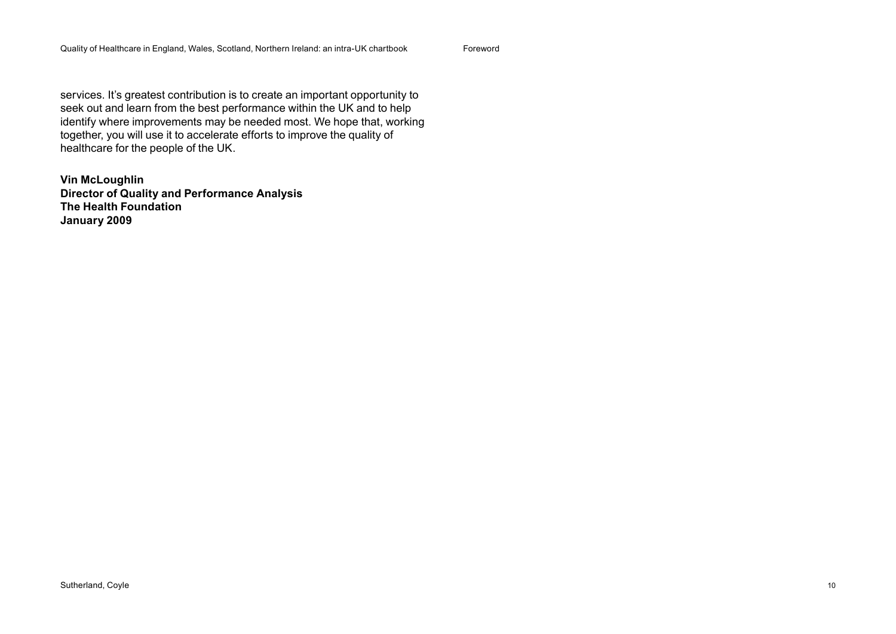services. It's greatest contribution is to create an important opportunity to seek out and learn from the best performance within the UK and to help identify where improvements may be needed most. We hope that, working together, you will use it to accelerate efforts to improve the quality of healthcare for the people of the UK.

**Vin McLoughlin**
**Director of Quality and Performance Analysis**
**The Health Foundation**
**January 2009**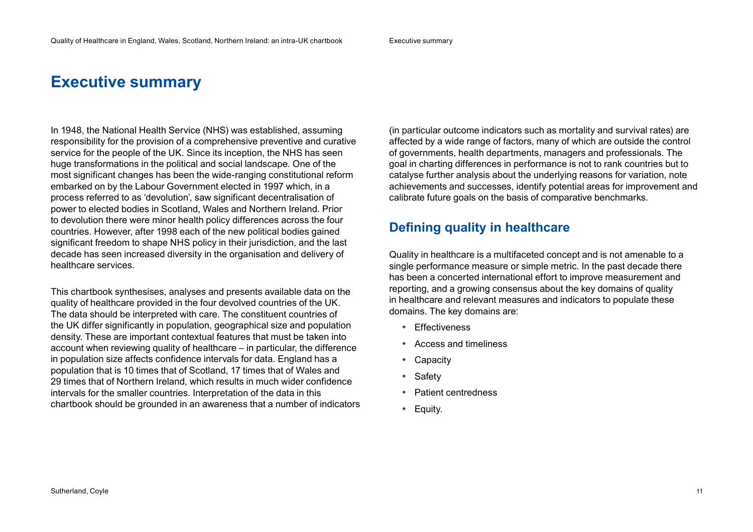# Executive summary

In 1948, the National Health Service (NHS) was established, assuming responsibility for the provision of a comprehensive preventive and curative service for the people of the UK. Since its inception, the NHS has seen huge transformations in the political and social landscape. One of the most significant changes has been the wide-ranging constitutional reform embarked on by the Labour Government elected in 1997 which, in a process referred to as 'devolution', saw significant decentralisation of power to elected bodies in Scotland, Wales and Northern Ireland. Prior to devolution there were minor health policy differences across the four countries. However, after 1998 each of the new political bodies gained significant freedom to shape NHS policy in their jurisdiction, and the last decade has seen increased diversity in the organisation and delivery of healthcare services.

This chartbook synthesises, analyses and presents available data on the quality of healthcare provided in the four devolved countries of the UK. The data should be interpreted with care. The constituent countries of the UK differ significantly in population, geographical size and population density. These are important contextual features that must be taken into account when reviewing quality of healthcare – in particular, the difference in population size affects confidence intervals for data. England has a population that is 10 times that of Scotland, 17 times that of Wales and 29 times that of Northern Ireland, which results in much wider confidence intervals for the smaller countries. Interpretation of the data in this chartbook should be grounded in an awareness that a number of indicators (in particular outcome indicators such as mortality and survival rates) are affected by a wide range of factors, many of which are outside the control of governments, health departments, managers and professionals. The goal in charting differences in performance is not to rank countries but to catalyse further analysis about the underlying reasons for variation, note achievements and successes, identify potential areas for improvement and calibrate future goals on the basis of comparative benchmarks.

## Defining quality in healthcare

Quality in healthcare is a multifaceted concept and is not amenable to a single performance measure or simple metric. In the past decade there has been a concerted international effort to improve measurement and reporting, and a growing consensus about the key domains of quality in healthcare and relevant measures and indicators to populate these domains. The key domains are:

- Effectiveness
- Access and timeliness
- Capacity
- Safety
- Patient centredness
- Equity.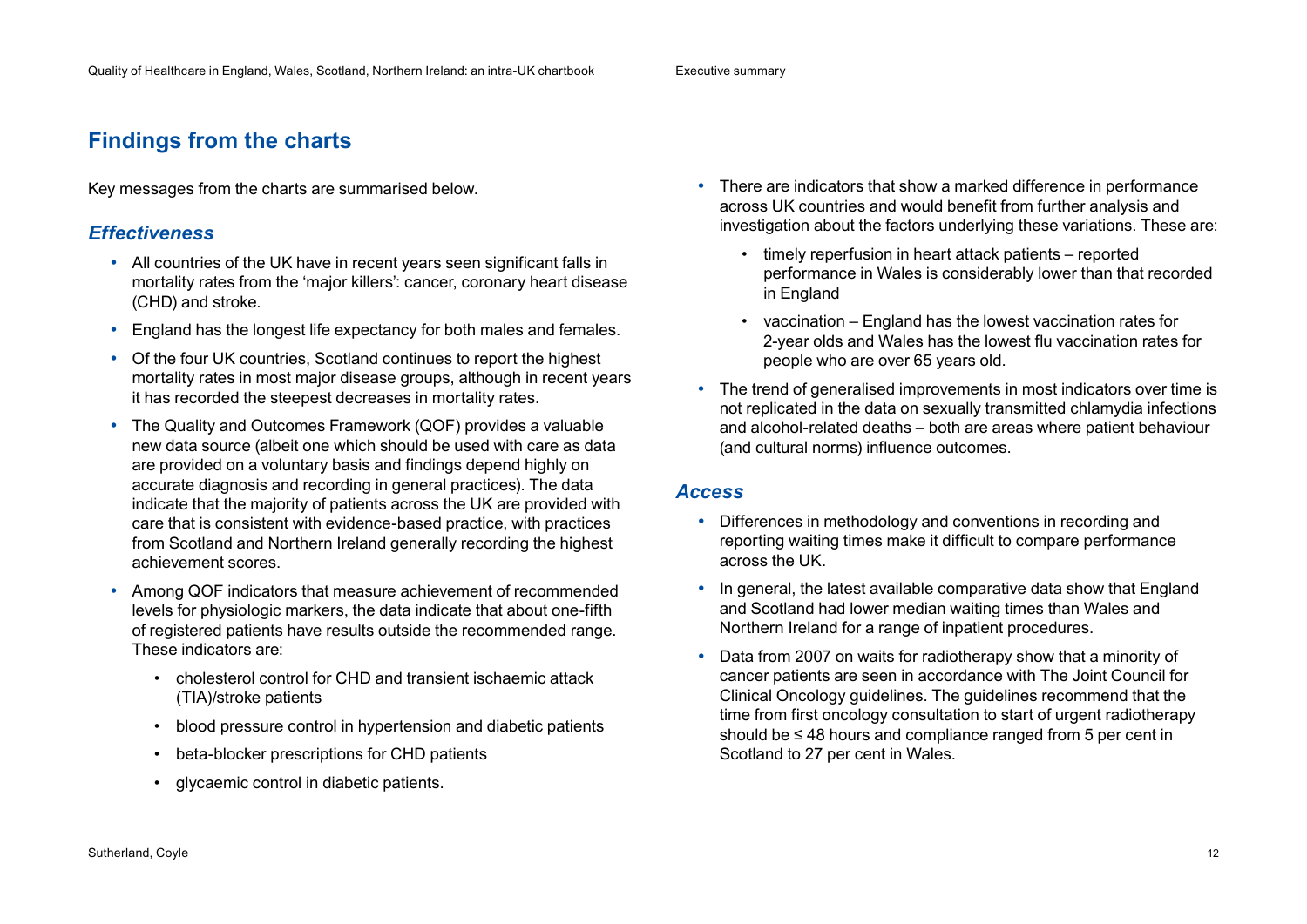## Findings from the charts

Key messages from the charts are summarised below.

### *Effectiveness*

- All countries of the UK have in recent years seen significant falls in mortality rates from the 'major killers': cancer, coronary heart disease (CHD) and stroke.
- England has the longest life expectancy for both males and females.
- Of the four UK countries, Scotland continues to report the highest mortality rates in most major disease groups, although in recent years it has recorded the steepest decreases in mortality rates.
- The Quality and Outcomes Framework (QOF) provides a valuable new data source (albeit one which should be used with care as data are provided on a voluntary basis and findings depend highly on accurate diagnosis and recording in general practices). The data indicate that the majority of patients across the UK are provided with care that is consistent with evidence-based practice, with practices from Scotland and Northern Ireland generally recording the highest achievement scores.
- Among QOF indicators that measure achievement of recommended levels for physiologic markers, the data indicate that about one-fifth of registered patients have results outside the recommended range. These indicators are:
  - cholesterol control for CHD and transient ischaemic attack (TIA)/stroke patients
  - blood pressure control in hypertension and diabetic patients
  - beta-blocker prescriptions for CHD patients
  - glycaemic control in diabetic patients.
- There are indicators that show a marked difference in performance across UK countries and would benefit from further analysis and investigation about the factors underlying these variations. These are:
  - timely reperfusion in heart attack patients – reported performance in Wales is considerably lower than that recorded in England
  - vaccination – England has the lowest vaccination rates for 2-year olds and Wales has the lowest flu vaccination rates for people who are over 65 years old.
- The trend of generalised improvements in most indicators over time is not replicated in the data on sexually transmitted chlamydia infections and alcohol-related deaths – both are areas where patient behaviour (and cultural norms) influence outcomes.

### *Access*

- Differences in methodology and conventions in recording and reporting waiting times make it difficult to compare performance across the UK.
- In general, the latest available comparative data show that England and Scotland had lower median waiting times than Wales and Northern Ireland for a range of inpatient procedures.
- Data from 2007 on waits for radiotherapy show that a minority of cancer patients are seen in accordance with The Joint Council for Clinical Oncology guidelines. The guidelines recommend that the time from first oncology consultation to start of urgent radiotherapy should be ≤ 48 hours and compliance ranged from 5 per cent in Scotland to 27 per cent in Wales.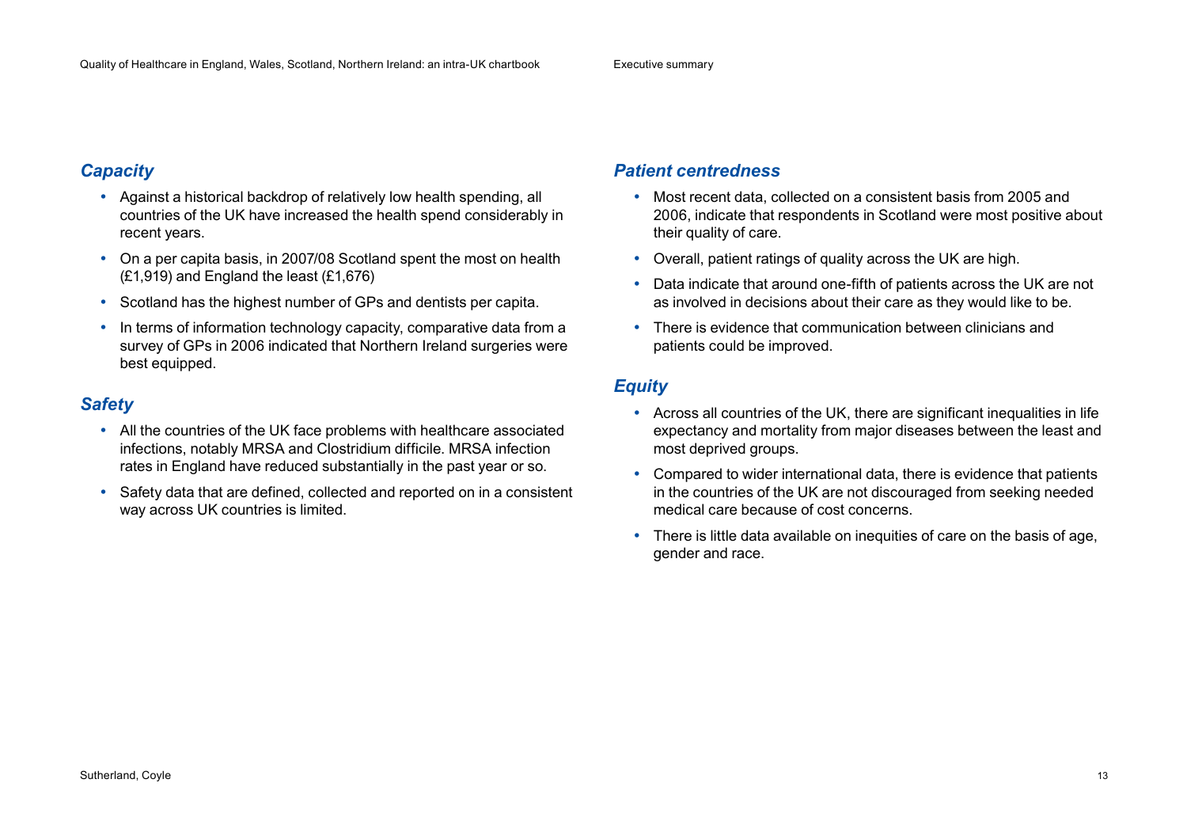## *Capacity*

- Against a historical backdrop of relatively low health spending, all countries of the UK have increased the health spend considerably in recent years.
- On a per capita basis, in 2007/08 Scotland spent the most on health (£1,919) and England the least (£1,676)
- Scotland has the highest number of GPs and dentists per capita.
- In terms of information technology capacity, comparative data from a survey of GPs in 2006 indicated that Northern Ireland surgeries were best equipped.

## *Safety*

- All the countries of the UK face problems with healthcare associated infections, notably MRSA and Clostridium difficile. MRSA infection rates in England have reduced substantially in the past year or so.
- Safety data that are defined, collected and reported on in a consistent way across UK countries is limited.

## *Patient centredness*

- Most recent data, collected on a consistent basis from 2005 and 2006, indicate that respondents in Scotland were most positive about their quality of care.
- Overall, patient ratings of quality across the UK are high.
- Data indicate that around one-fifth of patients across the UK are not as involved in decisions about their care as they would like to be.
- There is evidence that communication between clinicians and patients could be improved.

## *Equity*

- Across all countries of the UK, there are significant inequalities in life expectancy and mortality from major diseases between the least and most deprived groups.
- Compared to wider international data, there is evidence that patients in the countries of the UK are not discouraged from seeking needed medical care because of cost concerns.
- There is little data available on inequities of care on the basis of age, gender and race.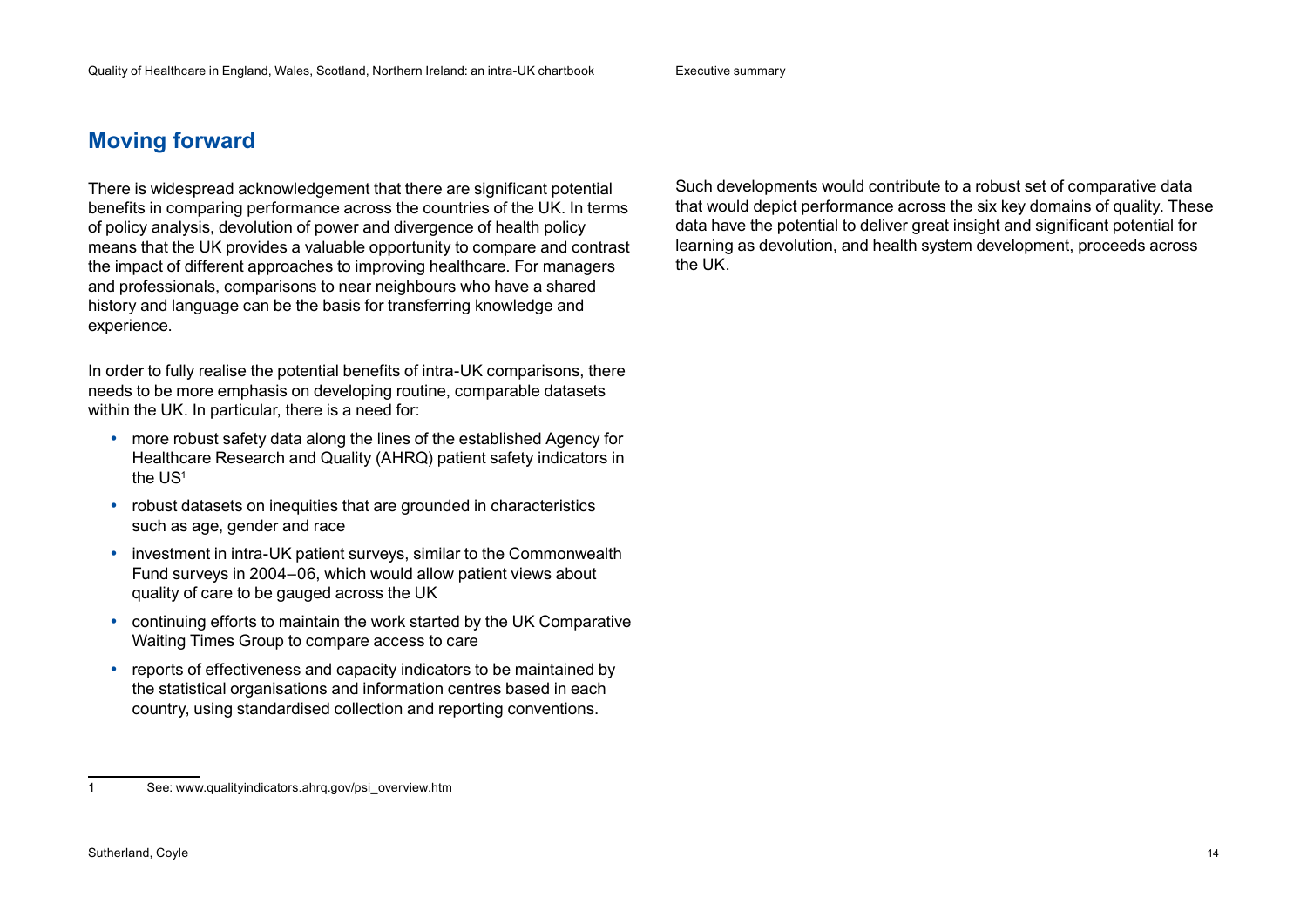## Moving forward

There is widespread acknowledgement that there are significant potential benefits in comparing performance across the countries of the UK. In terms of policy analysis, devolution of power and divergence of health policy means that the UK provides a valuable opportunity to compare and contrast the impact of different approaches to improving healthcare. For managers and professionals, comparisons to near neighbours who have a shared history and language can be the basis for transferring knowledge and experience.

In order to fully realise the potential benefits of intra-UK comparisons, there needs to be more emphasis on developing routine, comparable datasets within the UK. In particular, there is a need for:

- more robust safety data along the lines of the established Agency for Healthcare Research and Quality (AHRQ) patient safety indicators in the US[1]
- robust datasets on inequities that are grounded in characteristics such as age, gender and race
- investment in intra-UK patient surveys, similar to the Commonwealth Fund surveys in 2004–06, which would allow patient views about quality of care to be gauged across the UK
- continuing efforts to maintain the work started by the UK Comparative Waiting Times Group to compare access to care
- reports of effectiveness and capacity indicators to be maintained by the statistical organisations and information centres based in each country, using standardised collection and reporting conventions.

Such developments would contribute to a robust set of comparative data that would depict performance across the six key domains of quality. These data have the potential to deliver great insight and significant potential for learning as devolution, and health system development, proceeds across the UK.

1 See: www.qualityindicators.ahrq.gov/psi_overview.htm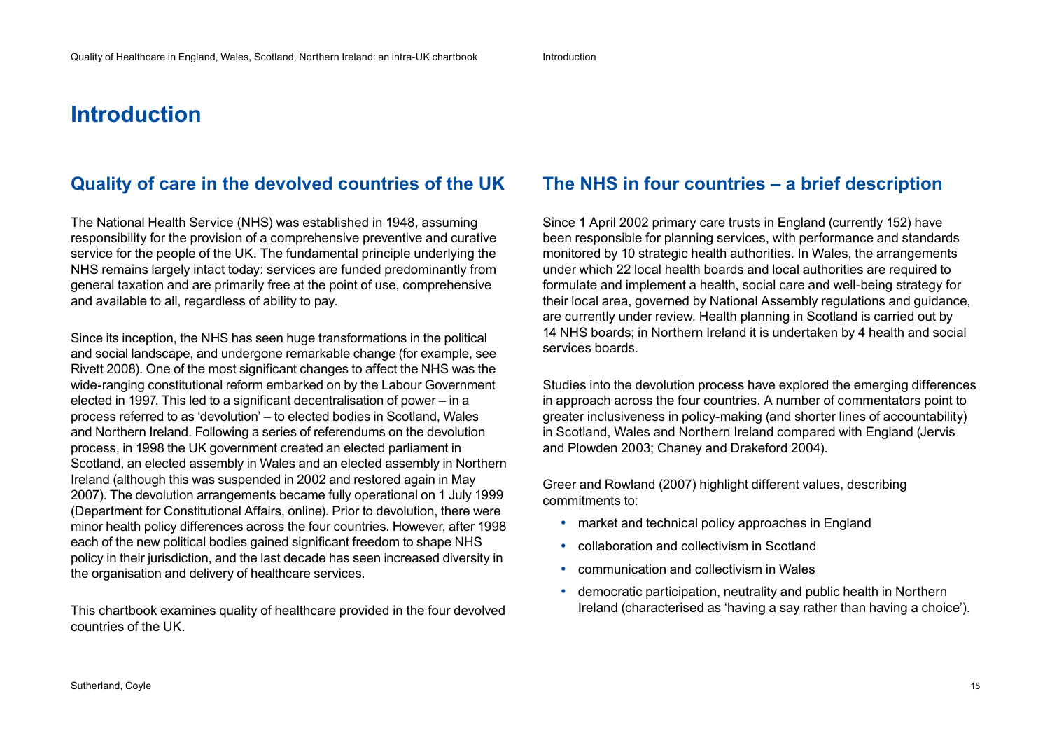# Introduction

## Quality of care in the devolved countries of the UK

The National Health Service (NHS) was established in 1948, assuming responsibility for the provision of a comprehensive preventive and curative service for the people of the UK. The fundamental principle underlying the NHS remains largely intact today: services are funded predominantly from general taxation and are primarily free at the point of use, comprehensive and available to all, regardless of ability to pay.

Since its inception, the NHS has seen huge transformations in the political and social landscape, and undergone remarkable change (for example, see Rivett 2008). One of the most significant changes to affect the NHS was the wide-ranging constitutional reform embarked on by the Labour Government elected in 1997. This led to a significant decentralisation of power – in a process referred to as 'devolution' – to elected bodies in Scotland, Wales and Northern Ireland. Following a series of referendums on the devolution process, in 1998 the UK government created an elected parliament in Scotland, an elected assembly in Wales and an elected assembly in Northern Ireland (although this was suspended in 2002 and restored again in May 2007). The devolution arrangements became fully operational on 1 July 1999 (Department for Constitutional Affairs, online). Prior to devolution, there were minor health policy differences across the four countries. However, after 1998 each of the new political bodies gained significant freedom to shape NHS policy in their jurisdiction, and the last decade has seen increased diversity in the organisation and delivery of healthcare services.

This chartbook examines quality of healthcare provided in the four devolved countries of the UK.

## The NHS in four countries – a brief description

Since 1 April 2002 primary care trusts in England (currently 152) have been responsible for planning services, with performance and standards monitored by 10 strategic health authorities. In Wales, the arrangements under which 22 local health boards and local authorities are required to formulate and implement a health, social care and well-being strategy for their local area, governed by National Assembly regulations and guidance, are currently under review. Health planning in Scotland is carried out by 14 NHS boards; in Northern Ireland it is undertaken by 4 health and social services boards.

Studies into the devolution process have explored the emerging differences in approach across the four countries. A number of commentators point to greater inclusiveness in policy-making (and shorter lines of accountability) in Scotland, Wales and Northern Ireland compared with England (Jervis and Plowden 2003; Chaney and Drakeford 2004).

Greer and Rowland (2007) highlight different values, describing commitments to:

- market and technical policy approaches in England
- collaboration and collectivism in Scotland
- communication and collectivism in Wales
- democratic participation, neutrality and public health in Northern Ireland (characterised as 'having a say rather than having a choice').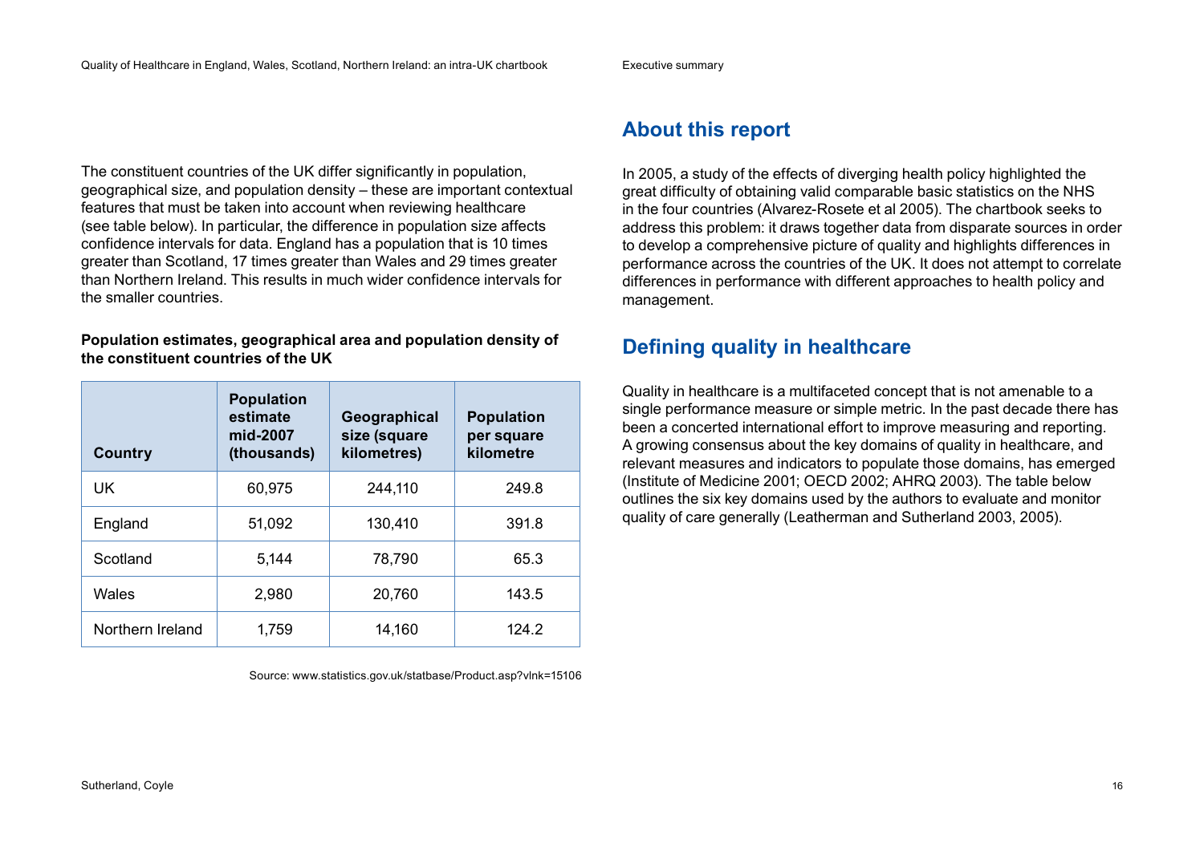The constituent countries of the UK differ significantly in population, geographical size, and population density – these are important contextual features that must be taken into account when reviewing healthcare (see table below). In particular, the difference in population size affects confidence intervals for data. England has a population that is 10 times greater than Scotland, 17 times greater than Wales and 29 times greater than Northern Ireland. This results in much wider confidence intervals for the smaller countries.

**Population estimates, geographical area and population density of the constituent countries of the UK**

| Country | Population estimate mid-2007 (thousands) | Geographical size (square kilometres) | Population per square kilometre |
|---|---|---|---|
| UK | 60,975 | 244,110 | 249.8 |
| England | 51,092 | 130,410 | 391.8 |
| Scotland | 5,144 | 78,790 | 65.3 |
| Wales | 2,980 | 20,760 | 143.5 |
| Northern Ireland | 1,759 | 14,160 | 124.2 |

Source: www.statistics.gov.uk/statbase/Product.asp?vlnk=15106

## About this report

In 2005, a study of the effects of diverging health policy highlighted the great difficulty of obtaining valid comparable basic statistics on the NHS in the four countries (Alvarez-Rosete et al 2005). The chartbook seeks to address this problem: it draws together data from disparate sources in order to develop a comprehensive picture of quality and highlights differences in performance across the countries of the UK. It does not attempt to correlate differences in performance with different approaches to health policy and management.

## Defining quality in healthcare

Quality in healthcare is a multifaceted concept that is not amenable to a single performance measure or simple metric. In the past decade there has been a concerted international effort to improve measuring and reporting. A growing consensus about the key domains of quality in healthcare, and relevant measures and indicators to populate those domains, has emerged (Institute of Medicine 2001; OECD 2002; AHRQ 2003). The table below outlines the six key domains used by the authors to evaluate and monitor quality of care generally (Leatherman and Sutherland 2003, 2005).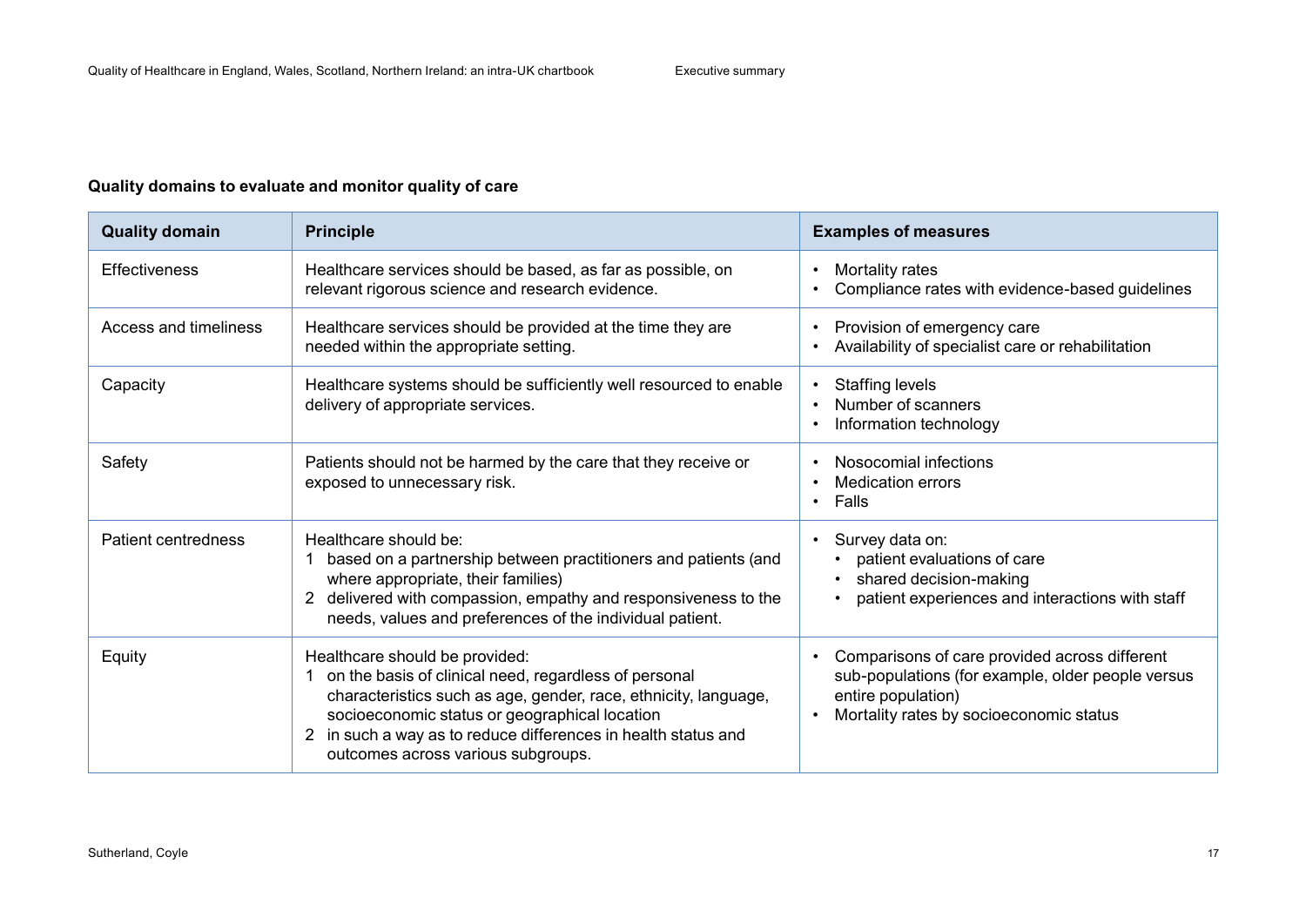**Quality domains to evaluate and monitor quality of care**

| Quality domain | Principle | Examples of measures |
|---|---|---|
| Effectiveness | Healthcare services should be based, as far as possible, on relevant rigorous science and research evidence. | • Mortality rates<br>• Compliance rates with evidence-based guidelines |
| Access and timeliness | Healthcare services should be provided at the time they are needed within the appropriate setting. | • Provision of emergency care<br>• Availability of specialist care or rehabilitation |
| Capacity | Healthcare systems should be sufficiently well resourced to enable delivery of appropriate services. | • Staffing levels<br>• Number of scanners<br>• Information technology |
| Safety | Patients should not be harmed by the care that they receive or exposed to unnecessary risk. | • Nosocomial infections<br>• Medication errors<br>• Falls |
| Patient centredness | Healthcare should be:<br>1 based on a partnership between practitioners and patients (and where appropriate, their families)<br>2 delivered with compassion, empathy and responsiveness to the needs, values and preferences of the individual patient. | • Survey data on:<br>  • patient evaluations of care<br>  • shared decision-making<br>  • patient experiences and interactions with staff |
| Equity | Healthcare should be provided:<br>1 on the basis of clinical need, regardless of personal characteristics such as age, gender, race, ethnicity, language, socioeconomic status or geographical location<br>2 in such a way as to reduce differences in health status and outcomes across various subgroups. | • Comparisons of care provided across different sub-populations (for example, older people versus entire population)<br>• Mortality rates by socioeconomic status |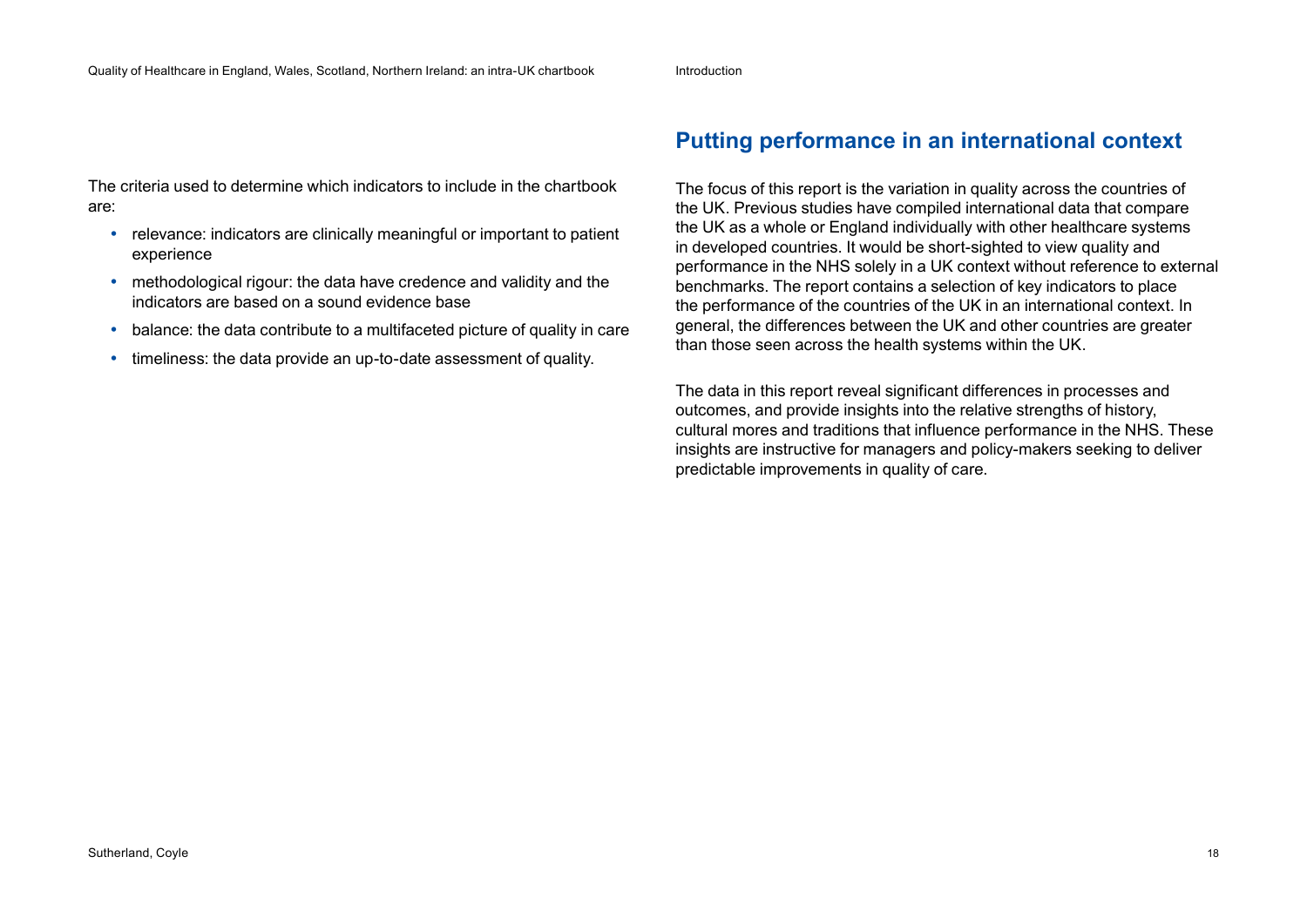The criteria used to determine which indicators to include in the chartbook are:

- relevance: indicators are clinically meaningful or important to patient experience
- methodological rigour: the data have credence and validity and the indicators are based on a sound evidence base
- balance: the data contribute to a multifaceted picture of quality in care
- timeliness: the data provide an up-to-date assessment of quality.

## Putting performance in an international context

The focus of this report is the variation in quality across the countries of the UK. Previous studies have compiled international data that compare the UK as a whole or England individually with other healthcare systems in developed countries. It would be short-sighted to view quality and performance in the NHS solely in a UK context without reference to external benchmarks. The report contains a selection of key indicators to place the performance of the countries of the UK in an international context. In general, the differences between the UK and other countries are greater than those seen across the health systems within the UK.

The data in this report reveal significant differences in processes and outcomes, and provide insights into the relative strengths of history, cultural mores and traditions that influence performance in the NHS. These insights are instructive for managers and policy-makers seeking to deliver predictable improvements in quality of care.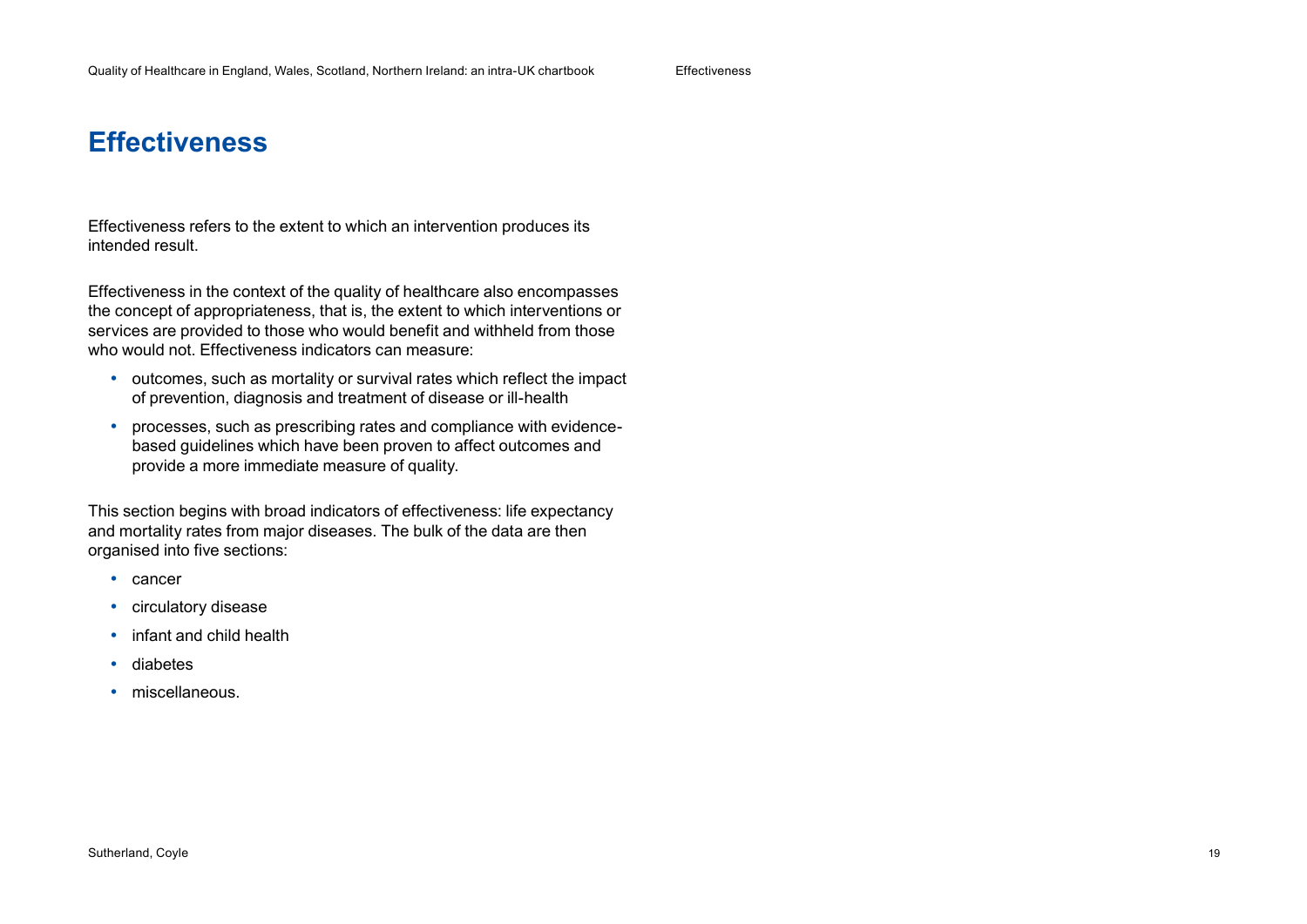# Effectiveness

Effectiveness refers to the extent to which an intervention produces its intended result.

Effectiveness in the context of the quality of healthcare also encompasses the concept of appropriateness, that is, the extent to which interventions or services are provided to those who would benefit and withheld from those who would not. Effectiveness indicators can measure:

- outcomes, such as mortality or survival rates which reflect the impact of prevention, diagnosis and treatment of disease or ill-health
- processes, such as prescribing rates and compliance with evidence-based guidelines which have been proven to affect outcomes and provide a more immediate measure of quality.

This section begins with broad indicators of effectiveness: life expectancy and mortality rates from major diseases. The bulk of the data are then organised into five sections:

- cancer
- circulatory disease
- infant and child health
- diabetes
- miscellaneous.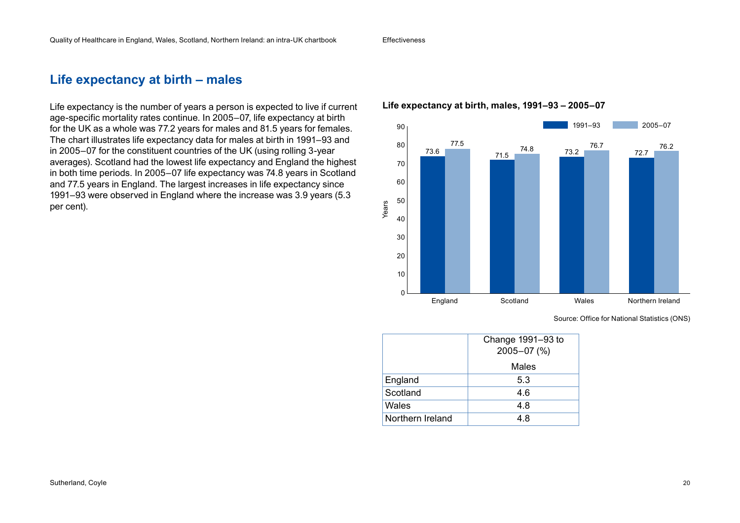## Life expectancy at birth – males

Life expectancy is the number of years a person is expected to live if current age-specific mortality rates continue. In 2005–07, life expectancy at birth for the UK as a whole was 77.2 years for males and 81.5 years for females. The chart illustrates life expectancy data for males at birth in 1991–93 and in 2005–07 for the constituent countries of the UK (using rolling 3-year averages). Scotland had the lowest life expectancy and England the highest in both time periods. In 2005–07 life expectancy was 74.8 years in Scotland and 77.5 years in England. The largest increases in life expectancy since 1991–93 were observed in England where the increase was 3.9 years (5.3 per cent).

**Life expectancy at birth, males, 1991–93 – 2005–07**

| | 1991–93 | 2005–07 |
|---|---|---|
| England | 73.6 | 77.5 |
| Scotland | 71.5 | 74.8 |
| Wales | 73.2 | 76.7 |
| Northern Ireland | 72.7 | 76.2 |

Source: Office for National Statistics (ONS)

| | Change 1991–93 to 2005–07 (%) |
|---|---|
| | Males |
| England | 5.3 |
| Scotland | 4.6 |
| Wales | 4.8 |
| Northern Ireland | 4.8 |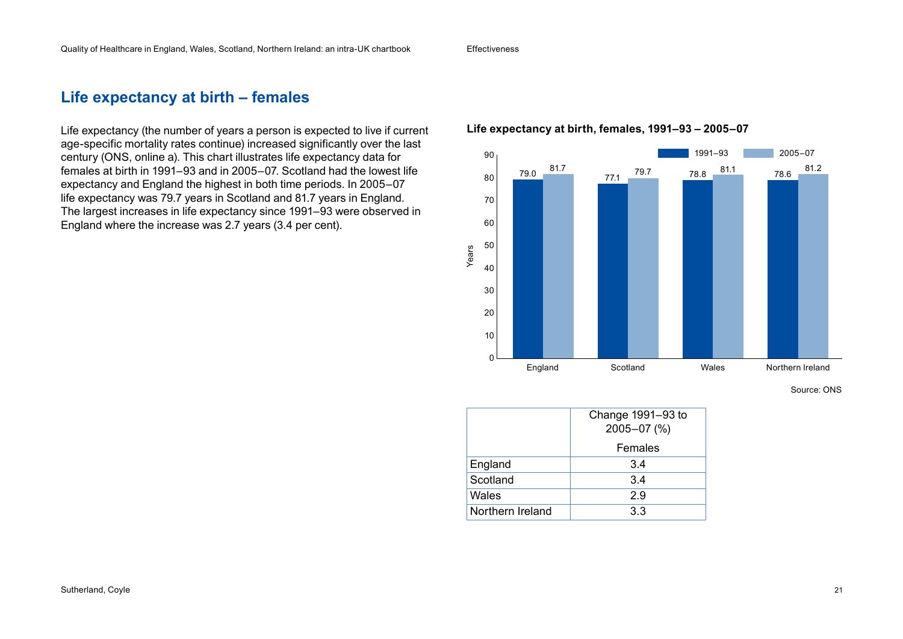## Life expectancy at birth – females

Life expectancy (the number of years a person is expected to live if current age-specific mortality rates continue) increased significantly over the last century (ONS, online a). This chart illustrates life expectancy data for females at birth in 1991–93 and in 2005–07. Scotland had the lowest life expectancy and England the highest in both time periods. In 2005–07 life expectancy was 79.7 years in Scotland and 81.7 years in England. The largest increases in life expectancy since 1991–93 were observed in England where the increase was 2.7 years (3.4 per cent).

**Life expectancy at birth, females, 1991–93 – 2005–07**

| | 1991–93 | 2005–07 |
|---|---|---|
| England | 79.0 | 81.7 |
| Scotland | 77.1 | 79.7 |
| Wales | 78.8 | 81.1 |
| Northern Ireland | 78.6 | 81.2 |

Source: ONS

| | Change 1991–93 to 2005–07 (%) |
|---|---|
| | Females |
| England | 3.4 |
| Scotland | 3.4 |
| Wales | 2.9 |
| Northern Ireland | 3.3 |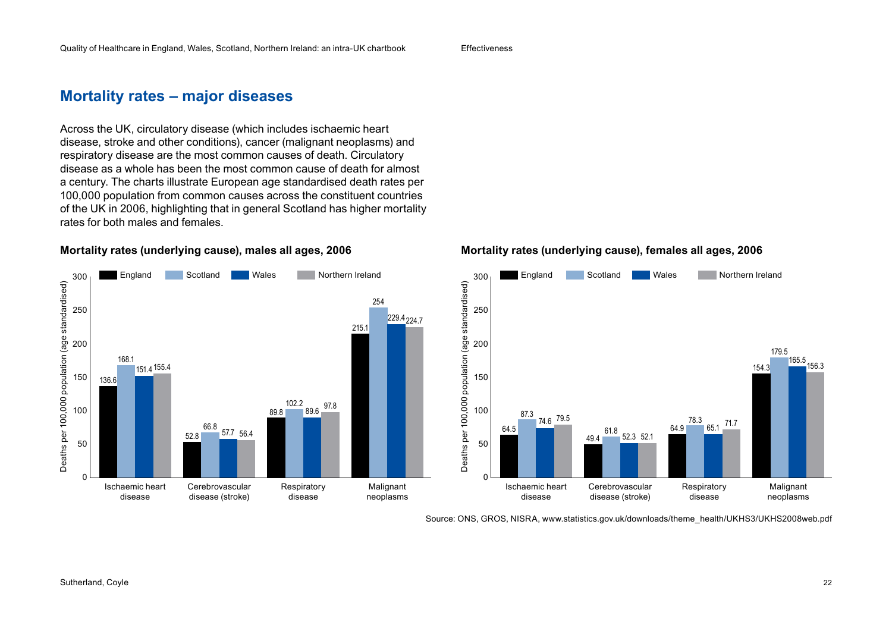## Mortality rates – major diseases

Across the UK, circulatory disease (which includes ischaemic heart disease, stroke and other conditions), cancer (malignant neoplasms) and respiratory disease are the most common causes of death. Circulatory disease as a whole has been the most common cause of death for almost a century. The charts illustrate European age standardised death rates per 100,000 population from common causes across the constituent countries of the UK in 2006, highlighting that in general Scotland has higher mortality rates for both males and females.

### Mortality rates (underlying cause), males all ages, 2006

Deaths per 100,000 population (age standardised)

| | England | Scotland | Wales | Northern Ireland |
|---|---|---|---|---|
| Ischaemic heart disease | 136.6 | 168.1 | 151.4 | 155.4 |
| Cerebrovascular disease (stroke) | 52.8 | 66.8 | 57.7 | 56.4 |
| Respiratory disease | 89.8 | 102.2 | 89.6 | 97.8 |
| Malignant neoplasms | 215.1 | 254 | 229.4 | 224.7 |

### Mortality rates (underlying cause), females all ages, 2006

Deaths per 100,000 population (age standardised)

| | England | Scotland | Wales | Northern Ireland |
|---|---|---|---|---|
| Ischaemic heart disease | 64.5 | 87.3 | 74.6 | 79.5 |
| Cerebrovascular disease (stroke) | 49.4 | 61.8 | 52.3 | 52.1 |
| Respiratory disease | 64.9 | 78.3 | 65.1 | 71.7 |
| Malignant neoplasms | 154.3 | 179.5 | 165.5 | 156.3 |

Source: ONS, GROS, NISRA, www.statistics.gov.uk/downloads/theme_health/UKHS3/UKHS2008web.pdf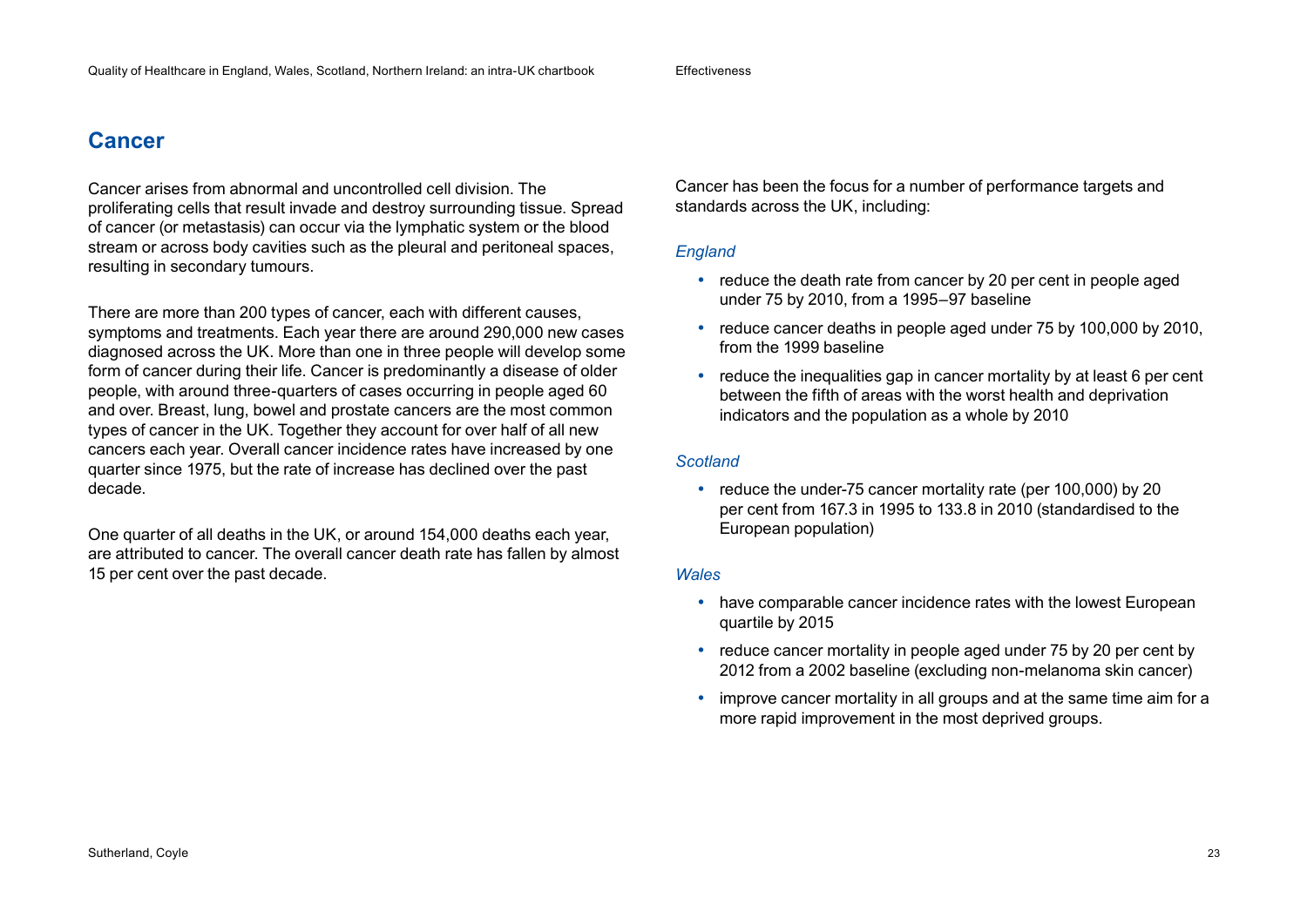## Cancer

Cancer arises from abnormal and uncontrolled cell division. The proliferating cells that result invade and destroy surrounding tissue. Spread of cancer (or metastasis) can occur via the lymphatic system or the blood stream or across body cavities such as the pleural and peritoneal spaces, resulting in secondary tumours.

There are more than 200 types of cancer, each with different causes, symptoms and treatments. Each year there are around 290,000 new cases diagnosed across the UK. More than one in three people will develop some form of cancer during their life. Cancer is predominantly a disease of older people, with around three-quarters of cases occurring in people aged 60 and over. Breast, lung, bowel and prostate cancers are the most common types of cancer in the UK. Together they account for over half of all new cancers each year. Overall cancer incidence rates have increased by one quarter since 1975, but the rate of increase has declined over the past decade.

One quarter of all deaths in the UK, or around 154,000 deaths each year, are attributed to cancer. The overall cancer death rate has fallen by almost 15 per cent over the past decade.

Cancer has been the focus for a number of performance targets and standards across the UK, including:

*England*

- reduce the death rate from cancer by 20 per cent in people aged under 75 by 2010, from a 1995–97 baseline
- reduce cancer deaths in people aged under 75 by 100,000 by 2010, from the 1999 baseline
- reduce the inequalities gap in cancer mortality by at least 6 per cent between the fifth of areas with the worst health and deprivation indicators and the population as a whole by 2010

*Scotland*

- reduce the under-75 cancer mortality rate (per 100,000) by 20 per cent from 167.3 in 1995 to 133.8 in 2010 (standardised to the European population)

*Wales*

- have comparable cancer incidence rates with the lowest European quartile by 2015
- reduce cancer mortality in people aged under 75 by 20 per cent by 2012 from a 2002 baseline (excluding non-melanoma skin cancer)
- improve cancer mortality in all groups and at the same time aim for a more rapid improvement in the most deprived groups.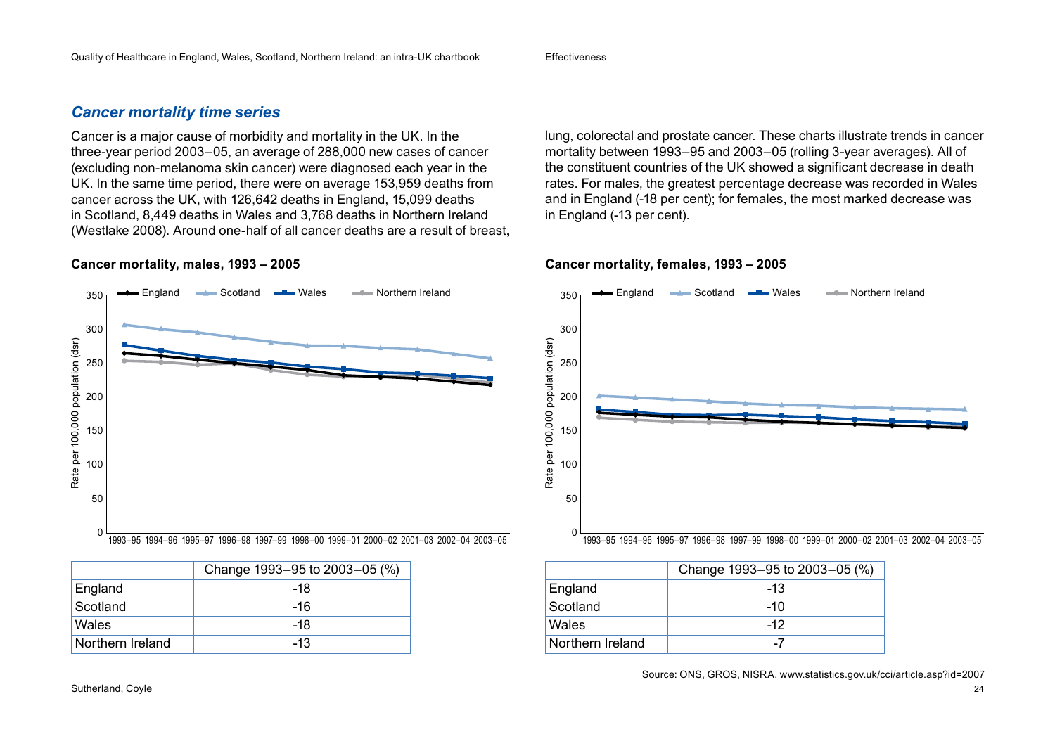## *Cancer mortality time series*

Cancer is a major cause of morbidity and mortality in the UK. In the three-year period 2003–05, an average of 288,000 new cases of cancer (excluding non-melanoma skin cancer) were diagnosed each year in the UK. In the same time period, there were on average 153,959 deaths from cancer across the UK, with 126,642 deaths in England, 15,099 deaths in Scotland, 8,449 deaths in Wales and 3,768 deaths in Northern Ireland (Westlake 2008). Around one-half of all cancer deaths are a result of breast, lung, colorectal and prostate cancer. These charts illustrate trends in cancer mortality between 1993–95 and 2003–05 (rolling 3-year averages). All of the constituent countries of the UK showed a significant decrease in death rates. For males, the greatest percentage decrease was recorded in Wales and in England (-18 per cent); for females, the most marked decrease was in England (-13 per cent).

**Cancer mortality, males, 1993 – 2005**

| | Change 1993–95 to 2003–05 (%) |
|---|---|
| England | -18 |
| Scotland | -16 |
| Wales | -18 |
| Northern Ireland | -13 |

**Cancer mortality, females, 1993 – 2005**

| | Change 1993–95 to 2003–05 (%) |
|---|---|
| England | -13 |
| Scotland | -10 |
| Wales | -12 |
| Northern Ireland | -7 |

Source: ONS, GROS, NISRA, www.statistics.gov.uk/cci/article.asp?id=2007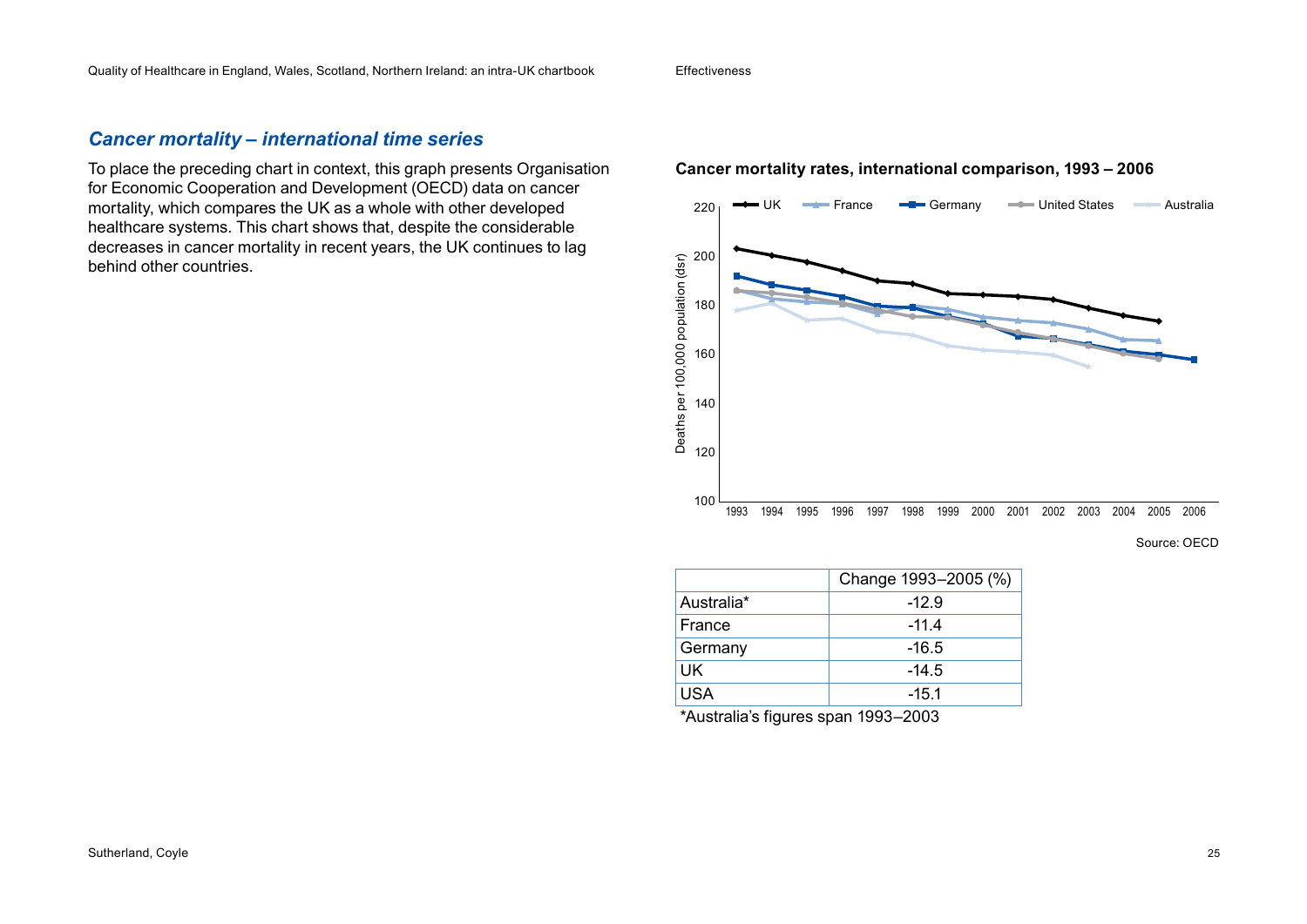## *Cancer mortality – international time series*

To place the preceding chart in context, this graph presents Organisation for Economic Cooperation and Development (OECD) data on cancer mortality, which compares the UK as a whole with other developed healthcare systems. This chart shows that, despite the considerable decreases in cancer mortality in recent years, the UK continues to lag behind other countries.

**Cancer mortality rates, international comparison, 1993 – 2006**

Source: OECD

| | Change 1993–2005 (%) |
|---|---|
| Australia* | -12.9 |
| France | -11.4 |
| Germany | -16.5 |
| UK | -14.5 |
| USA | -15.1 |

*Australia's figures span 1993–2003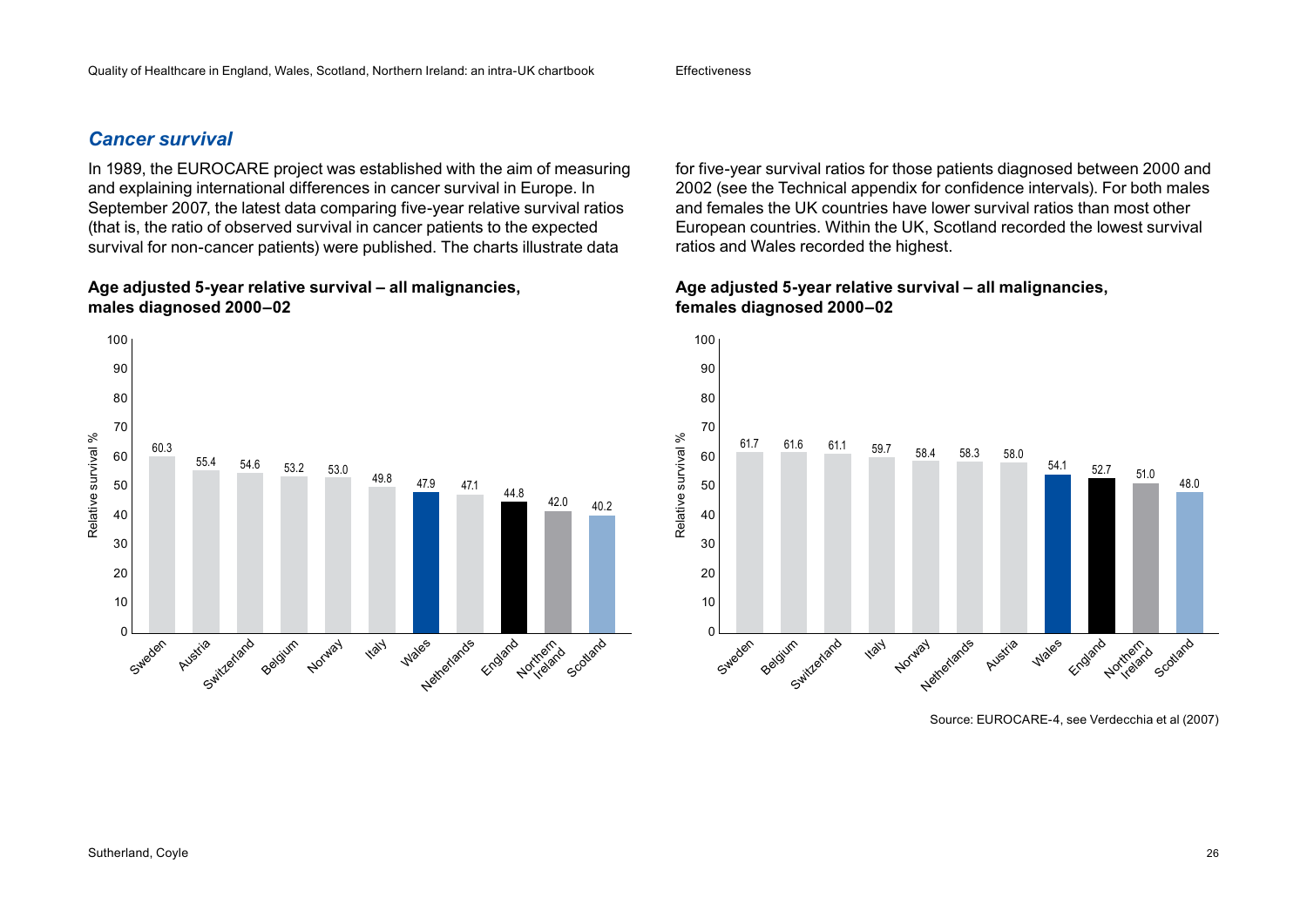## *Cancer survival*

In 1989, the EUROCARE project was established with the aim of measuring and explaining international differences in cancer survival in Europe. In September 2007, the latest data comparing five-year relative survival ratios (that is, the ratio of observed survival in cancer patients to the expected survival for non-cancer patients) were published. The charts illustrate data for five-year survival ratios for those patients diagnosed between 2000 and 2002 (see the Technical appendix for confidence intervals). For both males and females the UK countries have lower survival ratios than most other European countries. Within the UK, Scotland recorded the lowest survival ratios and Wales recorded the highest.

**Age adjusted 5-year relative survival – all malignancies, males diagnosed 2000–02**

| Country | Relative survival % |
|---|---|
| Sweden | 60.3 |
| Austria | 55.4 |
| Switzerland | 54.6 |
| Belgium | 53.2 |
| Norway | 53.0 |
| Italy | 49.8 |
| Wales | 47.9 |
| Netherlands | 47.1 |
| England | 44.8 |
| Northern Ireland | 42.0 |
| Scotland | 40.2 |

**Age adjusted 5-year relative survival – all malignancies, females diagnosed 2000–02**

| Country | Relative survival % |
|---|---|
| Sweden | 61.7 |
| Belgium | 61.6 |
| Switzerland | 61.1 |
| Italy | 59.7 |
| Norway | 58.4 |
| Netherlands | 58.3 |
| Austria | 58.0 |
| Wales | 54.1 |
| England | 52.7 |
| Northern Ireland | 51.0 |
| Scotland | 48.0 |

Source: EUROCARE-4, see Verdecchia et al (2007)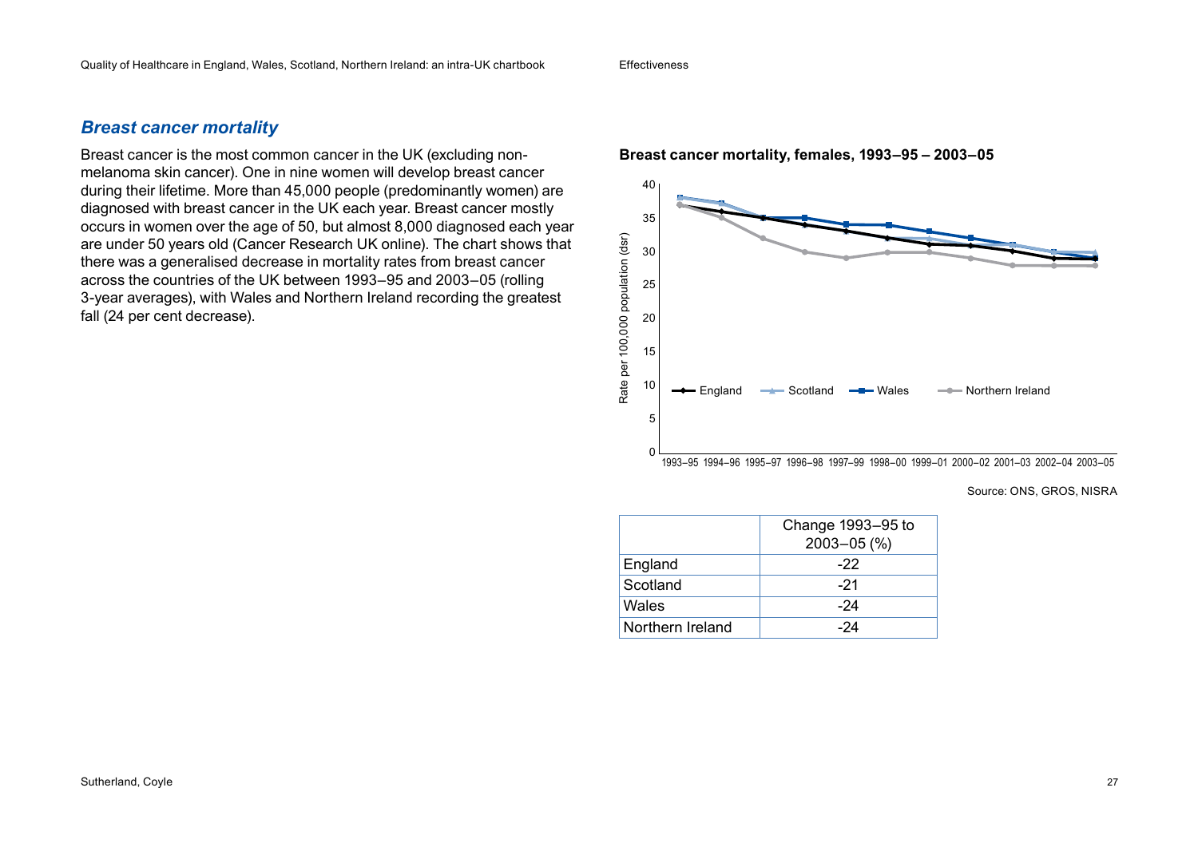## *Breast cancer mortality*

Breast cancer is the most common cancer in the UK (excluding non-melanoma skin cancer). One in nine women will develop breast cancer during their lifetime. More than 45,000 people (predominantly women) are diagnosed with breast cancer in the UK each year. Breast cancer mostly occurs in women over the age of 50, but almost 8,000 diagnosed each year are under 50 years old (Cancer Research UK online). The chart shows that there was a generalised decrease in mortality rates from breast cancer across the countries of the UK between 1993–95 and 2003–05 (rolling 3-year averages), with Wales and Northern Ireland recording the greatest fall (24 per cent decrease).

**Breast cancer mortality, females, 1993–95 – 2003–05**

Source: ONS, GROS, NISRA

| | Change 1993–95 to 2003–05 (%) |
|---|---|
| England | -22 |
| Scotland | -21 |
| Wales | -24 |
| Northern Ireland | -24 |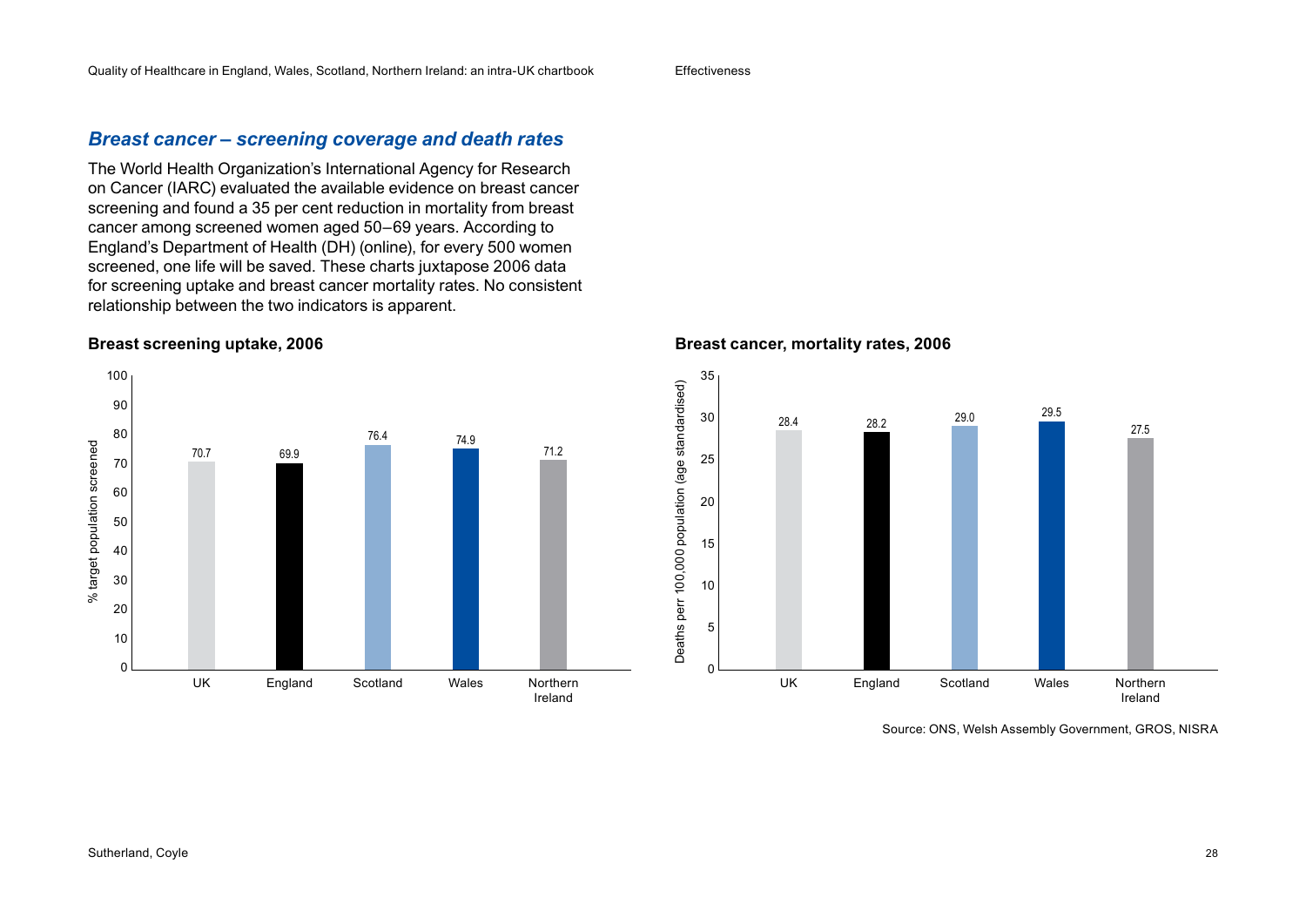## *Breast cancer – screening coverage and death rates*

The World Health Organization's International Agency for Research on Cancer (IARC) evaluated the available evidence on breast cancer screening and found a 35 per cent reduction in mortality from breast cancer among screened women aged 50–69 years. According to England's Department of Health (DH) (online), for every 500 women screened, one life will be saved. These charts juxtapose 2006 data for screening uptake and breast cancer mortality rates. No consistent relationship between the two indicators is apparent.

**Breast screening uptake, 2006**

| | % target population screened |
|---|---|
| UK | 70.7 |
| England | 69.9 |
| Scotland | 76.4 |
| Wales | 74.9 |
| Northern Ireland | 71.2 |

**Breast cancer, mortality rates, 2006**

| | Deaths perr 100,000 population (age standardised) |
|---|---|
| UK | 28.4 |
| England | 28.2 |
| Scotland | 29.0 |
| Wales | 29.5 |
| Northern Ireland | 27.5 |

Source: ONS, Welsh Assembly Government, GROS, NISRA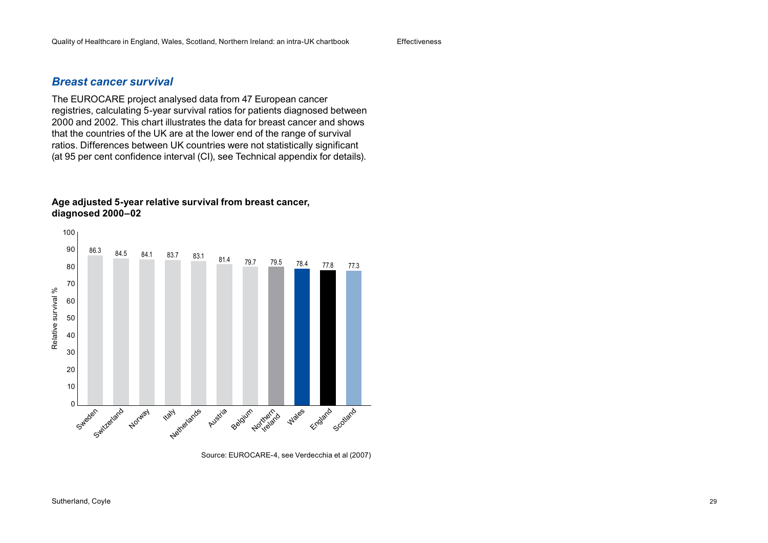## *Breast cancer survival*

The EUROCARE project analysed data from 47 European cancer registries, calculating 5-year survival ratios for patients diagnosed between 2000 and 2002. This chart illustrates the data for breast cancer and shows that the countries of the UK are at the lower end of the range of survival ratios. Differences between UK countries were not statistically significant (at 95 per cent confidence interval (CI), see Technical appendix for details).

**Age adjusted 5-year relative survival from breast cancer, diagnosed 2000–02**

| Country | Relative survival % |
|---|---|
| Sweden | 86.3 |
| Switzerland | 84.5 |
| Norway | 84.1 |
| Italy | 83.7 |
| Netherlands | 83.1 |
| Austria | 81.4 |
| Belgium | 79.7 |
| Northern Ireland | 79.5 |
| Wales | 78.4 |
| England | 77.8 |
| Scotland | 77.3 |

Source: EUROCARE-4, see Verdecchia et al (2007)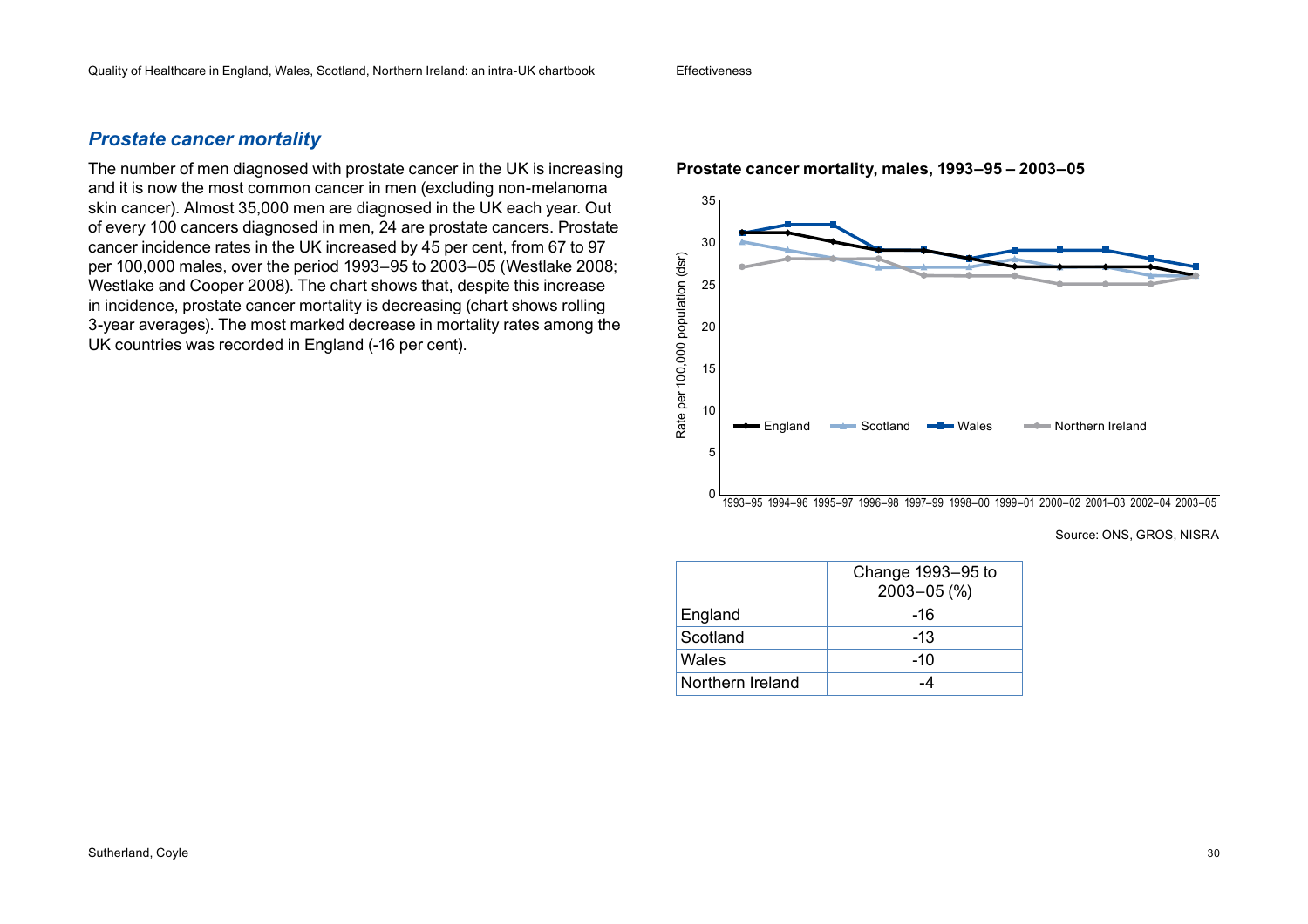## *Prostate cancer mortality*

The number of men diagnosed with prostate cancer in the UK is increasing and it is now the most common cancer in men (excluding non-melanoma skin cancer). Almost 35,000 men are diagnosed in the UK each year. Out of every 100 cancers diagnosed in men, 24 are prostate cancers. Prostate cancer incidence rates in the UK increased by 45 per cent, from 67 to 97 per 100,000 males, over the period 1993–95 to 2003–05 (Westlake 2008; Westlake and Cooper 2008). The chart shows that, despite this increase in incidence, prostate cancer mortality is decreasing (chart shows rolling 3-year averages). The most marked decrease in mortality rates among the UK countries was recorded in England (-16 per cent).

**Prostate cancer mortality, males, 1993–95 – 2003–05**

Source: ONS, GROS, NISRA

| | Change 1993–95 to 2003–05 (%) |
|---|---|
| England | -16 |
| Scotland | -13 |
| Wales | -10 |
| Northern Ireland | -4 |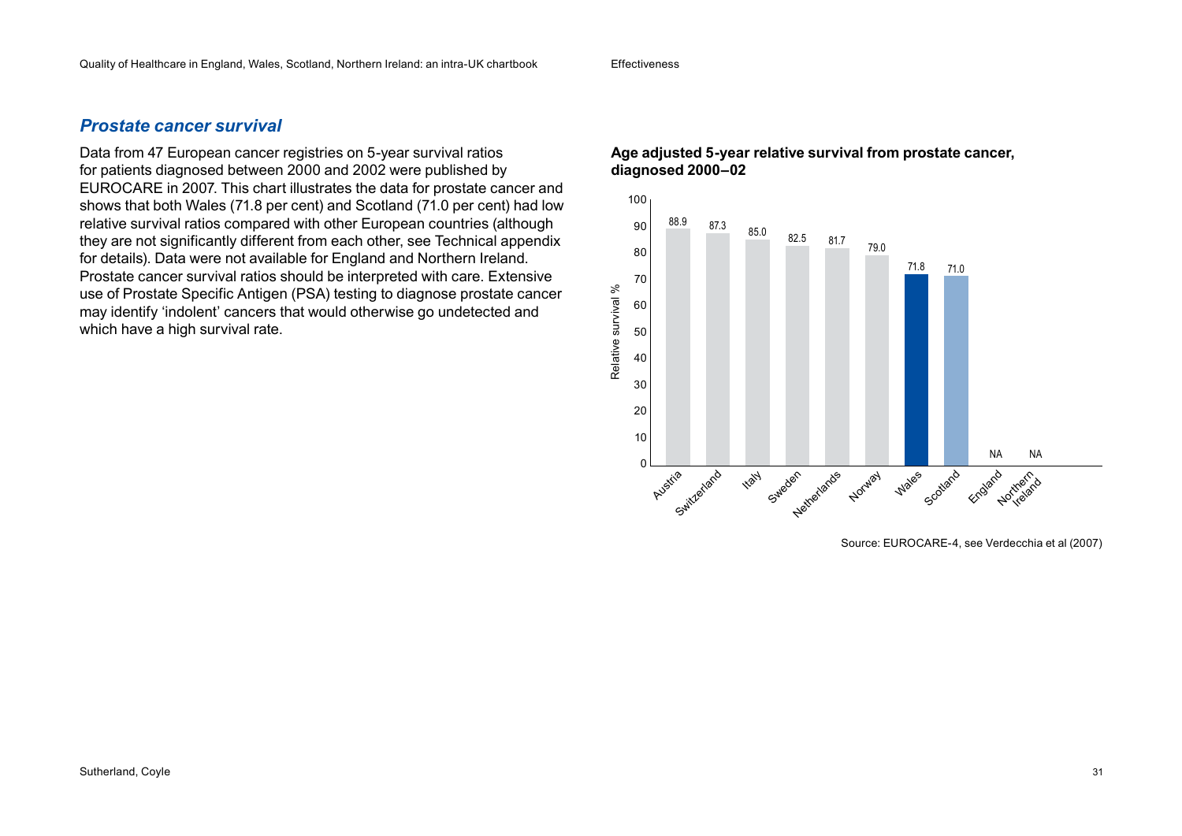## *Prostate cancer survival*

Data from 47 European cancer registries on 5-year survival ratios for patients diagnosed between 2000 and 2002 were published by EUROCARE in 2007. This chart illustrates the data for prostate cancer and shows that both Wales (71.8 per cent) and Scotland (71.0 per cent) had low relative survival ratios compared with other European countries (although they are not significantly different from each other, see Technical appendix for details). Data were not available for England and Northern Ireland. Prostate cancer survival ratios should be interpreted with care. Extensive use of Prostate Specific Antigen (PSA) testing to diagnose prostate cancer may identify 'indolent' cancers that would otherwise go undetected and which have a high survival rate.

**Age adjusted 5-year relative survival from prostate cancer, diagnosed 2000–02**

| Country | Relative survival % |
|---|---|
| Austria | 88.9 |
| Switzerland | 87.3 |
| Italy | 85.0 |
| Sweden | 82.5 |
| Netherlands | 81.7 |
| Norway | 79.0 |
| Wales | 71.8 |
| Scotland | 71.0 |
| England | NA |
| Northern Ireland | NA |

Source: EUROCARE-4, see Verdecchia et al (2007)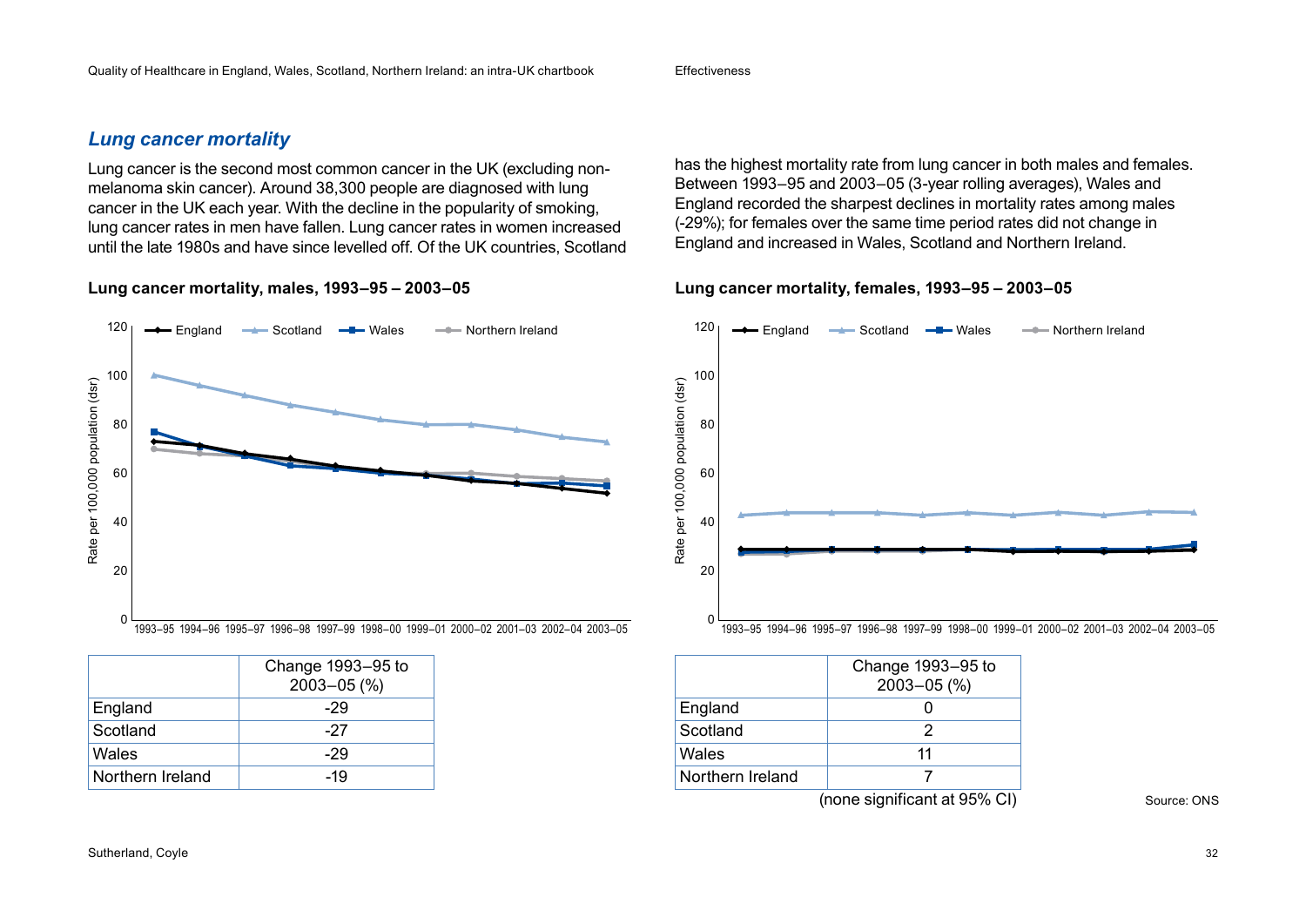## *Lung cancer mortality*

Lung cancer is the second most common cancer in the UK (excluding non-melanoma skin cancer). Around 38,300 people are diagnosed with lung cancer in the UK each year. With the decline in the popularity of smoking, lung cancer rates in men have fallen. Lung cancer rates in women increased until the late 1980s and have since levelled off. Of the UK countries, Scotland has the highest mortality rate from lung cancer in both males and females. Between 1993–95 and 2003–05 (3-year rolling averages), Wales and England recorded the sharpest declines in mortality rates among males (-29%); for females over the same time period rates did not change in England and increased in Wales, Scotland and Northern Ireland.

**Lung cancer mortality, males, 1993–95 – 2003–05**

| | Change 1993–95 to 2003–05 (%) |
|---|---|
| England | -29 |
| Scotland | -27 |
| Wales | -29 |
| Northern Ireland | -19 |

**Lung cancer mortality, females, 1993–95 – 2003–05**

| | Change 1993–95 to 2003–05 (%) |
|---|---|
| England | 0 |
| Scotland | 2 |
| Wales | 11 |
| Northern Ireland | 7 |

(none significant at 95% CI)

Source: ONS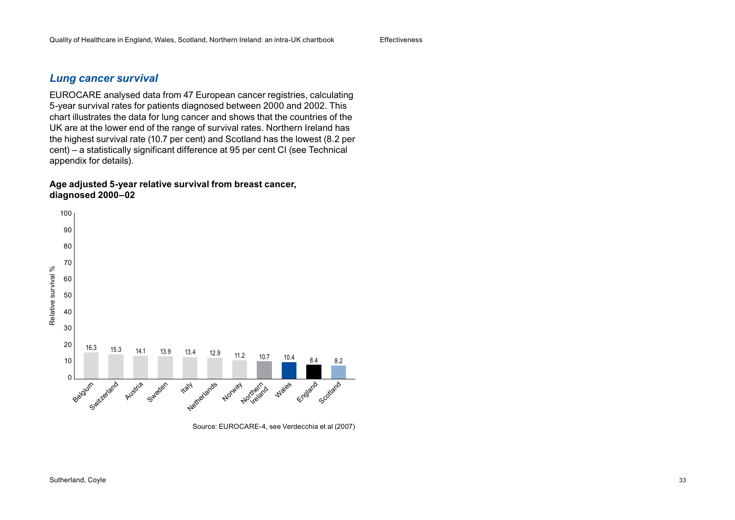## *Lung cancer survival*

EUROCARE analysed data from 47 European cancer registries, calculating 5-year survival rates for patients diagnosed between 2000 and 2002. This chart illustrates the data for lung cancer and shows that the countries of the UK are at the lower end of the range of survival rates. Northern Ireland has the highest survival rate (10.7 per cent) and Scotland has the lowest (8.2 per cent) – a statistically significant difference at 95 per cent CI (see Technical appendix for details).

**Age adjusted 5-year relative survival from breast cancer, diagnosed 2000–02**

| Country | Relative survival % |
|---|---|
| Belgium | 16.3 |
| Switzerland | 15.3 |
| Austria | 14.1 |
| Sweden | 13.9 |
| Italy | 13.4 |
| Netherlands | 12.9 |
| Norway | 11.2 |
| Northern Ireland | 10.7 |
| Wales | 10.4 |
| England | 8.4 |
| Scotland | 8.2 |

Source: EUROCARE-4, see Verdecchia et al (2007)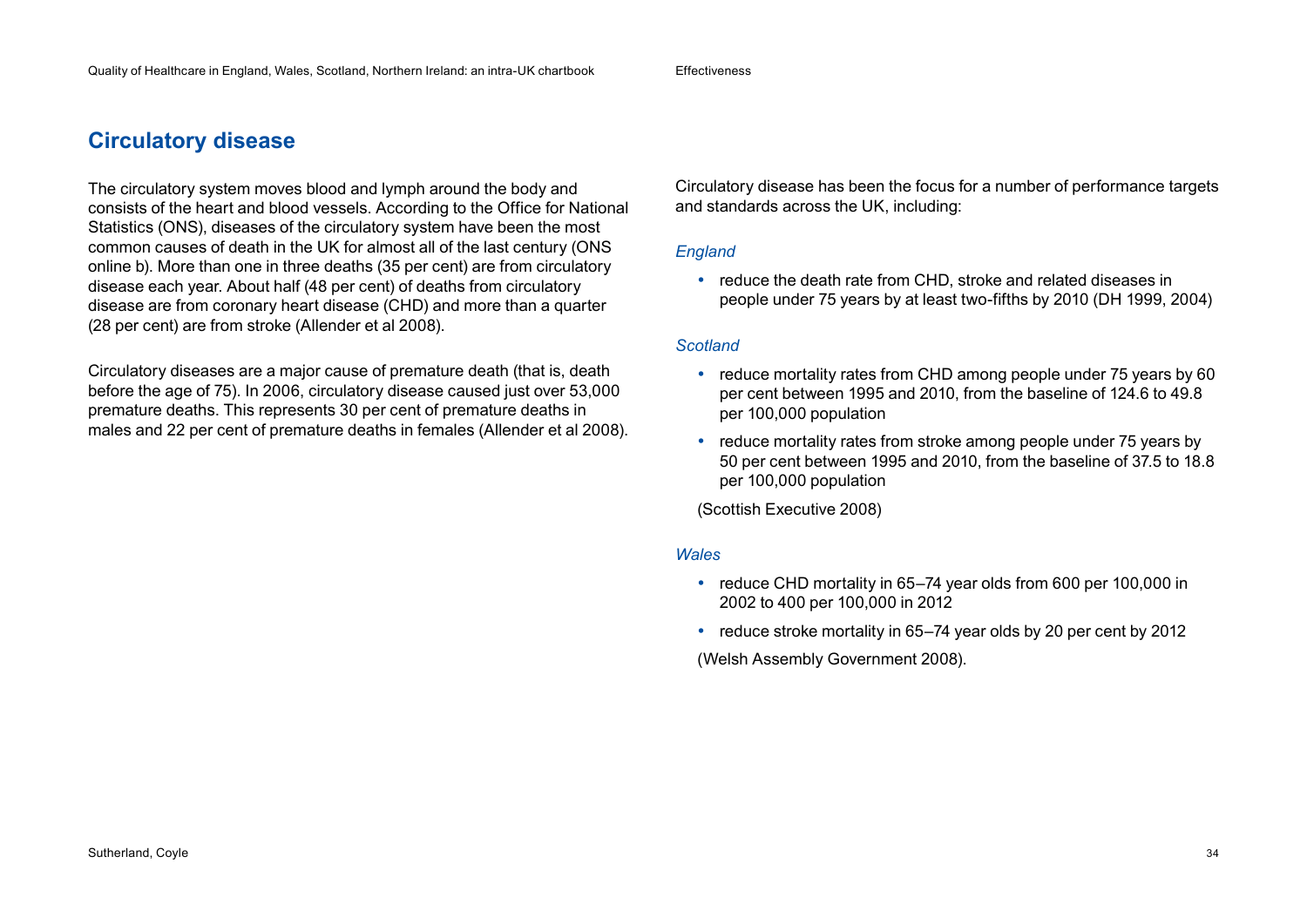## Circulatory disease

The circulatory system moves blood and lymph around the body and consists of the heart and blood vessels. According to the Office for National Statistics (ONS), diseases of the circulatory system have been the most common causes of death in the UK for almost all of the last century (ONS online b). More than one in three deaths (35 per cent) are from circulatory disease each year. About half (48 per cent) of deaths from circulatory disease are from coronary heart disease (CHD) and more than a quarter (28 per cent) are from stroke (Allender et al 2008).

Circulatory diseases are a major cause of premature death (that is, death before the age of 75). In 2006, circulatory disease caused just over 53,000 premature deaths. This represents 30 per cent of premature deaths in males and 22 per cent of premature deaths in females (Allender et al 2008).

Circulatory disease has been the focus for a number of performance targets and standards across the UK, including:

*England*

- reduce the death rate from CHD, stroke and related diseases in people under 75 years by at least two-fifths by 2010 (DH 1999, 2004)

*Scotland*

- reduce mortality rates from CHD among people under 75 years by 60 per cent between 1995 and 2010, from the baseline of 124.6 to 49.8 per 100,000 population
- reduce mortality rates from stroke among people under 75 years by 50 per cent between 1995 and 2010, from the baseline of 37.5 to 18.8 per 100,000 population

(Scottish Executive 2008)

*Wales*

- reduce CHD mortality in 65–74 year olds from 600 per 100,000 in 2002 to 400 per 100,000 in 2012
- reduce stroke mortality in 65–74 year olds by 20 per cent by 2012

(Welsh Assembly Government 2008).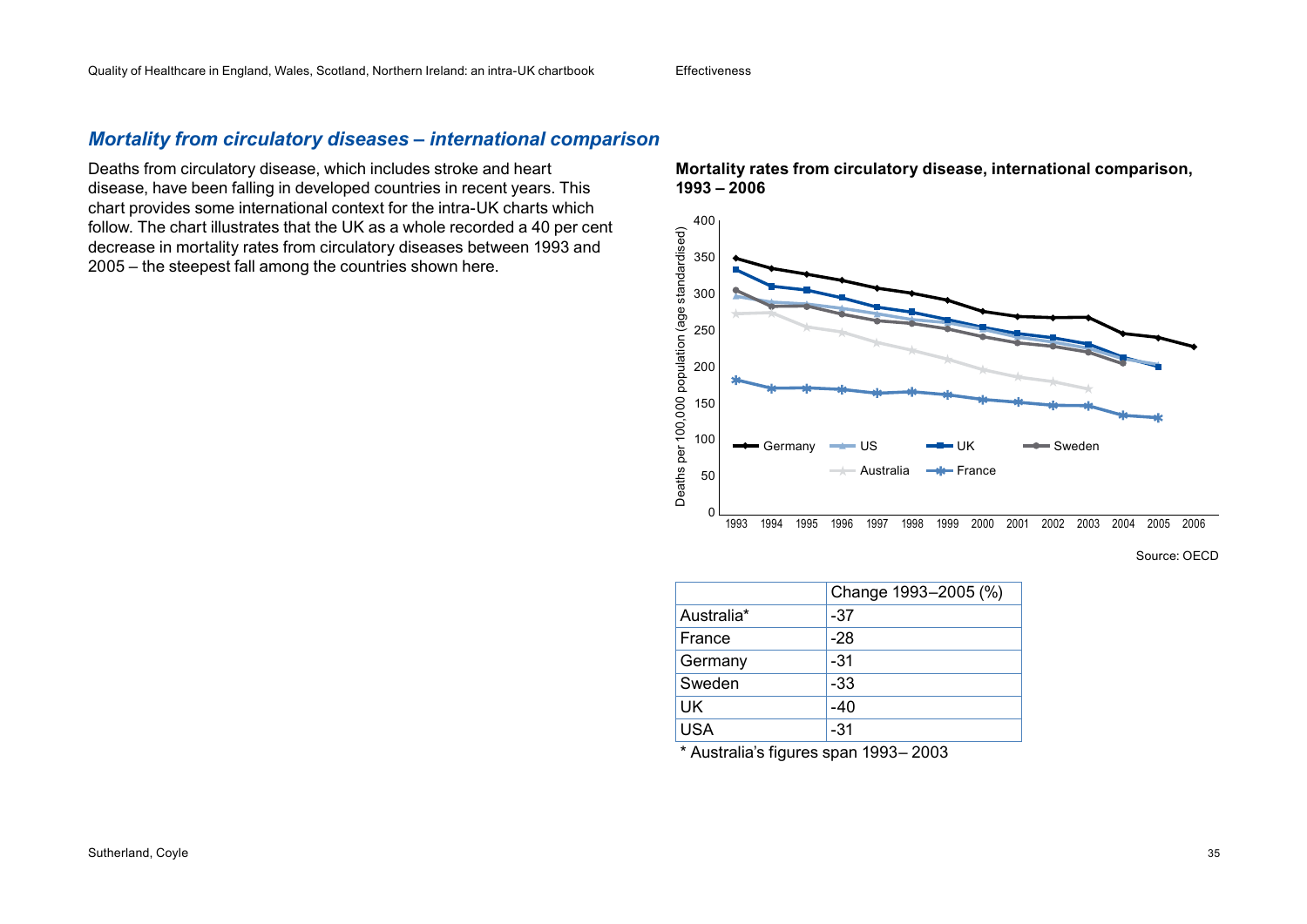## *Mortality from circulatory diseases – international comparison*

Deaths from circulatory disease, which includes stroke and heart disease, have been falling in developed countries in recent years. This chart provides some international context for the intra-UK charts which follow. The chart illustrates that the UK as a whole recorded a 40 per cent decrease in mortality rates from circulatory diseases between 1993 and 2005 – the steepest fall among the countries shown here.

**Mortality rates from circulatory disease, international comparison, 1993 – 2006**

Source: OECD

| | Change 1993–2005 (%) |
|---|---|
| Australia* | -37 |
| France | -28 |
| Germany | -31 |
| Sweden | -33 |
| UK | -40 |
| USA | -31 |

* Australia's figures span 1993– 2003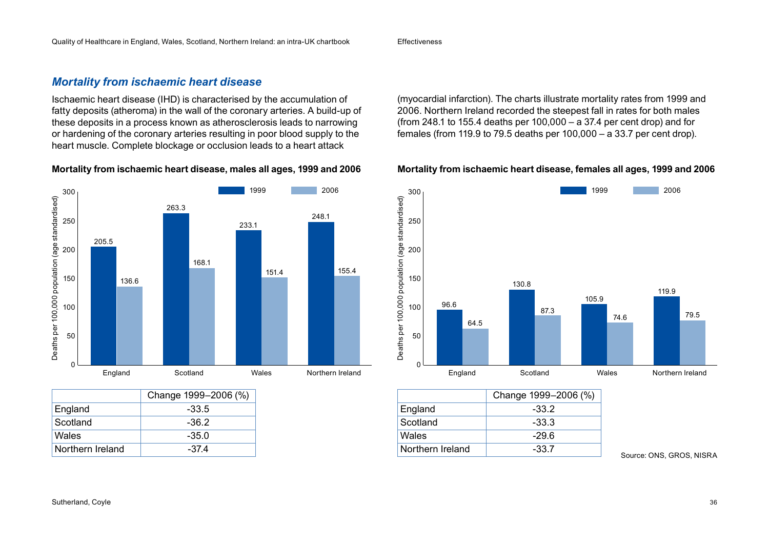## *Mortality from ischaemic heart disease*

Ischaemic heart disease (IHD) is characterised by the accumulation of fatty deposits (atheroma) in the wall of the coronary arteries. A build-up of these deposits in a process known as atherosclerosis leads to narrowing or hardening of the coronary arteries resulting in poor blood supply to the heart muscle. Complete blockage or occlusion leads to a heart attack (myocardial infarction). The charts illustrate mortality rates from 1999 and 2006. Northern Ireland recorded the steepest fall in rates for both males (from 248.1 to 155.4 deaths per 100,000 – a 37.4 per cent drop) and for females (from 119.9 to 79.5 deaths per 100,000 – a 33.7 per cent drop).

**Mortality from ischaemic heart disease, males all ages, 1999 and 2006**

Deaths per 100,000 population (age standardised)

| | 1999 | 2006 |
|---|---|---|
| England | 205.5 | 136.6 |
| Scotland | 263.3 | 168.1 |
| Wales | 233.1 | 151.4 |
| Northern Ireland | 248.1 | 155.4 |

| | Change 1999–2006 (%) |
|---|---|
| England | -33.5 |
| Scotland | -36.2 |
| Wales | -35.0 |
| Northern Ireland | -37.4 |

**Mortality from ischaemic heart disease, females all ages, 1999 and 2006**

Deaths per 100,000 population (age standardised)

| | 1999 | 2006 |
|---|---|---|
| England | 96.6 | 64.5 |
| Scotland | 130.8 | 87.3 |
| Wales | 105.9 | 74.6 |
| Northern Ireland | 119.9 | 79.5 |

| | Change 1999–2006 (%) |
|---|---|
| England | -33.2 |
| Scotland | -33.3 |
| Wales | -29.6 |
| Northern Ireland | -33.7 |

Source: ONS, GROS, NISRA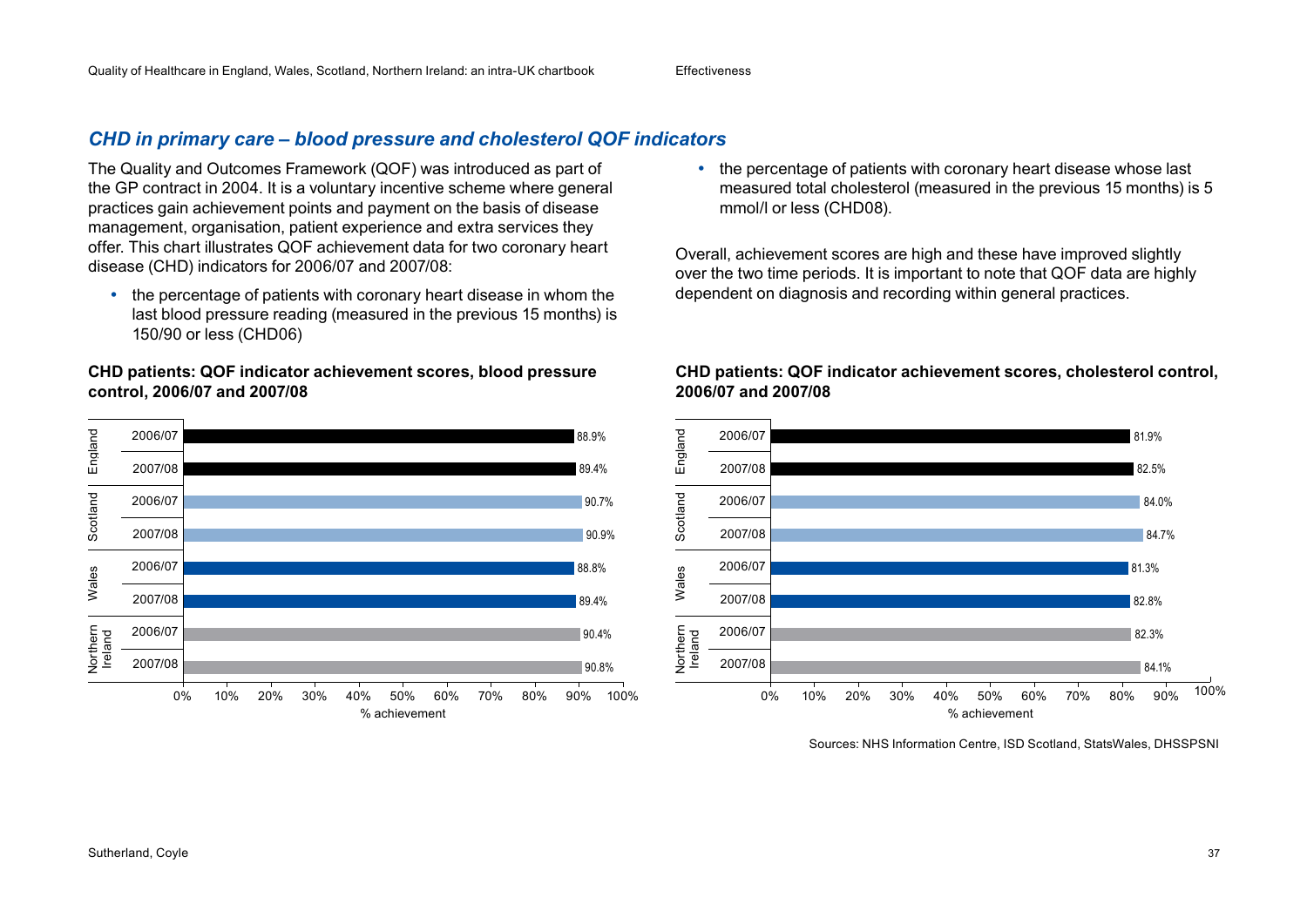## *CHD in primary care – blood pressure and cholesterol QOF indicators*

The Quality and Outcomes Framework (QOF) was introduced as part of the GP contract in 2004. It is a voluntary incentive scheme where general practices gain achievement points and payment on the basis of disease management, organisation, patient experience and extra services they offer. This chart illustrates QOF achievement data for two coronary heart disease (CHD) indicators for 2006/07 and 2007/08:

- the percentage of patients with coronary heart disease in whom the last blood pressure reading (measured in the previous 15 months) is 150/90 or less (CHD06)
- the percentage of patients with coronary heart disease whose last measured total cholesterol (measured in the previous 15 months) is 5 mmol/l or less (CHD08).

Overall, achievement scores are high and these have improved slightly over the two time periods. It is important to note that QOF data are highly dependent on diagnosis and recording within general practices.

**CHD patients: QOF indicator achievement scores, blood pressure control, 2006/07 and 2007/08**

| Country | Year | % achievement |
|---|---|---|
| England | 2006/07 | 88.9% |
| | 2007/08 | 89.4% |
| Scotland | 2006/07 | 90.7% |
| | 2007/08 | 90.9% |
| Wales | 2006/07 | 88.8% |
| | 2007/08 | 89.4% |
| Northern Ireland | 2006/07 | 90.4% |
| | 2007/08 | 90.8% |

**CHD patients: QOF indicator achievement scores, cholesterol control, 2006/07 and 2007/08**

| Country | Year | % achievement |
|---|---|---|
| England | 2006/07 | 81.9% |
| | 2007/08 | 82.5% |
| Scotland | 2006/07 | 84.0% |
| | 2007/08 | 84.7% |
| Wales | 2006/07 | 81.3% |
| | 2007/08 | 82.8% |
| Northern Ireland | 2006/07 | 82.3% |
| | 2007/08 | 84.1% |

Sources: NHS Information Centre, ISD Scotland, StatsWales, DHSSPSNI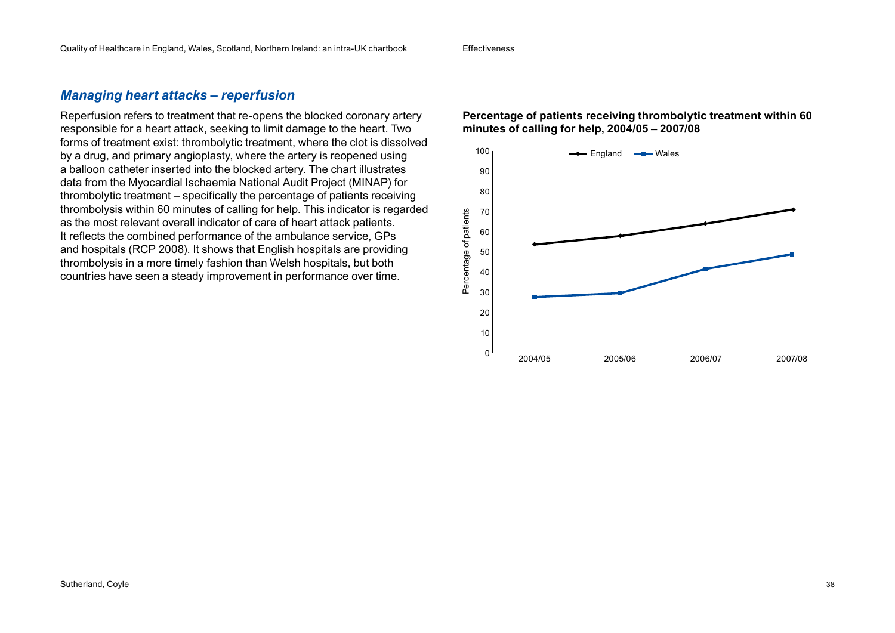## *Managing heart attacks – reperfusion*

Reperfusion refers to treatment that re-opens the blocked coronary artery responsible for a heart attack, seeking to limit damage to the heart. Two forms of treatment exist: thrombolytic treatment, where the clot is dissolved by a drug, and primary angioplasty, where the artery is reopened using a balloon catheter inserted into the blocked artery. The chart illustrates data from the Myocardial Ischaemia National Audit Project (MINAP) for thrombolytic treatment – specifically the percentage of patients receiving thrombolysis within 60 minutes of calling for help. This indicator is regarded as the most relevant overall indicator of care of heart attack patients. It reflects the combined performance of the ambulance service, GPs and hospitals (RCP 2008). It shows that English hospitals are providing thrombolysis in a more timely fashion than Welsh hospitals, but both countries have seen a steady improvement in performance over time.

**Percentage of patients receiving thrombolytic treatment within 60 minutes of calling for help, 2004/05 – 2007/08**

| Year | England | Wales |
|---|---|---|
| 2004/05 | ~54 | ~28 |
| 2005/06 | ~58 | ~30 |
| 2006/07 | ~64 | ~41 |
| 2007/08 | ~71 | ~49 |

*Values are approximate readings from the chart (y-axis: Percentage of patients, 0–100).*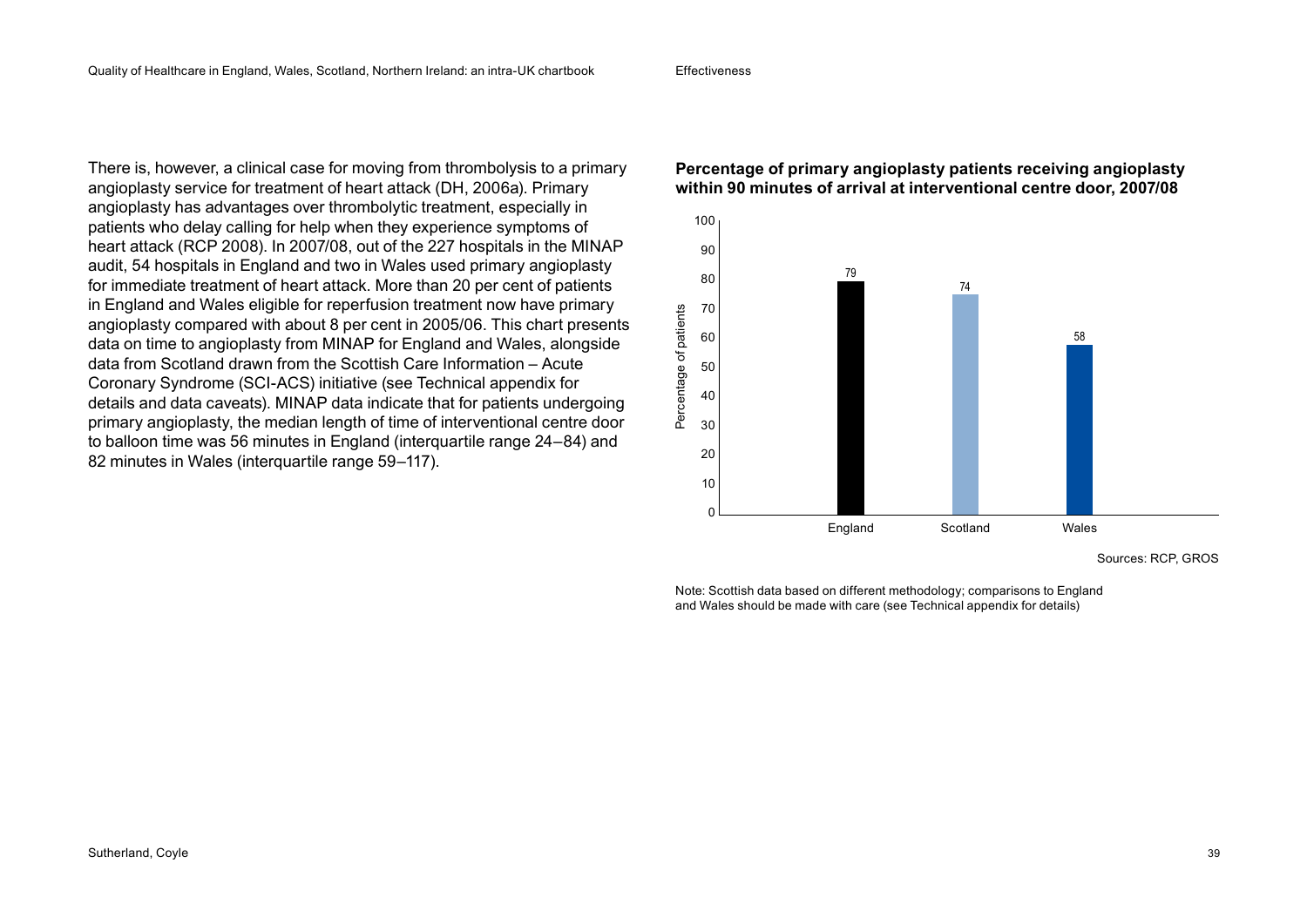There is, however, a clinical case for moving from thrombolysis to a primary angioplasty service for treatment of heart attack (DH, 2006a). Primary angioplasty has advantages over thrombolytic treatment, especially in patients who delay calling for help when they experience symptoms of heart attack (RCP 2008). In 2007/08, out of the 227 hospitals in the MINAP audit, 54 hospitals in England and two in Wales used primary angioplasty for immediate treatment of heart attack. More than 20 per cent of patients in England and Wales eligible for reperfusion treatment now have primary angioplasty compared with about 8 per cent in 2005/06. This chart presents data on time to angioplasty from MINAP for England and Wales, alongside data from Scotland drawn from the Scottish Care Information – Acute Coronary Syndrome (SCI-ACS) initiative (see Technical appendix for details and data caveats). MINAP data indicate that for patients undergoing primary angioplasty, the median length of time of interventional centre door to balloon time was 56 minutes in England (interquartile range 24–84) and 82 minutes in Wales (interquartile range 59–117).

**Percentage of primary angioplasty patients receiving angioplasty within 90 minutes of arrival at interventional centre door, 2007/08**

| Country | Percentage of patients |
|---|---|
| England | 79 |
| Scotland | 74 |
| Wales | 58 |

Sources: RCP, GROS

Note: Scottish data based on different methodology; comparisons to England and Wales should be made with care (see Technical appendix for details)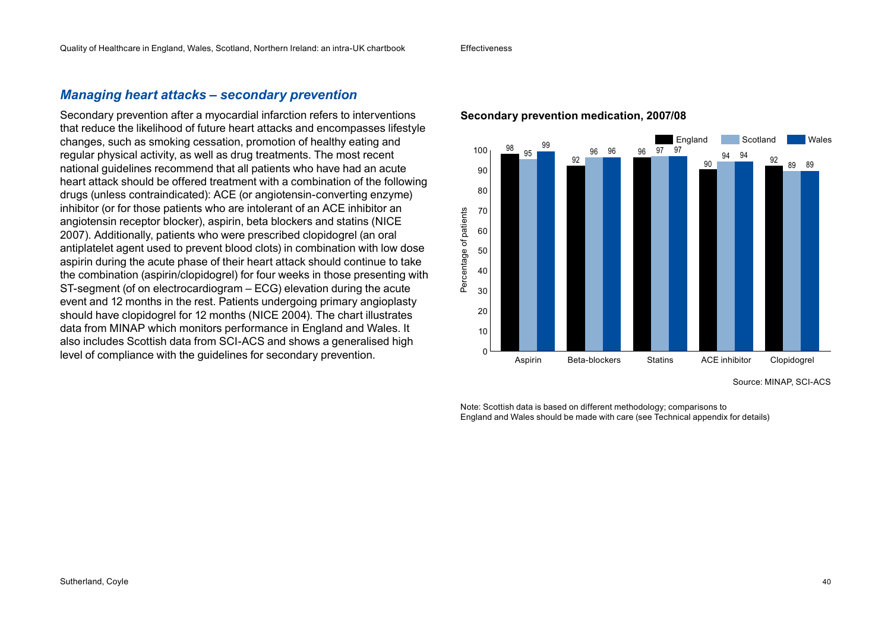## *Managing heart attacks – secondary prevention*

Secondary prevention after a myocardial infarction refers to interventions that reduce the likelihood of future heart attacks and encompasses lifestyle changes, such as smoking cessation, promotion of healthy eating and regular physical activity, as well as drug treatments. The most recent national guidelines recommend that all patients who have had an acute heart attack should be offered treatment with a combination of the following drugs (unless contraindicated): ACE (or angiotensin-converting enzyme) inhibitor (or for those patients who are intolerant of an ACE inhibitor an angiotensin receptor blocker), aspirin, beta blockers and statins (NICE 2007). Additionally, patients who were prescribed clopidogrel (an oral antiplatelet agent used to prevent blood clots) in combination with low dose aspirin during the acute phase of their heart attack should continue to take the combination (aspirin/clopidogrel) for four weeks in those presenting with ST-segment (of on electrocardiogram – ECG) elevation during the acute event and 12 months in the rest. Patients undergoing primary angioplasty should have clopidogrel for 12 months (NICE 2004). The chart illustrates data from MINAP which monitors performance in England and Wales. It also includes Scottish data from SCI-ACS and shows a generalised high level of compliance with the guidelines for secondary prevention.

**Secondary prevention medication, 2007/08**

Percentage of patients

| | England | Scotland | Wales |
|---|---|---|---|
| Aspirin | 98 | 95 | 99 |
| Beta-blockers | 92 | 96 | 96 |
| Statins | 96 | 97 | 97 |
| ACE inhibitor | 90 | 94 | 94 |
| Clopidogrel | 92 | 89 | 89 |

Source: MINAP, SCI-ACS

Note: Scottish data is based on different methodology; comparisons to England and Wales should be made with care (see Technical appendix for details)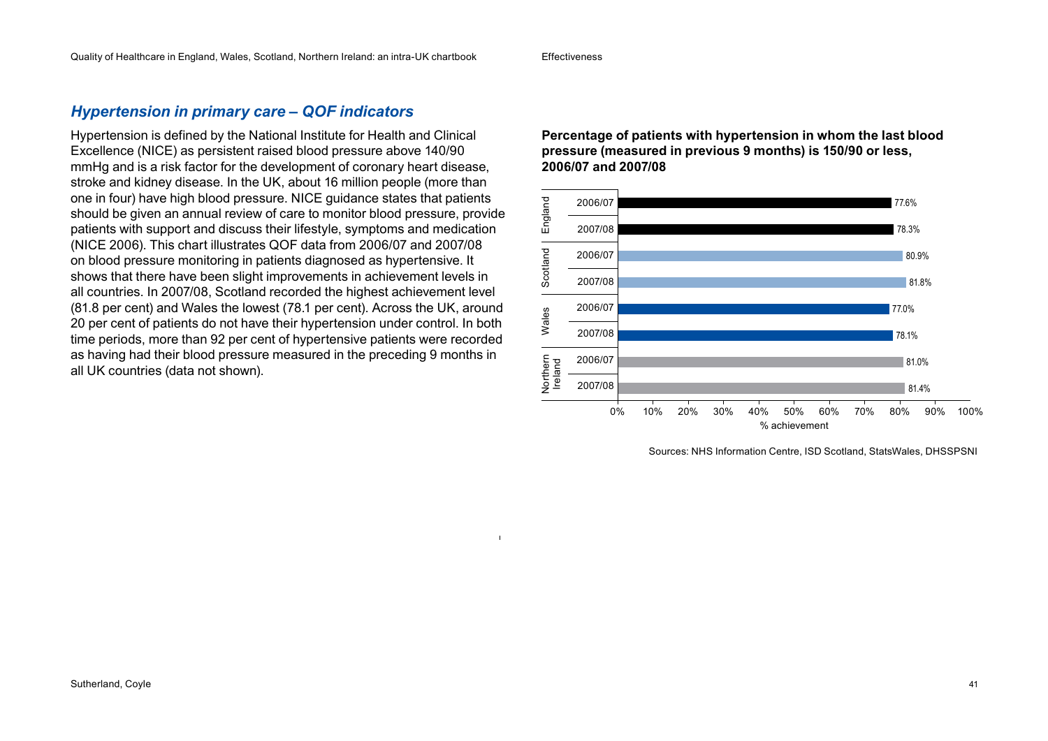## *Hypertension in primary care – QOF indicators*

Hypertension is defined by the National Institute for Health and Clinical Excellence (NICE) as persistent raised blood pressure above 140/90 mmHg and is a risk factor for the development of coronary heart disease, stroke and kidney disease. In the UK, about 16 million people (more than one in four) have high blood pressure. NICE guidance states that patients should be given an annual review of care to monitor blood pressure, provide patients with support and discuss their lifestyle, symptoms and medication (NICE 2006). This chart illustrates QOF data from 2006/07 and 2007/08 on blood pressure monitoring in patients diagnosed as hypertensive. It shows that there have been slight improvements in achievement levels in all countries. In 2007/08, Scotland recorded the highest achievement level (81.8 per cent) and Wales the lowest (78.1 per cent). Across the UK, around 20 per cent of patients do not have their hypertension under control. In both time periods, more than 92 per cent of hypertensive patients were recorded as having had their blood pressure measured in the preceding 9 months in all UK countries (data not shown).

**Percentage of patients with hypertension in whom the last blood pressure (measured in previous 9 months) is 150/90 or less, 2006/07 and 2007/08**

| Country | Year | % achievement |
|---|---|---|
| England | 2006/07 | 77.6% |
| England | 2007/08 | 78.3% |
| Scotland | 2006/07 | 80.9% |
| Scotland | 2007/08 | 81.8% |
| Wales | 2006/07 | 77.0% |
| Wales | 2007/08 | 78.1% |
| Northern Ireland | 2006/07 | 81.0% |
| Northern Ireland | 2007/08 | 81.4% |

Sources: NHS Information Centre, ISD Scotland, StatsWales, DHSSPSNI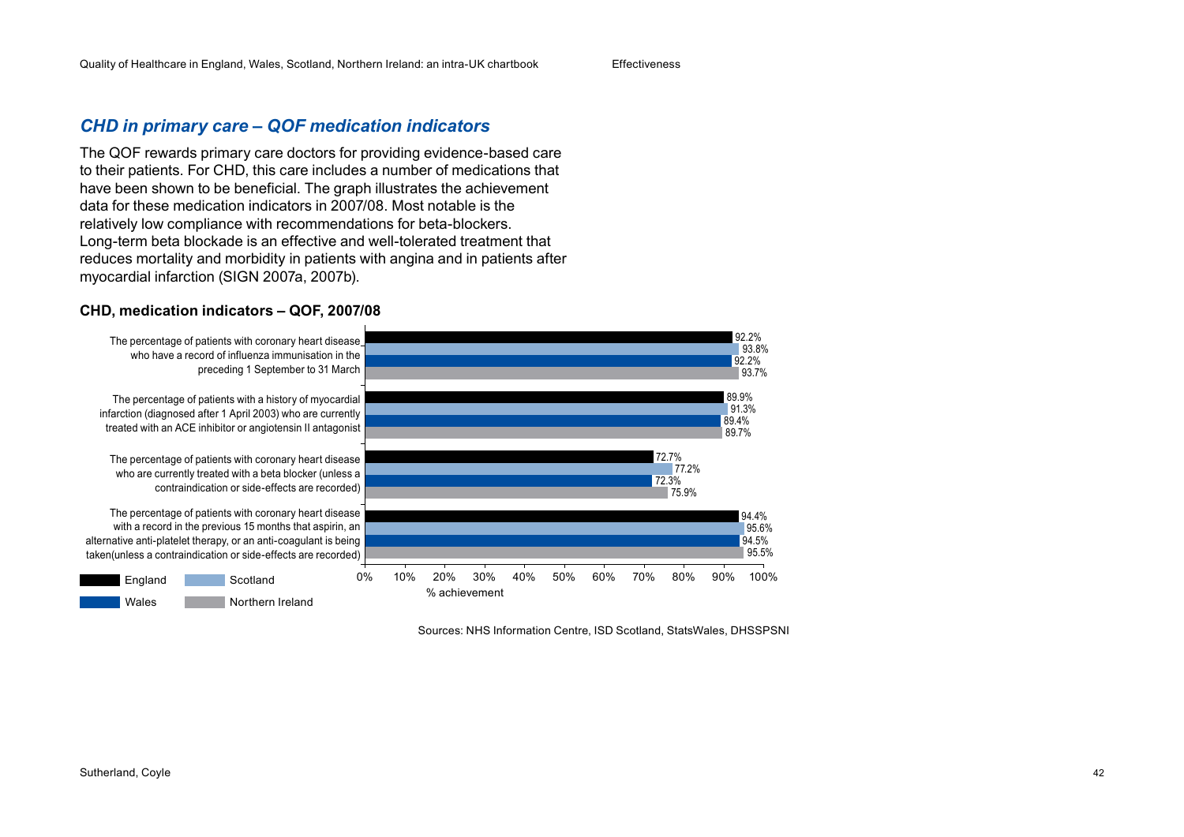## *CHD in primary care – QOF medication indicators*

The QOF rewards primary care doctors for providing evidence-based care to their patients. For CHD, this care includes a number of medications that have been shown to be beneficial. The graph illustrates the achievement data for these medication indicators in 2007/08. Most notable is the relatively low compliance with recommendations for beta-blockers. Long-term beta blockade is an effective and well-tolerated treatment that reduces mortality and morbidity in patients with angina and in patients after myocardial infarction (SIGN 2007a, 2007b).

### CHD, medication indicators – QOF, 2007/08

| Indicator | England | Scotland | Wales | Northern Ireland |
|---|---|---|---|---|
| The percentage of patients with coronary heart disease who have a record of influenza immunisation in the preceding 1 September to 31 March | 92.2% | 93.8% | 92.2% | 93.7% |
| The percentage of patients with a history of myocardial infarction (diagnosed after 1 April 2003) who are currently treated with an ACE inhibitor or angiotensin II antagonist | 89.9% | 91.3% | 89.4% | 89.7% |
| The percentage of patients with coronary heart disease who are currently treated with a beta blocker (unless a contraindication or side-effects are recorded) | 72.7% | 77.2% | 72.3% | 75.9% |
| The percentage of patients with coronary heart disease with a record in the previous 15 months that aspirin, an alternative anti-platelet therapy, or an anti-coagulant is being taken(unless a contraindication or side-effects are recorded) | 94.4% | 95.6% | 94.5% | 95.5% |

% achievement

Sources: NHS Information Centre, ISD Scotland, StatsWales, DHSSPSNI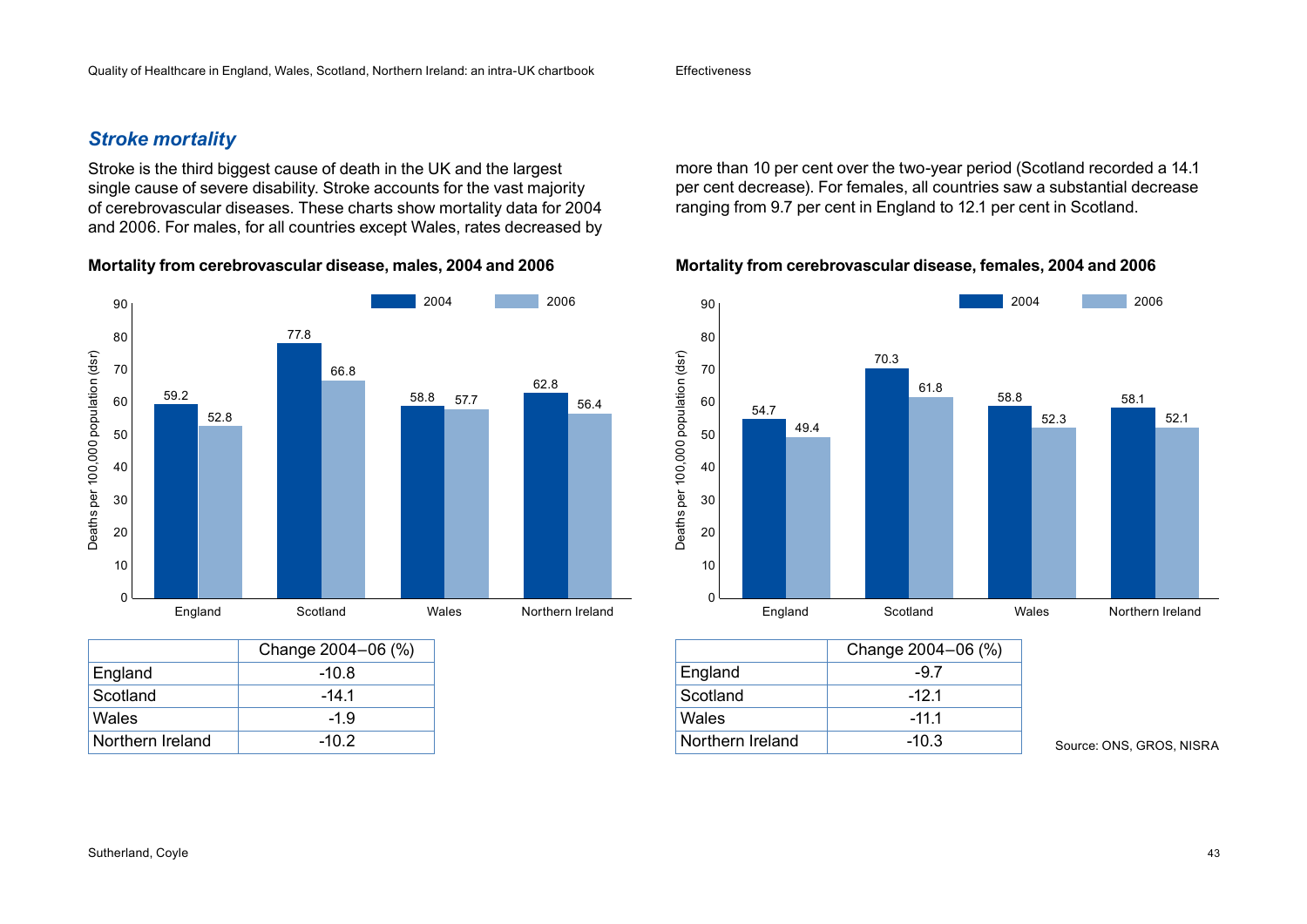## *Stroke mortality*

Stroke is the third biggest cause of death in the UK and the largest single cause of severe disability. Stroke accounts for the vast majority of cerebrovascular diseases. These charts show mortality data for 2004 and 2006. For males, for all countries except Wales, rates decreased by more than 10 per cent over the two-year period (Scotland recorded a 14.1 per cent decrease). For females, all countries saw a substantial decrease ranging from 9.7 per cent in England to 12.1 per cent in Scotland.

**Mortality from cerebrovascular disease, males, 2004 and 2006**

Deaths per 100,000 population (dsr)

| | 2004 | 2006 |
|---|---|---|
| England | 59.2 | 52.8 |
| Scotland | 77.8 | 66.8 |
| Wales | 58.8 | 57.7 |
| Northern Ireland | 62.8 | 56.4 |

| | Change 2004–06 (%) |
|---|---|
| England | -10.8 |
| Scotland | -14.1 |
| Wales | -1.9 |
| Northern Ireland | -10.2 |

**Mortality from cerebrovascular disease, females, 2004 and 2006**

Deaths per 100,000 population (dsr)

| | 2004 | 2006 |
|---|---|---|
| England | 54.7 | 49.4 |
| Scotland | 70.3 | 61.8 |
| Wales | 58.8 | 52.3 |
| Northern Ireland | 58.1 | 52.1 |

| | Change 2004–06 (%) |
|---|---|
| England | -9.7 |
| Scotland | -12.1 |
| Wales | -11.1 |
| Northern Ireland | -10.3 |

Source: ONS, GROS, NISRA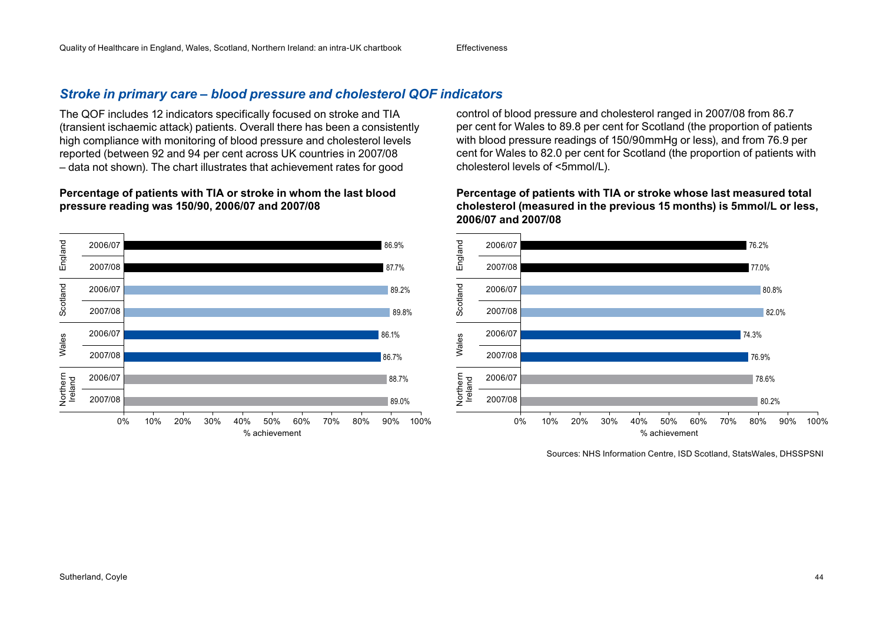## *Stroke in primary care – blood pressure and cholesterol QOF indicators*

The QOF includes 12 indicators specifically focused on stroke and TIA (transient ischaemic attack) patients. Overall there has been a consistently high compliance with monitoring of blood pressure and cholesterol levels reported (between 92 and 94 per cent across UK countries in 2007/08 – data not shown). The chart illustrates that achievement rates for good control of blood pressure and cholesterol ranged in 2007/08 from 86.7 per cent for Wales to 89.8 per cent for Scotland (the proportion of patients with blood pressure readings of 150/90mmHg or less), and from 76.9 per cent for Wales to 82.0 per cent for Scotland (the proportion of patients with cholesterol levels of <5mmol/L).

**Percentage of patients with TIA or stroke in whom the last blood pressure reading was 150/90, 2006/07 and 2007/08**

| Country | Year | % achievement |
|---|---|---|
| England | 2006/07 | 86.9% |
| England | 2007/08 | 87.7% |
| Scotland | 2006/07 | 89.2% |
| Scotland | 2007/08 | 89.8% |
| Wales | 2006/07 | 86.1% |
| Wales | 2007/08 | 86.7% |
| Northern Ireland | 2006/07 | 88.7% |
| Northern Ireland | 2007/08 | 89.0% |

**Percentage of patients with TIA or stroke whose last measured total cholesterol (measured in the previous 15 months) is 5mmol/L or less, 2006/07 and 2007/08**

| Country | Year | % achievement |
|---|---|---|
| England | 2006/07 | 76.2% |
| England | 2007/08 | 77.0% |
| Scotland | 2006/07 | 80.8% |
| Scotland | 2007/08 | 82.0% |
| Wales | 2006/07 | 74.3% |
| Wales | 2007/08 | 76.9% |
| Northern Ireland | 2006/07 | 78.6% |
| Northern Ireland | 2007/08 | 80.2% |

Sources: NHS Information Centre, ISD Scotland, StatsWales, DHSSPSNI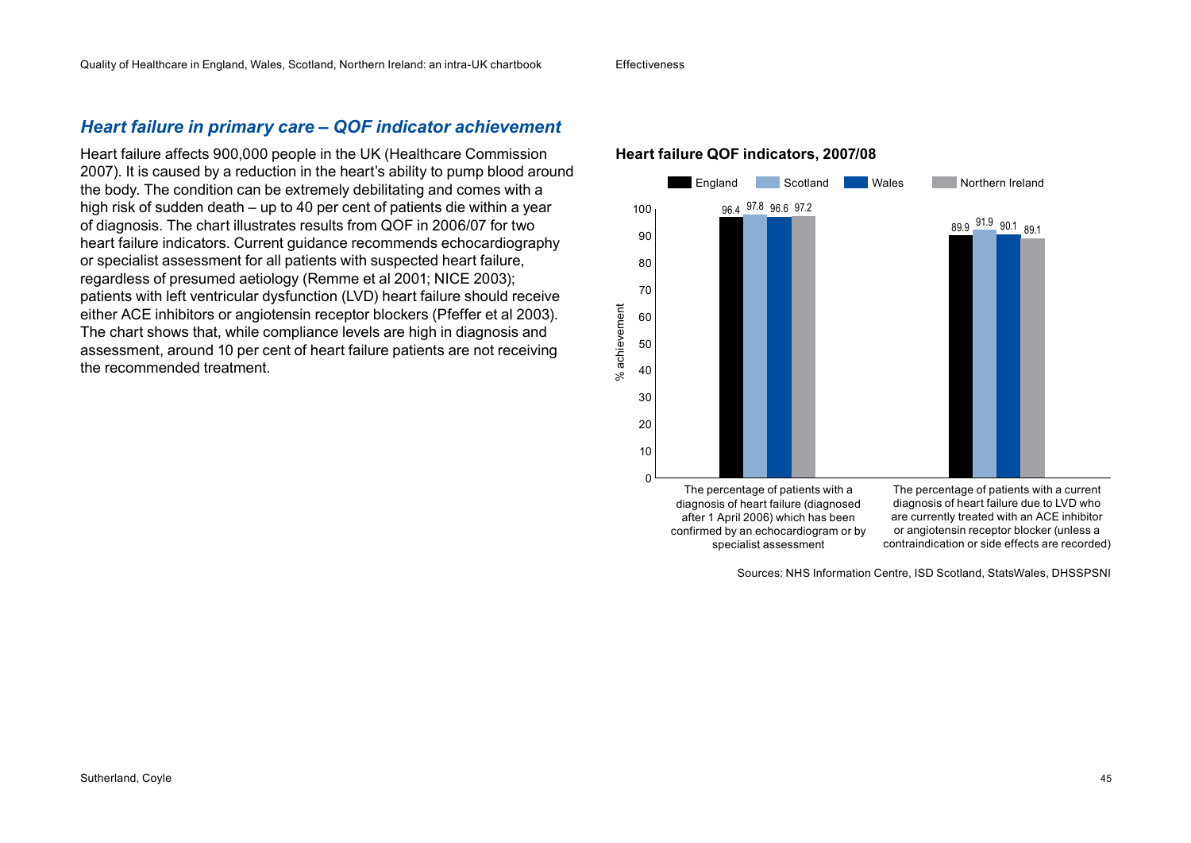## *Heart failure in primary care – QOF indicator achievement*

Heart failure affects 900,000 people in the UK (Healthcare Commission 2007). It is caused by a reduction in the heart's ability to pump blood around the body. The condition can be extremely debilitating and comes with a high risk of sudden death – up to 40 per cent of patients die within a year of diagnosis. The chart illustrates results from QOF in 2006/07 for two heart failure indicators. Current guidance recommends echocardiography or specialist assessment for all patients with suspected heart failure, regardless of presumed aetiology (Remme et al 2001; NICE 2003); patients with left ventricular dysfunction (LVD) heart failure should receive either ACE inhibitors or angiotensin receptor blockers (Pfeffer et al 2003). The chart shows that, while compliance levels are high in diagnosis and assessment, around 10 per cent of heart failure patients are not receiving the recommended treatment.

### Heart failure QOF indicators, 2007/08

| Indicator (% achievement) | England | Scotland | Wales | Northern Ireland |
|---|---|---|---|---|
| The percentage of patients with a diagnosis of heart failure (diagnosed after 1 April 2006) which has been confirmed by an echocardiogram or by specialist assessment | 96.4 | 97.8 | 96.6 | 97.2 |
| The percentage of patients with a current diagnosis of heart failure due to LVD who are currently treated with an ACE inhibitor or angiotensin receptor blocker (unless a contraindication or side effects are recorded) | 89.9 | 91.9 | 90.1 | 89.1 |

Sources: NHS Information Centre, ISD Scotland, StatsWales, DHSSPSNI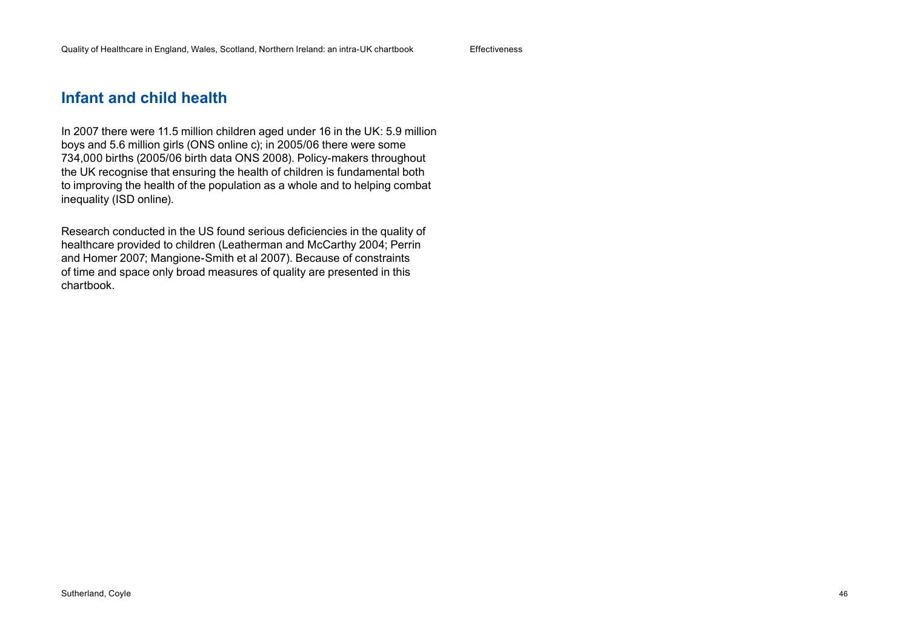## Infant and child health

In 2007 there were 11.5 million children aged under 16 in the UK: 5.9 million boys and 5.6 million girls (ONS online c); in 2005/06 there were some 734,000 births (2005/06 birth data ONS 2008). Policy-makers throughout the UK recognise that ensuring the health of children is fundamental both to improving the health of the population as a whole and to helping combat inequality (ISD online).

Research conducted in the US found serious deficiencies in the quality of healthcare provided to children (Leatherman and McCarthy 2004; Perrin and Homer 2007; Mangione-Smith et al 2007). Because of constraints of time and space only broad measures of quality are presented in this chartbook.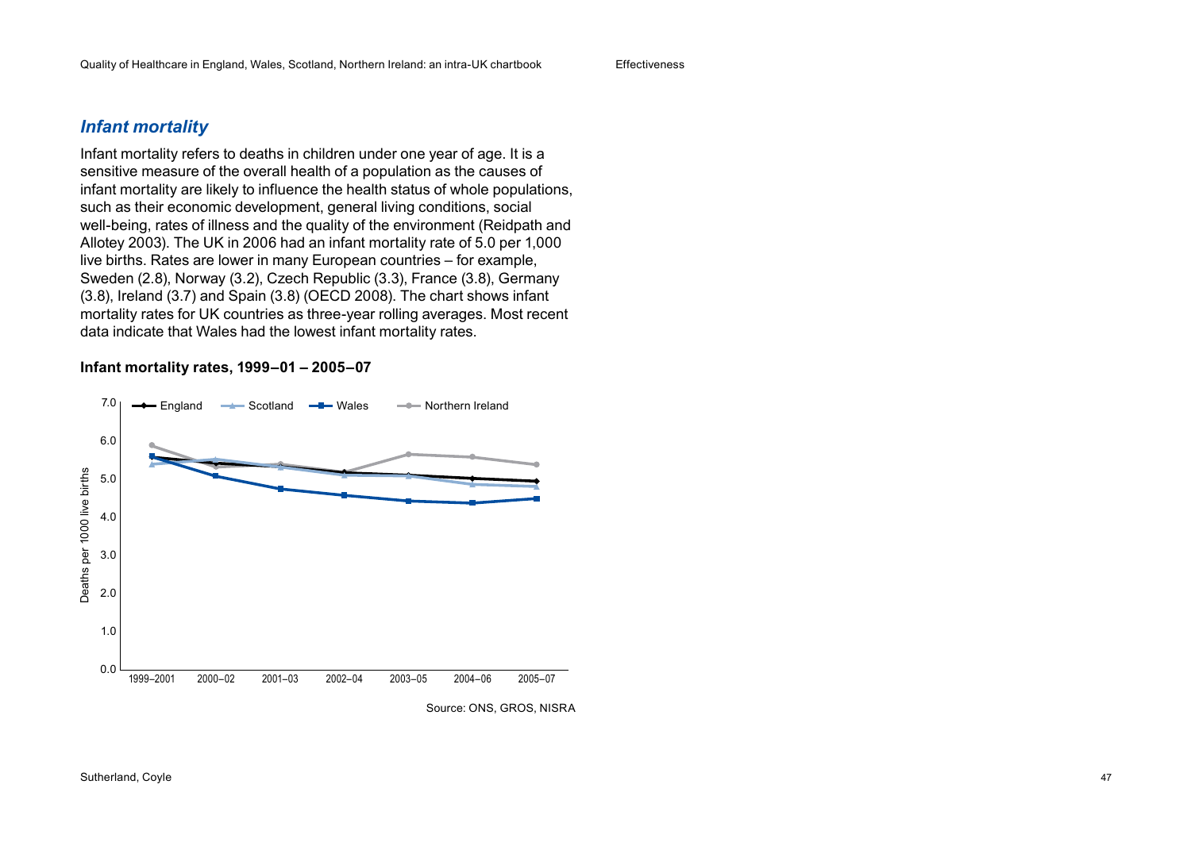## *Infant mortality*

Infant mortality refers to deaths in children under one year of age. It is a sensitive measure of the overall health of a population as the causes of infant mortality are likely to influence the health status of whole populations, such as their economic development, general living conditions, social well-being, rates of illness and the quality of the environment (Reidpath and Allotey 2003). The UK in 2006 had an infant mortality rate of 5.0 per 1,000 live births. Rates are lower in many European countries – for example, Sweden (2.8), Norway (3.2), Czech Republic (3.3), France (3.8), Germany (3.8), Ireland (3.7) and Spain (3.8) (OECD 2008). The chart shows infant mortality rates for UK countries as three-year rolling averages. Most recent data indicate that Wales had the lowest infant mortality rates.

**Infant mortality rates, 1999–01 – 2005–07**

Source: ONS, GROS, NISRA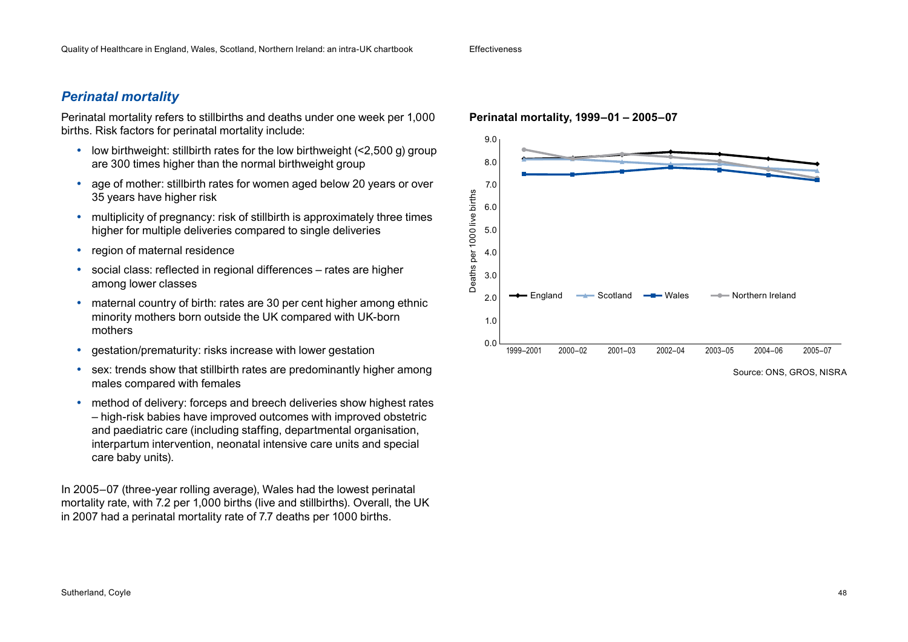## *Perinatal mortality*

Perinatal mortality refers to stillbirths and deaths under one week per 1,000 births. Risk factors for perinatal mortality include:

- low birthweight: stillbirth rates for the low birthweight (<2,500 g) group are 300 times higher than the normal birthweight group
- age of mother: stillbirth rates for women aged below 20 years or over 35 years have higher risk
- multiplicity of pregnancy: risk of stillbirth is approximately three times higher for multiple deliveries compared to single deliveries
- region of maternal residence
- social class: reflected in regional differences – rates are higher among lower classes
- maternal country of birth: rates are 30 per cent higher among ethnic minority mothers born outside the UK compared with UK-born mothers
- gestation/prematurity: risks increase with lower gestation
- sex: trends show that stillbirth rates are predominantly higher among males compared with females
- method of delivery: forceps and breech deliveries show highest rates – high-risk babies have improved outcomes with improved obstetric and paediatric care (including staffing, departmental organisation, interpartum intervention, neonatal intensive care units and special care baby units).

In 2005–07 (three-year rolling average), Wales had the lowest perinatal mortality rate, with 7.2 per 1,000 births (live and stillbirths). Overall, the UK in 2007 had a perinatal mortality rate of 7.7 deaths per 1000 births.

**Perinatal mortality, 1999–01 – 2005–07**

Source: ONS, GROS, NISRA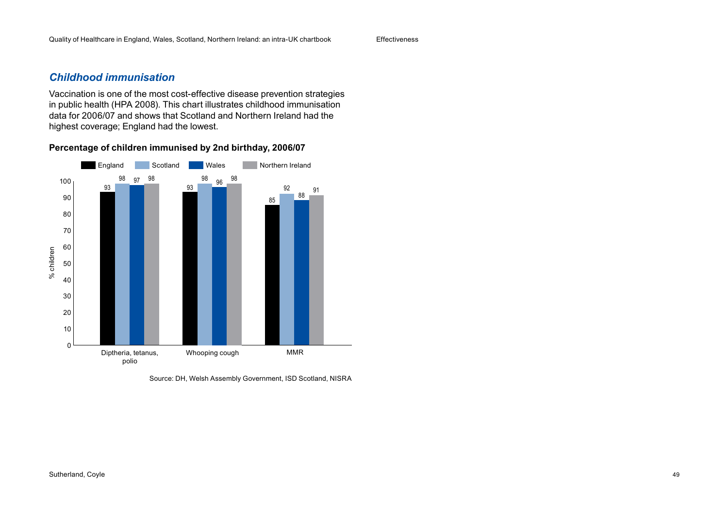## *Childhood immunisation*

Vaccination is one of the most cost-effective disease prevention strategies in public health (HPA 2008). This chart illustrates childhood immunisation data for 2006/07 and shows that Scotland and Northern Ireland had the highest coverage; England had the lowest.

**Percentage of children immunised by 2nd birthday, 2006/07**

| % children | England | Scotland | Wales | Northern Ireland |
|---|---|---|---|---|
| Diptheria, tetanus, polio | 93 | 98 | 97 | 98 |
| Whooping cough | 93 | 98 | 96 | 98 |
| MMR | 85 | 92 | 88 | 91 |

Source: DH, Welsh Assembly Government, ISD Scotland, NISRA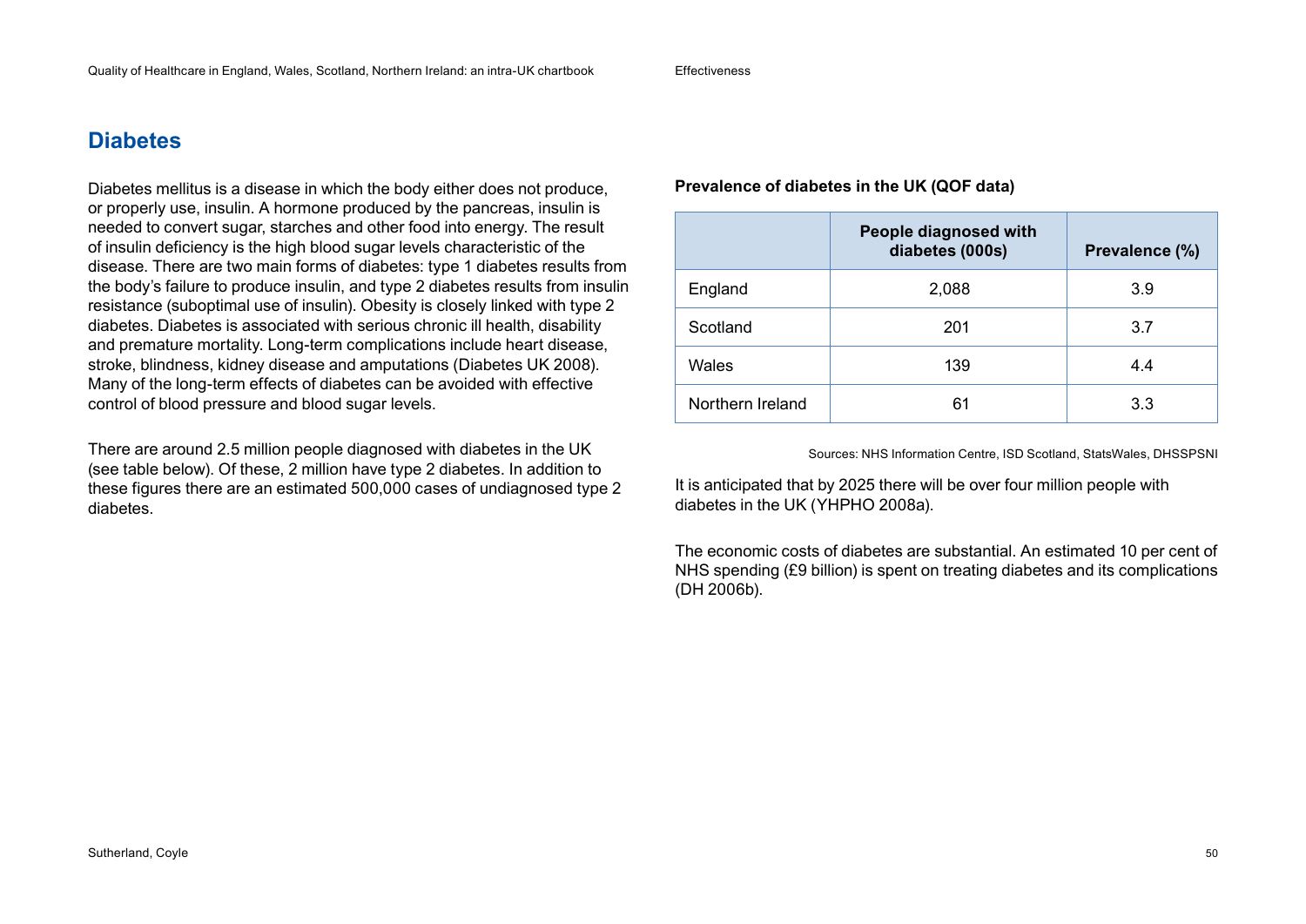## Diabetes

Diabetes mellitus is a disease in which the body either does not produce, or properly use, insulin. A hormone produced by the pancreas, insulin is needed to convert sugar, starches and other food into energy. The result of insulin deficiency is the high blood sugar levels characteristic of the disease. There are two main forms of diabetes: type 1 diabetes results from the body's failure to produce insulin, and type 2 diabetes results from insulin resistance (suboptimal use of insulin). Obesity is closely linked with type 2 diabetes. Diabetes is associated with serious chronic ill health, disability and premature mortality. Long-term complications include heart disease, stroke, blindness, kidney disease and amputations (Diabetes UK 2008). Many of the long-term effects of diabetes can be avoided with effective control of blood pressure and blood sugar levels.

There are around 2.5 million people diagnosed with diabetes in the UK (see table below). Of these, 2 million have type 2 diabetes. In addition to these figures there are an estimated 500,000 cases of undiagnosed type 2 diabetes.

**Prevalence of diabetes in the UK (QOF data)**

| | People diagnosed with diabetes (000s) | Prevalence (%) |
|---|---|---|
| England | 2,088 | 3.9 |
| Scotland | 201 | 3.7 |
| Wales | 139 | 4.4 |
| Northern Ireland | 61 | 3.3 |

Sources: NHS Information Centre, ISD Scotland, StatsWales, DHSSPSNI

It is anticipated that by 2025 there will be over four million people with diabetes in the UK (YHPHO 2008a).

The economic costs of diabetes are substantial. An estimated 10 per cent of NHS spending (£9 billion) is spent on treating diabetes and its complications (DH 2006b).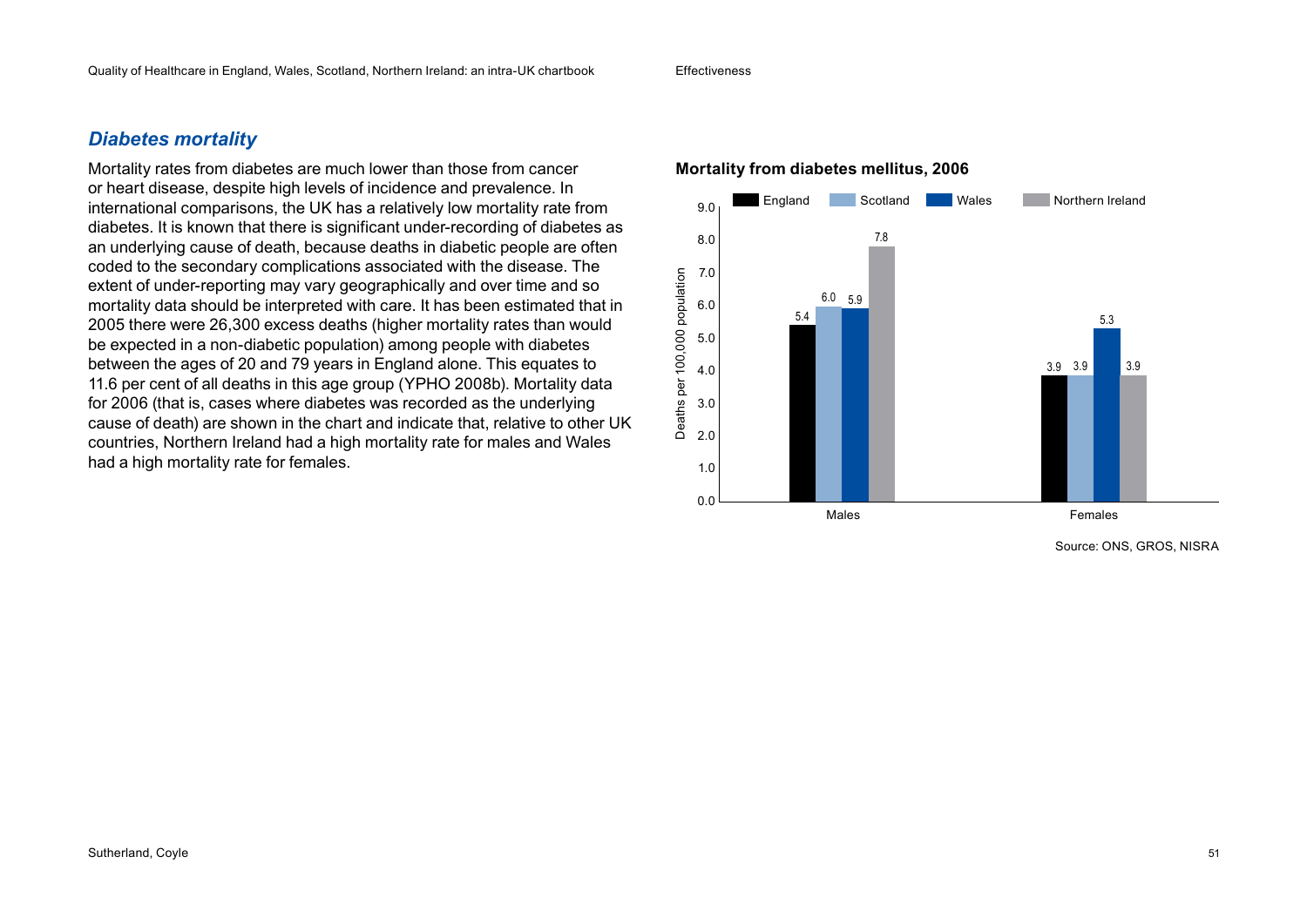## *Diabetes mortality*

Mortality rates from diabetes are much lower than those from cancer or heart disease, despite high levels of incidence and prevalence. In international comparisons, the UK has a relatively low mortality rate from diabetes. It is known that there is significant under-recording of diabetes as an underlying cause of death, because deaths in diabetic people are often coded to the secondary complications associated with the disease. The extent of under-reporting may vary geographically and over time and so mortality data should be interpreted with care. It has been estimated that in 2005 there were 26,300 excess deaths (higher mortality rates than would be expected in a non-diabetic population) among people with diabetes between the ages of 20 and 79 years in England alone. This equates to 11.6 per cent of all deaths in this age group (YPHO 2008b). Mortality data for 2006 (that is, cases where diabetes was recorded as the underlying cause of death) are shown in the chart and indicate that, relative to other UK countries, Northern Ireland had a high mortality rate for males and Wales had a high mortality rate for females.

**Mortality from diabetes mellitus, 2006**

Deaths per 100,000 population

| | England | Scotland | Wales | Northern Ireland |
|---|---|---|---|---|
| Males | 5.4 | 6.0 | 5.9 | 7.8 |
| Females | 3.9 | 3.9 | 5.3 | 3.9 |

Source: ONS, GROS, NISRA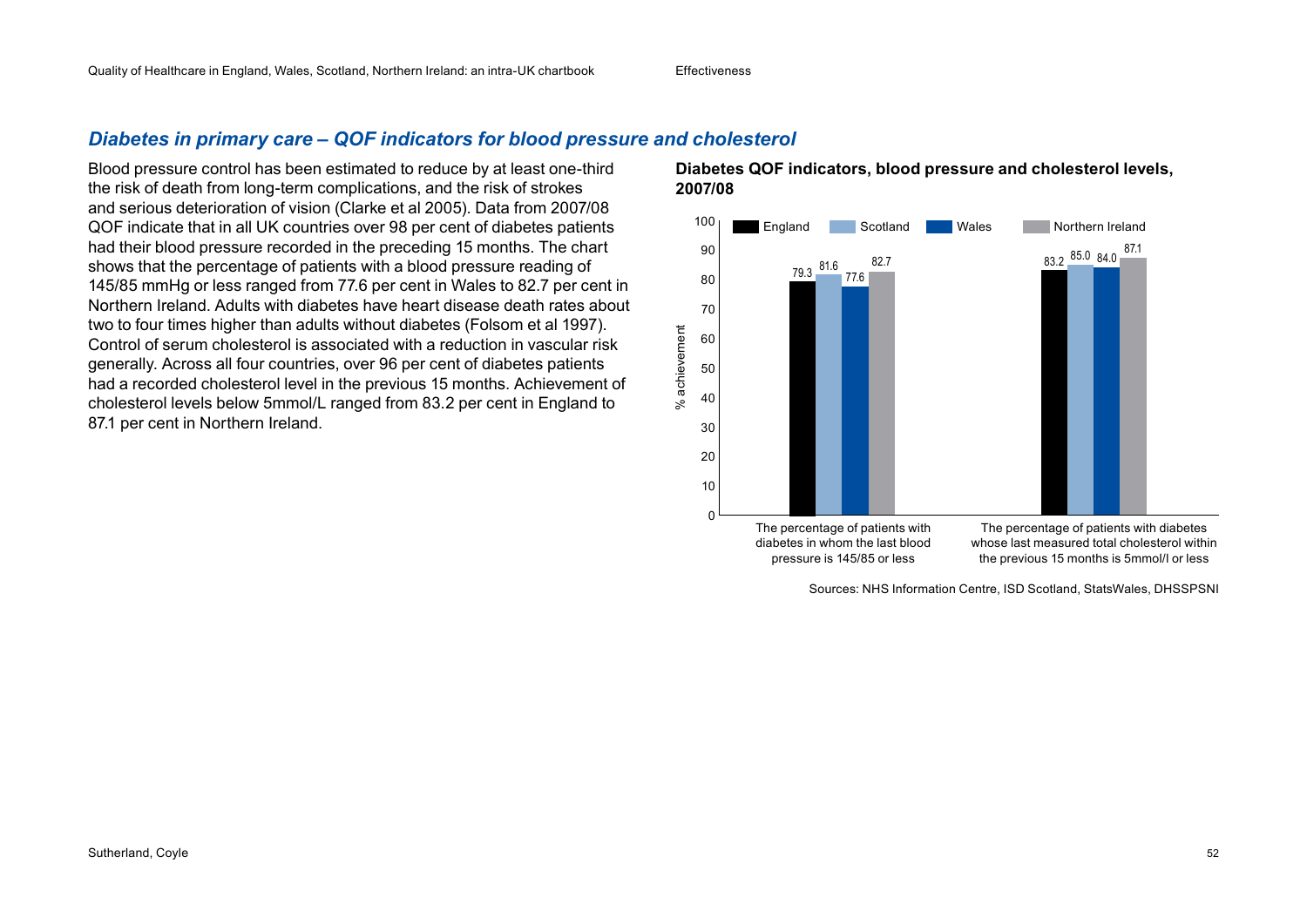## *Diabetes in primary care – QOF indicators for blood pressure and cholesterol*

Blood pressure control has been estimated to reduce by at least one-third the risk of death from long-term complications, and the risk of strokes and serious deterioration of vision (Clarke et al 2005). Data from 2007/08 QOF indicate that in all UK countries over 98 per cent of diabetes patients had their blood pressure recorded in the preceding 15 months. The chart shows that the percentage of patients with a blood pressure reading of 145/85 mmHg or less ranged from 77.6 per cent in Wales to 82.7 per cent in Northern Ireland. Adults with diabetes have heart disease death rates about two to four times higher than adults without diabetes (Folsom et al 1997). Control of serum cholesterol is associated with a reduction in vascular risk generally. Across all four countries, over 96 per cent of diabetes patients had a recorded cholesterol level in the previous 15 months. Achievement of cholesterol levels below 5mmol/L ranged from 83.2 per cent in England to 87.1 per cent in Northern Ireland.

**Diabetes QOF indicators, blood pressure and cholesterol levels, 2007/08**

| % achievement | England | Scotland | Wales | Northern Ireland |
|---|---|---|---|---|
| The percentage of patients with diabetes in whom the last blood pressure is 145/85 or less | 79.3 | 81.6 | 77.6 | 82.7 |
| The percentage of patients with diabetes whose last measured total cholesterol within the previous 15 months is 5mmol/l or less | 83.2 | 85.0 | 84.0 | 87.1 |

Sources: NHS Information Centre, ISD Scotland, StatsWales, DHSSPSNI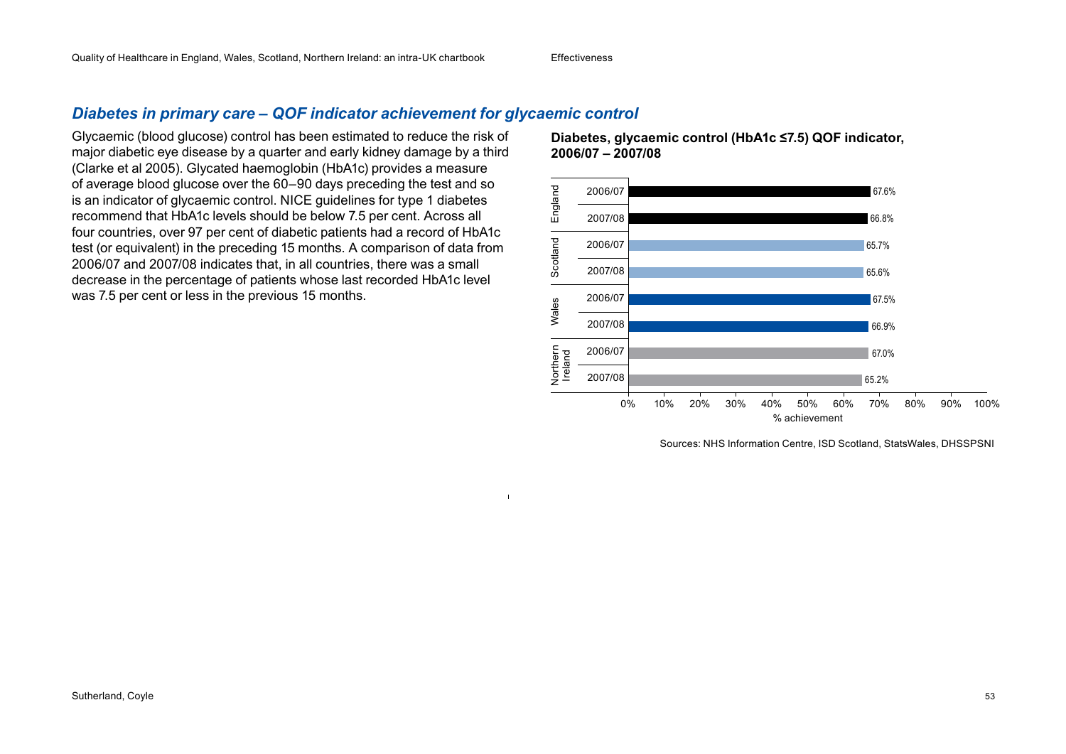## *Diabetes in primary care – QOF indicator achievement for glycaemic control*

Glycaemic (blood glucose) control has been estimated to reduce the risk of major diabetic eye disease by a quarter and early kidney damage by a third (Clarke et al 2005). Glycated haemoglobin (HbA1c) provides a measure of average blood glucose over the 60–90 days preceding the test and so is an indicator of glycaemic control. NICE guidelines for type 1 diabetes recommend that HbA1c levels should be below 7.5 per cent. Across all four countries, over 97 per cent of diabetic patients had a record of HbA1c test (or equivalent) in the preceding 15 months. A comparison of data from 2006/07 and 2007/08 indicates that, in all countries, there was a small decrease in the percentage of patients whose last recorded HbA1c level was 7.5 per cent or less in the previous 15 months.

**Diabetes, glycaemic control (HbA1c ≤7.5) QOF indicator, 2006/07 – 2007/08**

| Country | Year | % achievement |
|---|---|---|
| England | 2006/07 | 67.6% |
| England | 2007/08 | 66.8% |
| Scotland | 2006/07 | 65.7% |
| Scotland | 2007/08 | 65.6% |
| Wales | 2006/07 | 67.5% |
| Wales | 2007/08 | 66.9% |
| Northern Ireland | 2006/07 | 67.0% |
| Northern Ireland | 2007/08 | 65.2% |

Sources: NHS Information Centre, ISD Scotland, StatsWales, DHSSPSNI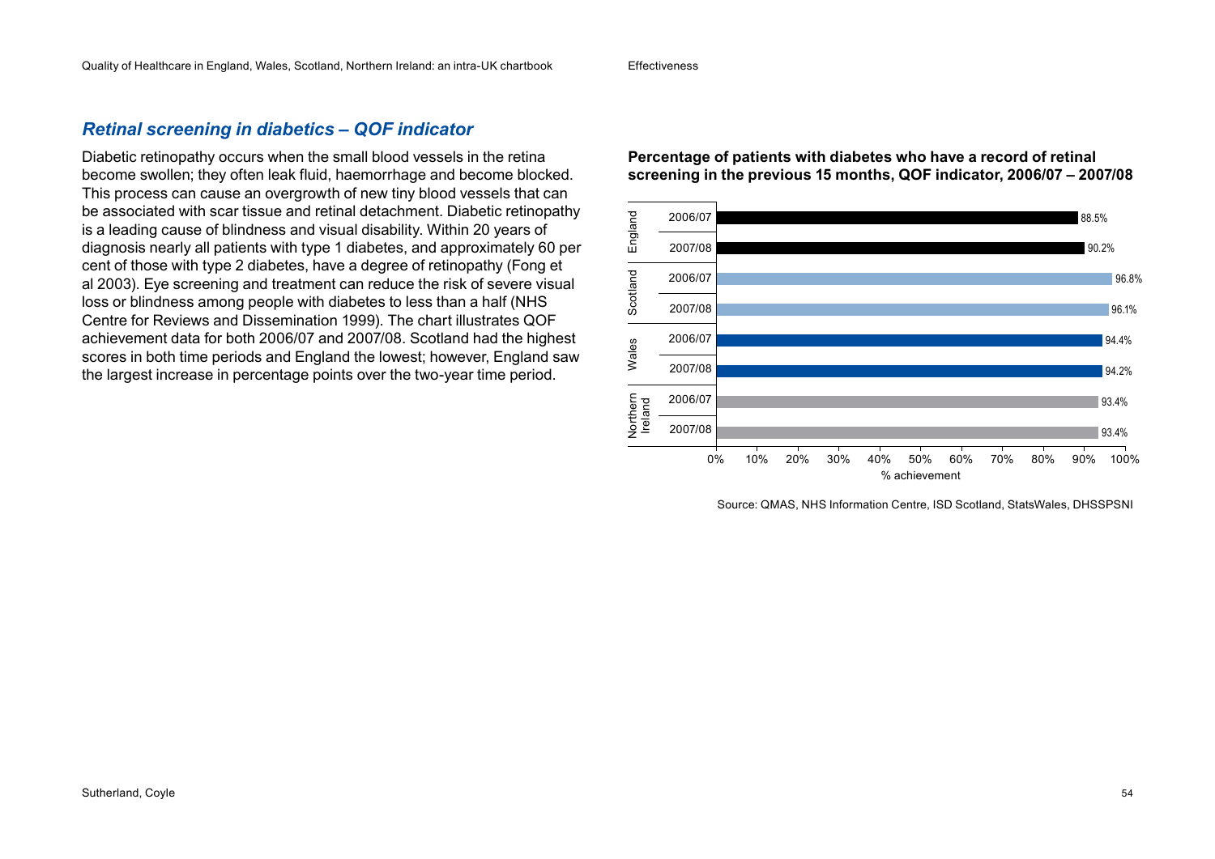## *Retinal screening in diabetics – QOF indicator*

Diabetic retinopathy occurs when the small blood vessels in the retina become swollen; they often leak fluid, haemorrhage and become blocked. This process can cause an overgrowth of new tiny blood vessels that can be associated with scar tissue and retinal detachment. Diabetic retinopathy is a leading cause of blindness and visual disability. Within 20 years of diagnosis nearly all patients with type 1 diabetes, and approximately 60 per cent of those with type 2 diabetes, have a degree of retinopathy (Fong et al 2003). Eye screening and treatment can reduce the risk of severe visual loss or blindness among people with diabetes to less than a half (NHS Centre for Reviews and Dissemination 1999). The chart illustrates QOF achievement data for both 2006/07 and 2007/08. Scotland had the highest scores in both time periods and England the lowest; however, England saw the largest increase in percentage points over the two-year time period.

**Percentage of patients with diabetes who have a record of retinal screening in the previous 15 months, QOF indicator, 2006/07 – 2007/08**

| Country | Year | % achievement |
|---|---|---|
| England | 2006/07 | 88.5% |
| England | 2007/08 | 90.2% |
| Scotland | 2006/07 | 96.8% |
| Scotland | 2007/08 | 96.1% |
| Wales | 2006/07 | 94.4% |
| Wales | 2007/08 | 94.2% |
| Northern Ireland | 2006/07 | 93.4% |
| Northern Ireland | 2007/08 | 93.4% |

Source: QMAS, NHS Information Centre, ISD Scotland, StatsWales, DHSSPSNI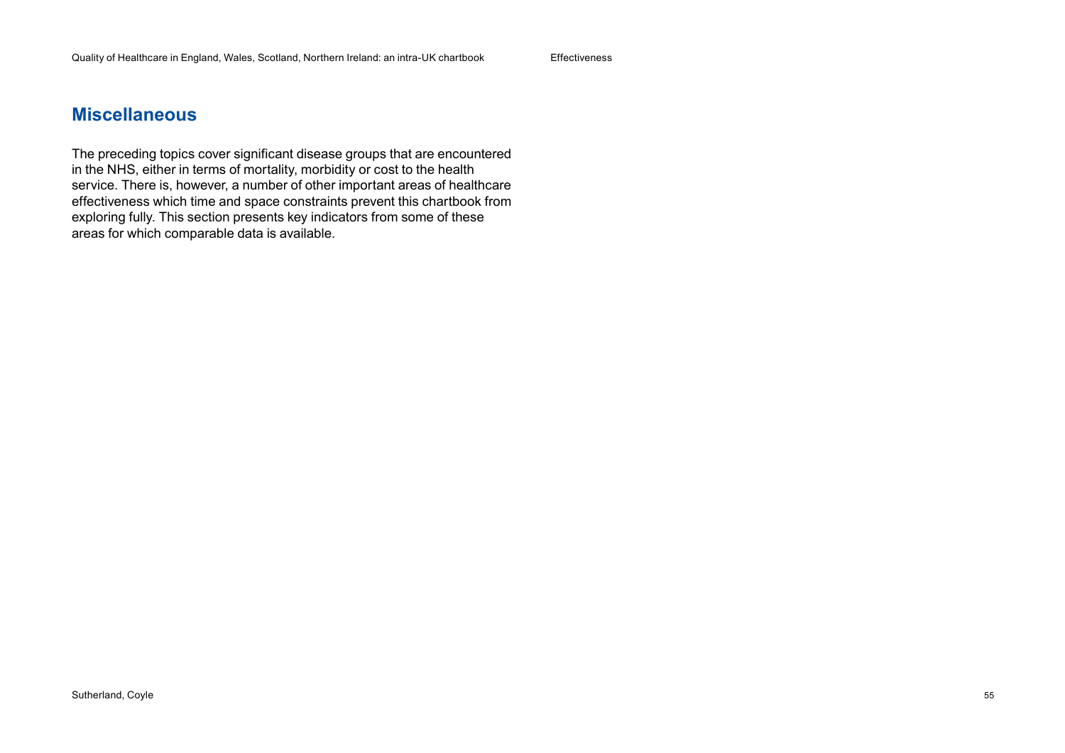## Miscellaneous

The preceding topics cover significant disease groups that are encountered in the NHS, either in terms of mortality, morbidity or cost to the health service. There is, however, a number of other important areas of healthcare effectiveness which time and space constraints prevent this chartbook from exploring fully. This section presents key indicators from some of these areas for which comparable data is available.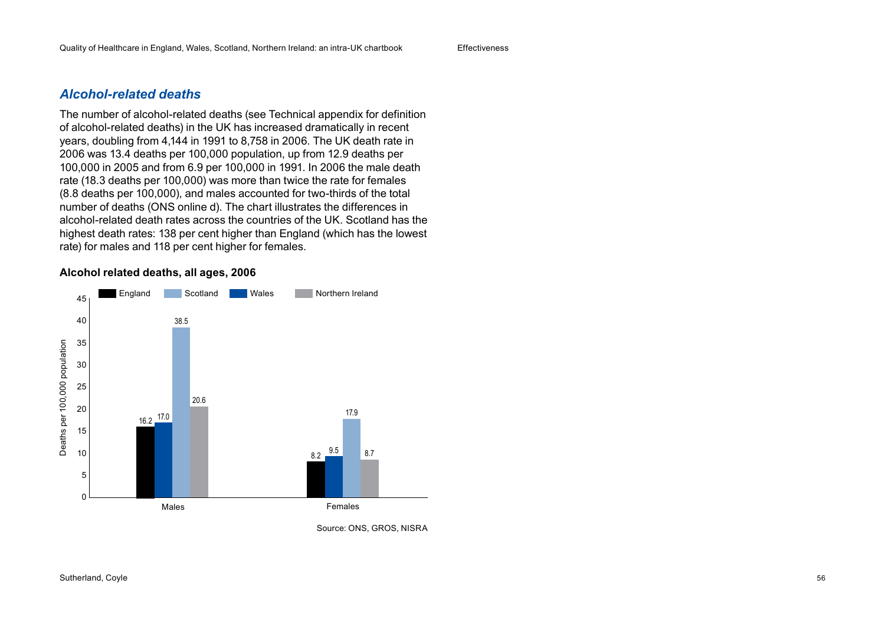## *Alcohol-related deaths*

The number of alcohol-related deaths (see Technical appendix for definition of alcohol-related deaths) in the UK has increased dramatically in recent years, doubling from 4,144 in 1991 to 8,758 in 2006. The UK death rate in 2006 was 13.4 deaths per 100,000 population, up from 12.9 deaths per 100,000 in 2005 and from 6.9 per 100,000 in 1991. In 2006 the male death rate (18.3 deaths per 100,000) was more than twice the rate for females (8.8 deaths per 100,000), and males accounted for two-thirds of the total number of deaths (ONS online d). The chart illustrates the differences in alcohol-related death rates across the countries of the UK. Scotland has the highest death rates: 138 per cent higher than England (which has the lowest rate) for males and 118 per cent higher for females.

**Alcohol related deaths, all ages, 2006**

| Deaths per 100,000 population | England | Wales | Scotland | Northern Ireland |
|---|---|---|---|---|
| Males | 16.2 | 17.0 | 38.5 | 20.6 |
| Females | 8.2 | 9.5 | 17.9 | 8.7 |

Source: ONS, GROS, NISRA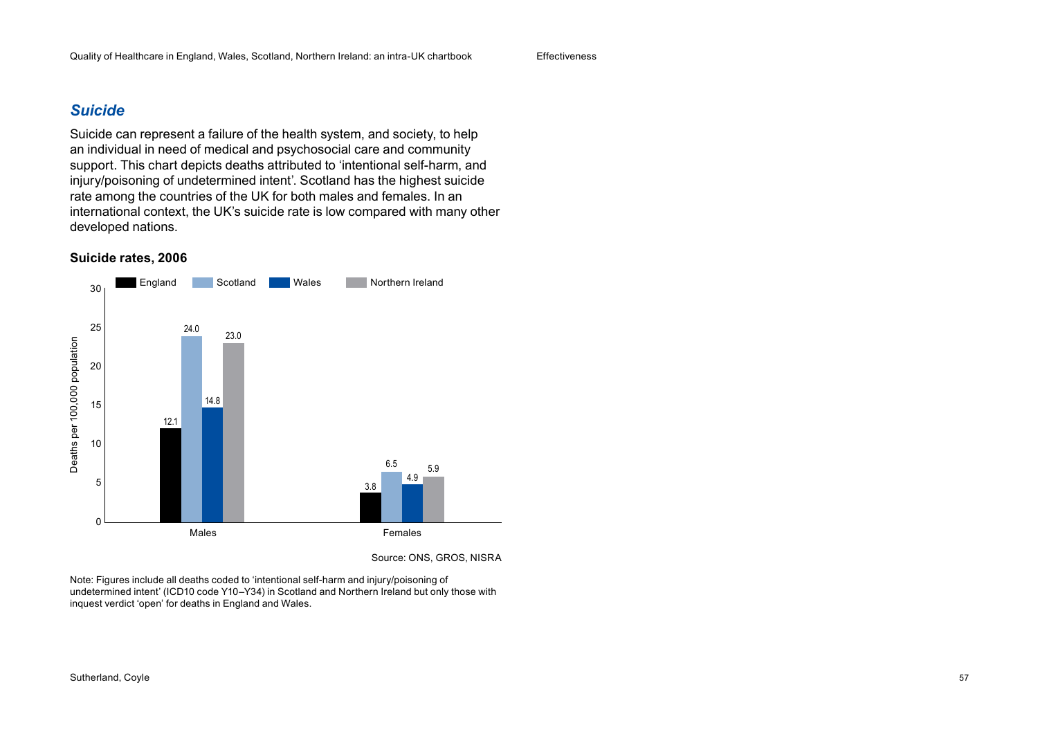## *Suicide*

Suicide can represent a failure of the health system, and society, to help an individual in need of medical and psychosocial care and community support. This chart depicts deaths attributed to 'intentional self-harm, and injury/poisoning of undetermined intent'. Scotland has the highest suicide rate among the countries of the UK for both males and females. In an international context, the UK's suicide rate is low compared with many other developed nations.

**Suicide rates, 2006**

Deaths per 100,000 population

| | England | Scotland | Wales | Northern Ireland |
|---|---|---|---|---|
| Males | 12.1 | 24.0 | 14.8 | 23.0 |
| Females | 3.8 | 6.5 | 4.9 | 5.9 |

Source: ONS, GROS, NISRA

Note: Figures include all deaths coded to 'intentional self-harm and injury/poisoning of undetermined intent' (ICD10 code Y10–Y34) in Scotland and Northern Ireland but only those with inquest verdict 'open' for deaths in England and Wales.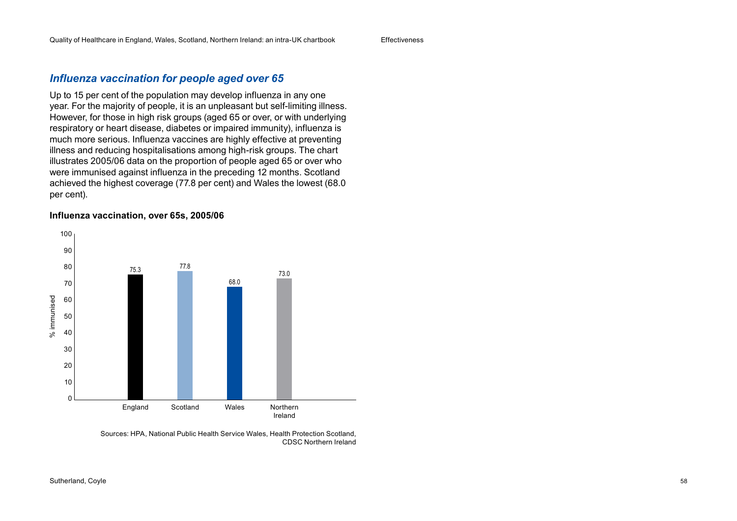## *Influenza vaccination for people aged over 65*

Up to 15 per cent of the population may develop influenza in any one year. For the majority of people, it is an unpleasant but self-limiting illness. However, for those in high risk groups (aged 65 or over, or with underlying respiratory or heart disease, diabetes or impaired immunity), influenza is much more serious. Influenza vaccines are highly effective at preventing illness and reducing hospitalisations among high-risk groups. The chart illustrates 2005/06 data on the proportion of people aged 65 or over who were immunised against influenza in the preceding 12 months. Scotland achieved the highest coverage (77.8 per cent) and Wales the lowest (68.0 per cent).

**Influenza vaccination, over 65s, 2005/06**

| | % immunised |
|---|---|
| England | 75.3 |
| Scotland | 77.8 |
| Wales | 68.0 |
| Northern Ireland | 73.0 |

Sources: HPA, National Public Health Service Wales, Health Protection Scotland, CDSC Northern Ireland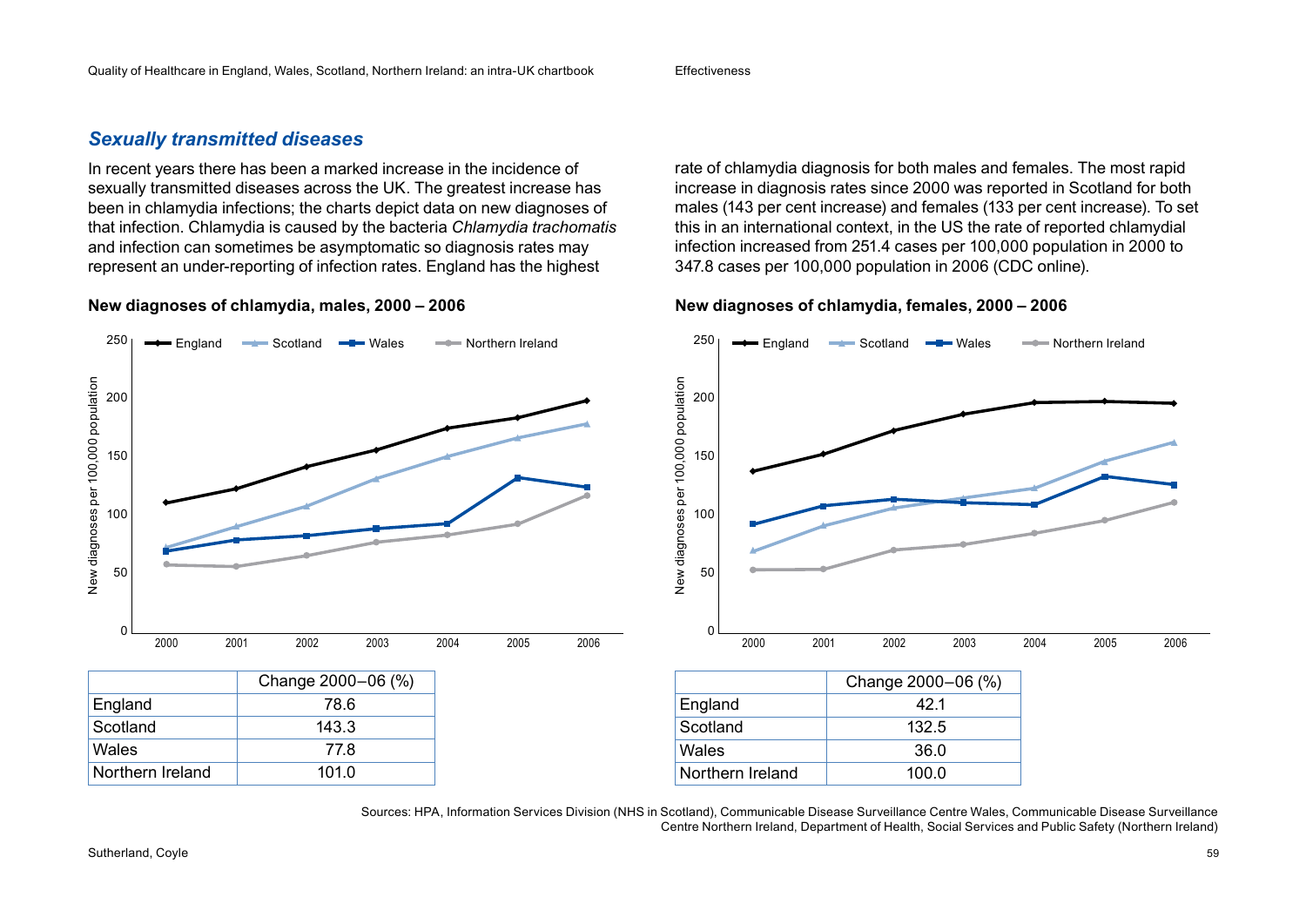## *Sexually transmitted diseases*

In recent years there has been a marked increase in the incidence of sexually transmitted diseases across the UK. The greatest increase has been in chlamydia infections; the charts depict data on new diagnoses of that infection. Chlamydia is caused by the bacteria *Chlamydia trachomatis* and infection can sometimes be asymptomatic so diagnosis rates may represent an under-reporting of infection rates. England has the highest rate of chlamydia diagnosis for both males and females. The most rapid increase in diagnosis rates since 2000 was reported in Scotland for both males (143 per cent increase) and females (133 per cent increase). To set this in an international context, in the US the rate of reported chlamydial infection increased from 251.4 cases per 100,000 population in 2000 to 347.8 cases per 100,000 population in 2006 (CDC online).

**New diagnoses of chlamydia, males, 2000 – 2006**

| | Change 2000–06 (%) |
|---|---|
| England | 78.6 |
| Scotland | 143.3 |
| Wales | 77.8 |
| Northern Ireland | 101.0 |

**New diagnoses of chlamydia, females, 2000 – 2006**

| | Change 2000–06 (%) |
|---|---|
| England | 42.1 |
| Scotland | 132.5 |
| Wales | 36.0 |
| Northern Ireland | 100.0 |

Sources: HPA, Information Services Division (NHS in Scotland), Communicable Disease Surveillance Centre Wales, Communicable Disease Surveillance Centre Northern Ireland, Department of Health, Social Services and Public Safety (Northern Ireland)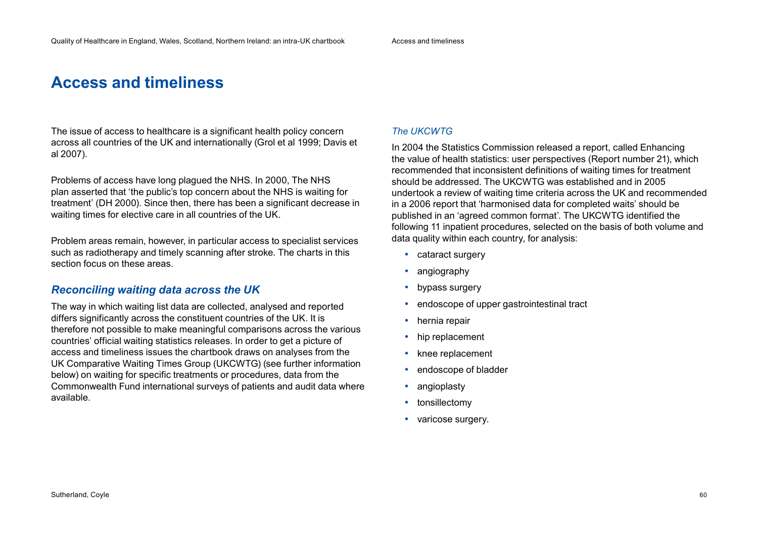# Access and timeliness

The issue of access to healthcare is a significant health policy concern across all countries of the UK and internationally (Grol et al 1999; Davis et al 2007).

Problems of access have long plagued the NHS. In 2000, The NHS plan asserted that 'the public's top concern about the NHS is waiting for treatment' (DH 2000). Since then, there has been a significant decrease in waiting times for elective care in all countries of the UK.

Problem areas remain, however, in particular access to specialist services such as radiotherapy and timely scanning after stroke. The charts in this section focus on these areas.

## *Reconciling waiting data across the UK*

The way in which waiting list data are collected, analysed and reported differs significantly across the constituent countries of the UK. It is therefore not possible to make meaningful comparisons across the various countries' official waiting statistics releases. In order to get a picture of access and timeliness issues the chartbook draws on analyses from the UK Comparative Waiting Times Group (UKCWTG) (see further information below) on waiting for specific treatments or procedures, data from the Commonwealth Fund international surveys of patients and audit data where available.

### *The UKCWTG*

In 2004 the Statistics Commission released a report, called Enhancing the value of health statistics: user perspectives (Report number 21), which recommended that inconsistent definitions of waiting times for treatment should be addressed. The UKCWTG was established and in 2005 undertook a review of waiting time criteria across the UK and recommended in a 2006 report that 'harmonised data for completed waits' should be published in an 'agreed common format'. The UKCWTG identified the following 11 inpatient procedures, selected on the basis of both volume and data quality within each country, for analysis:

- cataract surgery
- angiography
- bypass surgery
- endoscope of upper gastrointestinal tract
- hernia repair
- hip replacement
- knee replacement
- endoscope of bladder
- angioplasty
- tonsillectomy
- varicose surgery.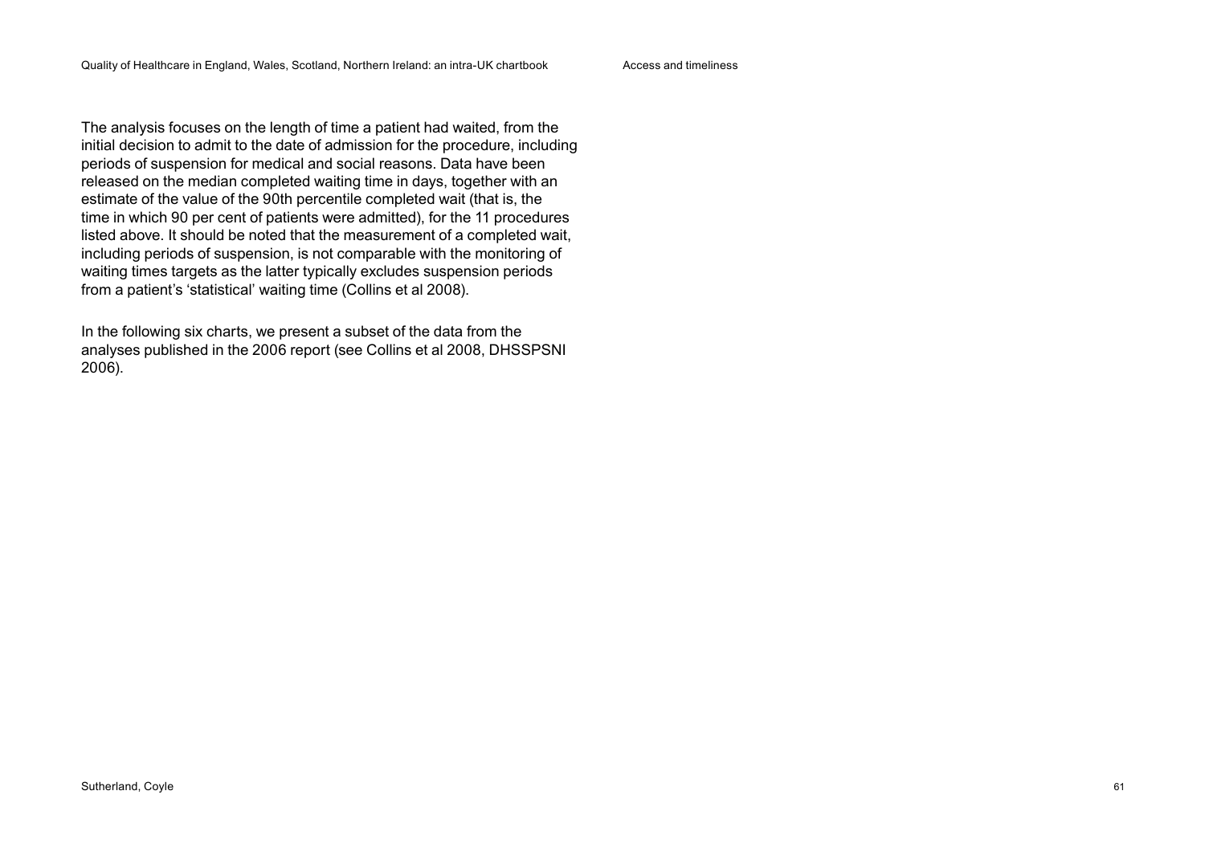The analysis focuses on the length of time a patient had waited, from the initial decision to admit to the date of admission for the procedure, including periods of suspension for medical and social reasons. Data have been released on the median completed waiting time in days, together with an estimate of the value of the 90th percentile completed wait (that is, the time in which 90 per cent of patients were admitted), for the 11 procedures listed above. It should be noted that the measurement of a completed wait, including periods of suspension, is not comparable with the monitoring of waiting times targets as the latter typically excludes suspension periods from a patient's 'statistical' waiting time (Collins et al 2008).

In the following six charts, we present a subset of the data from the analyses published in the 2006 report (see Collins et al 2008, DHSSPSNI 2006).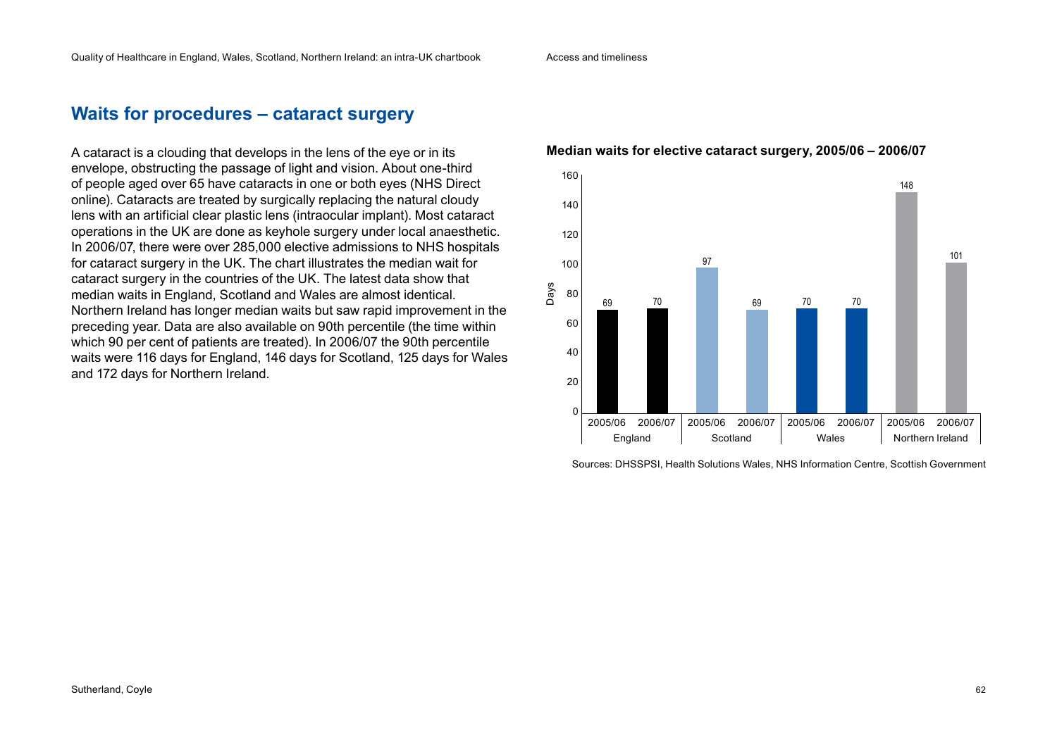## Waits for procedures – cataract surgery

A cataract is a clouding that develops in the lens of the eye or in its envelope, obstructing the passage of light and vision. About one-third of people aged over 65 have cataracts in one or both eyes (NHS Direct online). Cataracts are treated by surgically replacing the natural cloudy lens with an artificial clear plastic lens (intraocular implant). Most cataract operations in the UK are done as keyhole surgery under local anaesthetic. In 2006/07, there were over 285,000 elective admissions to NHS hospitals for cataract surgery in the UK. The chart illustrates the median wait for cataract surgery in the countries of the UK. The latest data show that median waits in England, Scotland and Wales are almost identical. Northern Ireland has longer median waits but saw rapid improvement in the preceding year. Data are also available on 90th percentile (the time within which 90 per cent of patients are treated). In 2006/07 the 90th percentile waits were 116 days for England, 146 days for Scotland, 125 days for Wales and 172 days for Northern Ireland.

**Median waits for elective cataract surgery, 2005/06 – 2006/07**

| Country | Year | Days |
|---|---|---|
| England | 2005/06 | 69 |
| England | 2006/07 | 70 |
| Scotland | 2005/06 | 97 |
| Scotland | 2006/07 | 69 |
| Wales | 2005/06 | 70 |
| Wales | 2006/07 | 70 |
| Northern Ireland | 2005/06 | 148 |
| Northern Ireland | 2006/07 | 101 |

Sources: DHSSPSI, Health Solutions Wales, NHS Information Centre, Scottish Government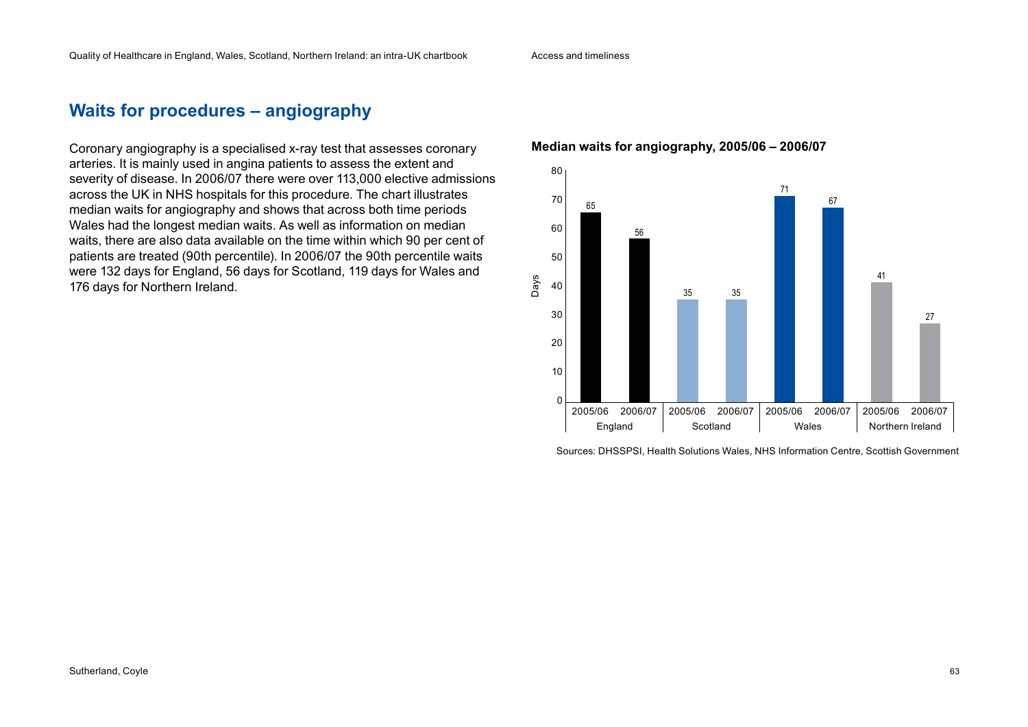## Waits for procedures – angiography

Coronary angiography is a specialised x-ray test that assesses coronary arteries. It is mainly used in angina patients to assess the extent and severity of disease. In 2006/07 there were over 113,000 elective admissions across the UK in NHS hospitals for this procedure. The chart illustrates median waits for angiography and shows that across both time periods Wales had the longest median waits. As well as information on median waits, there are also data available on the time within which 90 per cent of patients are treated (90th percentile). In 2006/07 the 90th percentile waits were 132 days for England, 56 days for Scotland, 119 days for Wales and 176 days for Northern Ireland.

**Median waits for angiography, 2005/06 – 2006/07**

| Country | 2005/06 (Days) | 2006/07 (Days) |
|---|---|---|
| England | 65 | 56 |
| Scotland | 35 | 35 |
| Wales | 71 | 67 |
| Northern Ireland | 41 | 27 |

Sources: DHSSPSI, Health Solutions Wales, NHS Information Centre, Scottish Government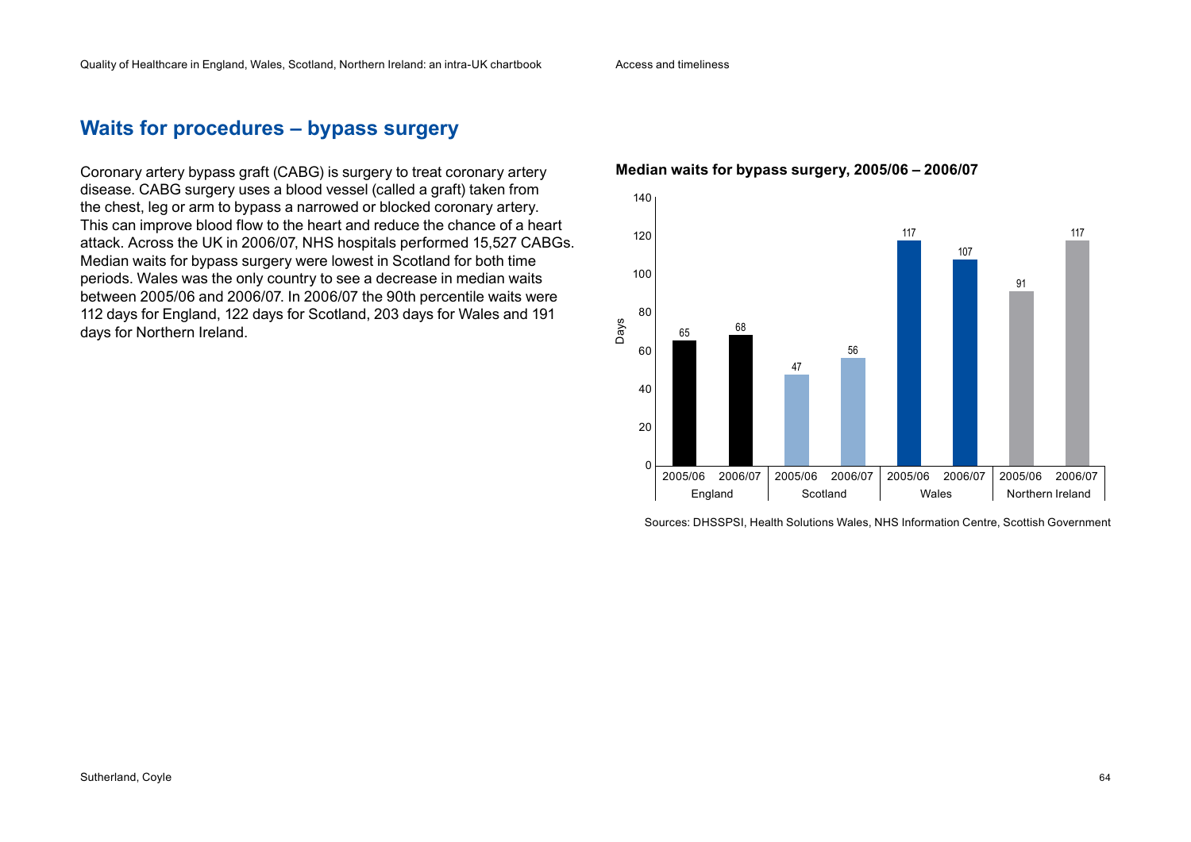## Waits for procedures – bypass surgery

Coronary artery bypass graft (CABG) is surgery to treat coronary artery disease. CABG surgery uses a blood vessel (called a graft) taken from the chest, leg or arm to bypass a narrowed or blocked coronary artery. This can improve blood flow to the heart and reduce the chance of a heart attack. Across the UK in 2006/07, NHS hospitals performed 15,527 CABGs. Median waits for bypass surgery were lowest in Scotland for both time periods. Wales was the only country to see a decrease in median waits between 2005/06 and 2006/07. In 2006/07 the 90th percentile waits were 112 days for England, 122 days for Scotland, 203 days for Wales and 191 days for Northern Ireland.

**Median waits for bypass surgery, 2005/06 – 2006/07**

| Country | 2005/06 (Days) | 2006/07 (Days) |
|---|---|---|
| England | 65 | 68 |
| Scotland | 47 | 56 |
| Wales | 117 | 107 |
| Northern Ireland | 91 | 117 |

Sources: DHSSPSI, Health Solutions Wales, NHS Information Centre, Scottish Government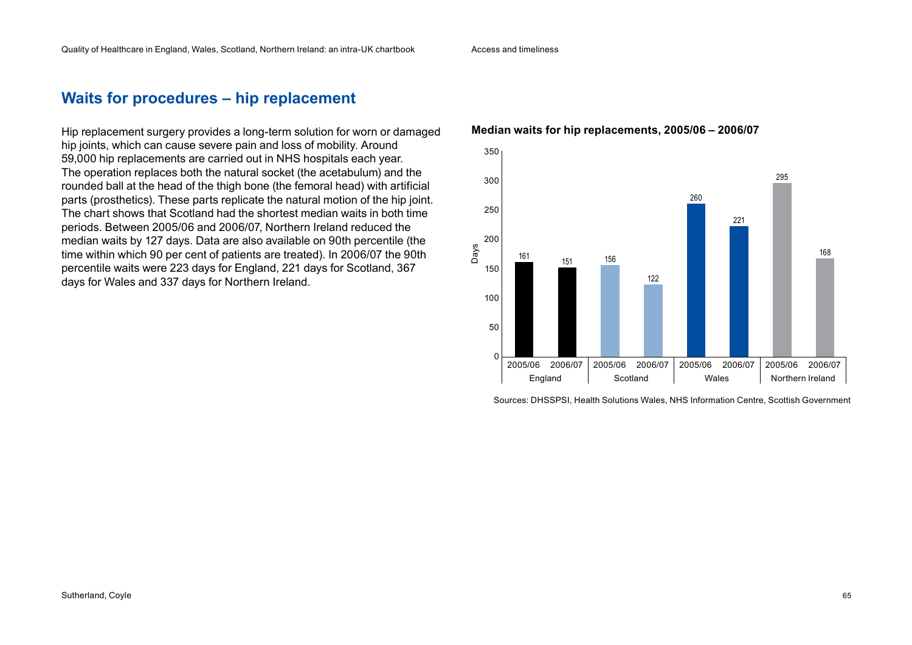## Waits for procedures – hip replacement

Hip replacement surgery provides a long-term solution for worn or damaged hip joints, which can cause severe pain and loss of mobility. Around 59,000 hip replacements are carried out in NHS hospitals each year. The operation replaces both the natural socket (the acetabulum) and the rounded ball at the head of the thigh bone (the femoral head) with artificial parts (prosthetics). These parts replicate the natural motion of the hip joint. The chart shows that Scotland had the shortest median waits in both time periods. Between 2005/06 and 2006/07, Northern Ireland reduced the median waits by 127 days. Data are also available on 90th percentile (the time within which 90 per cent of patients are treated). In 2006/07 the 90th percentile waits were 223 days for England, 221 days for Scotland, 367 days for Wales and 337 days for Northern Ireland.

**Median waits for hip replacements, 2005/06 – 2006/07**

| Country | 2005/06 (Days) | 2006/07 (Days) |
|---|---|---|
| England | 161 | 151 |
| Scotland | 156 | 122 |
| Wales | 260 | 221 |
| Northern Ireland | 295 | 168 |

Sources: DHSSPSI, Health Solutions Wales, NHS Information Centre, Scottish Government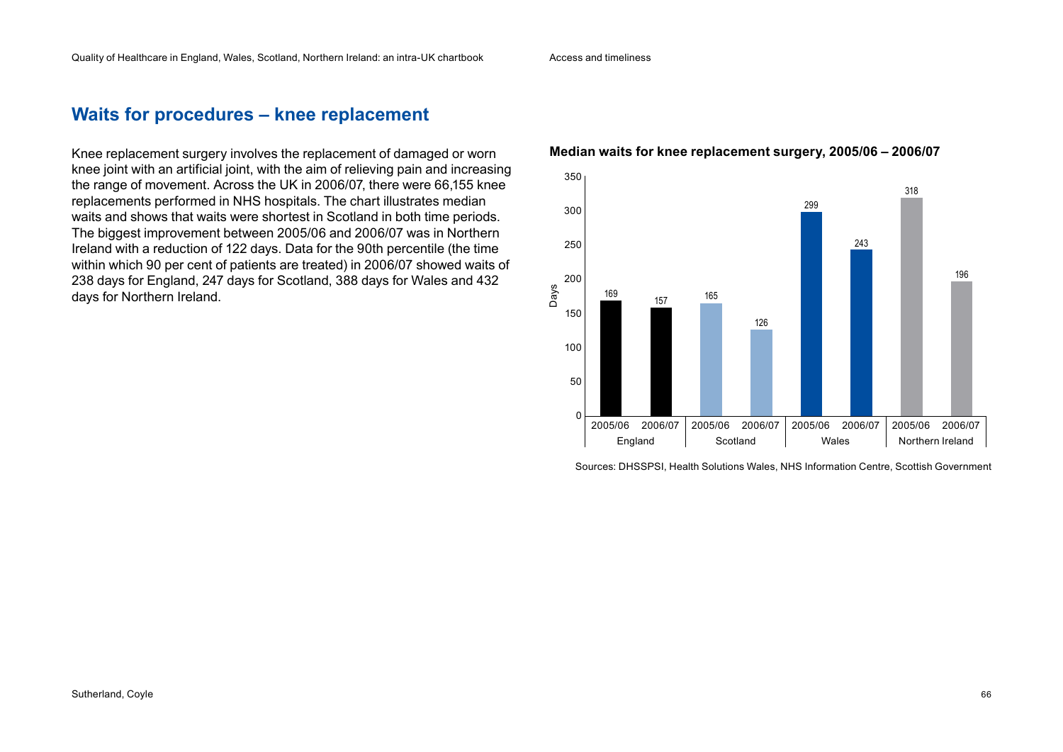## Waits for procedures – knee replacement

Knee replacement surgery involves the replacement of damaged or worn knee joint with an artificial joint, with the aim of relieving pain and increasing the range of movement. Across the UK in 2006/07, there were 66,155 knee replacements performed in NHS hospitals. The chart illustrates median waits and shows that waits were shortest in Scotland in both time periods. The biggest improvement between 2005/06 and 2006/07 was in Northern Ireland with a reduction of 122 days. Data for the 90th percentile (the time within which 90 per cent of patients are treated) in 2006/07 showed waits of 238 days for England, 247 days for Scotland, 388 days for Wales and 432 days for Northern Ireland.

**Median waits for knee replacement surgery, 2005/06 – 2006/07**

| Country | 2005/06 (Days) | 2006/07 (Days) |
| --- | --- | --- |
| England | 169 | 157 |
| Scotland | 165 | 126 |
| Wales | 299 | 243 |
| Northern Ireland | 318 | 196 |

Sources: DHSSPSI, Health Solutions Wales, NHS Information Centre, Scottish Government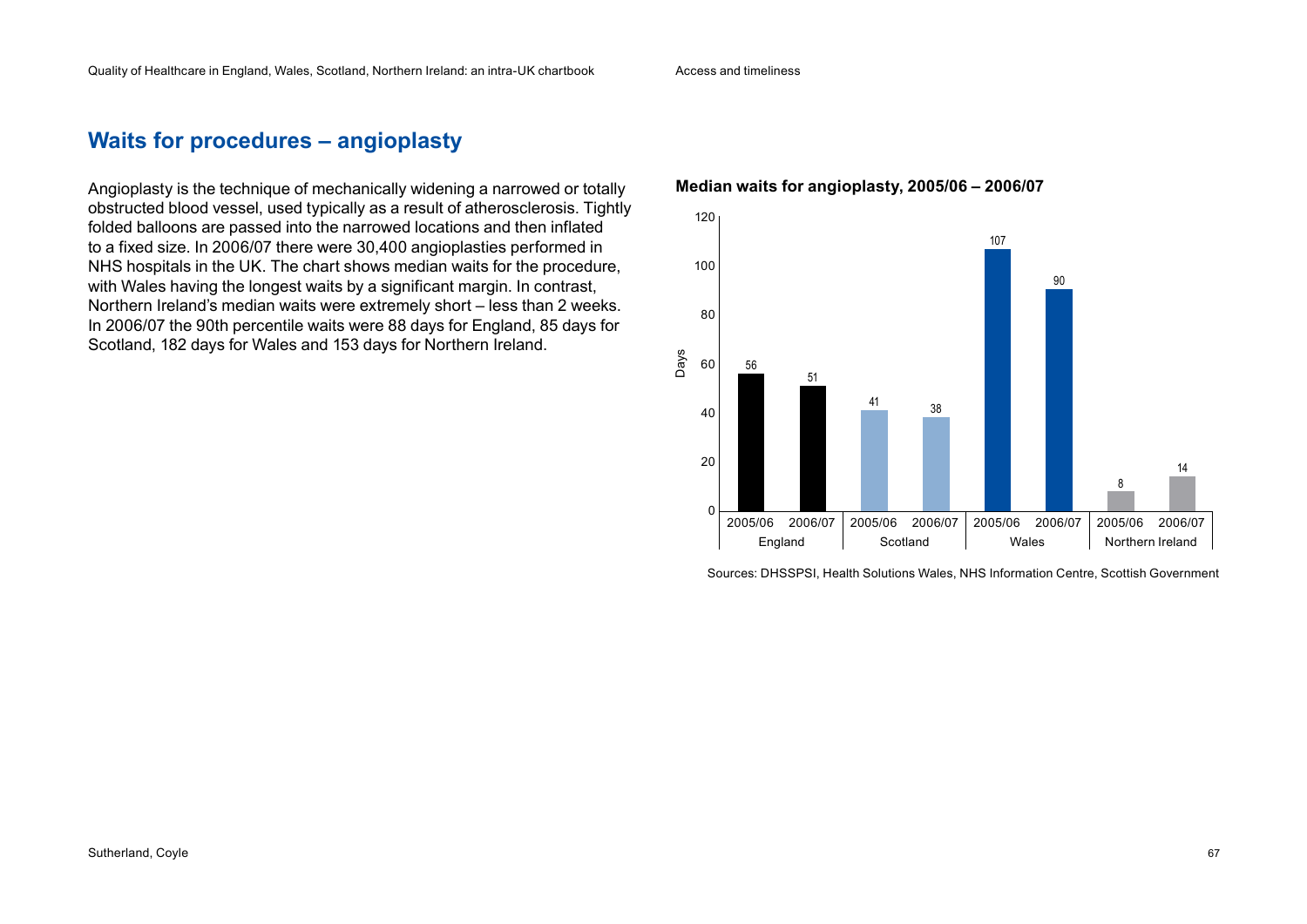## Waits for procedures – angioplasty

Angioplasty is the technique of mechanically widening a narrowed or totally obstructed blood vessel, used typically as a result of atherosclerosis. Tightly folded balloons are passed into the narrowed locations and then inflated to a fixed size. In 2006/07 there were 30,400 angioplasties performed in NHS hospitals in the UK. The chart shows median waits for the procedure, with Wales having the longest waits by a significant margin. In contrast, Northern Ireland's median waits were extremely short – less than 2 weeks. In 2006/07 the 90th percentile waits were 88 days for England, 85 days for Scotland, 182 days for Wales and 153 days for Northern Ireland.

**Median waits for angioplasty, 2005/06 – 2006/07**

| Country | 2005/06 (Days) | 2006/07 (Days) |
|---|---|---|
| England | 56 | 51 |
| Scotland | 41 | 38 |
| Wales | 107 | 90 |
| Northern Ireland | 8 | 14 |

Sources: DHSSPSI, Health Solutions Wales, NHS Information Centre, Scottish Government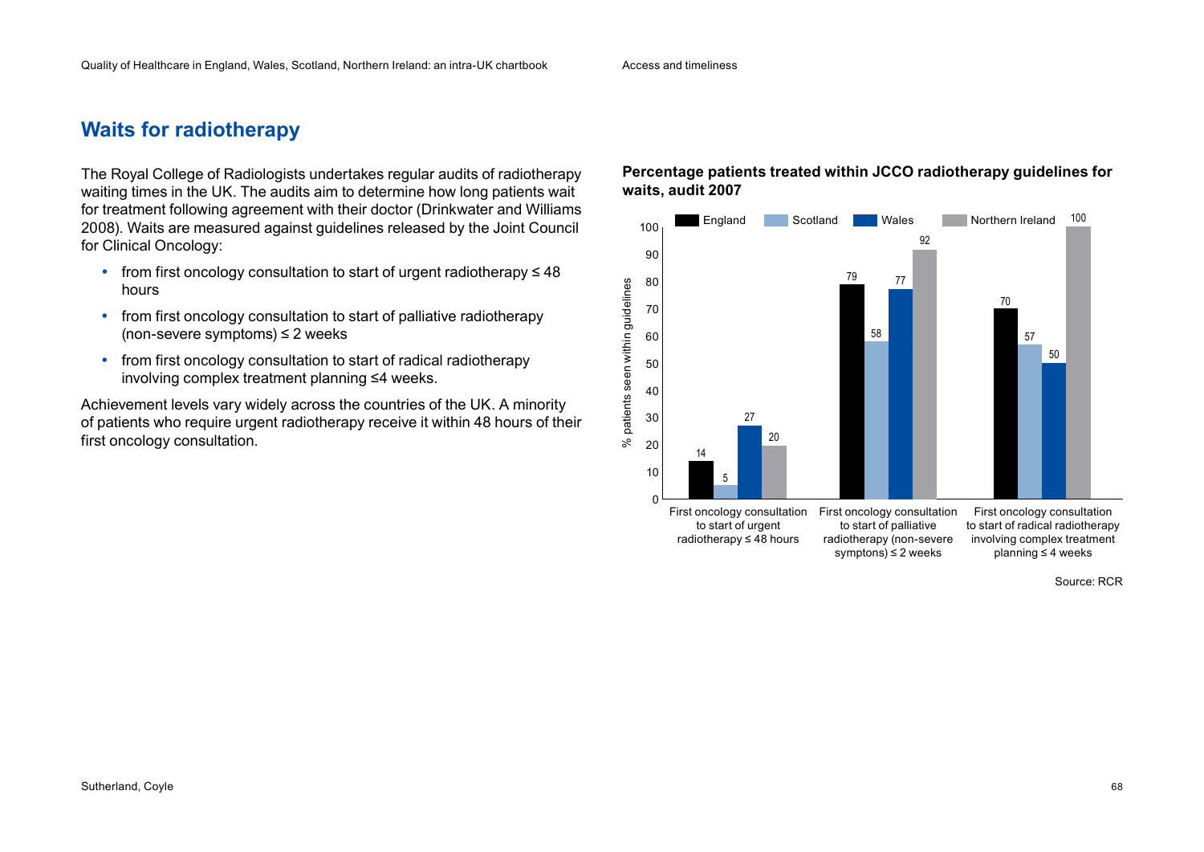## Waits for radiotherapy

The Royal College of Radiologists undertakes regular audits of radiotherapy waiting times in the UK. The audits aim to determine how long patients wait for treatment following agreement with their doctor (Drinkwater and Williams 2008). Waits are measured against guidelines released by the Joint Council for Clinical Oncology:

- from first oncology consultation to start of urgent radiotherapy ≤ 48 hours
- from first oncology consultation to start of palliative radiotherapy (non-severe symptoms) ≤ 2 weeks
- from first oncology consultation to start of radical radiotherapy involving complex treatment planning ≤4 weeks.

Achievement levels vary widely across the countries of the UK. A minority of patients who require urgent radiotherapy receive it within 48 hours of their first oncology consultation.

**Percentage patients treated within JCCO radiotherapy guidelines for waits, audit 2007**

| % patients seen within guidelines | England | Scotland | Wales | Northern Ireland |
|---|---|---|---|---|
| First oncology consultation to start of urgent radiotherapy ≤ 48 hours | 14 | 5 | 27 | 20 |
| First oncology consultation to start of palliative radiotherapy (non-severe symptons) ≤ 2 weeks | 79 | 58 | 77 | 92 |
| First oncology consultation to start of radical radiotherapy involving complex treatment planning ≤ 4 weeks | 70 | 57 | 50 | 100 |

Source: RCR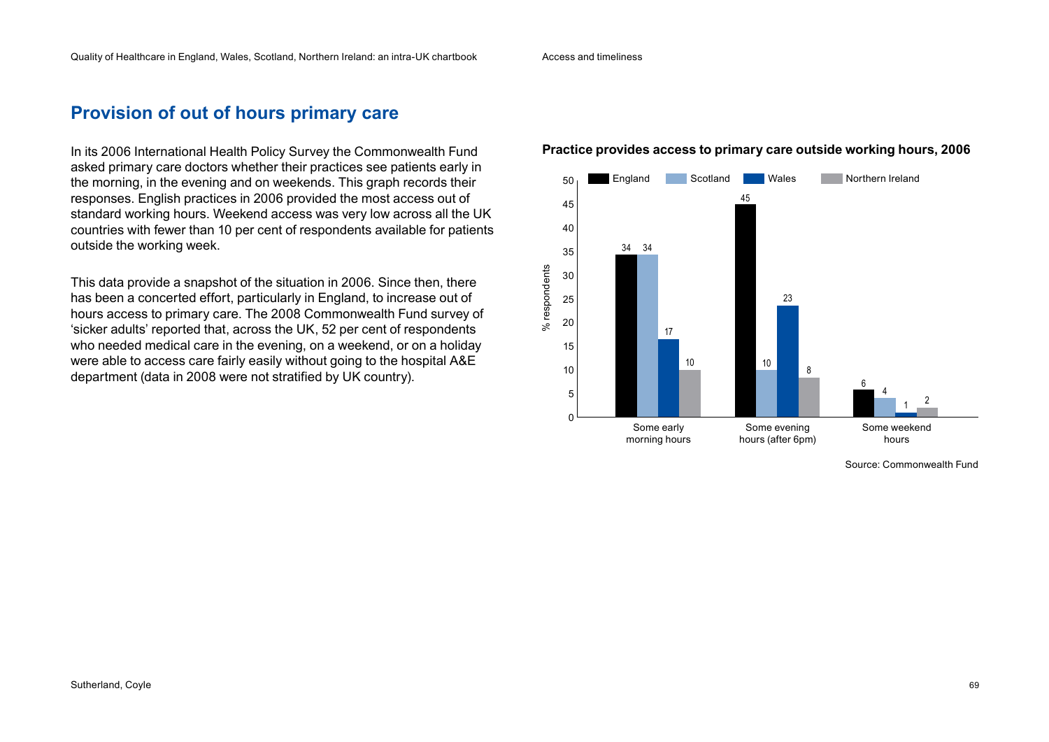## Provision of out of hours primary care

In its 2006 International Health Policy Survey the Commonwealth Fund asked primary care doctors whether their practices see patients early in the morning, in the evening and on weekends. This graph records their responses. English practices in 2006 provided the most access out of standard working hours. Weekend access was very low across all the UK countries with fewer than 10 per cent of respondents available for patients outside the working week.

This data provide a snapshot of the situation in 2006. Since then, there has been a concerted effort, particularly in England, to increase out of hours access to primary care. The 2008 Commonwealth Fund survey of 'sicker adults' reported that, across the UK, 52 per cent of respondents who needed medical care in the evening, on a weekend, or on a holiday were able to access care fairly easily without going to the hospital A&E department (data in 2008 were not stratified by UK country).

**Practice provides access to primary care outside working hours, 2006**

| % respondents | England | Scotland | Wales | Northern Ireland |
|---|---|---|---|---|
| Some early morning hours | 34 | 34 | 17 | 10 |
| Some evening hours (after 6pm) | 45 | 10 | 23 | 8 |
| Some weekend hours | 6 | 4 | 1 | 2 |

Source: Commonwealth Fund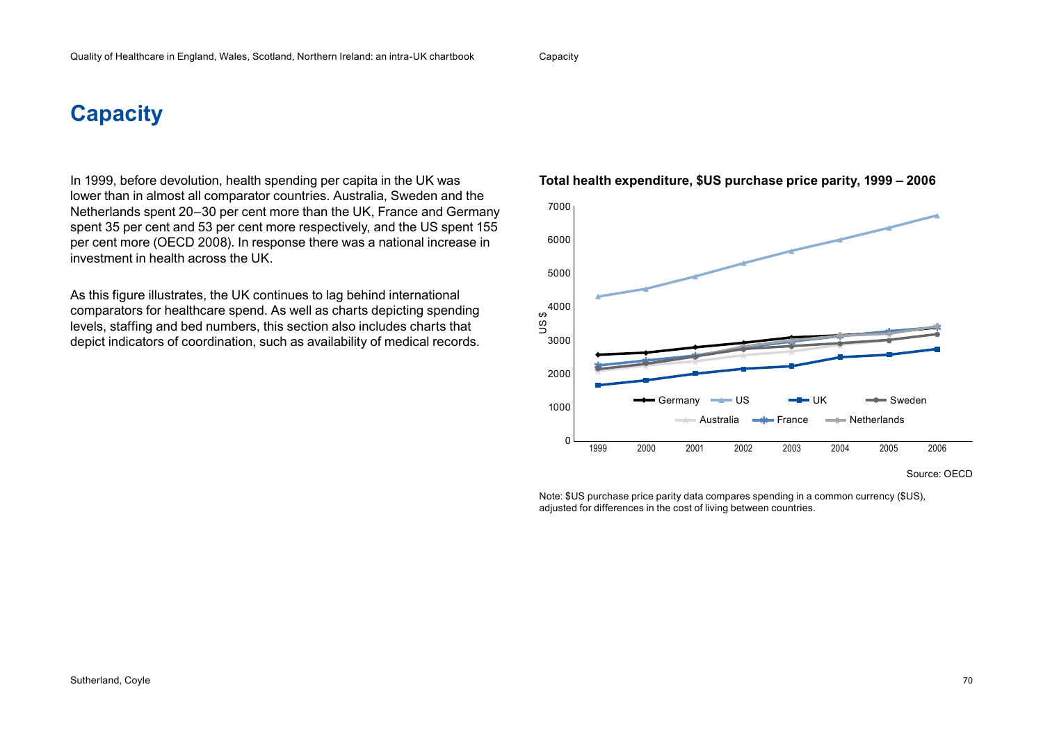# Capacity

In 1999, before devolution, health spending per capita in the UK was lower than in almost all comparator countries. Australia, Sweden and the Netherlands spent 20–30 per cent more than the UK, France and Germany spent 35 per cent and 53 per cent more respectively, and the US spent 155 per cent more (OECD 2008). In response there was a national increase in investment in health across the UK.

As this figure illustrates, the UK continues to lag behind international comparators for healthcare spend. As well as charts depicting spending levels, staffing and bed numbers, this section also includes charts that depict indicators of coordination, such as availability of medical records.

**Total health expenditure, $US purchase price parity, 1999 – 2006**

Source: OECD

Note: $US purchase price parity data compares spending in a common currency ($US), adjusted for differences in the cost of living between countries.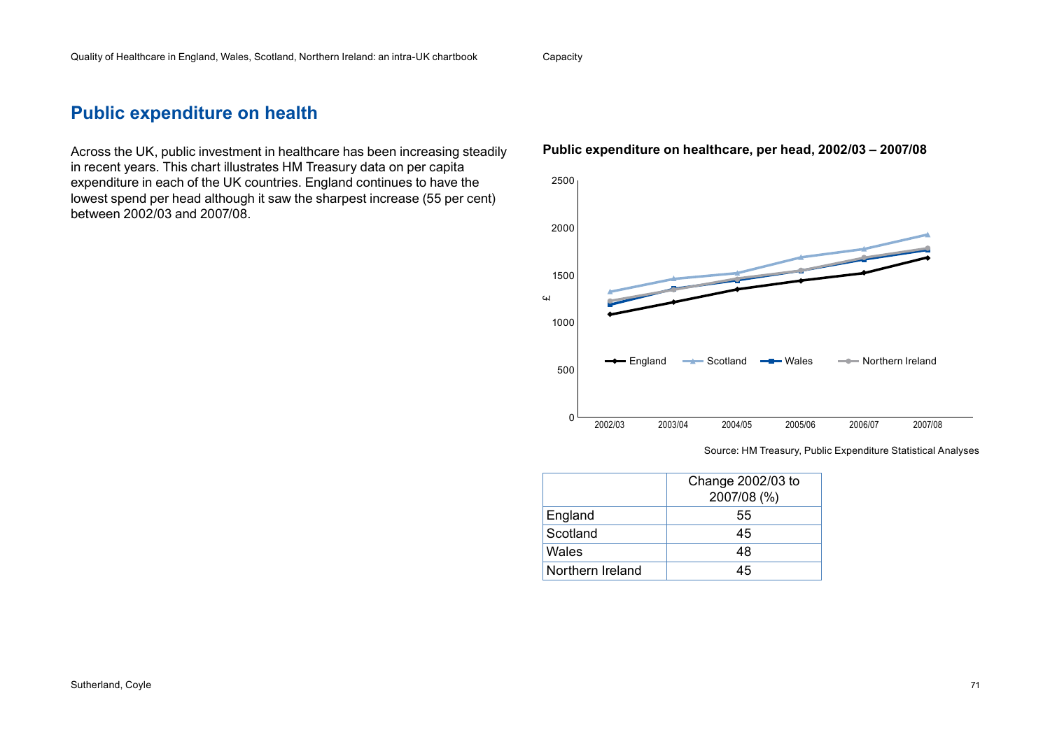## Public expenditure on health

Across the UK, public investment in healthcare has been increasing steadily in recent years. This chart illustrates HM Treasury data on per capita expenditure in each of the UK countries. England continues to have the lowest spend per head although it saw the sharpest increase (55 per cent) between 2002/03 and 2007/08.

**Public expenditure on healthcare, per head, 2002/03 – 2007/08**

Source: HM Treasury, Public Expenditure Statistical Analyses

| | Change 2002/03 to 2007/08 (%) |
|---|---|
| England | 55 |
| Scotland | 45 |
| Wales | 48 |
| Northern Ireland | 45 |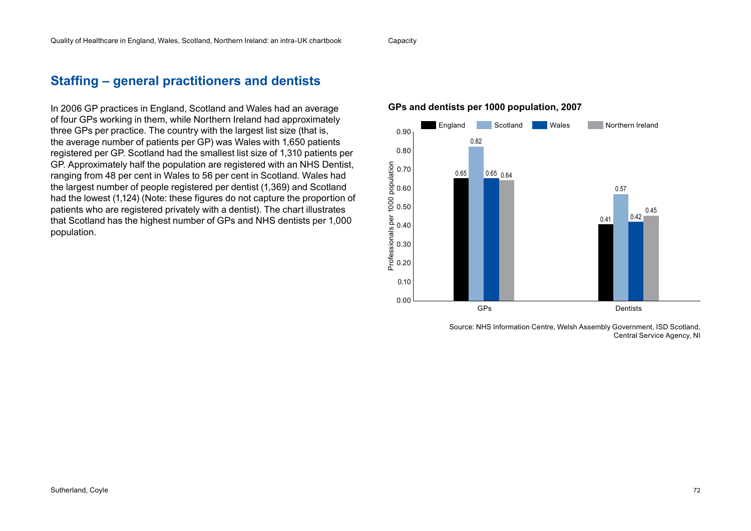## Staffing – general practitioners and dentists

In 2006 GP practices in England, Scotland and Wales had an average of four GPs working in them, while Northern Ireland had approximately three GPs per practice. The country with the largest list size (that is, the average number of patients per GP) was Wales with 1,650 patients registered per GP. Scotland had the smallest list size of 1,310 patients per GP. Approximately half the population are registered with an NHS Dentist, ranging from 48 per cent in Wales to 56 per cent in Scotland. Wales had the largest number of people registered per dentist (1,369) and Scotland had the lowest (1,124) (Note: these figures do not capture the proportion of patients who are registered privately with a dentist). The chart illustrates that Scotland has the highest number of GPs and NHS dentists per 1,000 population.

**GPs and dentists per 1000 population, 2007**

| Professionals per 1000 population | England | Scotland | Wales | Northern Ireland |
|---|---|---|---|---|
| GPs | 0.65 | 0.82 | 0.65 | 0.64 |
| Dentists | 0.41 | 0.57 | 0.42 | 0.45 |

Source: NHS Information Centre, Welsh Assembly Government, ISD Scotland, Central Service Agency, NI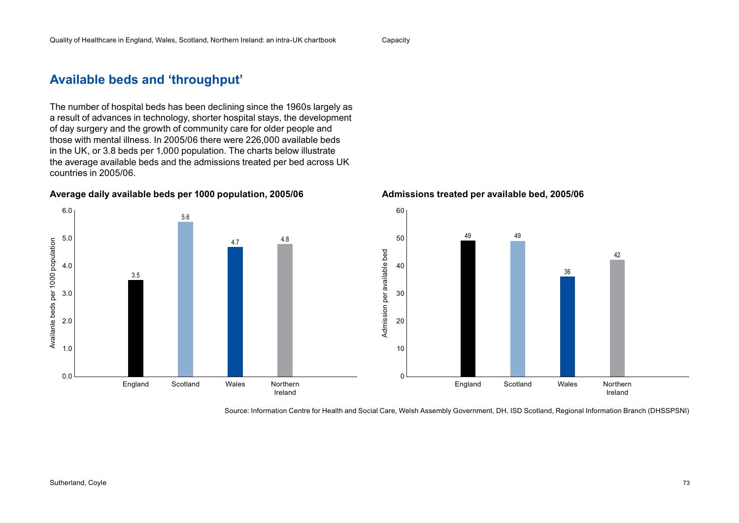## Available beds and 'throughput'

The number of hospital beds has been declining since the 1960s largely as a result of advances in technology, shorter hospital stays, the development of day surgery and the growth of community care for older people and those with mental illness. In 2005/06 there were 226,000 available beds in the UK, or 3.8 beds per 1,000 population. The charts below illustrate the average available beds and the admissions treated per bed across UK countries in 2005/06.

**Average daily available beds per 1000 population, 2005/06**

| | Available beds per 1000 population |
|---|---|
| England | 3.5 |
| Scotland | 5.6 |
| Wales | 4.7 |
| Northern Ireland | 4.8 |

**Admissions treated per available bed, 2005/06**

| | Admission per available bed |
|---|---|
| England | 49 |
| Scotland | 49 |
| Wales | 36 |
| Northern Ireland | 42 |

Source: Information Centre for Health and Social Care, Welsh Assembly Government, DH, ISD Scotland, Regional Information Branch (DHSSPSNI)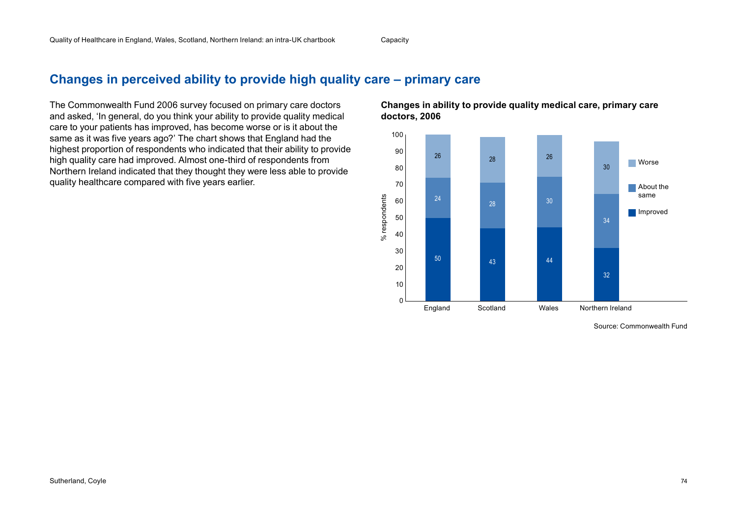## Changes in perceived ability to provide high quality care – primary care

The Commonwealth Fund 2006 survey focused on primary care doctors and asked, 'In general, do you think your ability to provide quality medical care to your patients has improved, has become worse or is it about the same as it was five years ago?' The chart shows that England had the highest proportion of respondents who indicated that their ability to provide high quality care had improved. Almost one-third of respondents from Northern Ireland indicated that they thought they were less able to provide quality healthcare compared with five years earlier.

**Changes in ability to provide quality medical care, primary care doctors, 2006**

| % respondents | England | Scotland | Wales | Northern Ireland |
|---|---|---|---|---|
| Improved | 50 | 43 | 44 | 32 |
| About the same | 24 | 28 | 30 | 34 |
| Worse | 26 | 28 | 26 | 30 |

Source: Commonwealth Fund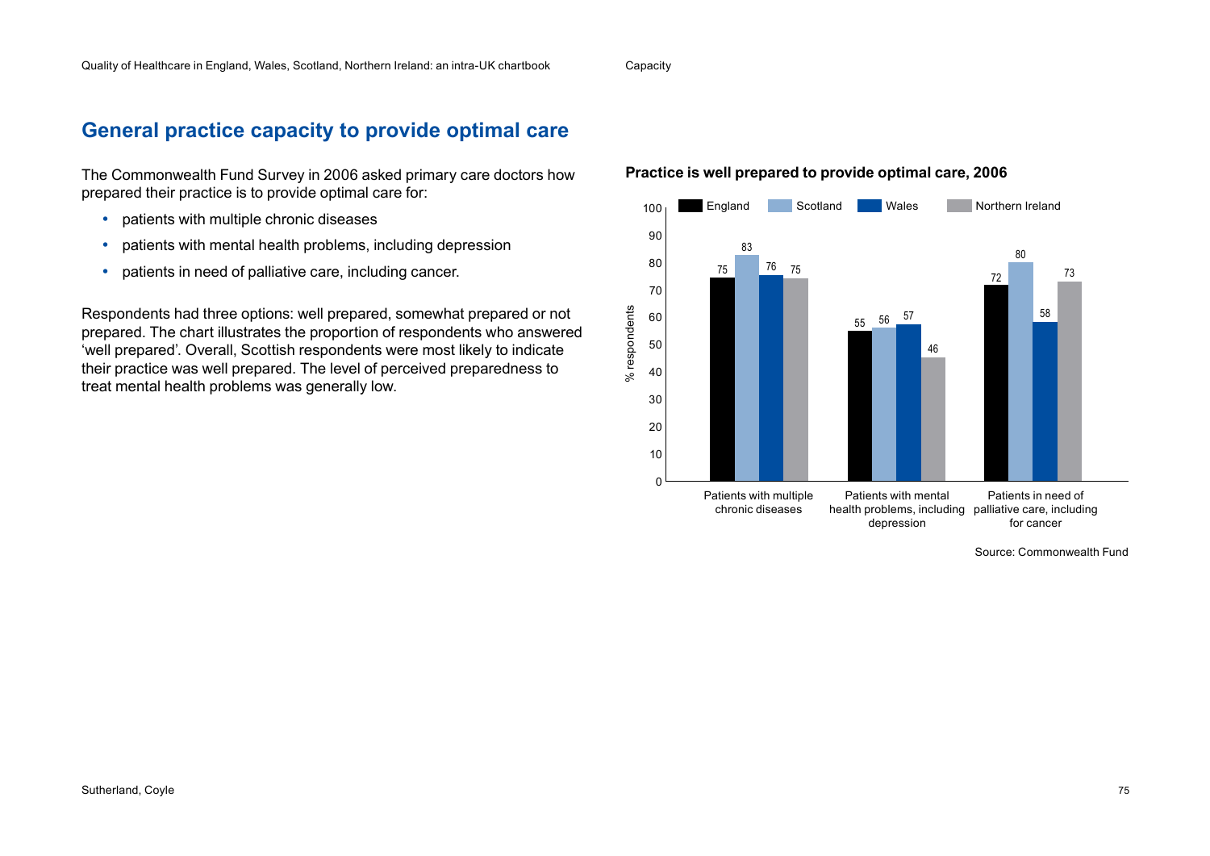# General practice capacity to provide optimal care

The Commonwealth Fund Survey in 2006 asked primary care doctors how prepared their practice is to provide optimal care for:

- patients with multiple chronic diseases
- patients with mental health problems, including depression
- patients in need of palliative care, including cancer.

Respondents had three options: well prepared, somewhat prepared or not prepared. The chart illustrates the proportion of respondents who answered 'well prepared'. Overall, Scottish respondents were most likely to indicate their practice was well prepared. The level of perceived preparedness to treat mental health problems was generally low.

**Practice is well prepared to provide optimal care, 2006**

| % respondents | England | Scotland | Wales | Northern Ireland |
|---|---|---|---|---|
| Patients with multiple chronic diseases | 75 | 83 | 76 | 75 |
| Patients with mental health problems, including depression | 55 | 56 | 57 | 46 |
| Patients in need of palliative care, including for cancer | 72 | 80 | 58 | 73 |

Source: Commonwealth Fund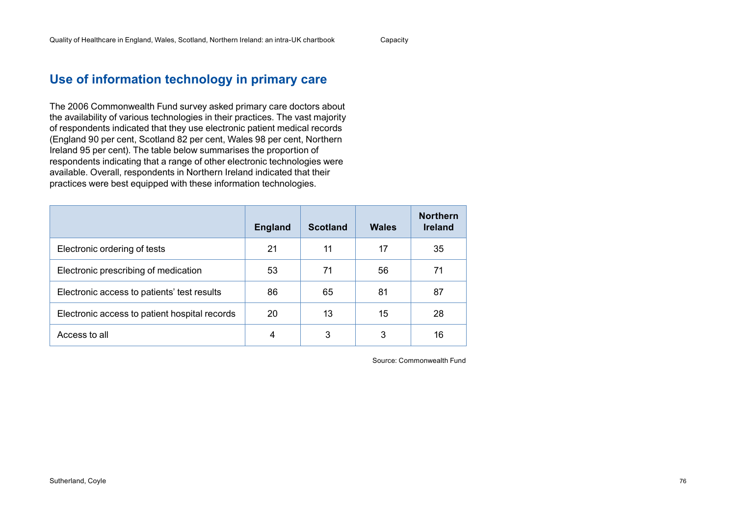## Use of information technology in primary care

The 2006 Commonwealth Fund survey asked primary care doctors about the availability of various technologies in their practices. The vast majority of respondents indicated that they use electronic patient medical records (England 90 per cent, Scotland 82 per cent, Wales 98 per cent, Northern Ireland 95 per cent). The table below summarises the proportion of respondents indicating that a range of other electronic technologies were available. Overall, respondents in Northern Ireland indicated that their practices were best equipped with these information technologies.

| | England | Scotland | Wales | Northern Ireland |
|---|---|---|---|---|
| Electronic ordering of tests | 21 | 11 | 17 | 35 |
| Electronic prescribing of medication | 53 | 71 | 56 | 71 |
| Electronic access to patients' test results | 86 | 65 | 81 | 87 |
| Electronic access to patient hospital records | 20 | 13 | 15 | 28 |
| Access to all | 4 | 3 | 3 | 16 |

Source: Commonwealth Fund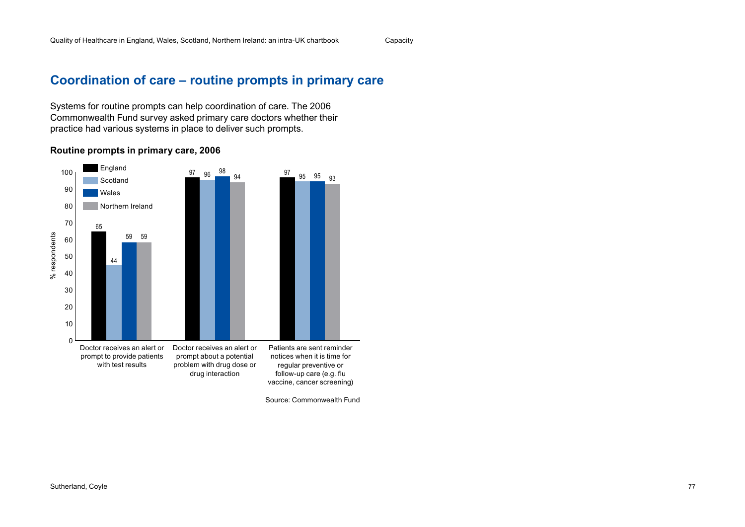## Coordination of care – routine prompts in primary care

Systems for routine prompts can help coordination of care. The 2006 Commonwealth Fund survey asked primary care doctors whether their practice had various systems in place to deliver such prompts.

**Routine prompts in primary care, 2006**

| % respondents | England | Scotland | Wales | Northern Ireland |
|---|---|---|---|---|
| Doctor receives an alert or prompt to provide patients with test results | 65 | 44 | 59 | 59 |
| Doctor receives an alert or prompt about a potential problem with drug dose or drug interaction | 97 | 96 | 98 | 94 |
| Patients are sent reminder notices when it is time for regular preventive or follow-up care (e.g. flu vaccine, cancer screening) | 97 | 95 | 95 | 93 |

Source: Commonwealth Fund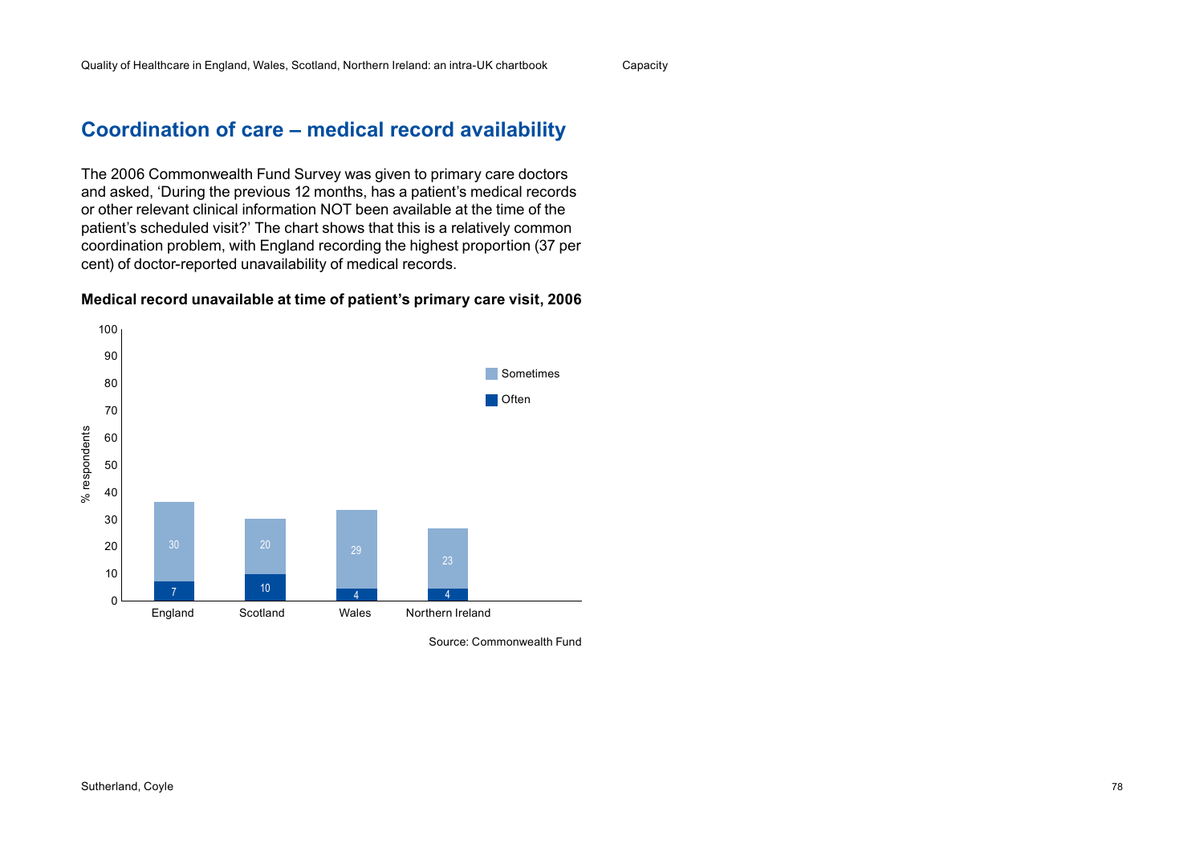## Coordination of care – medical record availability

The 2006 Commonwealth Fund Survey was given to primary care doctors and asked, 'During the previous 12 months, has a patient's medical records or other relevant clinical information NOT been available at the time of the patient's scheduled visit?' The chart shows that this is a relatively common coordination problem, with England recording the highest proportion (37 per cent) of doctor-reported unavailability of medical records.

**Medical record unavailable at time of patient's primary care visit, 2006**

| % respondents | Often | Sometimes |
|---|---|---|
| England | 7 | 30 |
| Scotland | 10 | 20 |
| Wales | 4 | 29 |
| Northern Ireland | 4 | 23 |

Source: Commonwealth Fund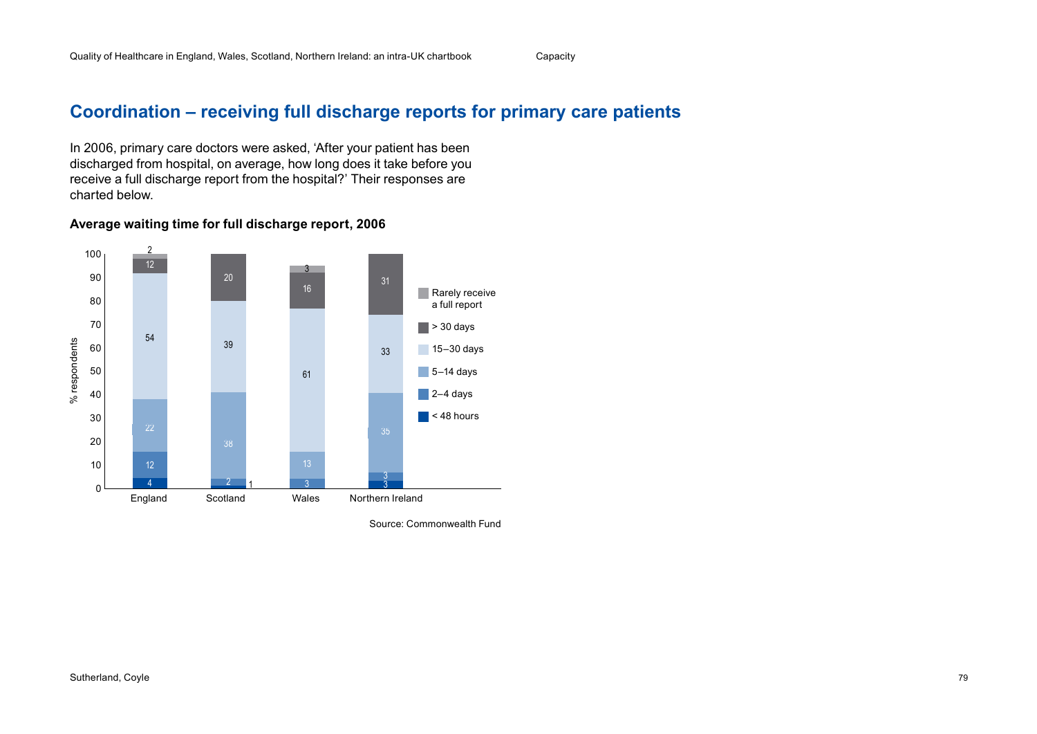## Coordination – receiving full discharge reports for primary care patients

In 2006, primary care doctors were asked, 'After your patient has been discharged from hospital, on average, how long does it take before you receive a full discharge report from the hospital?' Their responses are charted below.

**Average waiting time for full discharge report, 2006**

| % respondents | England | Scotland | Wales | Northern Ireland |
|---|---|---|---|---|
| Rarely receive a full report | 2 | | 3 | |
| > 30 days | 12 | 20 | 16 | 31 |
| 15–30 days | 54 | 39 | 61 | 33 |
| 5–14 days | 22 | 38 | 13 | 35 |
| 2–4 days | 12 | 2 | 3 | 3 |
| < 48 hours | 4 | 1 | | 3 |

Source: Commonwealth Fund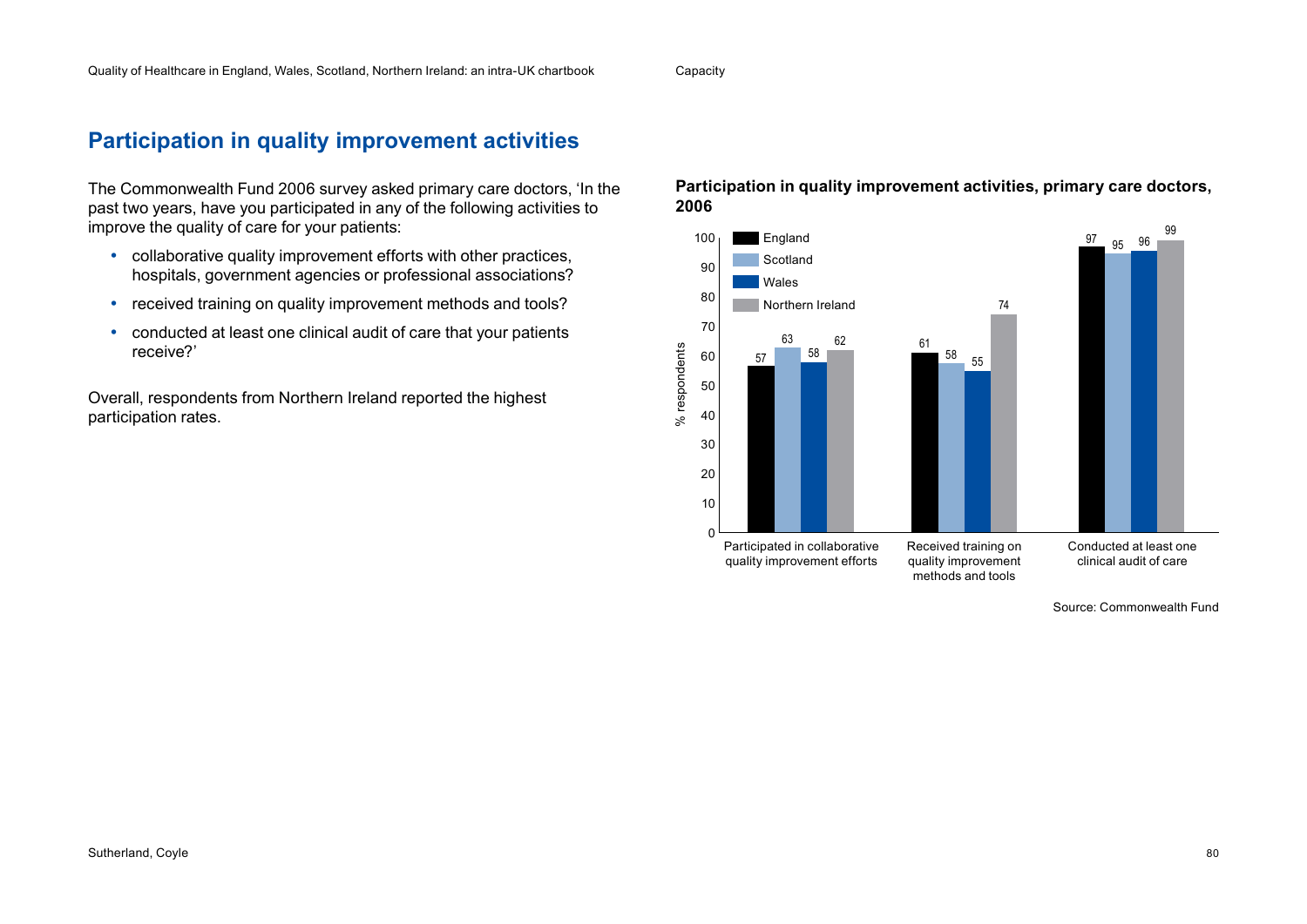# Participation in quality improvement activities

The Commonwealth Fund 2006 survey asked primary care doctors, 'In the past two years, have you participated in any of the following activities to improve the quality of care for your patients:

- collaborative quality improvement efforts with other practices, hospitals, government agencies or professional associations?
- received training on quality improvement methods and tools?
- conducted at least one clinical audit of care that your patients receive?'

Overall, respondents from Northern Ireland reported the highest participation rates.

**Participation in quality improvement activities, primary care doctors, 2006**

| % respondents | England | Scotland | Wales | Northern Ireland |
|---|---|---|---|---|
| Participated in collaborative quality improvement efforts | 57 | 63 | 58 | 62 |
| Received training on quality improvement methods and tools | 61 | 58 | 55 | 74 |
| Conducted at least one clinical audit of care | 97 | 95 | 96 | 99 |

Source: Commonwealth Fund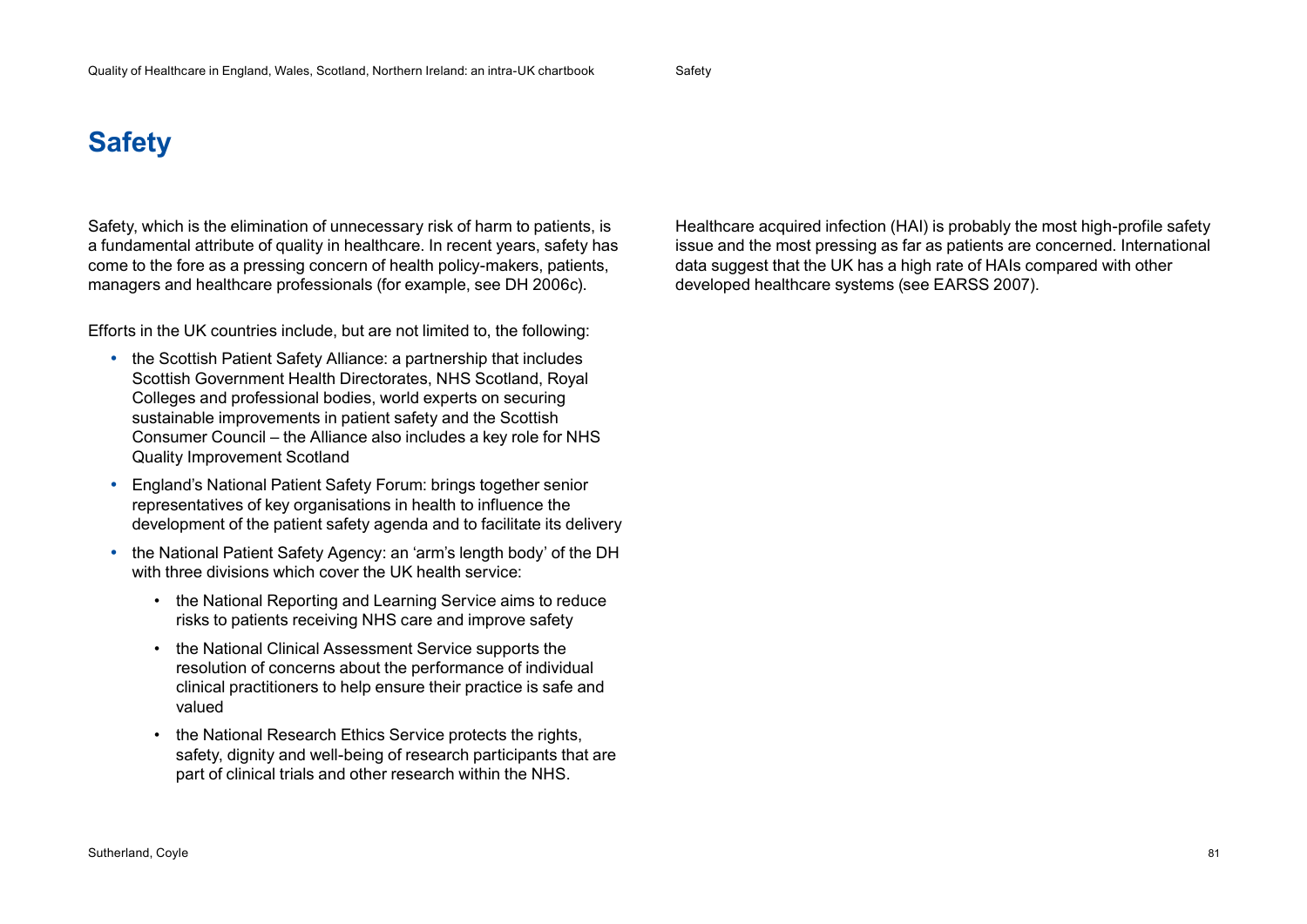# Safety

Safety, which is the elimination of unnecessary risk of harm to patients, is a fundamental attribute of quality in healthcare. In recent years, safety has come to the fore as a pressing concern of health policy-makers, patients, managers and healthcare professionals (for example, see DH 2006c).

Efforts in the UK countries include, but are not limited to, the following:

- the Scottish Patient Safety Alliance: a partnership that includes Scottish Government Health Directorates, NHS Scotland, Royal Colleges and professional bodies, world experts on securing sustainable improvements in patient safety and the Scottish Consumer Council – the Alliance also includes a key role for NHS Quality Improvement Scotland
- England's National Patient Safety Forum: brings together senior representatives of key organisations in health to influence the development of the patient safety agenda and to facilitate its delivery
- the National Patient Safety Agency: an 'arm's length body' of the DH with three divisions which cover the UK health service:
    - the National Reporting and Learning Service aims to reduce risks to patients receiving NHS care and improve safety
    - the National Clinical Assessment Service supports the resolution of concerns about the performance of individual clinical practitioners to help ensure their practice is safe and valued
    - the National Research Ethics Service protects the rights, safety, dignity and well-being of research participants that are part of clinical trials and other research within the NHS.

Healthcare acquired infection (HAI) is probably the most high-profile safety issue and the most pressing as far as patients are concerned. International data suggest that the UK has a high rate of HAIs compared with other developed healthcare systems (see EARSS 2007).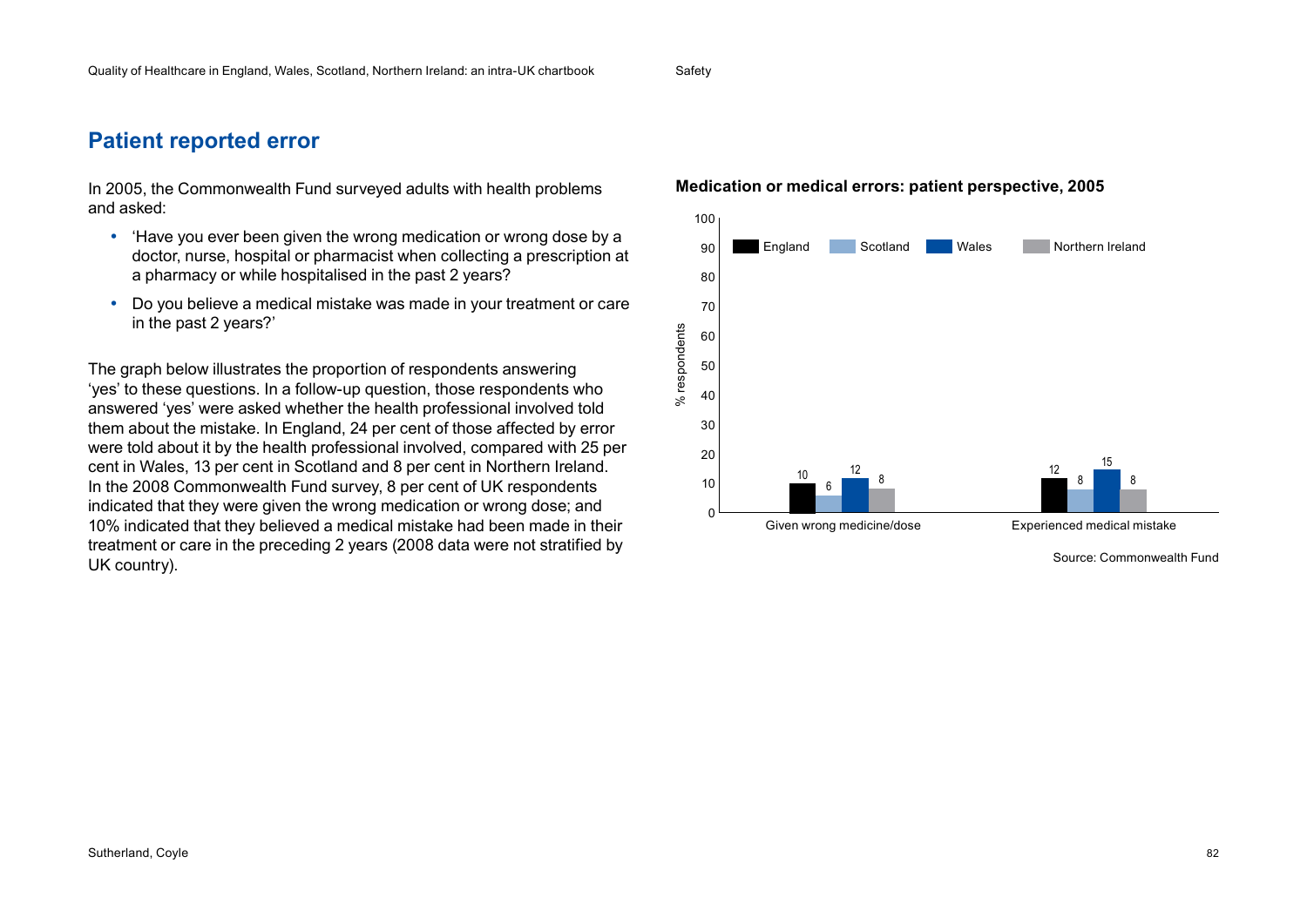## Patient reported error

In 2005, the Commonwealth Fund surveyed adults with health problems and asked:

- 'Have you ever been given the wrong medication or wrong dose by a doctor, nurse, hospital or pharmacist when collecting a prescription at a pharmacy or while hospitalised in the past 2 years?
- Do you believe a medical mistake was made in your treatment or care in the past 2 years?'

The graph below illustrates the proportion of respondents answering 'yes' to these questions. In a follow-up question, those respondents who answered 'yes' were asked whether the health professional involved told them about the mistake. In England, 24 per cent of those affected by error were told about it by the health professional involved, compared with 25 per cent in Wales, 13 per cent in Scotland and 8 per cent in Northern Ireland. In the 2008 Commonwealth Fund survey, 8 per cent of UK respondents indicated that they were given the wrong medication or wrong dose; and 10% indicated that they believed a medical mistake had been made in their treatment or care in the preceding 2 years (2008 data were not stratified by UK country).

**Medication or medical errors: patient perspective, 2005**

| % respondents | England | Scotland | Wales | Northern Ireland |
|---|---|---|---|---|
| Given wrong medicine/dose | 10 | 6 | 12 | 8 |
| Experienced medical mistake | 12 | 8 | 15 | 8 |

Source: Commonwealth Fund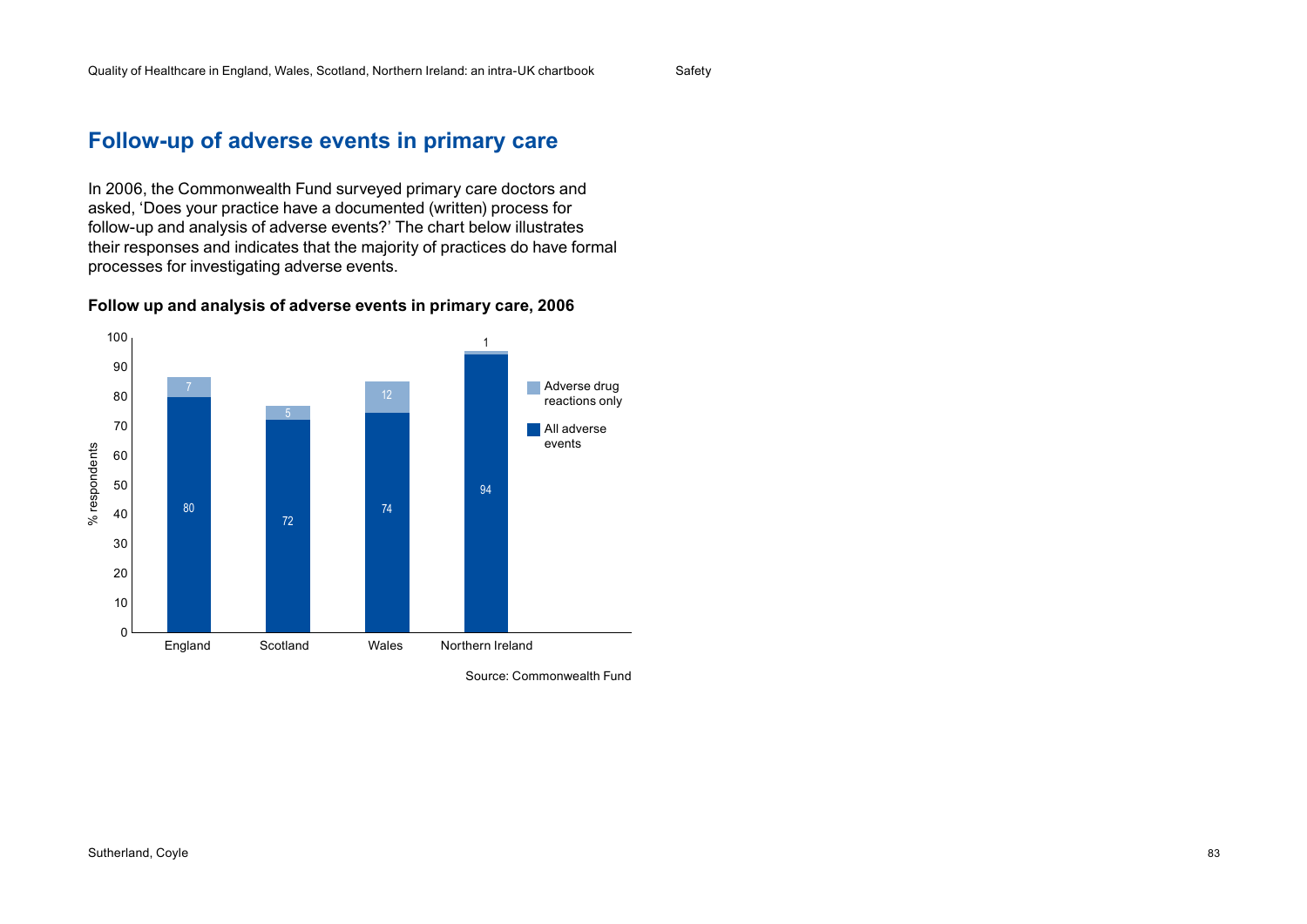## Follow-up of adverse events in primary care

In 2006, the Commonwealth Fund surveyed primary care doctors and asked, 'Does your practice have a documented (written) process for follow-up and analysis of adverse events?' The chart below illustrates their responses and indicates that the majority of practices do have formal processes for investigating adverse events.

**Follow up and analysis of adverse events in primary care, 2006**

| % respondents | England | Scotland | Wales | Northern Ireland |
|---|---|---|---|---|
| All adverse events | 80 | 72 | 74 | 94 |
| Adverse drug reactions only | 7 | 5 | 12 | 1 |

Source: Commonwealth Fund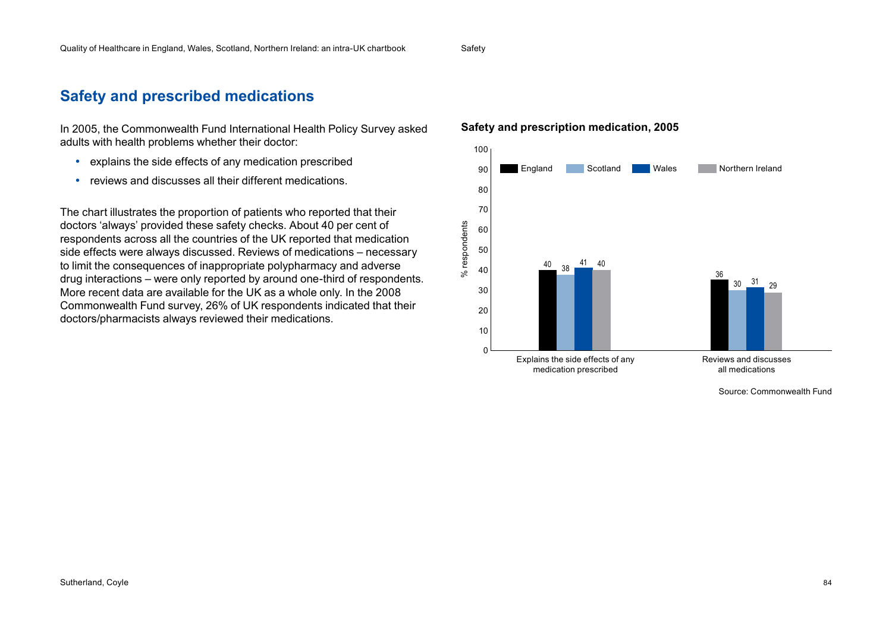## Safety and prescribed medications

In 2005, the Commonwealth Fund International Health Policy Survey asked adults with health problems whether their doctor:

- explains the side effects of any medication prescribed
- reviews and discusses all their different medications.

The chart illustrates the proportion of patients who reported that their doctors 'always' provided these safety checks. About 40 per cent of respondents across all the countries of the UK reported that medication side effects were always discussed. Reviews of medications – necessary to limit the consequences of inappropriate polypharmacy and adverse drug interactions – were only reported by around one-third of respondents. More recent data are available for the UK as a whole only. In the 2008 Commonwealth Fund survey, 26% of UK respondents indicated that their doctors/pharmacists always reviewed their medications.

**Safety and prescription medication, 2005**

| % respondents | England | Scotland | Wales | Northern Ireland |
|---|---|---|---|---|
| Explains the side effects of any medication prescribed | 40 | 38 | 41 | 40 |
| Reviews and discusses all medications | 36 | 30 | 31 | 29 |

Source: Commonwealth Fund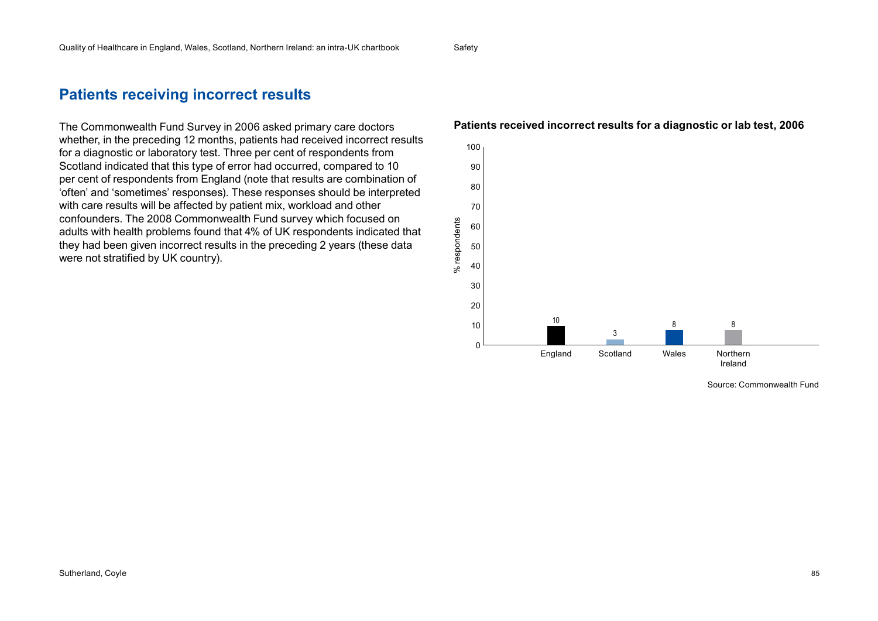## Patients receiving incorrect results

The Commonwealth Fund Survey in 2006 asked primary care doctors whether, in the preceding 12 months, patients had received incorrect results for a diagnostic or laboratory test. Three per cent of respondents from Scotland indicated that this type of error had occurred, compared to 10 per cent of respondents from England (note that results are combination of 'often' and 'sometimes' responses). These responses should be interpreted with care results will be affected by patient mix, workload and other confounders. The 2008 Commonwealth Fund survey which focused on adults with health problems found that 4% of UK respondents indicated that they had been given incorrect results in the preceding 2 years (these data were not stratified by UK country).

**Patients received incorrect results for a diagnostic or lab test, 2006**

| Country | % respondents |
|---|---|
| England | 10 |
| Scotland | 3 |
| Wales | 8 |
| Northern Ireland | 8 |

Source: Commonwealth Fund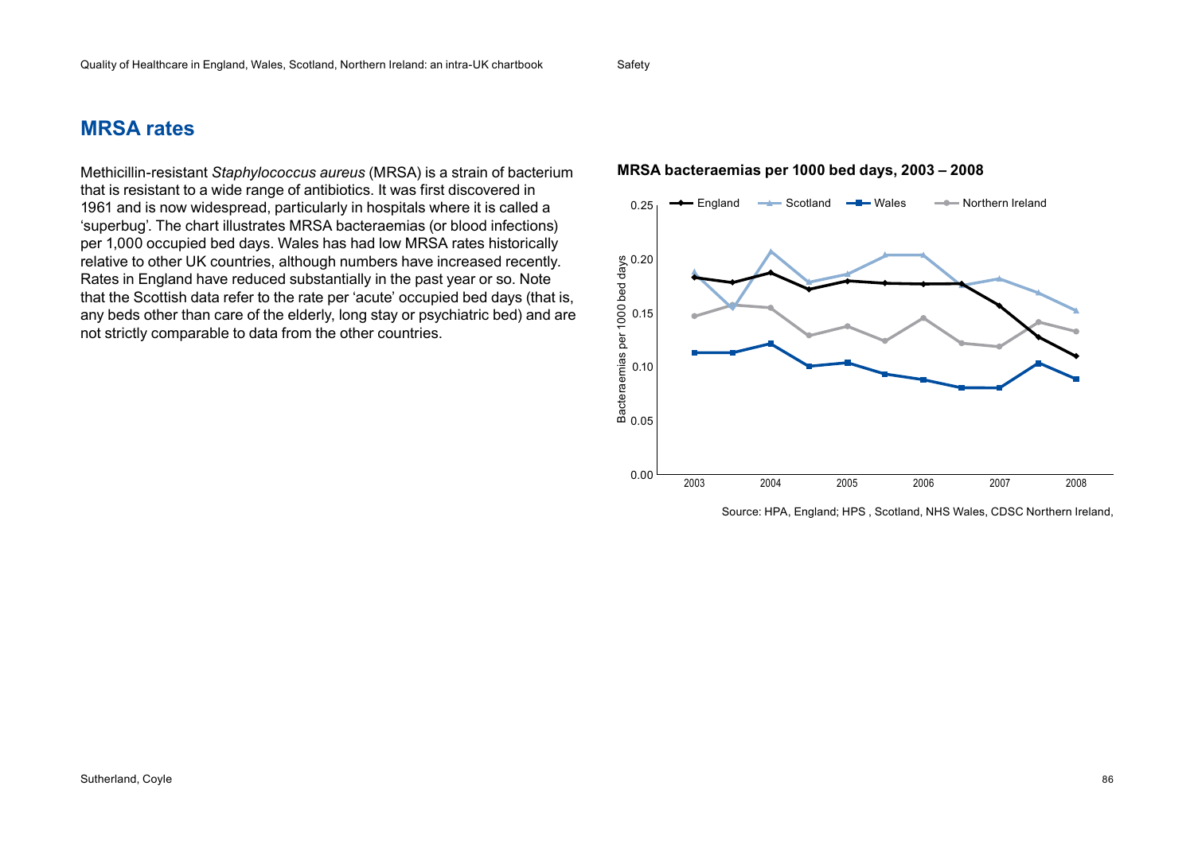## MRSA rates

Methicillin-resistant *Staphylococcus aureus* (MRSA) is a strain of bacterium that is resistant to a wide range of antibiotics. It was first discovered in 1961 and is now widespread, particularly in hospitals where it is called a 'superbug'. The chart illustrates MRSA bacteraemias (or blood infections) per 1,000 occupied bed days. Wales has had low MRSA rates historically relative to other UK countries, although numbers have increased recently. Rates in England have reduced substantially in the past year or so. Note that the Scottish data refer to the rate per 'acute' occupied bed days (that is, any beds other than care of the elderly, long stay or psychiatric bed) and are not strictly comparable to data from the other countries.

**MRSA bacteraemias per 1000 bed days, 2003 – 2008**

Source: HPA, England; HPS , Scotland, NHS Wales, CDSC Northern Ireland,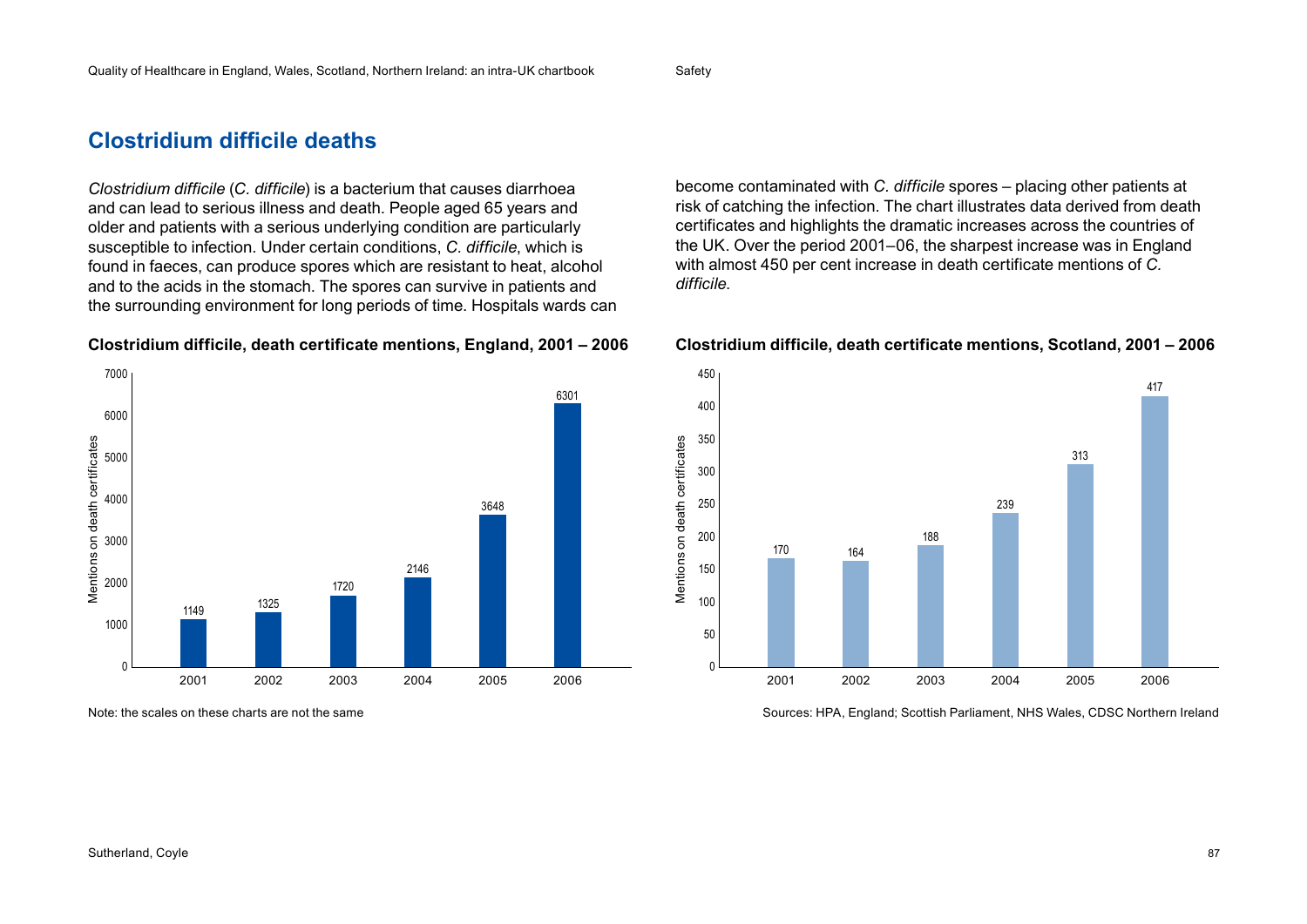## Clostridium difficile deaths

*Clostridium difficile* (*C. difficile*) is a bacterium that causes diarrhoea and can lead to serious illness and death. People aged 65 years and older and patients with a serious underlying condition are particularly susceptible to infection. Under certain conditions, *C. difficile*, which is found in faeces, can produce spores which are resistant to heat, alcohol and to the acids in the stomach. The spores can survive in patients and the surrounding environment for long periods of time. Hospitals wards can become contaminated with *C. difficile* spores – placing other patients at risk of catching the infection. The chart illustrates data derived from death certificates and highlights the dramatic increases across the countries of the UK. Over the period 2001–06, the sharpest increase was in England with almost 450 per cent increase in death certificate mentions of *C. difficile*.

**Clostridium difficile, death certificate mentions, England, 2001 – 2006**

| Year | Mentions on death certificates |
|---|---|
| 2001 | 1149 |
| 2002 | 1325 |
| 2003 | 1720 |
| 2004 | 2146 |
| 2005 | 3648 |
| 2006 | 6301 |

**Clostridium difficile, death certificate mentions, Scotland, 2001 – 2006**

| Year | Mentions on death certificates |
|---|---|
| 2001 | 170 |
| 2002 | 164 |
| 2003 | 188 |
| 2004 | 239 |
| 2005 | 313 |
| 2006 | 417 |

Note: the scales on these charts are not the same

Sources: HPA, England; Scottish Parliament, NHS Wales, CDSC Northern Ireland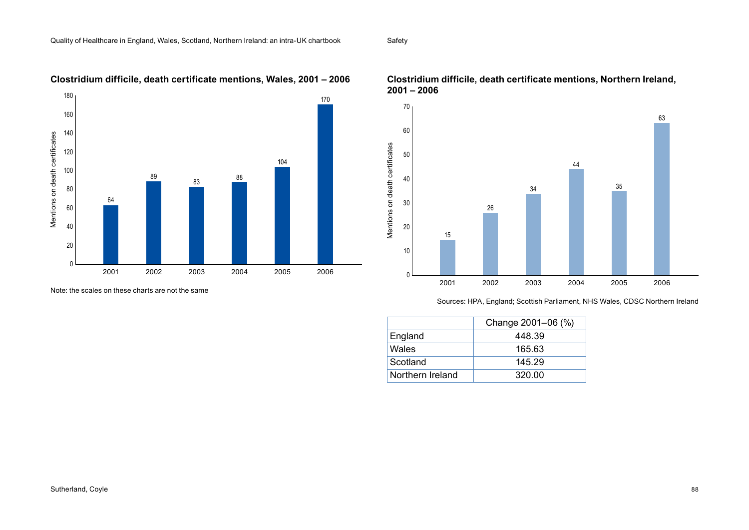## Clostridium difficile, death certificate mentions, Wales, 2001 – 2006

| Year | Mentions on death certificates |
|---|---|
| 2001 | 64 |
| 2002 | 89 |
| 2003 | 83 |
| 2004 | 88 |
| 2005 | 104 |
| 2006 | 170 |

Note: the scales on these charts are not the same

## Clostridium difficile, death certificate mentions, Northern Ireland, 2001 – 2006

| Year | Mentions on death certificates |
|---|---|
| 2001 | 15 |
| 2002 | 26 |
| 2003 | 34 |
| 2004 | 44 |
| 2005 | 35 |
| 2006 | 63 |

Sources: HPA, England; Scottish Parliament, NHS Wales, CDSC Northern Ireland

| | Change 2001–06 (%) |
|---|---|
| England | 448.39 |
| Wales | 165.63 |
| Scotland | 145.29 |
| Northern Ireland | 320.00 |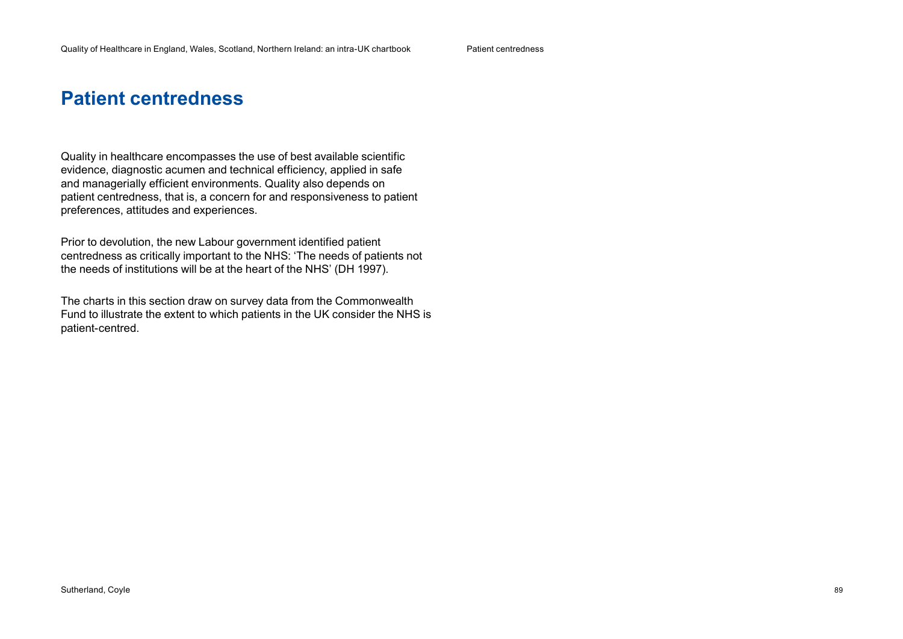# Patient centredness

Quality in healthcare encompasses the use of best available scientific evidence, diagnostic acumen and technical efficiency, applied in safe and managerially efficient environments. Quality also depends on patient centredness, that is, a concern for and responsiveness to patient preferences, attitudes and experiences.

Prior to devolution, the new Labour government identified patient centredness as critically important to the NHS: 'The needs of patients not the needs of institutions will be at the heart of the NHS' (DH 1997).

The charts in this section draw on survey data from the Commonwealth Fund to illustrate the extent to which patients in the UK consider the NHS is patient-centred.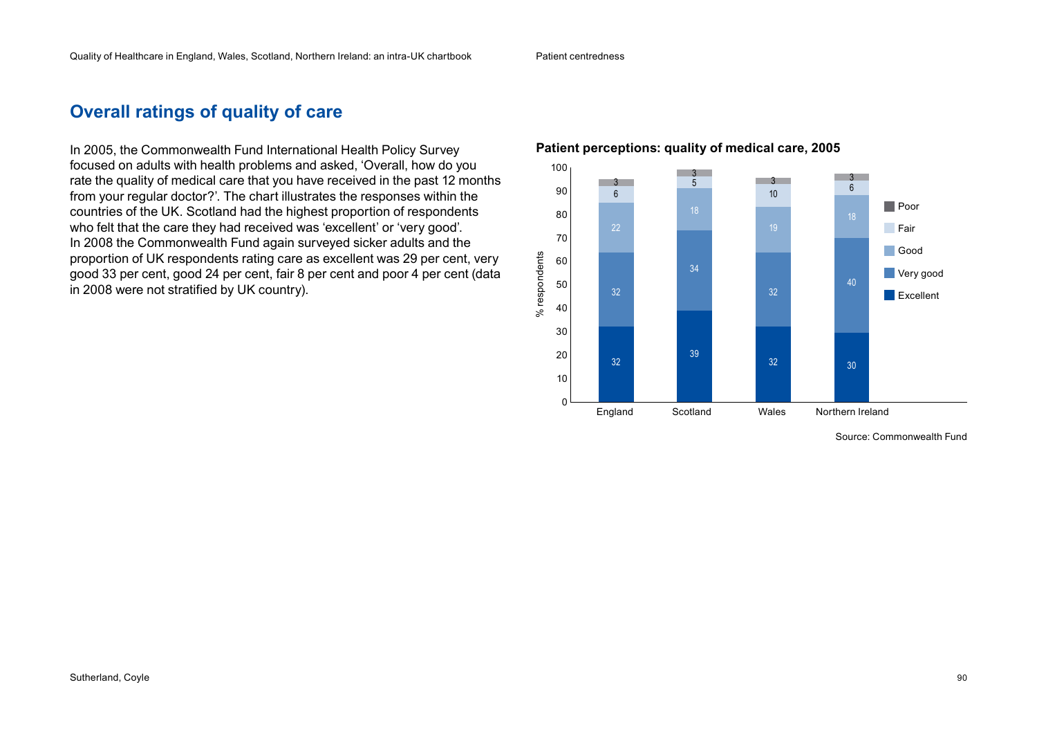## Overall ratings of quality of care

In 2005, the Commonwealth Fund International Health Policy Survey focused on adults with health problems and asked, 'Overall, how do you rate the quality of medical care that you have received in the past 12 months from your regular doctor?'. The chart illustrates the responses within the countries of the UK. Scotland had the highest proportion of respondents who felt that the care they had received was 'excellent' or 'very good'. In 2008 the Commonwealth Fund again surveyed sicker adults and the proportion of UK respondents rating care as excellent was 29 per cent, very good 33 per cent, good 24 per cent, fair 8 per cent and poor 4 per cent (data in 2008 were not stratified by UK country).

**Patient perceptions: quality of medical care, 2005**

| % respondents | England | Scotland | Wales | Northern Ireland |
|---|---|---|---|---|
| Excellent | 32 | 39 | 32 | 30 |
| Very good | 32 | 34 | 32 | 40 |
| Good | 22 | 18 | 19 | 18 |
| Fair | 6 | 5 | 10 | 6 |
| Poor | 3 | 3 | 3 | 3 |

Source: Commonwealth Fund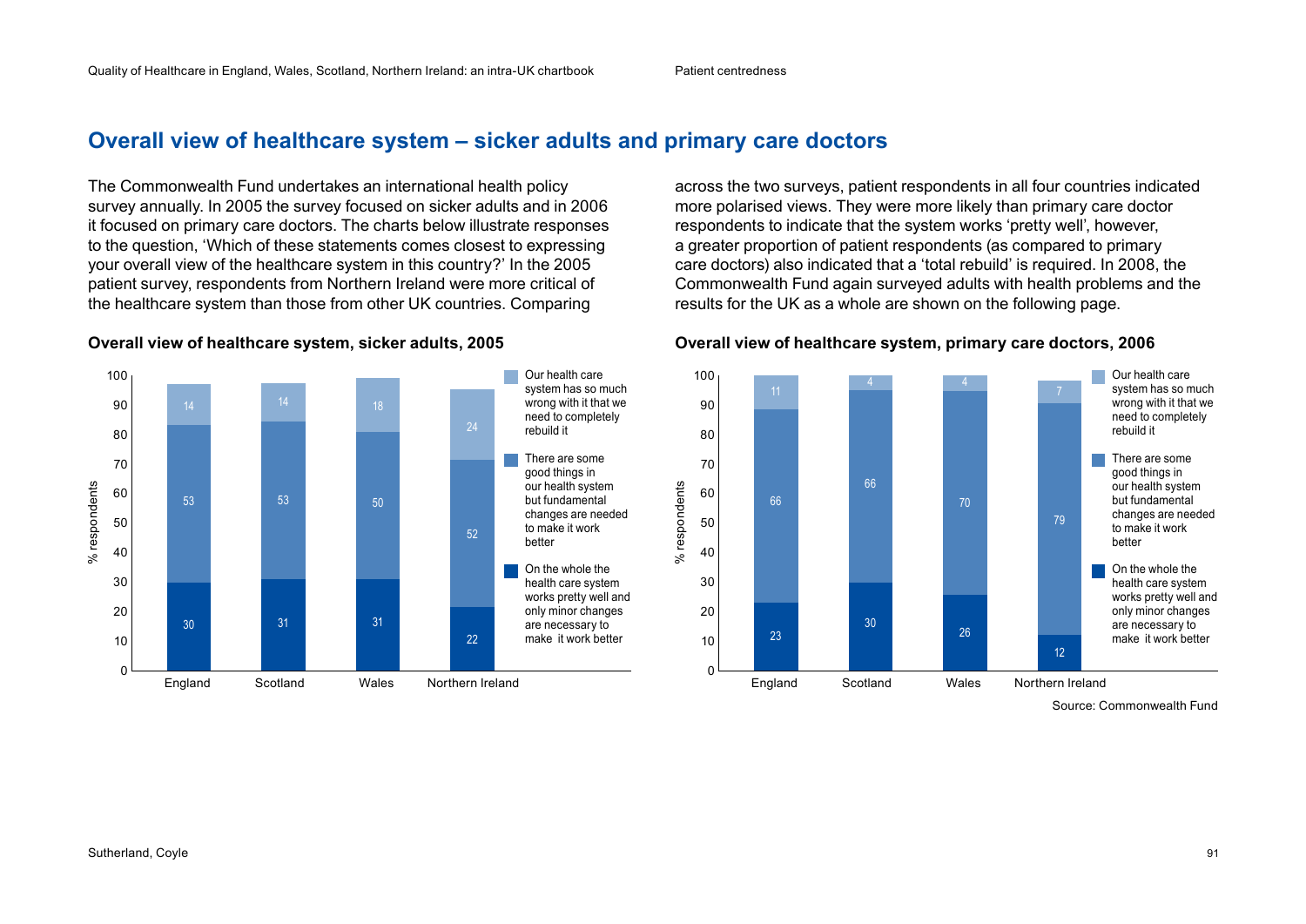## Overall view of healthcare system – sicker adults and primary care doctors

The Commonwealth Fund undertakes an international health policy survey annually. In 2005 the survey focused on sicker adults and in 2006 it focused on primary care doctors. The charts below illustrate responses to the question, 'Which of these statements comes closest to expressing your overall view of the healthcare system in this country?' In the 2005 patient survey, respondents from Northern Ireland were more critical of the healthcare system than those from other UK countries. Comparing across the two surveys, patient respondents in all four countries indicated more polarised views. They were more likely than primary care doctor respondents to indicate that the system works 'pretty well', however, a greater proportion of patient respondents (as compared to primary care doctors) also indicated that a 'total rebuild' is required. In 2008, the Commonwealth Fund again surveyed adults with health problems and the results for the UK as a whole are shown on the following page.

**Overall view of healthcare system, sicker adults, 2005**

| % respondents | England | Scotland | Wales | Northern Ireland |
|---|---|---|---|---|
| Our health care system has so much wrong with it that we need to completely rebuild it | 14 | 14 | 18 | 24 |
| There are some good things in our health system but fundamental changes are needed to make it work better | 53 | 53 | 50 | 52 |
| On the whole the health care system works pretty well and only minor changes are necessary to make it work better | 30 | 31 | 31 | 22 |

**Overall view of healthcare system, primary care doctors, 2006**

| % respondents | England | Scotland | Wales | Northern Ireland |
|---|---|---|---|---|
| Our health care system has so much wrong with it that we need to completely rebuild it | 11 | 4 | 4 | 7 |
| There are some good things in our health system but fundamental changes are needed to make it work better | 66 | 66 | 70 | 79 |
| On the whole the health care system works pretty well and only minor changes are necessary to make it work better | 23 | 30 | 26 | 12 |

Source: Commonwealth Fund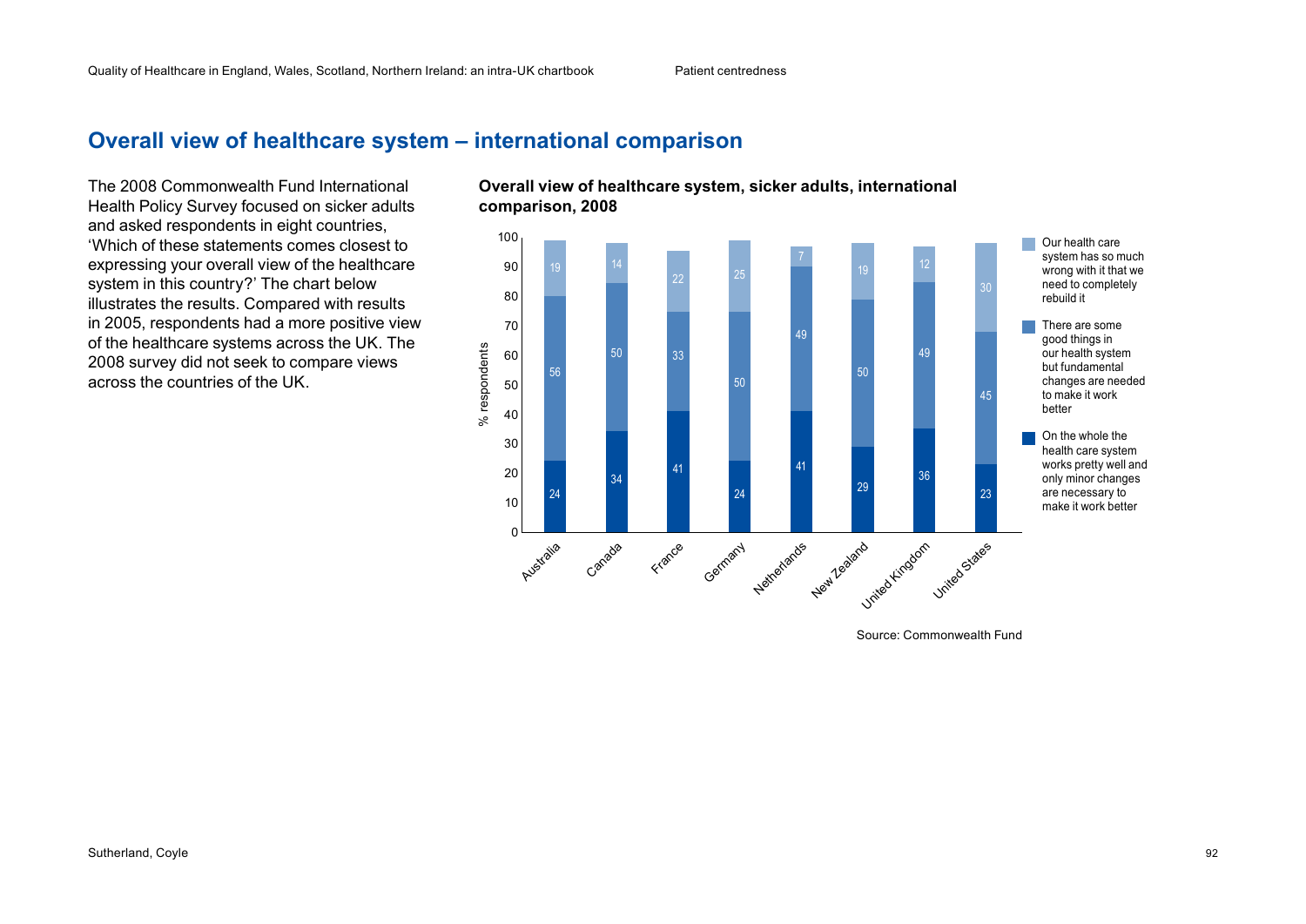## Overall view of healthcare system – international comparison

The 2008 Commonwealth Fund International Health Policy Survey focused on sicker adults and asked respondents in eight countries, 'Which of these statements comes closest to expressing your overall view of the healthcare system in this country?' The chart below illustrates the results. Compared with results in 2005, respondents had a more positive view of the healthcare systems across the UK. The 2008 survey did not seek to compare views across the countries of the UK.

**Overall view of healthcare system, sicker adults, international comparison, 2008**

| Country | On the whole the health care system works pretty well and only minor changes are necessary to make it work better | There are some good things in our health system but fundamental changes are needed to make it work better | Our health care system has so much wrong with it that we need to completely rebuild it |
|---|---|---|---|
| Australia | 24 | 56 | 19 |
| Canada | 34 | 50 | 14 |
| France | 41 | 33 | 22 |
| Germany | 24 | 50 | 25 |
| Netherlands | 41 | 49 | 7 |
| New Zealand | 29 | 50 | 19 |
| United Kingdom | 36 | 49 | 12 |
| United States | 23 | 45 | 30 |

Source: Commonwealth Fund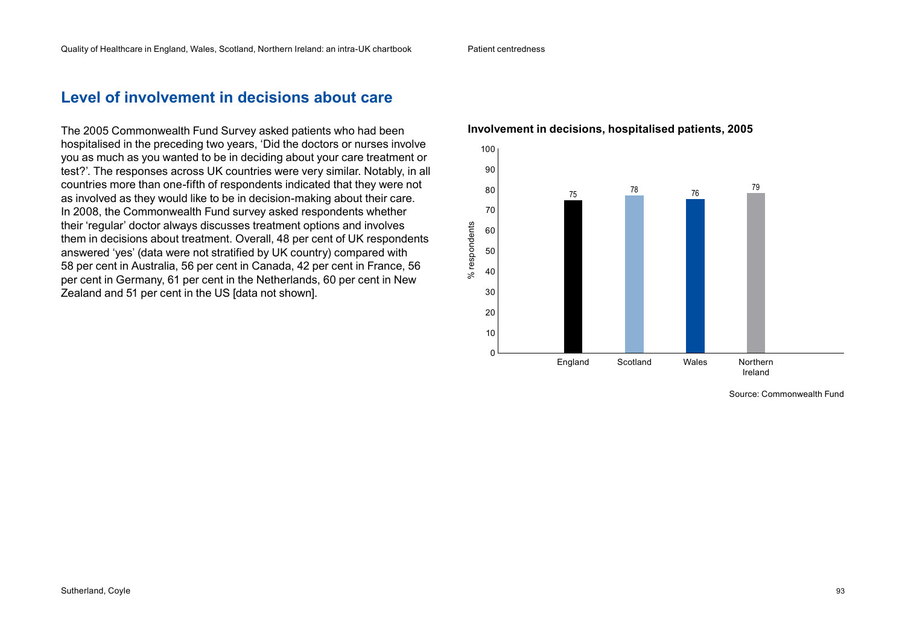## Level of involvement in decisions about care

The 2005 Commonwealth Fund Survey asked patients who had been hospitalised in the preceding two years, 'Did the doctors or nurses involve you as much as you wanted to be in deciding about your care treatment or test?'. The responses across UK countries were very similar. Notably, in all countries more than one-fifth of respondents indicated that they were not as involved as they would like to be in decision-making about their care. In 2008, the Commonwealth Fund survey asked respondents whether their 'regular' doctor always discusses treatment options and involves them in decisions about treatment. Overall, 48 per cent of UK respondents answered 'yes' (data were not stratified by UK country) compared with 58 per cent in Australia, 56 per cent in Canada, 42 per cent in France, 56 per cent in Germany, 61 per cent in the Netherlands, 60 per cent in New Zealand and 51 per cent in the US [data not shown].

**Involvement in decisions, hospitalised patients, 2005**

| | % respondents |
|---|---|
| England | 75 |
| Scotland | 78 |
| Wales | 76 |
| Northern Ireland | 79 |

Source: Commonwealth Fund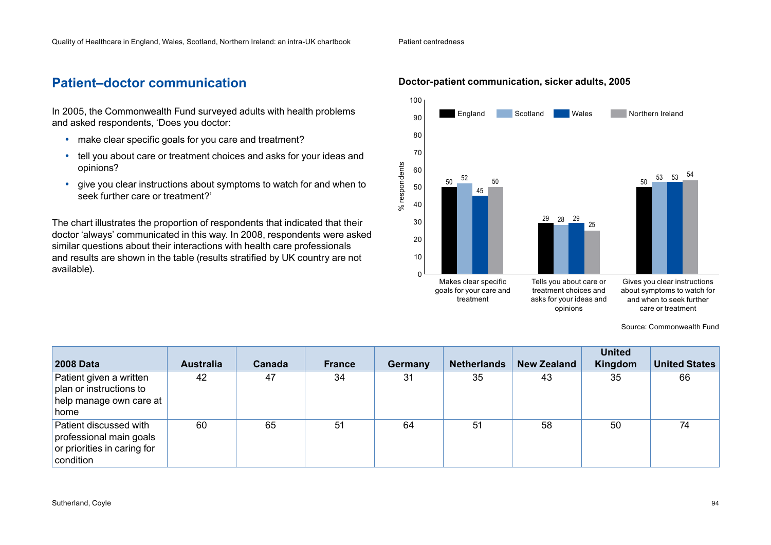## Patient–doctor communication

In 2005, the Commonwealth Fund surveyed adults with health problems and asked respondents, 'Does you doctor:

- make clear specific goals for you care and treatment?
- tell you about care or treatment choices and asks for your ideas and opinions?
- give you clear instructions about symptoms to watch for and when to seek further care or treatment?'

The chart illustrates the proportion of respondents that indicated that their doctor 'always' communicated in this way. In 2008, respondents were asked similar questions about their interactions with health care professionals and results are shown in the table (results stratified by UK country are not available).

**Doctor-patient communication, sicker adults, 2005**

| % respondents | England | Scotland | Wales | Northern Ireland |
|---|---|---|---|---|
| Makes clear specific goals for your care and treatment | 50 | 52 | 45 | 50 |
| Tells you about care or treatment choices and asks for your ideas and opinions | 29 | 28 | 29 | 25 |
| Gives you clear instructions about symptoms to watch for and when to seek further care or treatment | 50 | 53 | 53 | 54 |

Source: Commonwealth Fund

| 2008 Data | Australia | Canada | France | Germany | Netherlands | New Zealand | United Kingdom | United States |
|---|---|---|---|---|---|---|---|---|
| Patient given a written plan or instructions to help manage own care at home | 42 | 47 | 34 | 31 | 35 | 43 | 35 | 66 |
| Patient discussed with professional main goals or priorities in caring for condition | 60 | 65 | 51 | 64 | 51 | 58 | 50 | 74 |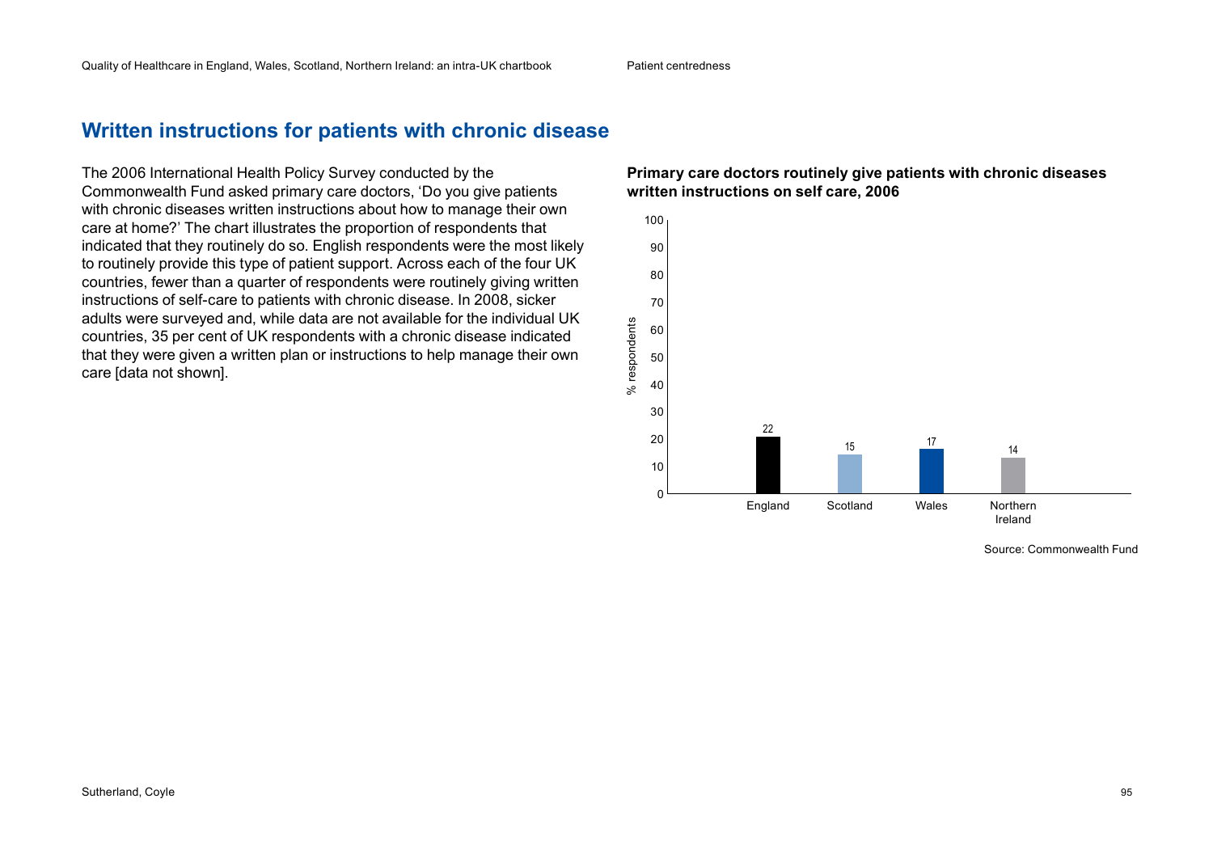## Written instructions for patients with chronic disease

The 2006 International Health Policy Survey conducted by the Commonwealth Fund asked primary care doctors, 'Do you give patients with chronic diseases written instructions about how to manage their own care at home?' The chart illustrates the proportion of respondents that indicated that they routinely do so. English respondents were the most likely to routinely provide this type of patient support. Across each of the four UK countries, fewer than a quarter of respondents were routinely giving written instructions of self-care to patients with chronic disease. In 2008, sicker adults were surveyed and, while data are not available for the individual UK countries, 35 per cent of UK respondents with a chronic disease indicated that they were given a written plan or instructions to help manage their own care [data not shown].

**Primary care doctors routinely give patients with chronic diseases written instructions on self care, 2006**

| Country | % respondents |
|---|---|
| England | 22 |
| Scotland | 15 |
| Wales | 17 |
| Northern Ireland | 14 |

Source: Commonwealth Fund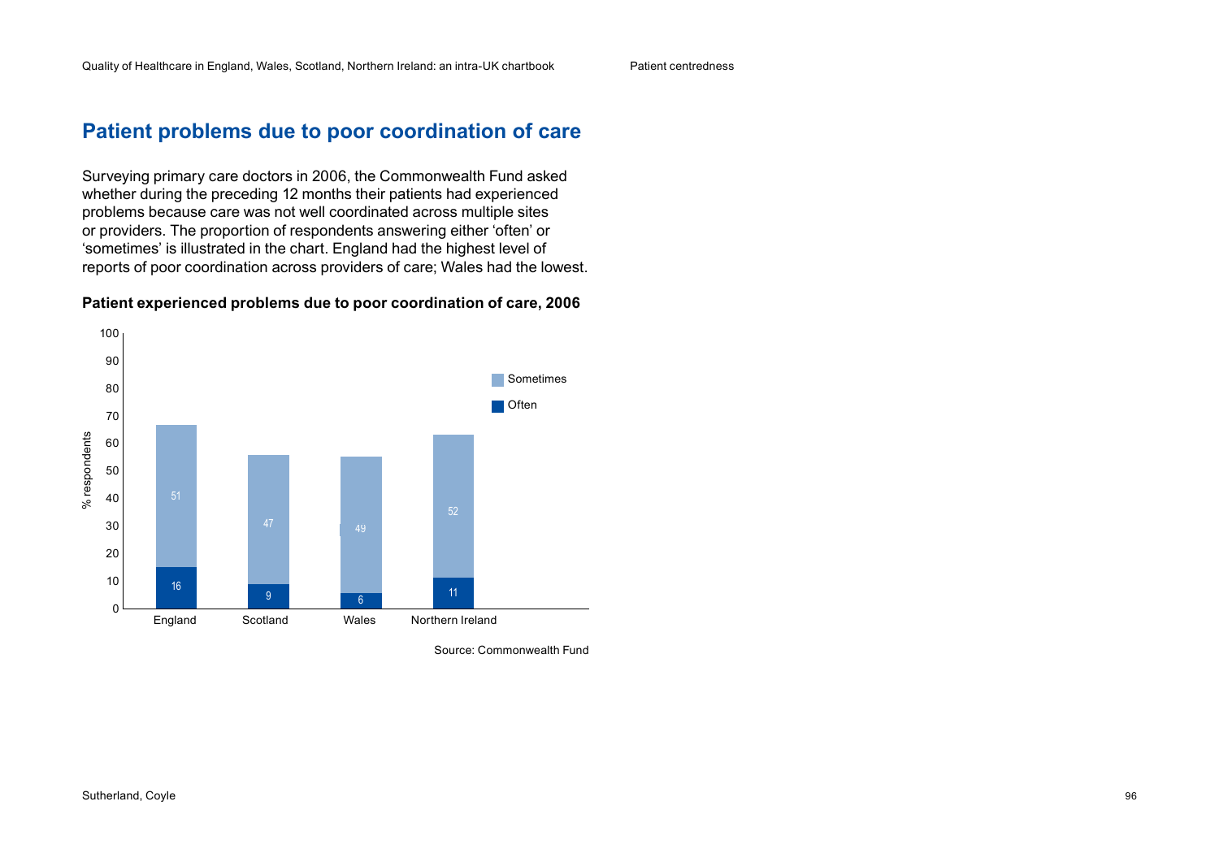## Patient problems due to poor coordination of care

Surveying primary care doctors in 2006, the Commonwealth Fund asked whether during the preceding 12 months their patients had experienced problems because care was not well coordinated across multiple sites or providers. The proportion of respondents answering either 'often' or 'sometimes' is illustrated in the chart. England had the highest level of reports of poor coordination across providers of care; Wales had the lowest.

**Patient experienced problems due to poor coordination of care, 2006**

| % respondents | Often | Sometimes |
|---|---|---|
| England | 16 | 51 |
| Scotland | 9 | 47 |
| Wales | 6 | 49 |
| Northern Ireland | 11 | 52 |

Source: Commonwealth Fund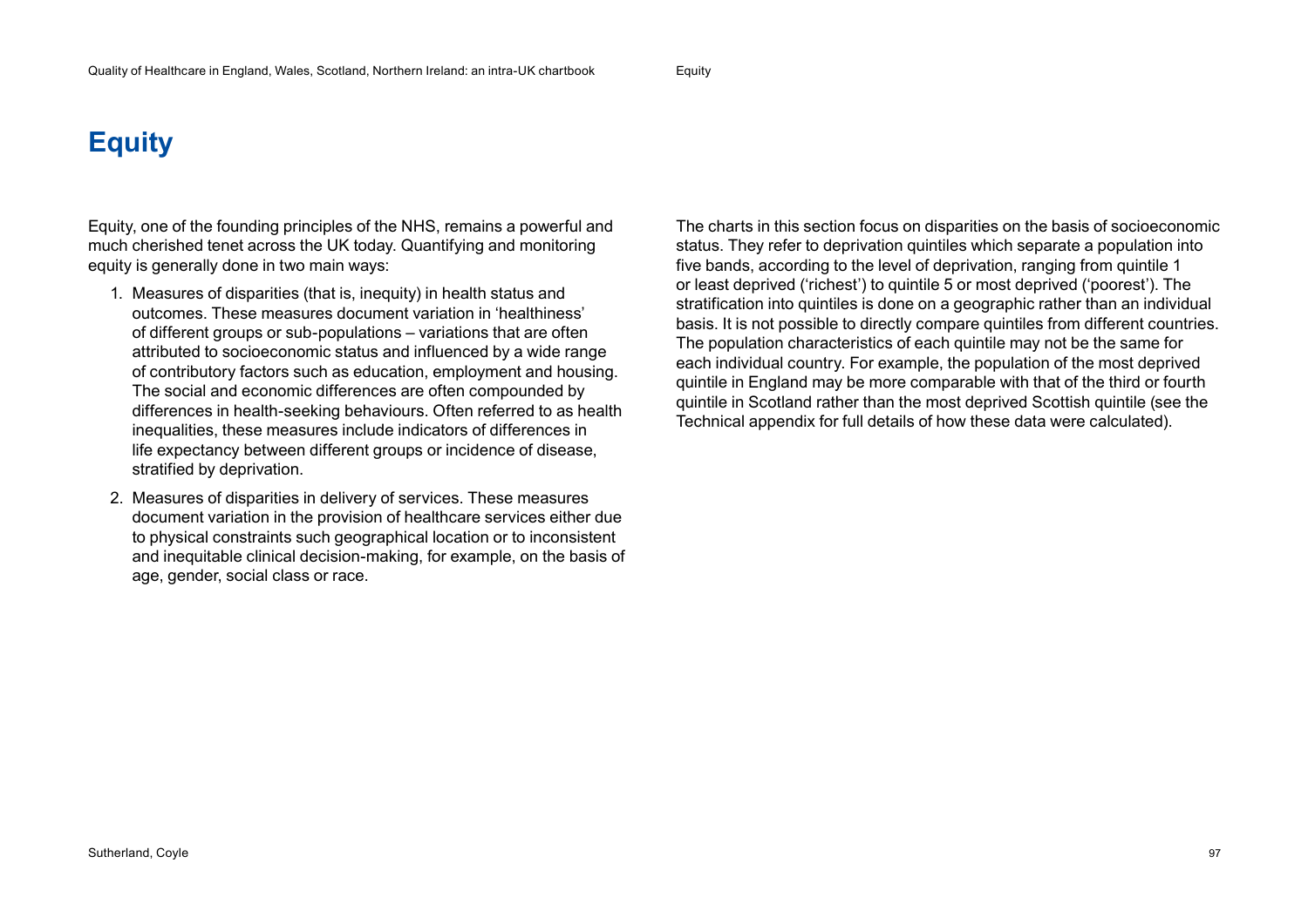# Equity

Equity, one of the founding principles of the NHS, remains a powerful and much cherished tenet across the UK today. Quantifying and monitoring equity is generally done in two main ways:

1. Measures of disparities (that is, inequity) in health status and outcomes. These measures document variation in 'healthiness' of different groups or sub-populations – variations that are often attributed to socioeconomic status and influenced by a wide range of contributory factors such as education, employment and housing. The social and economic differences are often compounded by differences in health-seeking behaviours. Often referred to as health inequalities, these measures include indicators of differences in life expectancy between different groups or incidence of disease, stratified by deprivation.
2. Measures of disparities in delivery of services. These measures document variation in the provision of healthcare services either due to physical constraints such geographical location or to inconsistent and inequitable clinical decision-making, for example, on the basis of age, gender, social class or race.

The charts in this section focus on disparities on the basis of socioeconomic status. They refer to deprivation quintiles which separate a population into five bands, according to the level of deprivation, ranging from quintile 1 or least deprived ('richest') to quintile 5 or most deprived ('poorest'). The stratification into quintiles is done on a geographic rather than an individual basis. It is not possible to directly compare quintiles from different countries. The population characteristics of each quintile may not be the same for each individual country. For example, the population of the most deprived quintile in England may be more comparable with that of the third or fourth quintile in Scotland rather than the most deprived Scottish quintile (see the Technical appendix for full details of how these data were calculated).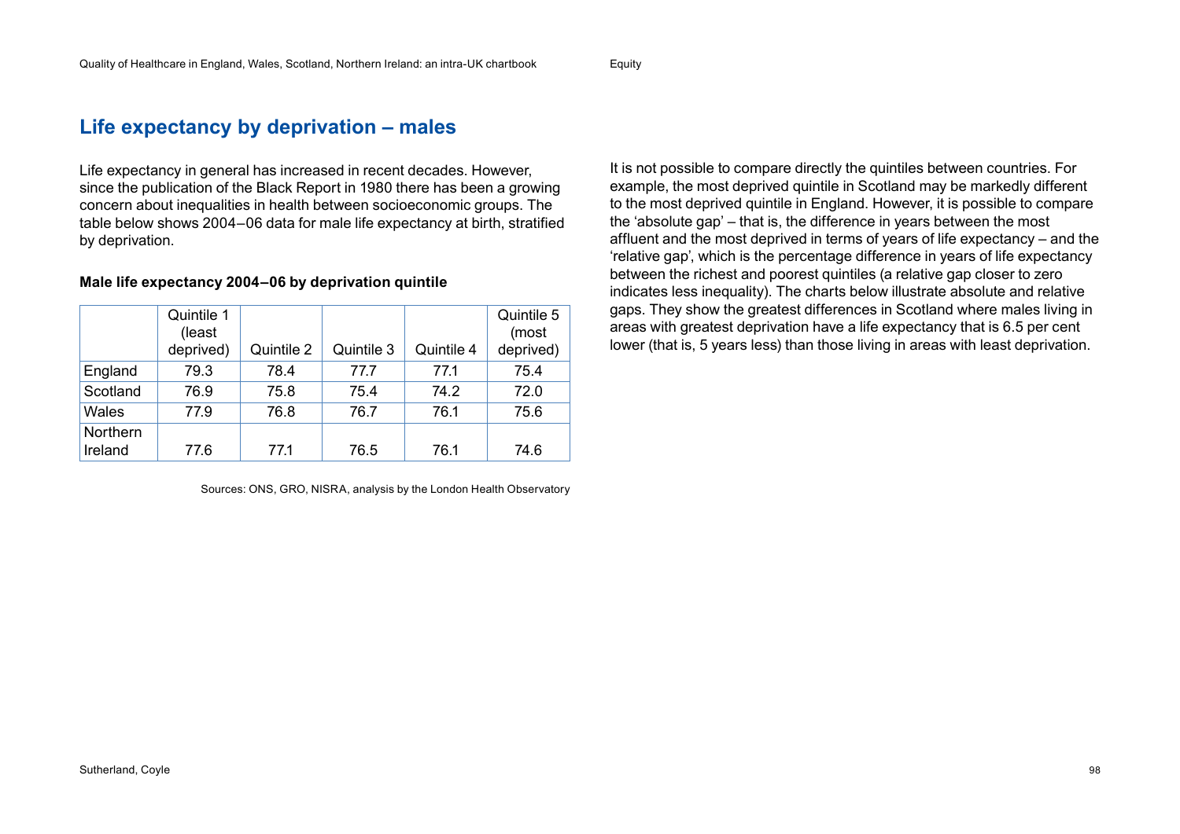## Life expectancy by deprivation – males

Life expectancy in general has increased in recent decades. However, since the publication of the Black Report in 1980 there has been a growing concern about inequalities in health between socioeconomic groups. The table below shows 2004–06 data for male life expectancy at birth, stratified by deprivation.

**Male life expectancy 2004–06 by deprivation quintile**

| | Quintile 1 (least deprived) | Quintile 2 | Quintile 3 | Quintile 4 | Quintile 5 (most deprived) |
|---|---|---|---|---|---|
| England | 79.3 | 78.4 | 77.7 | 77.1 | 75.4 |
| Scotland | 76.9 | 75.8 | 75.4 | 74.2 | 72.0 |
| Wales | 77.9 | 76.8 | 76.7 | 76.1 | 75.6 |
| Northern Ireland | 77.6 | 77.1 | 76.5 | 76.1 | 74.6 |

Sources: ONS, GRO, NISRA, analysis by the London Health Observatory

It is not possible to compare directly the quintiles between countries. For example, the most deprived quintile in Scotland may be markedly different to the most deprived quintile in England. However, it is possible to compare the 'absolute gap' – that is, the difference in years between the most affluent and the most deprived in terms of years of life expectancy – and the 'relative gap', which is the percentage difference in years of life expectancy between the richest and poorest quintiles (a relative gap closer to zero indicates less inequality). The charts below illustrate absolute and relative gaps. They show the greatest differences in Scotland where males living in areas with greatest deprivation have a life expectancy that is 6.5 per cent lower (that is, 5 years less) than those living in areas with least deprivation.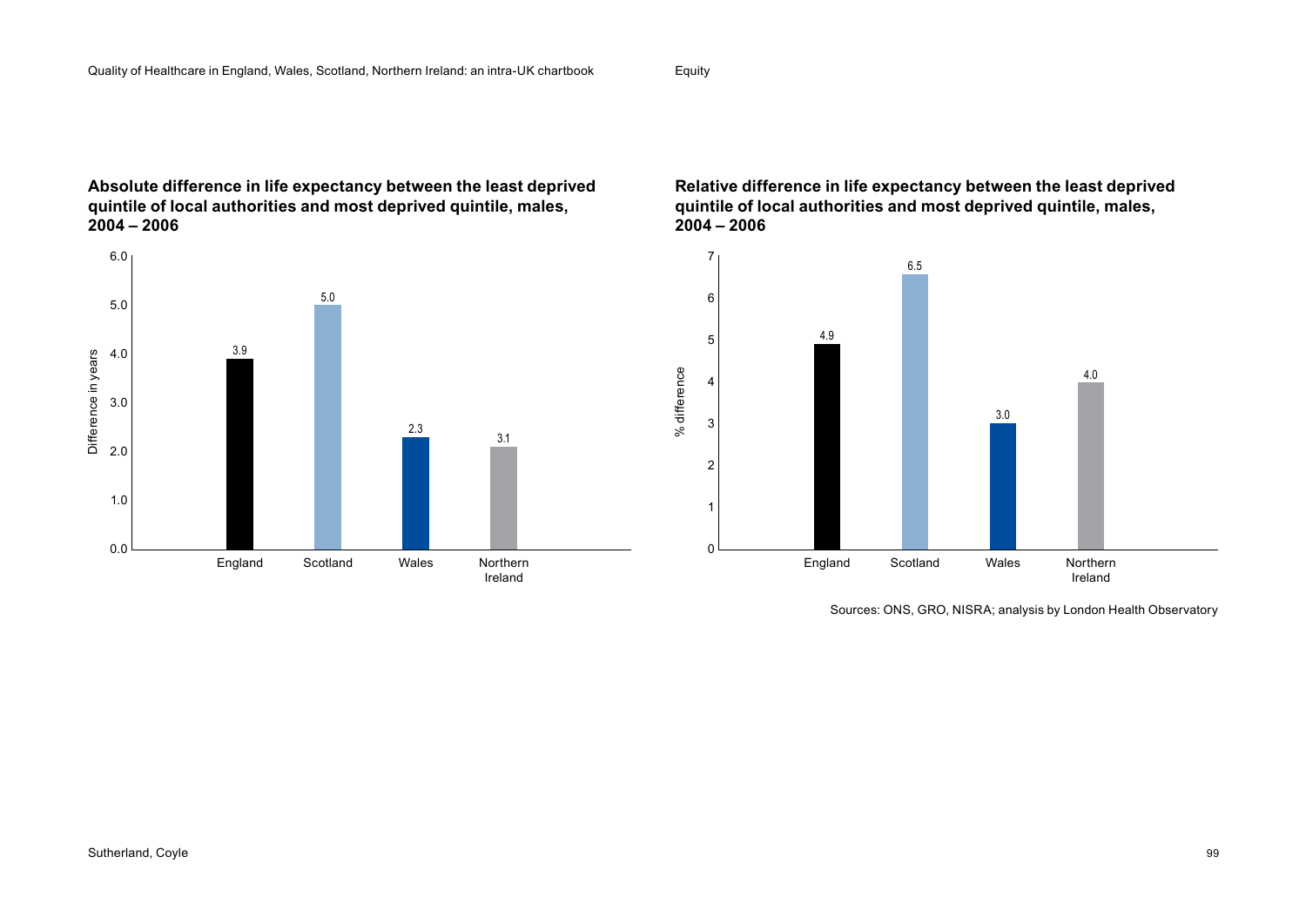**Absolute difference in life expectancy between the least deprived quintile of local authorities and most deprived quintile, males, 2004 – 2006**

| | Difference in years |
|---|---|
| England | 3.9 |
| Scotland | 5.0 |
| Wales | 2.3 |
| Northern Ireland | 3.1 |

**Relative difference in life expectancy between the least deprived quintile of local authorities and most deprived quintile, males, 2004 – 2006**

| | % difference |
|---|---|
| England | 4.9 |
| Scotland | 6.5 |
| Wales | 3.0 |
| Northern Ireland | 4.0 |

Sources: ONS, GRO, NISRA; analysis by London Health Observatory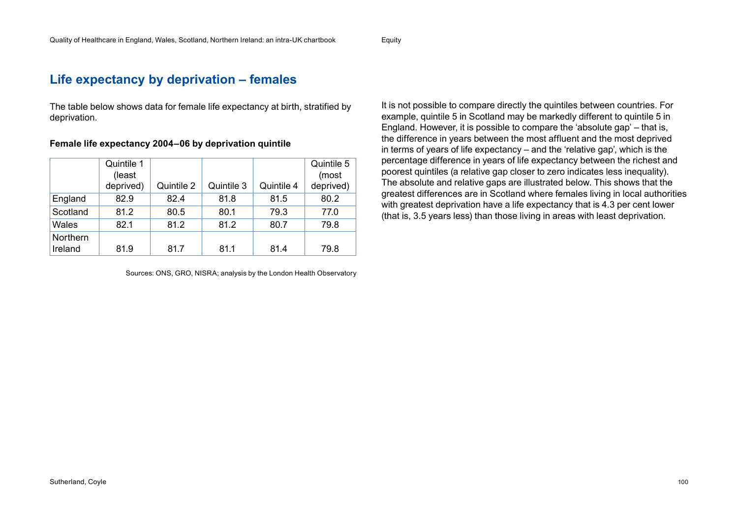# Life expectancy by deprivation – females

The table below shows data for female life expectancy at birth, stratified by deprivation.

**Female life expectancy 2004–06 by deprivation quintile**

| | Quintile 1 (least deprived) | Quintile 2 | Quintile 3 | Quintile 4 | Quintile 5 (most deprived) |
|---|---|---|---|---|---|
| England | 82.9 | 82.4 | 81.8 | 81.5 | 80.2 |
| Scotland | 81.2 | 80.5 | 80.1 | 79.3 | 77.0 |
| Wales | 82.1 | 81.2 | 81.2 | 80.7 | 79.8 |
| Northern Ireland | 81.9 | 81.7 | 81.1 | 81.4 | 79.8 |

Sources: ONS, GRO, NISRA; analysis by the London Health Observatory

It is not possible to compare directly the quintiles between countries. For example, quintile 5 in Scotland may be markedly different to quintile 5 in England. However, it is possible to compare the 'absolute gap' – that is, the difference in years between the most affluent and the most deprived in terms of years of life expectancy – and the 'relative gap', which is the percentage difference in years of life expectancy between the richest and poorest quintiles (a relative gap closer to zero indicates less inequality). The absolute and relative gaps are illustrated below. This shows that the greatest differences are in Scotland where females living in local authorities with greatest deprivation have a life expectancy that is 4.3 per cent lower (that is, 3.5 years less) than those living in areas with least deprivation.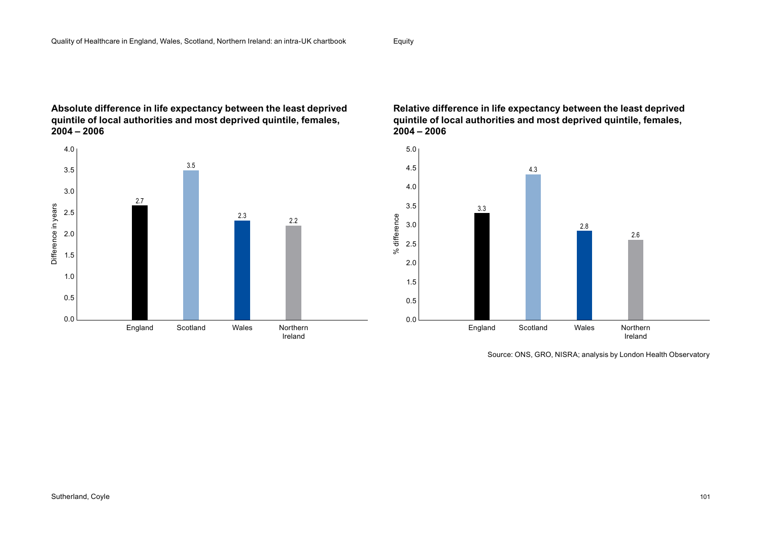**Absolute difference in life expectancy between the least deprived quintile of local authorities and most deprived quintile, females, 2004 – 2006**

| | Difference in years |
|---|---|
| England | 2.7 |
| Scotland | 3.5 |
| Wales | 2.3 |
| Northern Ireland | 2.2 |

**Relative difference in life expectancy between the least deprived quintile of local authorities and most deprived quintile, females, 2004 – 2006**

| | % difference |
|---|---|
| England | 3.3 |
| Scotland | 4.3 |
| Wales | 2.8 |
| Northern Ireland | 2.6 |

Source: ONS, GRO, NISRA; analysis by London Health Observatory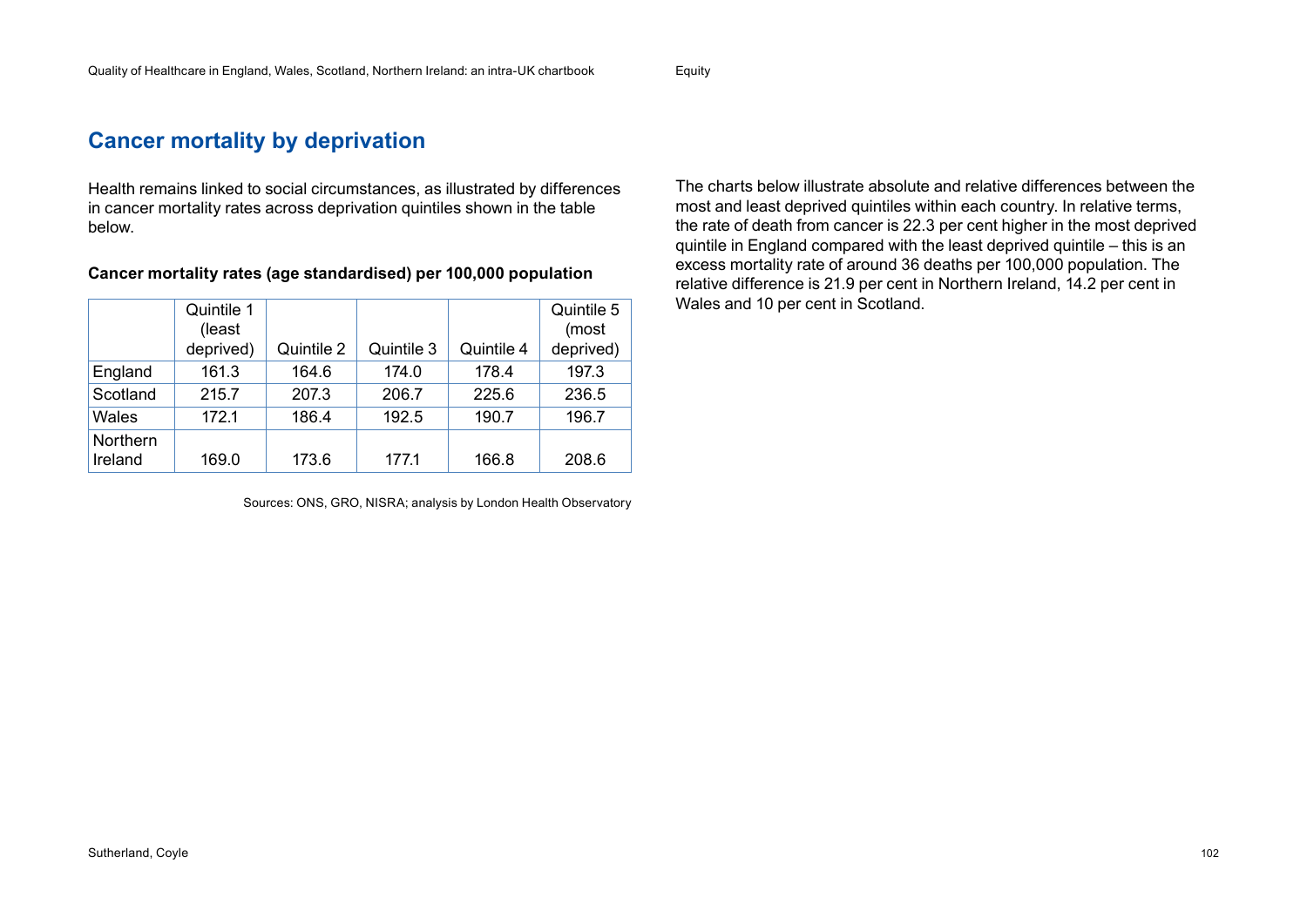## Cancer mortality by deprivation

Health remains linked to social circumstances, as illustrated by differences in cancer mortality rates across deprivation quintiles shown in the table below.

**Cancer mortality rates (age standardised) per 100,000 population**

| | Quintile 1 (least deprived) | Quintile 2 | Quintile 3 | Quintile 4 | Quintile 5 (most deprived) |
|---|---|---|---|---|---|
| England | 161.3 | 164.6 | 174.0 | 178.4 | 197.3 |
| Scotland | 215.7 | 207.3 | 206.7 | 225.6 | 236.5 |
| Wales | 172.1 | 186.4 | 192.5 | 190.7 | 196.7 |
| Northern Ireland | 169.0 | 173.6 | 177.1 | 166.8 | 208.6 |

Sources: ONS, GRO, NISRA; analysis by London Health Observatory

The charts below illustrate absolute and relative differences between the most and least deprived quintiles within each country. In relative terms, the rate of death from cancer is 22.3 per cent higher in the most deprived quintile in England compared with the least deprived quintile – this is an excess mortality rate of around 36 deaths per 100,000 population. The relative difference is 21.9 per cent in Northern Ireland, 14.2 per cent in Wales and 10 per cent in Scotland.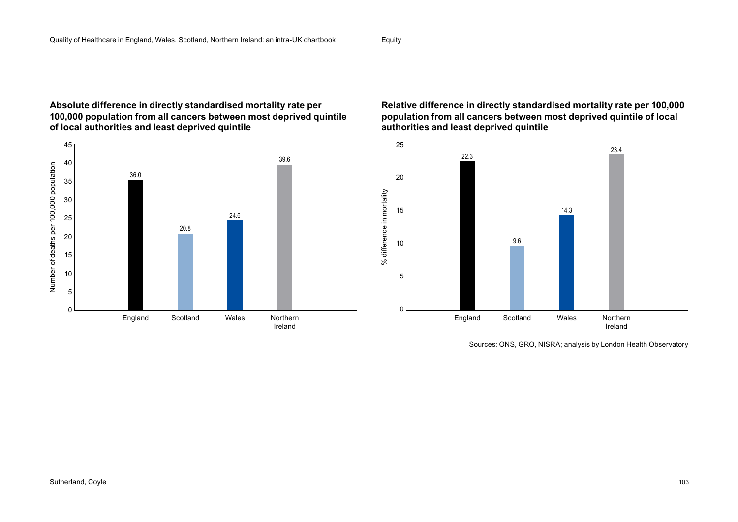**Absolute difference in directly standardised mortality rate per 100,000 population from all cancers between most deprived quintile of local authorities and least deprived quintile**

| Country | Number of deaths per 100,000 population |
|---|---|
| England | 36.0 |
| Scotland | 20.8 |
| Wales | 24.6 |
| Northern Ireland | 39.6 |

**Relative difference in directly standardised mortality rate per 100,000 population from all cancers between most deprived quintile of local authorities and least deprived quintile**

| Country | % difference in mortality |
|---|---|
| England | 22.3 |
| Scotland | 9.6 |
| Wales | 14.3 |
| Northern Ireland | 23.4 |

Sources: ONS, GRO, NISRA; analysis by London Health Observatory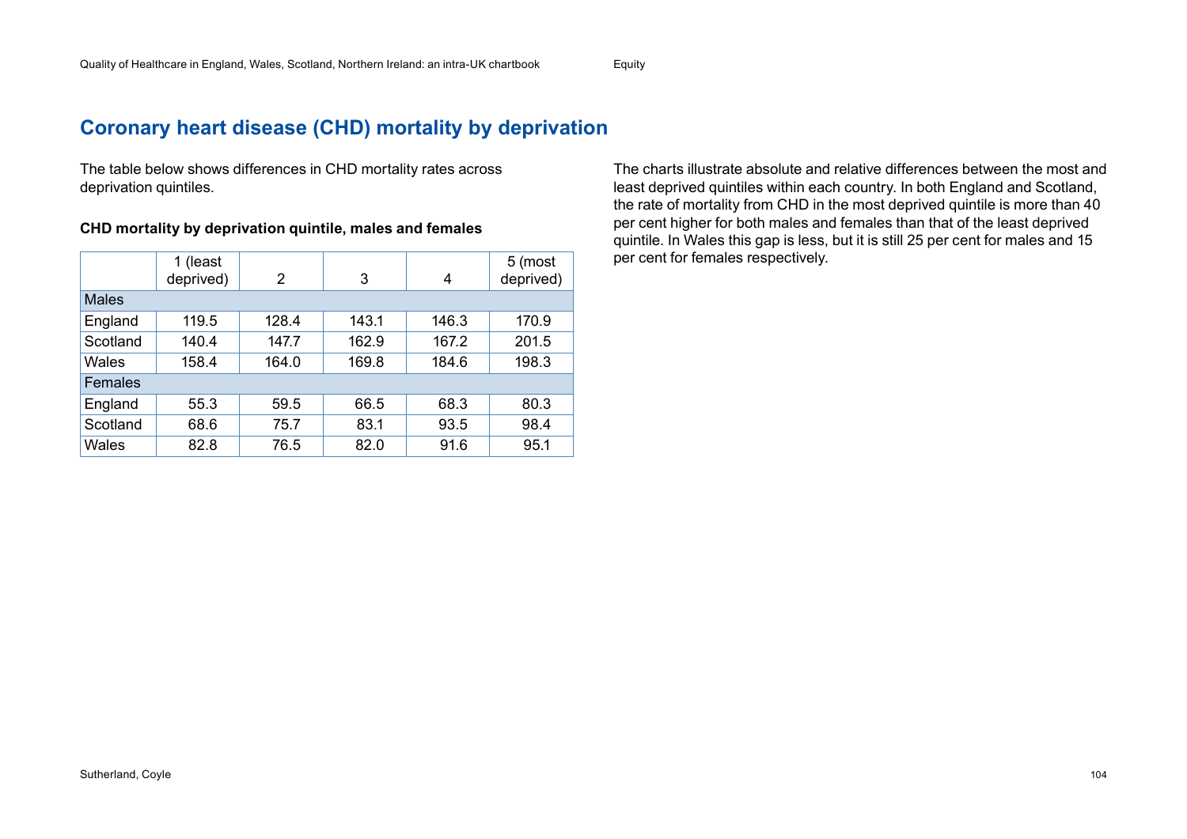# Coronary heart disease (CHD) mortality by deprivation

The table below shows differences in CHD mortality rates across deprivation quintiles.

**CHD mortality by deprivation quintile, males and females**

| | 1 (least deprived) | 2 | 3 | 4 | 5 (most deprived) |
|---|---|---|---|---|---|
| Males | | | | | |
| England | 119.5 | 128.4 | 143.1 | 146.3 | 170.9 |
| Scotland | 140.4 | 147.7 | 162.9 | 167.2 | 201.5 |
| Wales | 158.4 | 164.0 | 169.8 | 184.6 | 198.3 |
| Females | | | | | |
| England | 55.3 | 59.5 | 66.5 | 68.3 | 80.3 |
| Scotland | 68.6 | 75.7 | 83.1 | 93.5 | 98.4 |
| Wales | 82.8 | 76.5 | 82.0 | 91.6 | 95.1 |

The charts illustrate absolute and relative differences between the most and least deprived quintiles within each country. In both England and Scotland, the rate of mortality from CHD in the most deprived quintile is more than 40 per cent higher for both males and females than that of the least deprived quintile. In Wales this gap is less, but it is still 25 per cent for males and 15 per cent for females respectively.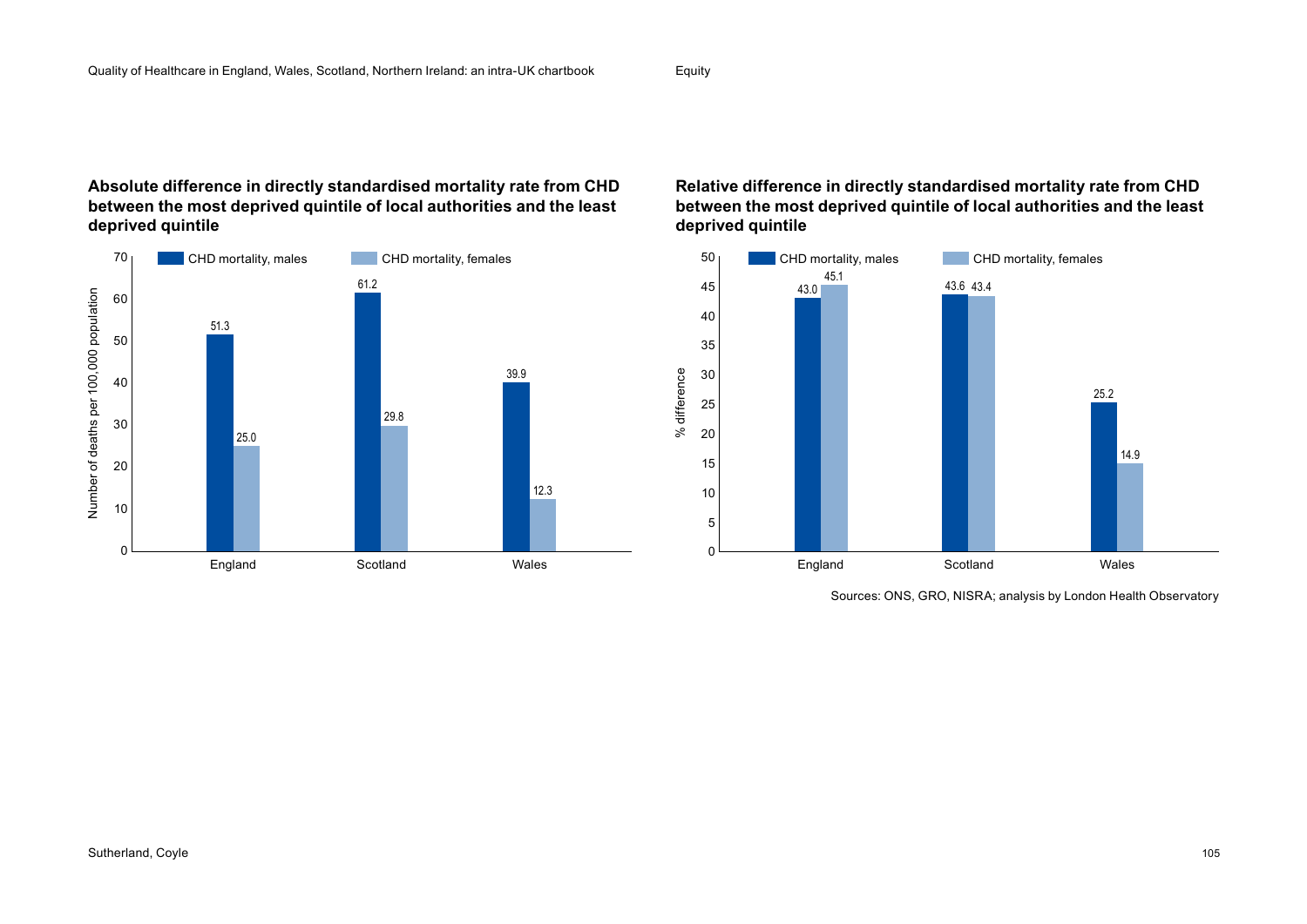**Absolute difference in directly standardised mortality rate from CHD between the most deprived quintile of local authorities and the least deprived quintile**

| | CHD mortality, males | CHD mortality, females |
|---|---|---|
| England | 51.3 | 25.0 |
| Scotland | 61.2 | 29.8 |
| Wales | 39.9 | 12.3 |

Number of deaths per 100,000 population

**Relative difference in directly standardised mortality rate from CHD between the most deprived quintile of local authorities and the least deprived quintile**

| | CHD mortality, males | CHD mortality, females |
|---|---|---|
| England | 43.0 | 45.1 |
| Scotland | 43.6 | 43.4 |
| Wales | 25.2 | 14.9 |

% difference

Sources: ONS, GRO, NISRA; analysis by London Health Observatory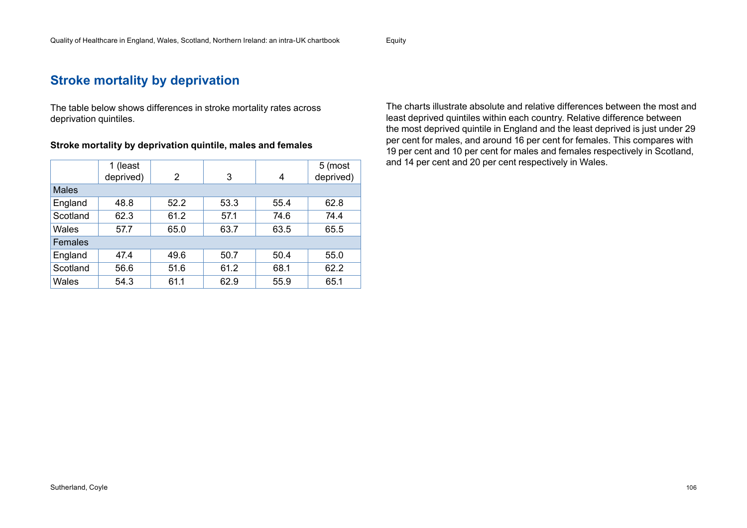## Stroke mortality by deprivation

The table below shows differences in stroke mortality rates across deprivation quintiles.

**Stroke mortality by deprivation quintile, males and females**

| | 1 (least deprived) | 2 | 3 | 4 | 5 (most deprived) |
|---|---|---|---|---|---|
| Males | | | | | |
| England | 48.8 | 52.2 | 53.3 | 55.4 | 62.8 |
| Scotland | 62.3 | 61.2 | 57.1 | 74.6 | 74.4 |
| Wales | 57.7 | 65.0 | 63.7 | 63.5 | 65.5 |
| Females | | | | | |
| England | 47.4 | 49.6 | 50.7 | 50.4 | 55.0 |
| Scotland | 56.6 | 51.6 | 61.2 | 68.1 | 62.2 |
| Wales | 54.3 | 61.1 | 62.9 | 55.9 | 65.1 |

The charts illustrate absolute and relative differences between the most and least deprived quintiles within each country. Relative difference between the most deprived quintile in England and the least deprived is just under 29 per cent for males, and around 16 per cent for females. This compares with 19 per cent and 10 per cent for males and females respectively in Scotland, and 14 per cent and 20 per cent respectively in Wales.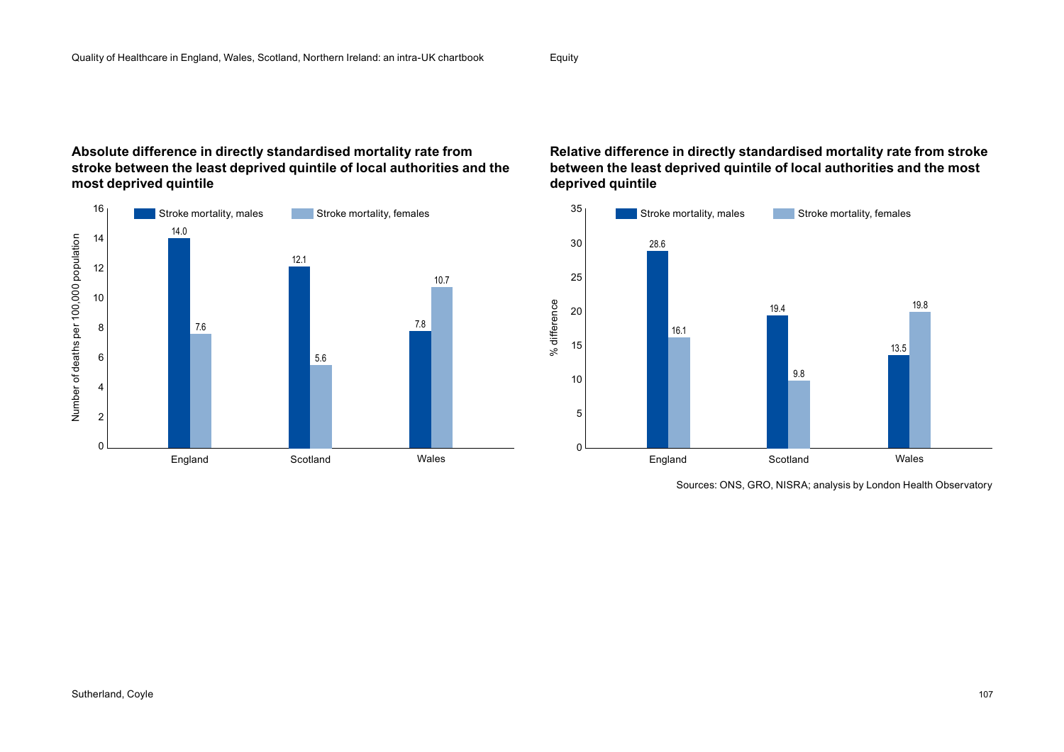### Absolute difference in directly standardised mortality rate from stroke between the least deprived quintile of local authorities and the most deprived quintile

Number of deaths per 100,000 population

| | Stroke mortality, males | Stroke mortality, females |
|---|---|---|
| England | 14.0 | 7.6 |
| Scotland | 12.1 | 5.6 |
| Wales | 7.8 | 10.7 |

### Relative difference in directly standardised mortality rate from stroke between the least deprived quintile of local authorities and the most deprived quintile

% difference

| | Stroke mortality, males | Stroke mortality, females |
|---|---|---|
| England | 28.6 | 16.1 |
| Scotland | 19.4 | 9.8 |
| Wales | 13.5 | 19.8 |

Sources: ONS, GRO, NISRA; analysis by London Health Observatory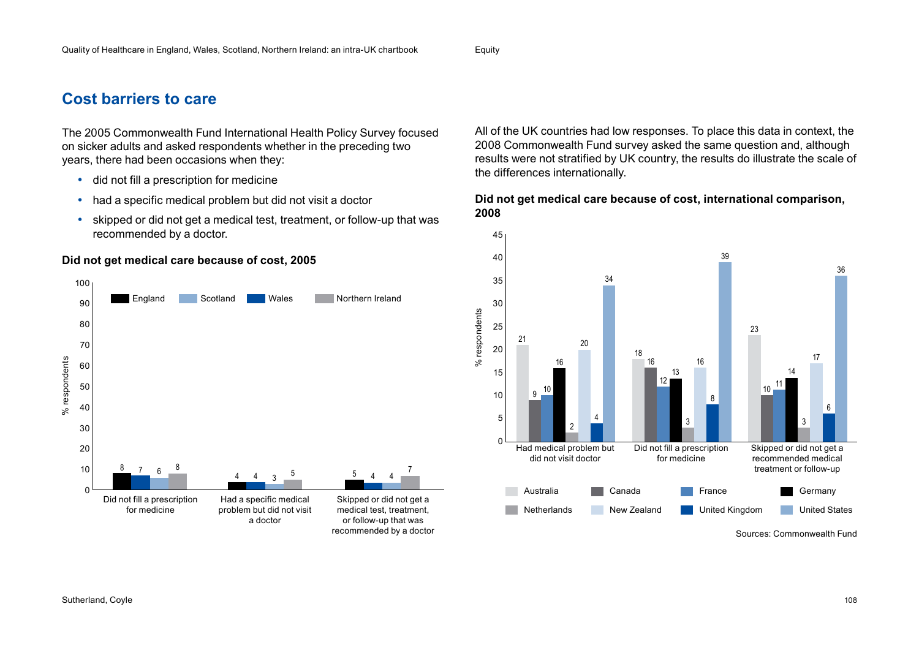## Cost barriers to care

The 2005 Commonwealth Fund International Health Policy Survey focused on sicker adults and asked respondents whether in the preceding two years, there had been occasions when they:

- did not fill a prescription for medicine
- had a specific medical problem but did not visit a doctor
- skipped or did not get a medical test, treatment, or follow-up that was recommended by a doctor.

**Did not get medical care because of cost, 2005**

| % respondents | England | Wales | Scotland | Northern Ireland |
|---|---|---|---|---|
| Did not fill a prescription for medicine | 8 | 7 | 6 | 8 |
| Had a specific medical problem but did not visit a doctor | 4 | 4 | 3 | 5 |
| Skipped or did not get a medical test, treatment, or follow-up that was recommended by a doctor | 5 | 4 | 4 | 7 |

All of the UK countries had low responses. To place this data in context, the 2008 Commonwealth Fund survey asked the same question and, although results were not stratified by UK country, the results do illustrate the scale of the differences internationally.

**Did not get medical care because of cost, international comparison, 2008**

| % respondents | Australia | Canada | France | Germany | Netherlands | New Zealand | United Kingdom | United States |
|---|---|---|---|---|---|---|---|---|
| Had medical problem but did not visit doctor | 21 | 9 | 10 | 16 | 2 | 20 | 4 | 34 |
| Did not fill a prescription for medicine | 18 | 16 | 12 | 13 | 3 | 16 | 8 | 39 |
| Skipped or did not get a recommended medical treatment or follow-up | 23 | 10 | 11 | 14 | 3 | 17 | 6 | 36 |

Sources: Commonwealth Fund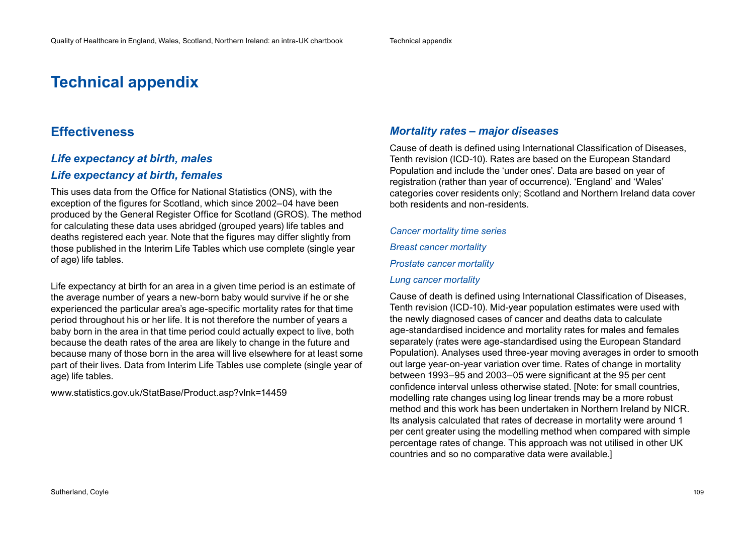# Technical appendix

## Effectiveness

### *Life expectancy at birth, males*

### *Life expectancy at birth, females*

This uses data from the Office for National Statistics (ONS), with the exception of the figures for Scotland, which since 2002–04 have been produced by the General Register Office for Scotland (GROS). The method for calculating these data uses abridged (grouped years) life tables and deaths registered each year. Note that the figures may differ slightly from those published in the Interim Life Tables which use complete (single year of age) life tables.

Life expectancy at birth for an area in a given time period is an estimate of the average number of years a new-born baby would survive if he or she experienced the particular area's age-specific mortality rates for that time period throughout his or her life. It is not therefore the number of years a baby born in the area in that time period could actually expect to live, both because the death rates of the area are likely to change in the future and because many of those born in the area will live elsewhere for at least some part of their lives. Data from Interim Life Tables use complete (single year of age) life tables.

www.statistics.gov.uk/StatBase/Product.asp?vlnk=14459

### *Mortality rates – major diseases*

Cause of death is defined using International Classification of Diseases, Tenth revision (ICD-10). Rates are based on the European Standard Population and include the 'under ones'. Data are based on year of registration (rather than year of occurrence). 'England' and 'Wales' categories cover residents only; Scotland and Northern Ireland data cover both residents and non-residents.

*Cancer mortality time series*

*Breast cancer mortality*

*Prostate cancer mortality*

*Lung cancer mortality*

Cause of death is defined using International Classification of Diseases, Tenth revision (ICD-10). Mid-year population estimates were used with the newly diagnosed cases of cancer and deaths data to calculate age-standardised incidence and mortality rates for males and females separately (rates were age-standardised using the European Standard Population). Analyses used three-year moving averages in order to smooth out large year-on-year variation over time. Rates of change in mortality between 1993–95 and 2003–05 were significant at the 95 per cent confidence interval unless otherwise stated. [Note: for small countries, modelling rate changes using log linear trends may be a more robust method and this work has been undertaken in Northern Ireland by NICR. Its analysis calculated that rates of decrease in mortality were around 1 per cent greater using the modelling method when compared with simple percentage rates of change. This approach was not utilised in other UK countries and so no comparative data were available.]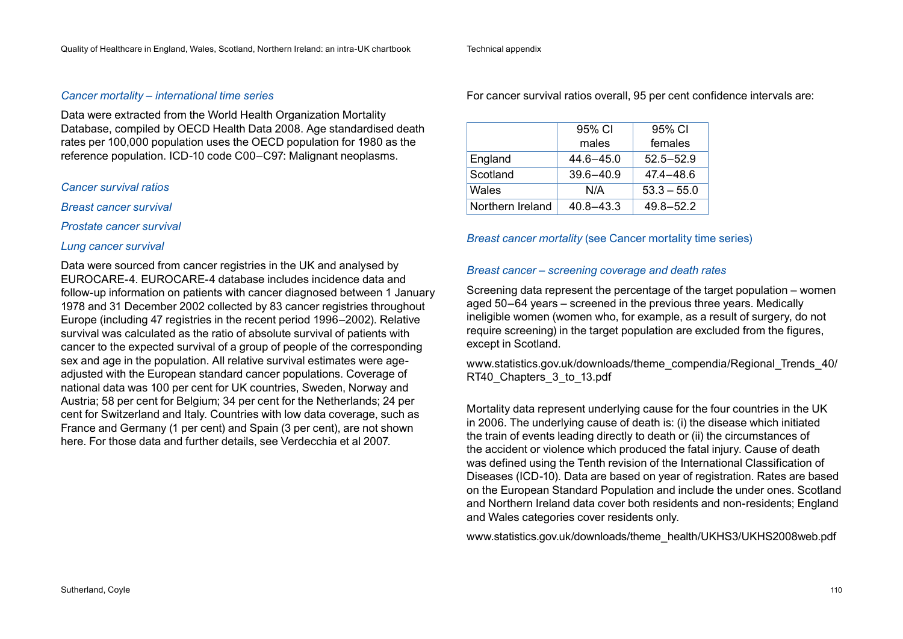*Cancer mortality – international time series*

Data were extracted from the World Health Organization Mortality Database, compiled by OECD Health Data 2008. Age standardised death rates per 100,000 population uses the OECD population for 1980 as the reference population. ICD-10 code C00–C97: Malignant neoplasms.

*Cancer survival ratios*

*Breast cancer survival*

*Prostate cancer survival*

*Lung cancer survival*

Data were sourced from cancer registries in the UK and analysed by EUROCARE-4. EUROCARE-4 database includes incidence data and follow-up information on patients with cancer diagnosed between 1 January 1978 and 31 December 2002 collected by 83 cancer registries throughout Europe (including 47 registries in the recent period 1996–2002). Relative survival was calculated as the ratio of absolute survival of patients with cancer to the expected survival of a group of people of the corresponding sex and age in the population. All relative survival estimates were age-adjusted with the European standard cancer populations. Coverage of national data was 100 per cent for UK countries, Sweden, Norway and Austria; 58 per cent for Belgium; 34 per cent for the Netherlands; 24 per cent for Switzerland and Italy. Countries with low data coverage, such as France and Germany (1 per cent) and Spain (3 per cent), are not shown here. For those data and further details, see Verdecchia et al 2007.

For cancer survival ratios overall, 95 per cent confidence intervals are:

| | 95% CI males | 95% CI females |
|---|---|---|
| England | 44.6–45.0 | 52.5–52.9 |
| Scotland | 39.6–40.9 | 47.4–48.6 |
| Wales | N/A | 53.3 – 55.0 |
| Northern Ireland | 40.8–43.3 | 49.8–52.2 |

*Breast cancer mortality* (see Cancer mortality time series)

*Breast cancer – screening coverage and death rates*

Screening data represent the percentage of the target population – women aged 50–64 years – screened in the previous three years. Medically ineligible women (women who, for example, as a result of surgery, do not require screening) in the target population are excluded from the figures, except in Scotland.

www.statistics.gov.uk/downloads/theme_compendia/Regional_Trends_40/RT40_Chapters_3_to_13.pdf

Mortality data represent underlying cause for the four countries in the UK in 2006. The underlying cause of death is: (i) the disease which initiated the train of events leading directly to death or (ii) the circumstances of the accident or violence which produced the fatal injury. Cause of death was defined using the Tenth revision of the International Classification of Diseases (ICD-10). Data are based on year of registration. Rates are based on the European Standard Population and include the under ones. Scotland and Northern Ireland data cover both residents and non-residents; England and Wales categories cover residents only.

www.statistics.gov.uk/downloads/theme_health/UKHS3/UKHS2008web.pdf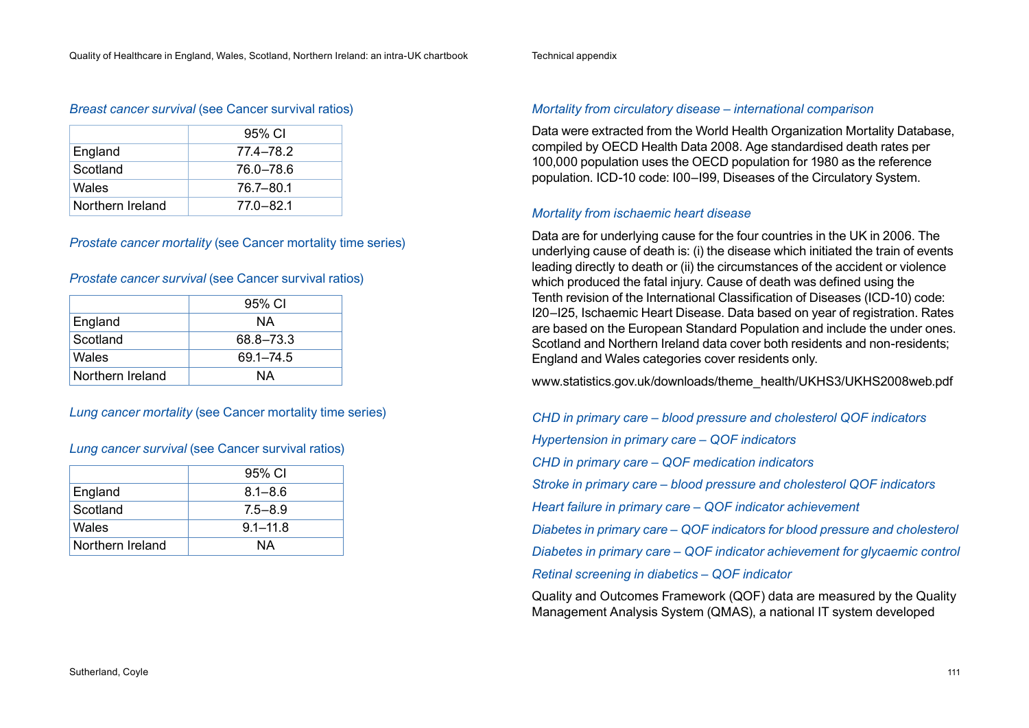*Breast cancer survival* (see Cancer survival ratios)

| | 95% CI |
|---|---|
| England | 77.4–78.2 |
| Scotland | 76.0–78.6 |
| Wales | 76.7–80.1 |
| Northern Ireland | 77.0–82.1 |

*Prostate cancer mortality* (see Cancer mortality time series)

*Prostate cancer survival* (see Cancer survival ratios)

| | 95% CI |
|---|---|
| England | NA |
| Scotland | 68.8–73.3 |
| Wales | 69.1–74.5 |
| Northern Ireland | NA |

*Lung cancer mortality* (see Cancer mortality time series)

*Lung cancer survival* (see Cancer survival ratios)

| | 95% CI |
|---|---|
| England | 8.1–8.6 |
| Scotland | 7.5–8.9 |
| Wales | 9.1–11.8 |
| Northern Ireland | NA |

*Mortality from circulatory disease – international comparison*

Data were extracted from the World Health Organization Mortality Database, compiled by OECD Health Data 2008. Age standardised death rates per 100,000 population uses the OECD population for 1980 as the reference population. ICD-10 code: I00–I99, Diseases of the Circulatory System.

*Mortality from ischaemic heart disease*

Data are for underlying cause for the four countries in the UK in 2006. The underlying cause of death is: (i) the disease which initiated the train of events leading directly to death or (ii) the circumstances of the accident or violence which produced the fatal injury. Cause of death was defined using the Tenth revision of the International Classification of Diseases (ICD-10) code: I20–I25, Ischaemic Heart Disease. Data based on year of registration. Rates are based on the European Standard Population and include the under ones. Scotland and Northern Ireland data cover both residents and non-residents; England and Wales categories cover residents only.

www.statistics.gov.uk/downloads/theme_health/UKHS3/UKHS2008web.pdf

*CHD in primary care – blood pressure and cholesterol QOF indicators*

*Hypertension in primary care – QOF indicators*

*CHD in primary care – QOF medication indicators*

*Stroke in primary care – blood pressure and cholesterol QOF indicators*

*Heart failure in primary care – QOF indicator achievement*

*Diabetes in primary care – QOF indicators for blood pressure and cholesterol*

*Diabetes in primary care – QOF indicator achievement for glycaemic control*

*Retinal screening in diabetics – QOF indicator*

Quality and Outcomes Framework (QOF) data are measured by the Quality Management Analysis System (QMAS), a national IT system developed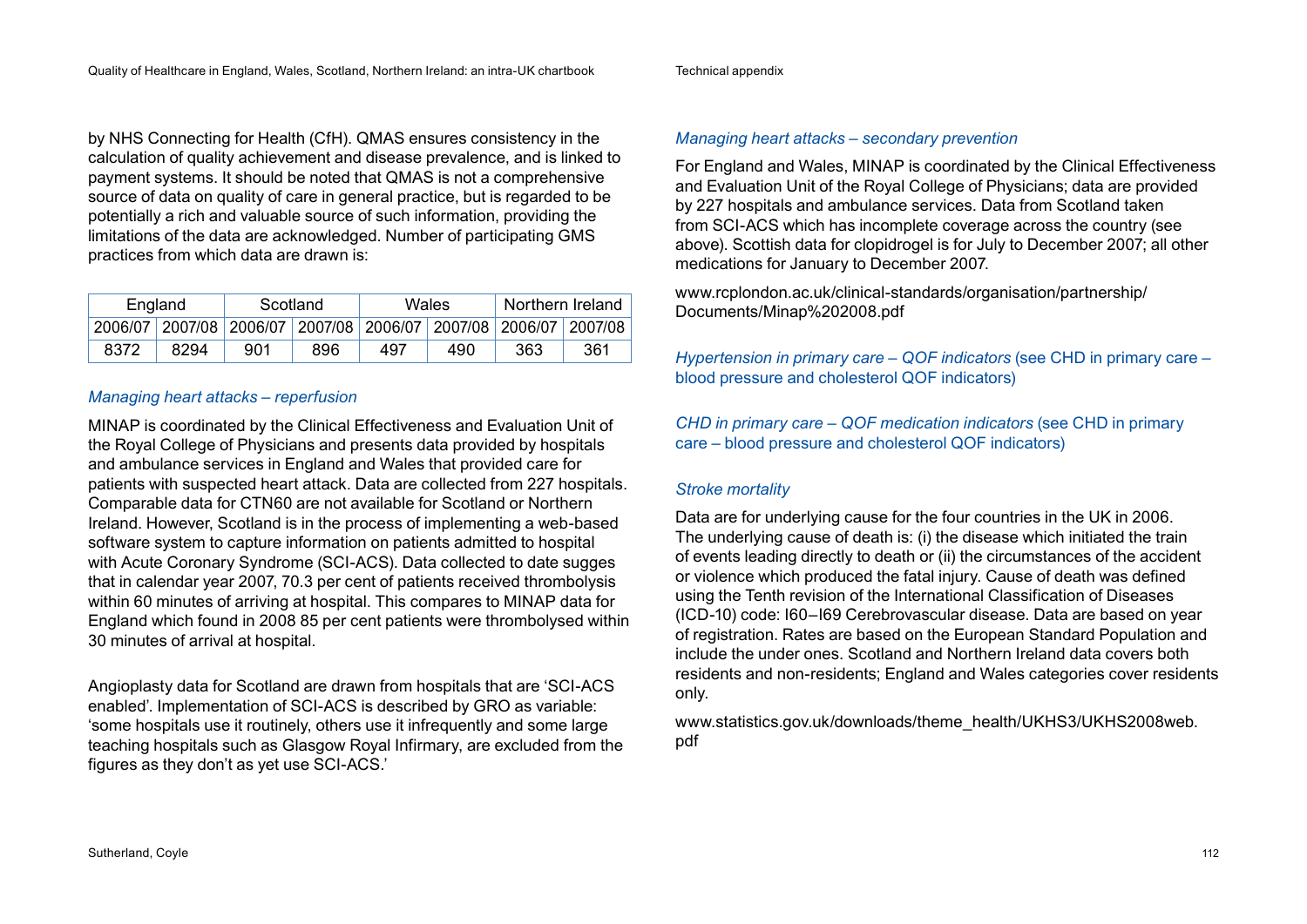by NHS Connecting for Health (CfH). QMAS ensures consistency in the calculation of quality achievement and disease prevalence, and is linked to payment systems. It should be noted that QMAS is not a comprehensive source of data on quality of care in general practice, but is regarded to be potentially a rich and valuable source of such information, providing the limitations of the data are acknowledged. Number of participating GMS practices from which data are drawn is:

| England | | Scotland | | Wales | | Northern Ireland | |
|---|---|---|---|---|---|---|---|
| 2006/07 | 2007/08 | 2006/07 | 2007/08 | 2006/07 | 2007/08 | 2006/07 | 2007/08 |
| 8372 | 8294 | 901 | 896 | 497 | 490 | 363 | 361 |

*Managing heart attacks – reperfusion*

MINAP is coordinated by the Clinical Effectiveness and Evaluation Unit of the Royal College of Physicians and presents data provided by hospitals and ambulance services in England and Wales that provided care for patients with suspected heart attack. Data are collected from 227 hospitals. Comparable data for CTN60 are not available for Scotland or Northern Ireland. However, Scotland is in the process of implementing a web-based software system to capture information on patients admitted to hospital with Acute Coronary Syndrome (SCI-ACS). Data collected to date sugges that in calendar year 2007, 70.3 per cent of patients received thrombolysis within 60 minutes of arriving at hospital. This compares to MINAP data for England which found in 2008 85 per cent patients were thrombolysed within 30 minutes of arrival at hospital.

Angioplasty data for Scotland are drawn from hospitals that are 'SCI-ACS enabled'. Implementation of SCI-ACS is described by GRO as variable: 'some hospitals use it routinely, others use it infrequently and some large teaching hospitals such as Glasgow Royal Infirmary, are excluded from the figures as they don't as yet use SCI-ACS.'

*Managing heart attacks – secondary prevention*

For England and Wales, MINAP is coordinated by the Clinical Effectiveness and Evaluation Unit of the Royal College of Physicians; data are provided by 227 hospitals and ambulance services. Data from Scotland taken from SCI-ACS which has incomplete coverage across the country (see above). Scottish data for clopidrogel is for July to December 2007; all other medications for January to December 2007.

www.rcplondon.ac.uk/clinical-standards/organisation/partnership/Documents/Minap%202008.pdf

*Hypertension in primary care – QOF indicators* (see CHD in primary care – blood pressure and cholesterol QOF indicators)

*CHD in primary care – QOF medication indicators* (see CHD in primary care – blood pressure and cholesterol QOF indicators)

*Stroke mortality*

Data are for underlying cause for the four countries in the UK in 2006. The underlying cause of death is: (i) the disease which initiated the train of events leading directly to death or (ii) the circumstances of the accident or violence which produced the fatal injury. Cause of death was defined using the Tenth revision of the International Classification of Diseases (ICD-10) code: I60–I69 Cerebrovascular disease. Data are based on year of registration. Rates are based on the European Standard Population and include the under ones. Scotland and Northern Ireland data covers both residents and non-residents; England and Wales categories cover residents only.

www.statistics.gov.uk/downloads/theme_health/UKHS3/UKHS2008web.pdf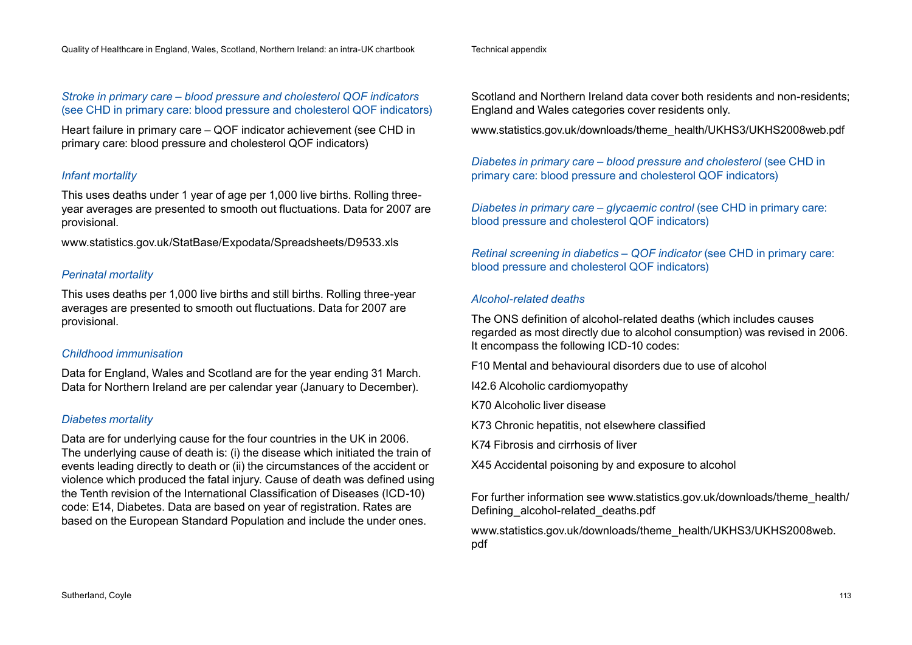*Stroke in primary care – blood pressure and cholesterol QOF indicators* (see CHD in primary care: blood pressure and cholesterol QOF indicators)

Heart failure in primary care – QOF indicator achievement (see CHD in primary care: blood pressure and cholesterol QOF indicators)

### *Infant mortality*

This uses deaths under 1 year of age per 1,000 live births. Rolling three-year averages are presented to smooth out fluctuations. Data for 2007 are provisional.

www.statistics.gov.uk/StatBase/Expodata/Spreadsheets/D9533.xls

### *Perinatal mortality*

This uses deaths per 1,000 live births and still births. Rolling three-year averages are presented to smooth out fluctuations. Data for 2007 are provisional.

### *Childhood immunisation*

Data for England, Wales and Scotland are for the year ending 31 March. Data for Northern Ireland are per calendar year (January to December).

### *Diabetes mortality*

Data are for underlying cause for the four countries in the UK in 2006. The underlying cause of death is: (i) the disease which initiated the train of events leading directly to death or (ii) the circumstances of the accident or violence which produced the fatal injury. Cause of death was defined using the Tenth revision of the International Classification of Diseases (ICD-10) code: E14, Diabetes. Data are based on year of registration. Rates are based on the European Standard Population and include the under ones.

Scotland and Northern Ireland data cover both residents and non-residents; England and Wales categories cover residents only.

www.statistics.gov.uk/downloads/theme_health/UKHS3/UKHS2008web.pdf

*Diabetes in primary care – blood pressure and cholesterol* (see CHD in primary care: blood pressure and cholesterol QOF indicators)

*Diabetes in primary care – glycaemic control* (see CHD in primary care: blood pressure and cholesterol QOF indicators)

*Retinal screening in diabetics – QOF indicator* (see CHD in primary care: blood pressure and cholesterol QOF indicators)

### *Alcohol-related deaths*

The ONS definition of alcohol-related deaths (which includes causes regarded as most directly due to alcohol consumption) was revised in 2006. It encompass the following ICD-10 codes:

F10 Mental and behavioural disorders due to use of alcohol

I42.6 Alcoholic cardiomyopathy

K70 Alcoholic liver disease

K73 Chronic hepatitis, not elsewhere classified

K74 Fibrosis and cirrhosis of liver

X45 Accidental poisoning by and exposure to alcohol

For further information see www.statistics.gov.uk/downloads/theme_health/Defining_alcohol-related_deaths.pdf

www.statistics.gov.uk/downloads/theme_health/UKHS3/UKHS2008web.pdf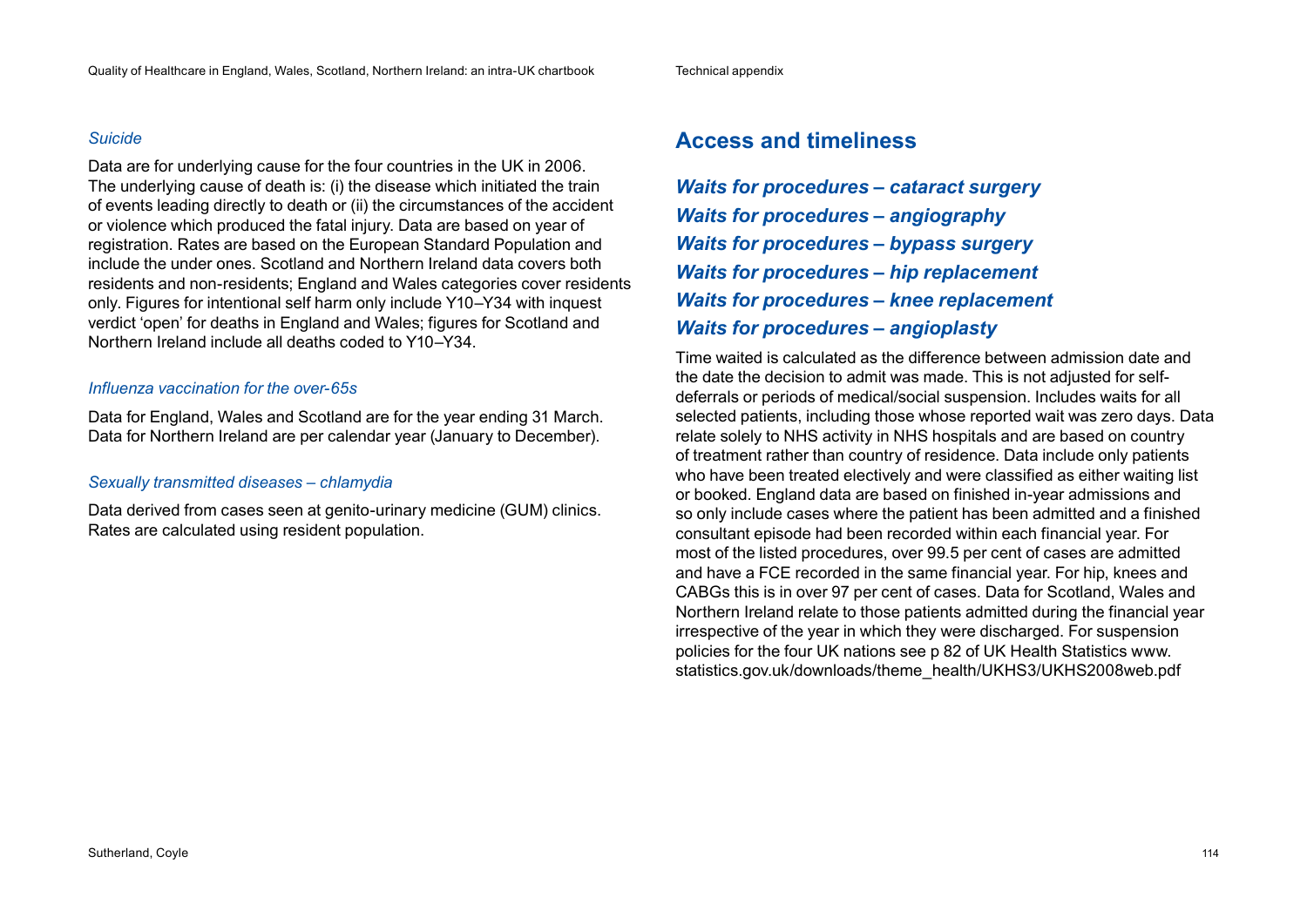*Suicide*

Data are for underlying cause for the four countries in the UK in 2006. The underlying cause of death is: (i) the disease which initiated the train of events leading directly to death or (ii) the circumstances of the accident or violence which produced the fatal injury. Data are based on year of registration. Rates are based on the European Standard Population and include the under ones. Scotland and Northern Ireland data covers both residents and non-residents; England and Wales categories cover residents only. Figures for intentional self harm only include Y10–Y34 with inquest verdict 'open' for deaths in England and Wales; figures for Scotland and Northern Ireland include all deaths coded to Y10–Y34.

*Influenza vaccination for the over-65s*

Data for England, Wales and Scotland are for the year ending 31 March. Data for Northern Ireland are per calendar year (January to December).

*Sexually transmitted diseases – chlamydia*

Data derived from cases seen at genito-urinary medicine (GUM) clinics. Rates are calculated using resident population.

## Access and timeliness

***Waits for procedures – cataract surgery***

***Waits for procedures – angiography***

***Waits for procedures – bypass surgery***

***Waits for procedures – hip replacement***

***Waits for procedures – knee replacement***

***Waits for procedures – angioplasty***

Time waited is calculated as the difference between admission date and the date the decision to admit was made. This is not adjusted for self-deferrals or periods of medical/social suspension. Includes waits for all selected patients, including those whose reported wait was zero days. Data relate solely to NHS activity in NHS hospitals and are based on country of treatment rather than country of residence. Data include only patients who have been treated electively and were classified as either waiting list or booked. England data are based on finished in-year admissions and so only include cases where the patient has been admitted and a finished consultant episode had been recorded within each financial year. For most of the listed procedures, over 99.5 per cent of cases are admitted and have a FCE recorded in the same financial year. For hip, knees and CABGs this is in over 97 per cent of cases. Data for Scotland, Wales and Northern Ireland relate to those patients admitted during the financial year irrespective of the year in which they were discharged. For suspension policies for the four UK nations see p 82 of UK Health Statistics www.statistics.gov.uk/downloads/theme_health/UKHS3/UKHS2008web.pdf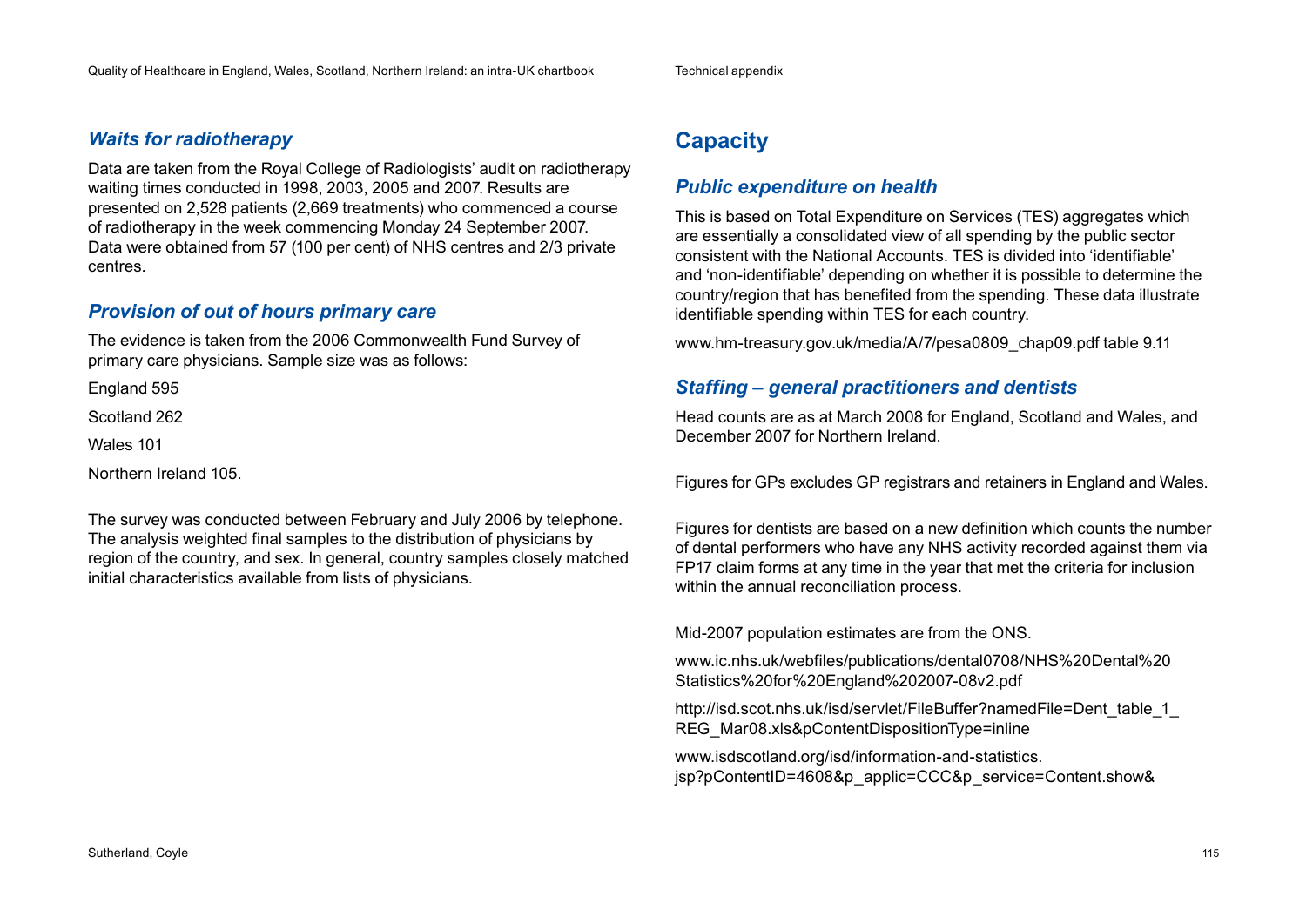### *Waits for radiotherapy*

Data are taken from the Royal College of Radiologists' audit on radiotherapy waiting times conducted in 1998, 2003, 2005 and 2007. Results are presented on 2,528 patients (2,669 treatments) who commenced a course of radiotherapy in the week commencing Monday 24 September 2007. Data were obtained from 57 (100 per cent) of NHS centres and 2/3 private centres.

### *Provision of out of hours primary care*

The evidence is taken from the 2006 Commonwealth Fund Survey of primary care physicians. Sample size was as follows:

England 595

Scotland 262

Wales 101

Northern Ireland 105.

The survey was conducted between February and July 2006 by telephone. The analysis weighted final samples to the distribution of physicians by region of the country, and sex. In general, country samples closely matched initial characteristics available from lists of physicians.

## Capacity

### *Public expenditure on health*

This is based on Total Expenditure on Services (TES) aggregates which are essentially a consolidated view of all spending by the public sector consistent with the National Accounts. TES is divided into 'identifiable' and 'non-identifiable' depending on whether it is possible to determine the country/region that has benefited from the spending. These data illustrate identifiable spending within TES for each country.

www.hm-treasury.gov.uk/media/A/7/pesa0809_chap09.pdf table 9.11

### *Staffing – general practitioners and dentists*

Head counts are as at March 2008 for England, Scotland and Wales, and December 2007 for Northern Ireland.

Figures for GPs excludes GP registrars and retainers in England and Wales.

Figures for dentists are based on a new definition which counts the number of dental performers who have any NHS activity recorded against them via FP17 claim forms at any time in the year that met the criteria for inclusion within the annual reconciliation process.

Mid-2007 population estimates are from the ONS.

www.ic.nhs.uk/webfiles/publications/dental0708/NHS%20Dental%20Statistics%20for%20England%202007-08v2.pdf

http://isd.scot.nhs.uk/isd/servlet/FileBuffer?namedFile=Dent_table_1_REG_Mar08.xls&pContentDispositionType=inline

www.isdscotland.org/isd/information-and-statistics.jsp?pContentID=4608&p_applic=CCC&p_service=Content.show&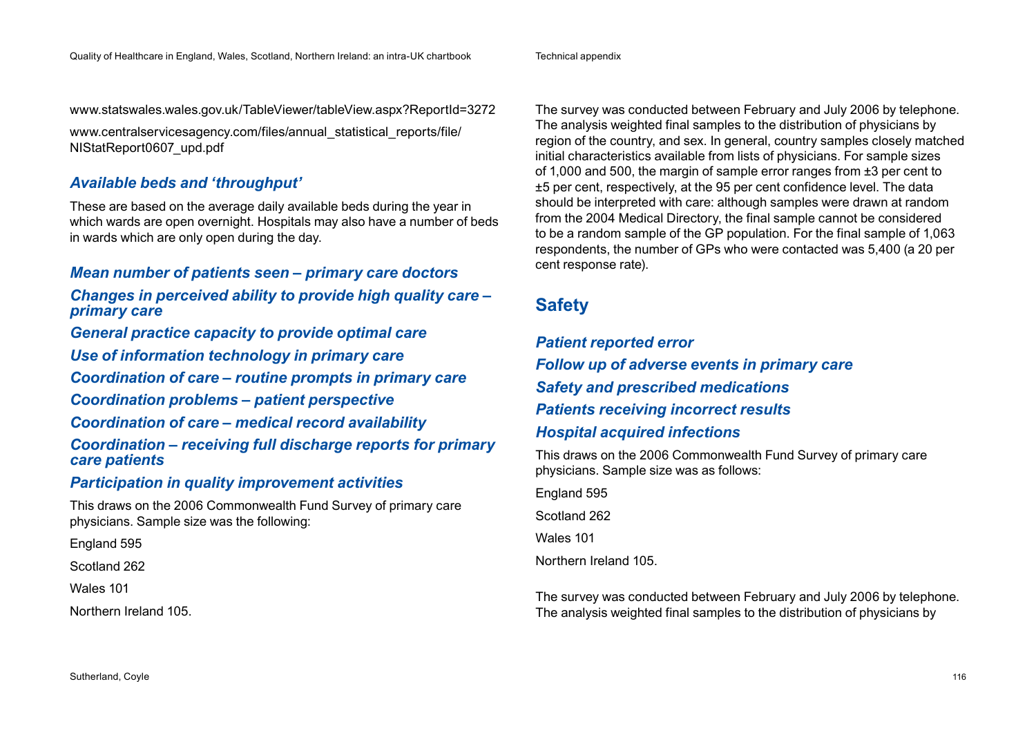www.statswales.wales.gov.uk/TableViewer/tableView.aspx?ReportId=3272

www.centralservicesagency.com/files/annual_statistical_reports/file/NIStatReport0607_upd.pdf

### *Available beds and 'throughput'*

These are based on the average daily available beds during the year in which wards are open overnight. Hospitals may also have a number of beds in wards which are only open during the day.

### *Mean number of patients seen – primary care doctors*

### *Changes in perceived ability to provide high quality care – primary care*

### *General practice capacity to provide optimal care*

### *Use of information technology in primary care*

### *Coordination of care – routine prompts in primary care*

### *Coordination problems – patient perspective*

### *Coordination of care – medical record availability*

### *Coordination – receiving full discharge reports for primary care patients*

### *Participation in quality improvement activities*

This draws on the 2006 Commonwealth Fund Survey of primary care physicians. Sample size was the following:

England 595

Scotland 262

Wales 101

Northern Ireland 105.

The survey was conducted between February and July 2006 by telephone. The analysis weighted final samples to the distribution of physicians by region of the country, and sex. In general, country samples closely matched initial characteristics available from lists of physicians. For sample sizes of 1,000 and 500, the margin of sample error ranges from ±3 per cent to ±5 per cent, respectively, at the 95 per cent confidence level. The data should be interpreted with care: although samples were drawn at random from the 2004 Medical Directory, the final sample cannot be considered to be a random sample of the GP population. For the final sample of 1,063 respondents, the number of GPs who were contacted was 5,400 (a 20 per cent response rate).

## Safety

### *Patient reported error*

### *Follow up of adverse events in primary care*

### *Safety and prescribed medications*

### *Patients receiving incorrect results*

### *Hospital acquired infections*

This draws on the 2006 Commonwealth Fund Survey of primary care physicians. Sample size was as follows:

England 595

Scotland 262

Wales 101

Northern Ireland 105.

The survey was conducted between February and July 2006 by telephone. The analysis weighted final samples to the distribution of physicians by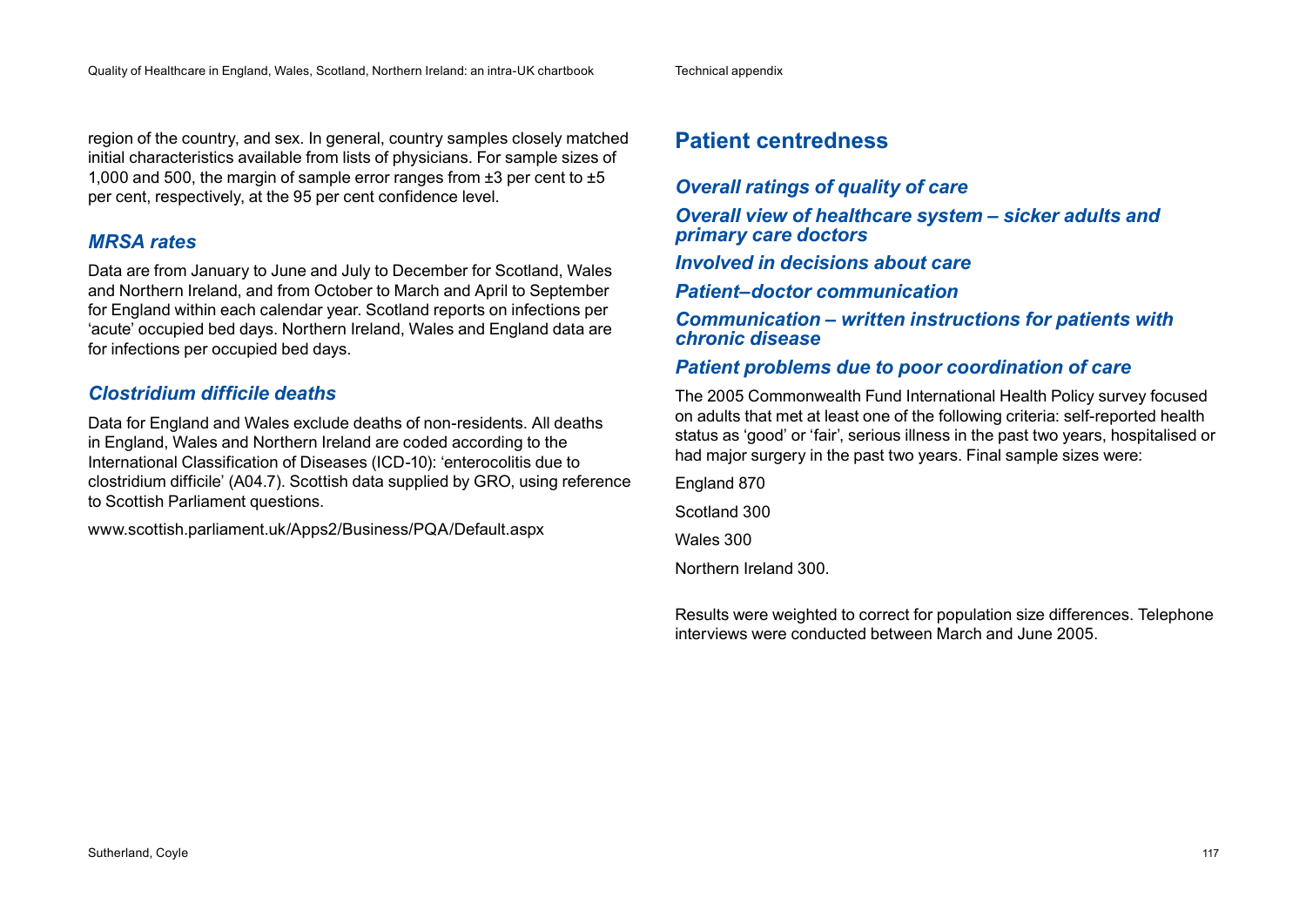region of the country, and sex. In general, country samples closely matched initial characteristics available from lists of physicians. For sample sizes of 1,000 and 500, the margin of sample error ranges from ±3 per cent to ±5 per cent, respectively, at the 95 per cent confidence level.

### *MRSA rates*

Data are from January to June and July to December for Scotland, Wales and Northern Ireland, and from October to March and April to September for England within each calendar year. Scotland reports on infections per 'acute' occupied bed days. Northern Ireland, Wales and England data are for infections per occupied bed days.

### *Clostridium difficile deaths*

Data for England and Wales exclude deaths of non-residents. All deaths in England, Wales and Northern Ireland are coded according to the International Classification of Diseases (ICD-10): 'enterocolitis due to clostridium difficile' (A04.7). Scottish data supplied by GRO, using reference to Scottish Parliament questions.

www.scottish.parliament.uk/Apps2/Business/PQA/Default.aspx

## Patient centredness

### *Overall ratings of quality of care*

### *Overall view of healthcare system – sicker adults and primary care doctors*

### *Involved in decisions about care*

### *Patient–doctor communication*

### *Communication – written instructions for patients with chronic disease*

### *Patient problems due to poor coordination of care*

The 2005 Commonwealth Fund International Health Policy survey focused on adults that met at least one of the following criteria: self-reported health status as 'good' or 'fair', serious illness in the past two years, hospitalised or had major surgery in the past two years. Final sample sizes were:

England 870

Scotland 300

Wales 300

Northern Ireland 300.

Results were weighted to correct for population size differences. Telephone interviews were conducted between March and June 2005.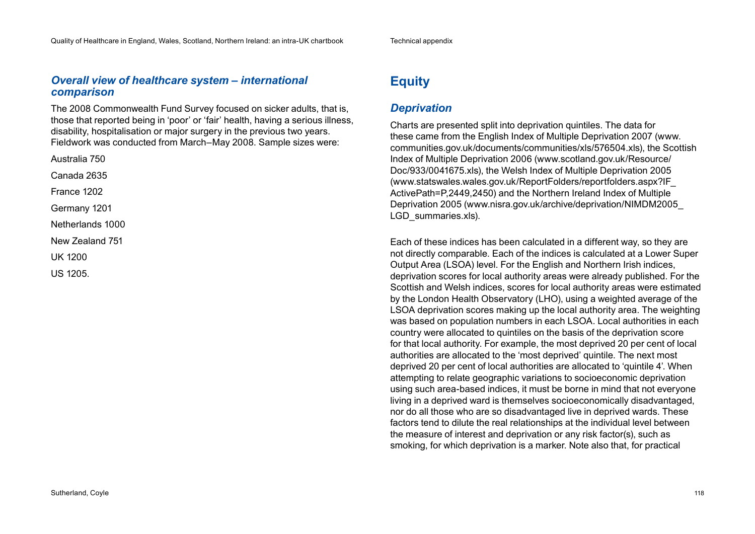### *Overall view of healthcare system – international comparison*

The 2008 Commonwealth Fund Survey focused on sicker adults, that is, those that reported being in 'poor' or 'fair' health, having a serious illness, disability, hospitalisation or major surgery in the previous two years. Fieldwork was conducted from March–May 2008. Sample sizes were:

Australia 750

Canada 2635

France 1202

Germany 1201

Netherlands 1000

New Zealand 751

UK 1200

US 1205.

## Equity

### *Deprivation*

Charts are presented split into deprivation quintiles. The data for these came from the English Index of Multiple Deprivation 2007 (www.communities.gov.uk/documents/communities/xls/576504.xls), the Scottish Index of Multiple Deprivation 2006 (www.scotland.gov.uk/Resource/Doc/933/0041675.xls), the Welsh Index of Multiple Deprivation 2005 (www.statswales.wales.gov.uk/ReportFolders/reportfolders.aspx?IF_ActivePath=P,2449,2450) and the Northern Ireland Index of Multiple Deprivation 2005 (www.nisra.gov.uk/archive/deprivation/NIMDM2005_LGD_summaries.xls).

Each of these indices has been calculated in a different way, so they are not directly comparable. Each of the indices is calculated at a Lower Super Output Area (LSOA) level. For the English and Northern Irish indices, deprivation scores for local authority areas were already published. For the Scottish and Welsh indices, scores for local authority areas were estimated by the London Health Observatory (LHO), using a weighted average of the LSOA deprivation scores making up the local authority area. The weighting was based on population numbers in each LSOA. Local authorities in each country were allocated to quintiles on the basis of the deprivation score for that local authority. For example, the most deprived 20 per cent of local authorities are allocated to the 'most deprived' quintile. The next most deprived 20 per cent of local authorities are allocated to 'quintile 4'. When attempting to relate geographic variations to socioeconomic deprivation using such area-based indices, it must be borne in mind that not everyone living in a deprived ward is themselves socioeconomically disadvantaged, nor do all those who are so disadvantaged live in deprived wards. These factors tend to dilute the real relationships at the individual level between the measure of interest and deprivation or any risk factor(s), such as smoking, for which deprivation is a marker. Note also that, for practical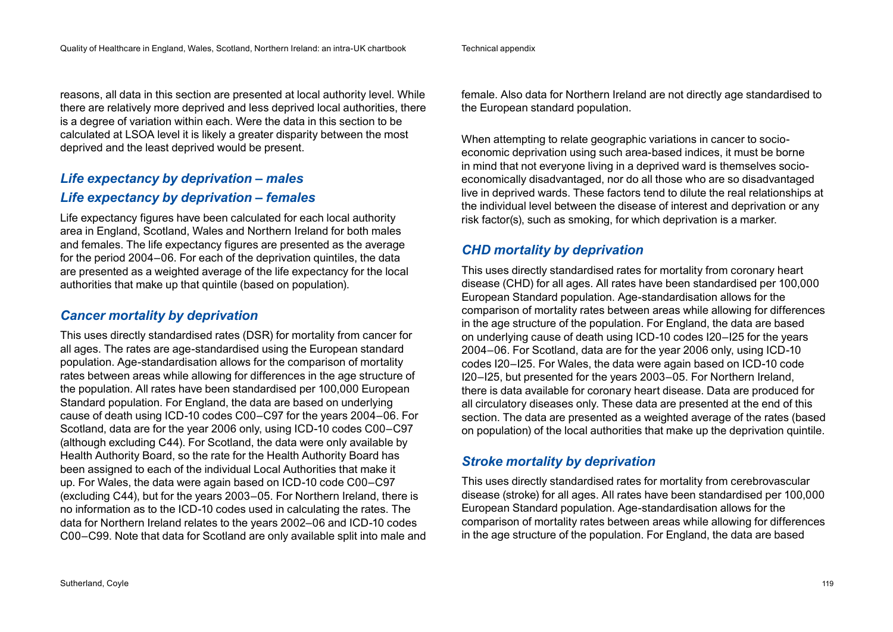reasons, all data in this section are presented at local authority level. While there are relatively more deprived and less deprived local authorities, there is a degree of variation within each. Were the data in this section to be calculated at LSOA level it is likely a greater disparity between the most deprived and the least deprived would be present.

### *Life expectancy by deprivation – males*
### *Life expectancy by deprivation – females*

Life expectancy figures have been calculated for each local authority area in England, Scotland, Wales and Northern Ireland for both males and females. The life expectancy figures are presented as the average for the period 2004–06. For each of the deprivation quintiles, the data are presented as a weighted average of the life expectancy for the local authorities that make up that quintile (based on population).

### *Cancer mortality by deprivation*

This uses directly standardised rates (DSR) for mortality from cancer for all ages. The rates are age-standardised using the European standard population. Age-standardisation allows for the comparison of mortality rates between areas while allowing for differences in the age structure of the population. All rates have been standardised per 100,000 European Standard population. For England, the data are based on underlying cause of death using ICD-10 codes C00–C97 for the years 2004–06. For Scotland, data are for the year 2006 only, using ICD-10 codes C00–C97 (although excluding C44). For Scotland, the data were only available by Health Authority Board, so the rate for the Health Authority Board has been assigned to each of the individual Local Authorities that make it up. For Wales, the data were again based on ICD-10 code C00–C97 (excluding C44), but for the years 2003–05. For Northern Ireland, there is no information as to the ICD-10 codes used in calculating the rates. The data for Northern Ireland relates to the years 2002–06 and ICD-10 codes C00–C99. Note that data for Scotland are only available split into male and female. Also data for Northern Ireland are not directly age standardised to the European standard population.

When attempting to relate geographic variations in cancer to socio-economic deprivation using such area-based indices, it must be borne in mind that not everyone living in a deprived ward is themselves socio-economically disadvantaged, nor do all those who are so disadvantaged live in deprived wards. These factors tend to dilute the real relationships at the individual level between the disease of interest and deprivation or any risk factor(s), such as smoking, for which deprivation is a marker.

### *CHD mortality by deprivation*

This uses directly standardised rates for mortality from coronary heart disease (CHD) for all ages. All rates have been standardised per 100,000 European Standard population. Age-standardisation allows for the comparison of mortality rates between areas while allowing for differences in the age structure of the population. For England, the data are based on underlying cause of death using ICD-10 codes I20–I25 for the years 2004–06. For Scotland, data are for the year 2006 only, using ICD-10 codes I20–I25. For Wales, the data were again based on ICD-10 code I20–I25, but presented for the years 2003–05. For Northern Ireland, there is data available for coronary heart disease. Data are produced for all circulatory diseases only. These data are presented at the end of this section. The data are presented as a weighted average of the rates (based on population) of the local authorities that make up the deprivation quintile.

### *Stroke mortality by deprivation*

This uses directly standardised rates for mortality from cerebrovascular disease (stroke) for all ages. All rates have been standardised per 100,000 European Standard population. Age-standardisation allows for the comparison of mortality rates between areas while allowing for differences in the age structure of the population. For England, the data are based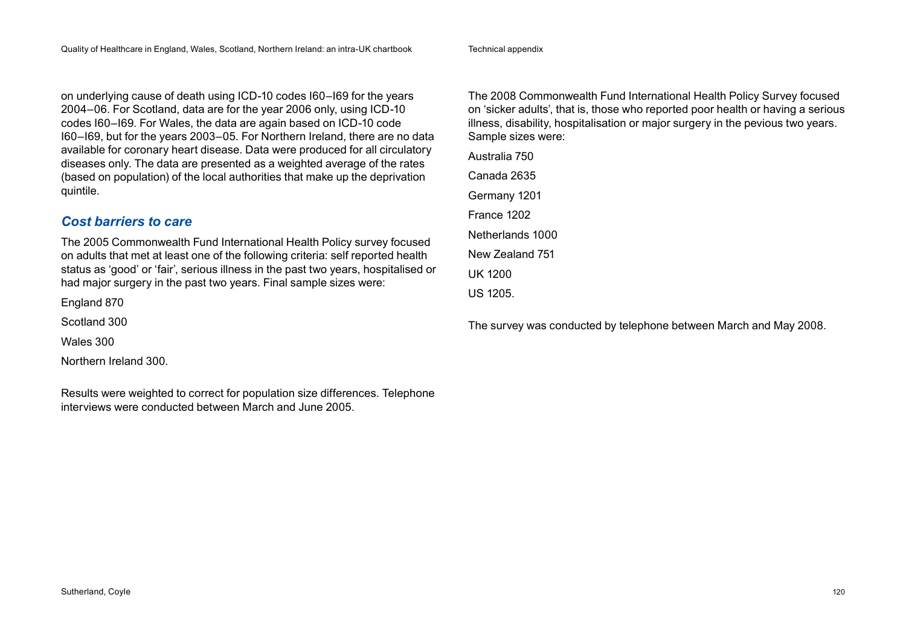on underlying cause of death using ICD-10 codes I60–I69 for the years 2004–06. For Scotland, data are for the year 2006 only, using ICD-10 codes I60–I69. For Wales, the data are again based on ICD-10 code I60–I69, but for the years 2003–05. For Northern Ireland, there are no data available for coronary heart disease. Data were produced for all circulatory diseases only. The data are presented as a weighted average of the rates (based on population) of the local authorities that make up the deprivation quintile.

## *Cost barriers to care*

The 2005 Commonwealth Fund International Health Policy survey focused on adults that met at least one of the following criteria: self reported health status as 'good' or 'fair', serious illness in the past two years, hospitalised or had major surgery in the past two years. Final sample sizes were:

England 870

Scotland 300

Wales 300

Northern Ireland 300.

Results were weighted to correct for population size differences. Telephone interviews were conducted between March and June 2005.

The 2008 Commonwealth Fund International Health Policy Survey focused on 'sicker adults', that is, those who reported poor health or having a serious illness, disability, hospitalisation or major surgery in the pevious two years. Sample sizes were:

Australia 750

Canada 2635

Germany 1201

France 1202

Netherlands 1000

New Zealand 751

UK 1200

US 1205.

The survey was conducted by telephone between March and May 2008.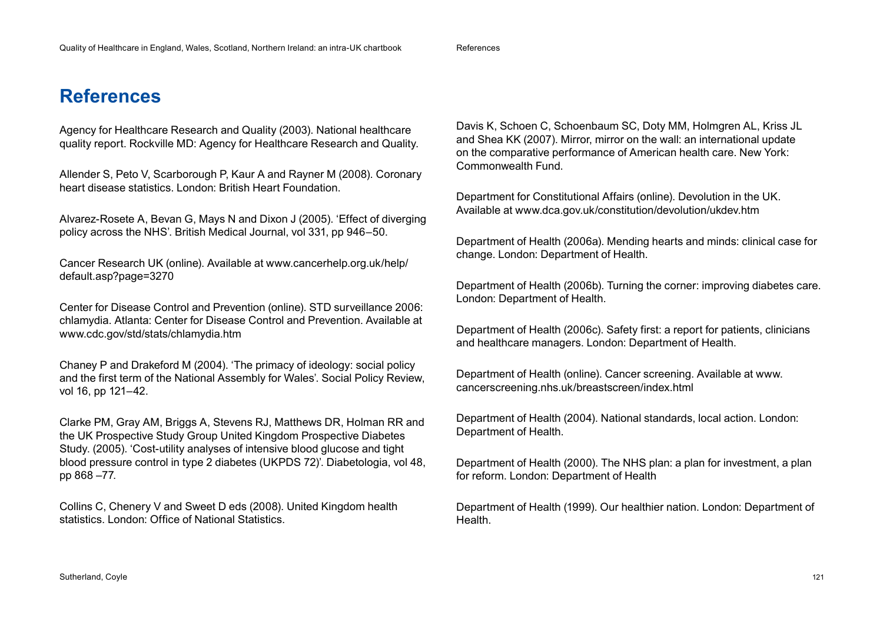# References

Agency for Healthcare Research and Quality (2003). National healthcare quality report. Rockville MD: Agency for Healthcare Research and Quality.

Allender S, Peto V, Scarborough P, Kaur A and Rayner M (2008). Coronary heart disease statistics. London: British Heart Foundation.

Alvarez-Rosete A, Bevan G, Mays N and Dixon J (2005). 'Effect of diverging policy across the NHS'. British Medical Journal, vol 331, pp 946–50.

Cancer Research UK (online). Available at www.cancerhelp.org.uk/help/default.asp?page=3270

Center for Disease Control and Prevention (online). STD surveillance 2006: chlamydia. Atlanta: Center for Disease Control and Prevention. Available at www.cdc.gov/std/stats/chlamydia.htm

Chaney P and Drakeford M (2004). 'The primacy of ideology: social policy and the first term of the National Assembly for Wales'. Social Policy Review, vol 16, pp 121–42.

Clarke PM, Gray AM, Briggs A, Stevens RJ, Matthews DR, Holman RR and the UK Prospective Study Group United Kingdom Prospective Diabetes Study. (2005). 'Cost-utility analyses of intensive blood glucose and tight blood pressure control in type 2 diabetes (UKPDS 72)'. Diabetologia, vol 48, pp 868 –77.

Collins C, Chenery V and Sweet D eds (2008). United Kingdom health statistics. London: Office of National Statistics.

Davis K, Schoen C, Schoenbaum SC, Doty MM, Holmgren AL, Kriss JL and Shea KK (2007). Mirror, mirror on the wall: an international update on the comparative performance of American health care. New York: Commonwealth Fund.

Department for Constitutional Affairs (online). Devolution in the UK. Available at www.dca.gov.uk/constitution/devolution/ukdev.htm

Department of Health (2006a). Mending hearts and minds: clinical case for change. London: Department of Health.

Department of Health (2006b). Turning the corner: improving diabetes care. London: Department of Health.

Department of Health (2006c). Safety first: a report for patients, clinicians and healthcare managers. London: Department of Health.

Department of Health (online). Cancer screening. Available at www.cancerscreening.nhs.uk/breastscreen/index.html

Department of Health (2004). National standards, local action. London: Department of Health.

Department of Health (2000). The NHS plan: a plan for investment, a plan for reform. London: Department of Health

Department of Health (1999). Our healthier nation. London: Department of Health.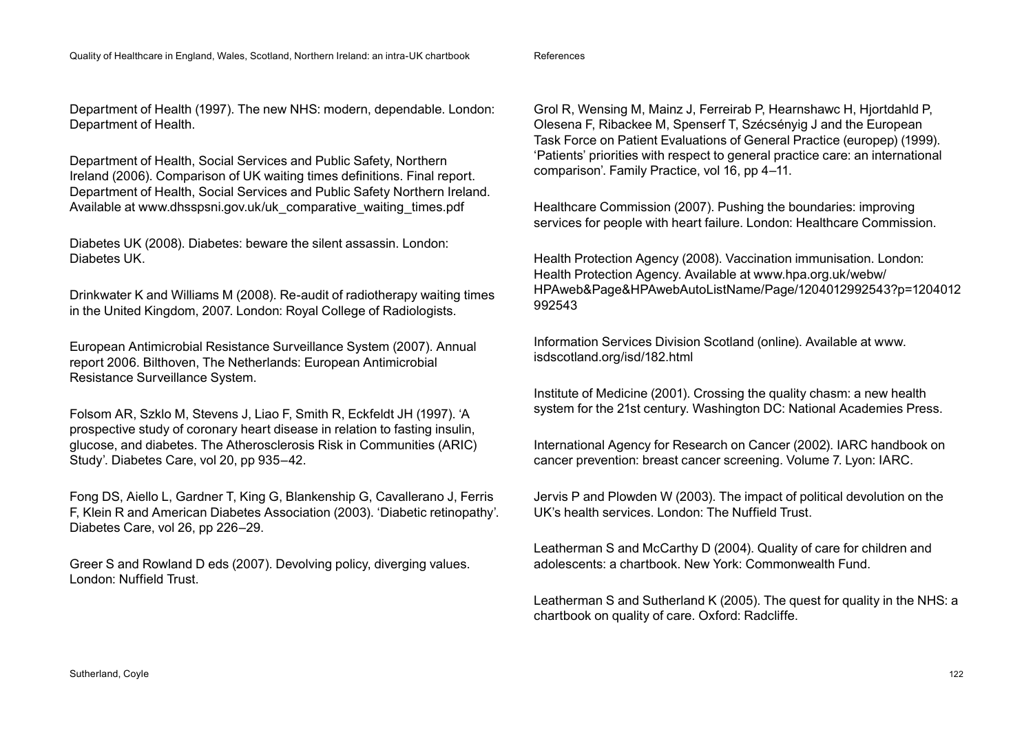Department of Health (1997). The new NHS: modern, dependable. London: Department of Health.

Department of Health, Social Services and Public Safety, Northern Ireland (2006). Comparison of UK waiting times definitions. Final report. Department of Health, Social Services and Public Safety Northern Ireland. Available at www.dhsspsni.gov.uk/uk_comparative_waiting_times.pdf

Diabetes UK (2008). Diabetes: beware the silent assassin. London: Diabetes UK.

Drinkwater K and Williams M (2008). Re-audit of radiotherapy waiting times in the United Kingdom, 2007. London: Royal College of Radiologists.

European Antimicrobial Resistance Surveillance System (2007). Annual report 2006. Bilthoven, The Netherlands: European Antimicrobial Resistance Surveillance System.

Folsom AR, Szklo M, Stevens J, Liao F, Smith R, Eckfeldt JH (1997). 'A prospective study of coronary heart disease in relation to fasting insulin, glucose, and diabetes. The Atherosclerosis Risk in Communities (ARIC) Study'. Diabetes Care, vol 20, pp 935–42.

Fong DS, Aiello L, Gardner T, King G, Blankenship G, Cavallerano J, Ferris F, Klein R and American Diabetes Association (2003). 'Diabetic retinopathy'. Diabetes Care, vol 26, pp 226–29.

Greer S and Rowland D eds (2007). Devolving policy, diverging values. London: Nuffield Trust.

Grol R, Wensing M, Mainz J, Ferreirab P, Hearnshawc H, Hjortdahld P, Olesena F, Ribackee M, Spenserf T, Szécsényig J and the European Task Force on Patient Evaluations of General Practice (europep) (1999). 'Patients' priorities with respect to general practice care: an international comparison'. Family Practice, vol 16, pp 4–11.

Healthcare Commission (2007). Pushing the boundaries: improving services for people with heart failure. London: Healthcare Commission.

Health Protection Agency (2008). Vaccination immunisation. London: Health Protection Agency. Available at www.hpa.org.uk/webw/HPAweb&Page&HPAwebAutoListName/Page/1204012992543?p=1204012992543

Information Services Division Scotland (online). Available at www.isdscotland.org/isd/182.html

Institute of Medicine (2001). Crossing the quality chasm: a new health system for the 21st century. Washington DC: National Academies Press.

International Agency for Research on Cancer (2002). IARC handbook on cancer prevention: breast cancer screening. Volume 7. Lyon: IARC.

Jervis P and Plowden W (2003). The impact of political devolution on the UK's health services. London: The Nuffield Trust.

Leatherman S and McCarthy D (2004). Quality of care for children and adolescents: a chartbook. New York: Commonwealth Fund.

Leatherman S and Sutherland K (2005). The quest for quality in the NHS: a chartbook on quality of care. Oxford: Radcliffe.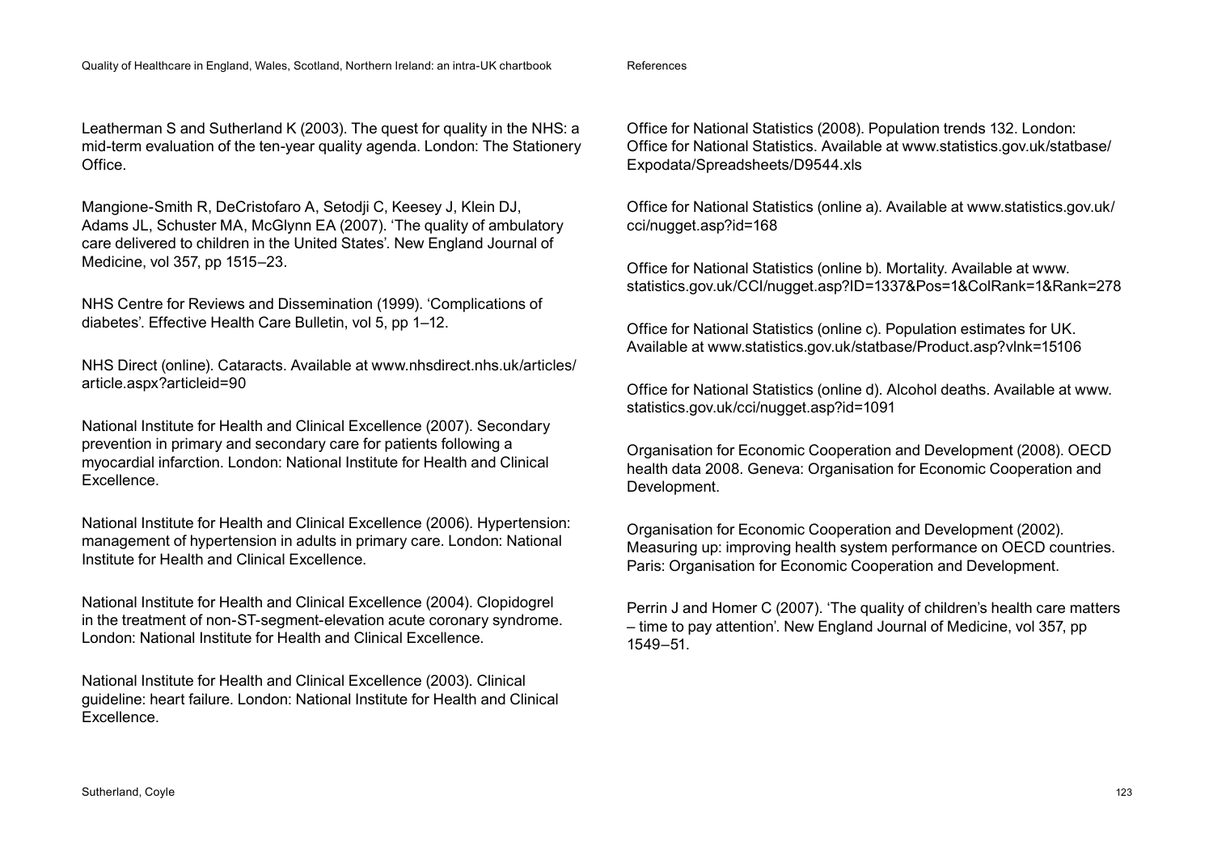Leatherman S and Sutherland K (2003). The quest for quality in the NHS: a mid-term evaluation of the ten-year quality agenda. London: The Stationery Office.

Mangione-Smith R, DeCristofaro A, Setodji C, Keesey J, Klein DJ, Adams JL, Schuster MA, McGlynn EA (2007). 'The quality of ambulatory care delivered to children in the United States'. New England Journal of Medicine, vol 357, pp 1515–23.

NHS Centre for Reviews and Dissemination (1999). 'Complications of diabetes'. Effective Health Care Bulletin, vol 5, pp 1–12.

NHS Direct (online). Cataracts. Available at www.nhsdirect.nhs.uk/articles/article.aspx?articleid=90

National Institute for Health and Clinical Excellence (2007). Secondary prevention in primary and secondary care for patients following a myocardial infarction. London: National Institute for Health and Clinical Excellence.

National Institute for Health and Clinical Excellence (2006). Hypertension: management of hypertension in adults in primary care. London: National Institute for Health and Clinical Excellence.

National Institute for Health and Clinical Excellence (2004). Clopidogrel in the treatment of non-ST-segment-elevation acute coronary syndrome. London: National Institute for Health and Clinical Excellence.

National Institute for Health and Clinical Excellence (2003). Clinical guideline: heart failure. London: National Institute for Health and Clinical Excellence.

Office for National Statistics (2008). Population trends 132. London: Office for National Statistics. Available at www.statistics.gov.uk/statbase/Expodata/Spreadsheets/D9544.xls

Office for National Statistics (online a). Available at www.statistics.gov.uk/cci/nugget.asp?id=168

Office for National Statistics (online b). Mortality. Available at www.statistics.gov.uk/CCI/nugget.asp?ID=1337&Pos=1&ColRank=1&Rank=278

Office for National Statistics (online c). Population estimates for UK. Available at www.statistics.gov.uk/statbase/Product.asp?vlnk=15106

Office for National Statistics (online d). Alcohol deaths. Available at www.statistics.gov.uk/cci/nugget.asp?id=1091

Organisation for Economic Cooperation and Development (2008). OECD health data 2008. Geneva: Organisation for Economic Cooperation and Development.

Organisation for Economic Cooperation and Development (2002). Measuring up: improving health system performance on OECD countries. Paris: Organisation for Economic Cooperation and Development.

Perrin J and Homer C (2007). 'The quality of children's health care matters – time to pay attention'. New England Journal of Medicine, vol 357, pp 1549–51.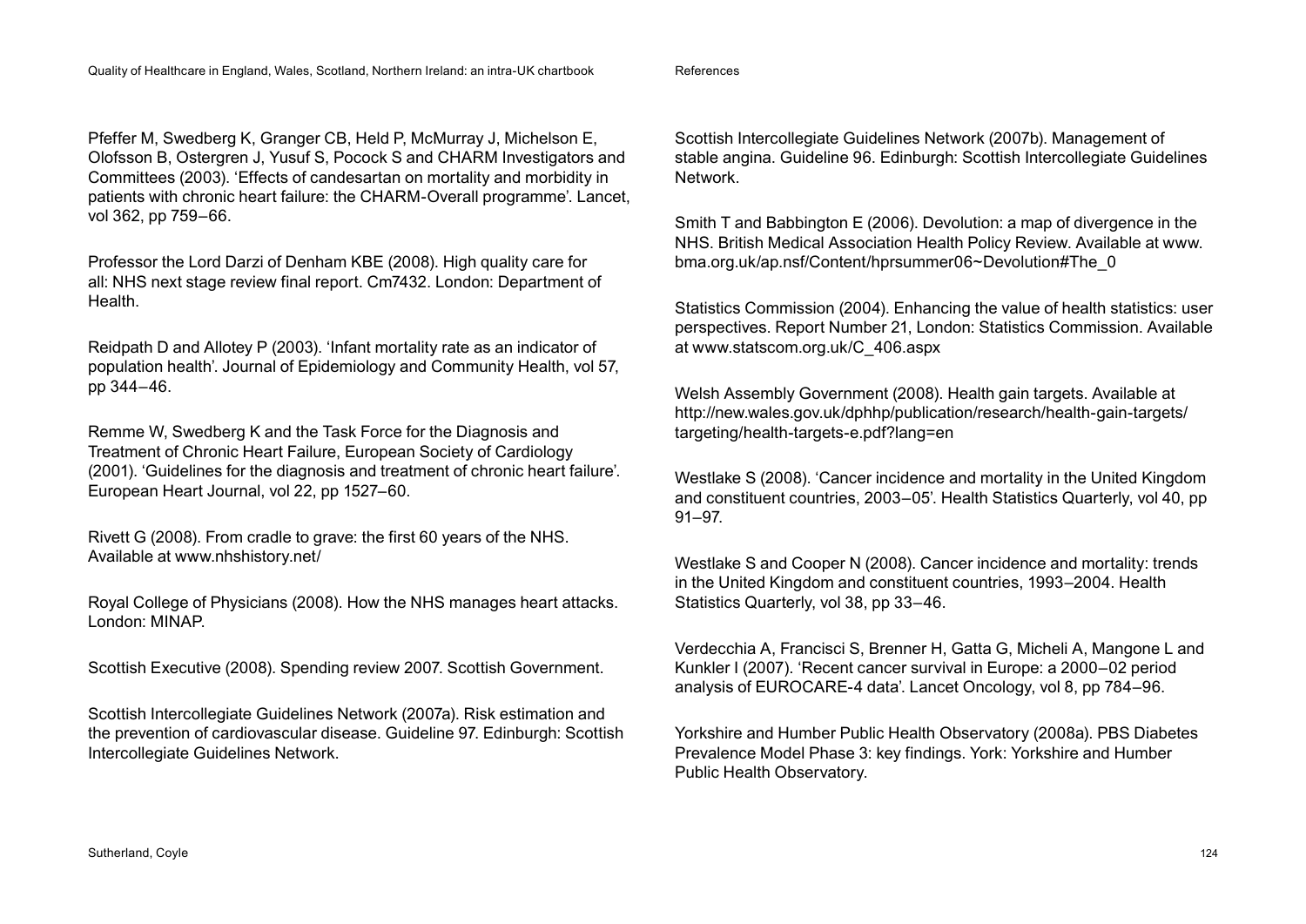Pfeffer M, Swedberg K, Granger CB, Held P, McMurray J, Michelson E, Olofsson B, Ostergren J, Yusuf S, Pocock S and CHARM Investigators and Committees (2003). 'Effects of candesartan on mortality and morbidity in patients with chronic heart failure: the CHARM-Overall programme'. Lancet, vol 362, pp 759–66.

Professor the Lord Darzi of Denham KBE (2008). High quality care for all: NHS next stage review final report. Cm7432. London: Department of Health.

Reidpath D and Allotey P (2003). 'Infant mortality rate as an indicator of population health'. Journal of Epidemiology and Community Health, vol 57, pp 344–46.

Remme W, Swedberg K and the Task Force for the Diagnosis and Treatment of Chronic Heart Failure, European Society of Cardiology (2001). 'Guidelines for the diagnosis and treatment of chronic heart failure'. European Heart Journal, vol 22, pp 1527–60.

Rivett G (2008). From cradle to grave: the first 60 years of the NHS. Available at www.nhshistory.net/

Royal College of Physicians (2008). How the NHS manages heart attacks. London: MINAP.

Scottish Executive (2008). Spending review 2007. Scottish Government.

Scottish Intercollegiate Guidelines Network (2007a). Risk estimation and the prevention of cardiovascular disease. Guideline 97. Edinburgh: Scottish Intercollegiate Guidelines Network.

Scottish Intercollegiate Guidelines Network (2007b). Management of stable angina. Guideline 96. Edinburgh: Scottish Intercollegiate Guidelines Network.

Smith T and Babbington E (2006). Devolution: a map of divergence in the NHS. British Medical Association Health Policy Review. Available at www.bma.org.uk/ap.nsf/Content/hprsummer06~Devolution#The_0

Statistics Commission (2004). Enhancing the value of health statistics: user perspectives. Report Number 21, London: Statistics Commission. Available at www.statscom.org.uk/C_406.aspx

Welsh Assembly Government (2008). Health gain targets. Available at http://new.wales.gov.uk/dphhp/publication/research/health-gain-targets/targeting/health-targets-e.pdf?lang=en

Westlake S (2008). 'Cancer incidence and mortality in the United Kingdom and constituent countries, 2003–05'. Health Statistics Quarterly, vol 40, pp 91–97.

Westlake S and Cooper N (2008). Cancer incidence and mortality: trends in the United Kingdom and constituent countries, 1993–2004. Health Statistics Quarterly, vol 38, pp 33–46.

Verdecchia A, Francisci S, Brenner H, Gatta G, Micheli A, Mangone L and Kunkler I (2007). 'Recent cancer survival in Europe: a 2000–02 period analysis of EUROCARE-4 data'. Lancet Oncology, vol 8, pp 784–96.

Yorkshire and Humber Public Health Observatory (2008a). PBS Diabetes Prevalence Model Phase 3: key findings. York: Yorkshire and Humber Public Health Observatory.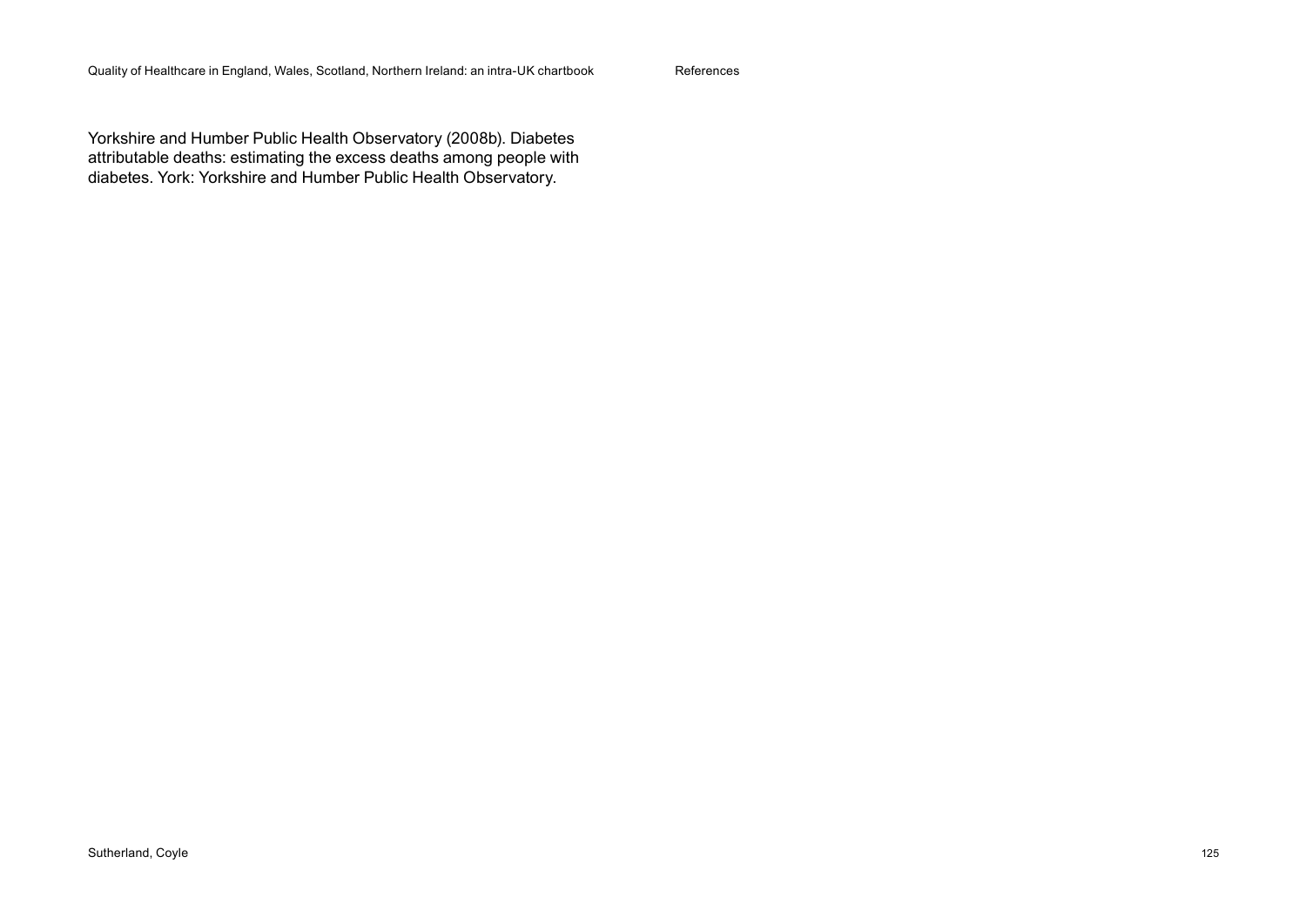Yorkshire and Humber Public Health Observatory (2008b). Diabetes attributable deaths: estimating the excess deaths among people with diabetes. York: Yorkshire and Humber Public Health Observatory.